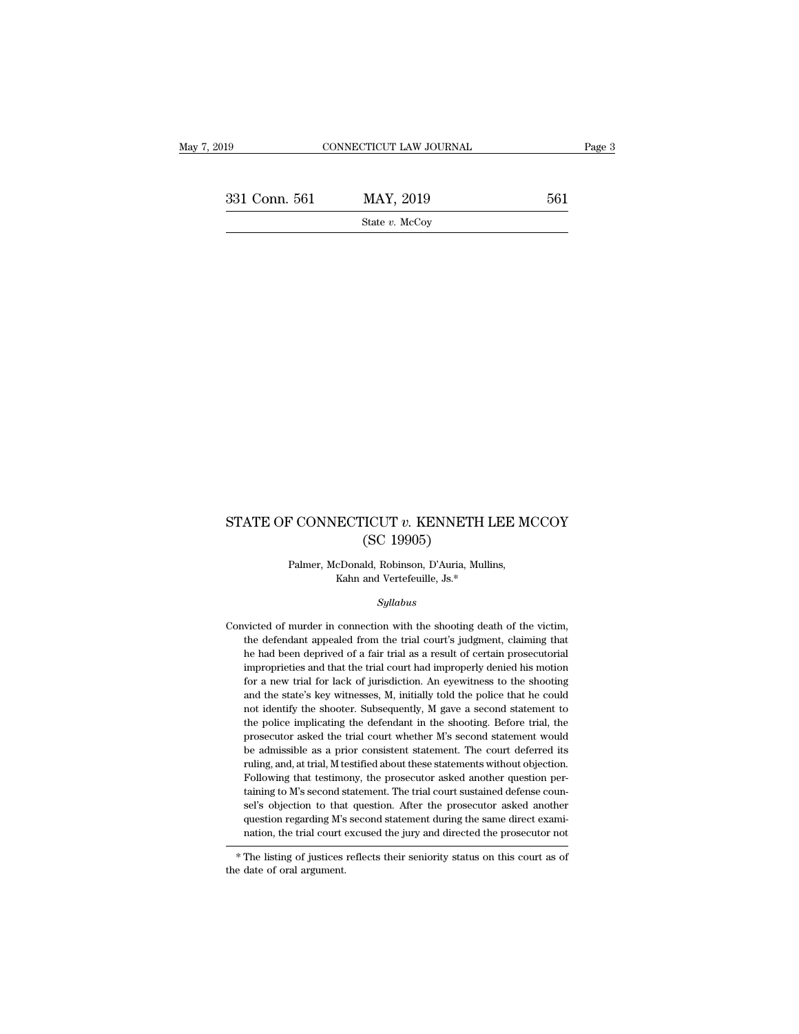# STATE OF CONNECTICUT *v.* KENNETH LEE MCCOY (SC 19905)

Palmer, McDonald, Robinson, D'Auria, Mullins, Kahn and Vertefeuille, Js.*

*Syllabus*

Convicted of murder in connection with the shooting death of the victim, the defendant appealed from the trial court's judgment, claiming that he had been deprived of a fair trial as a result of certain prosecutorial improprieties and that the trial court had improperly denied his motion for a new trial for lack of jurisdiction. An eyewitness to the shooting and the state's key witnesses, M, initially told the police that he could not identify the shooter. Subsequently, M gave a second statement to the police implicating the defendant in the shooting. Before trial, the prosecutor asked the trial court whether M's second statement would be admissible as a prior consistent statement. The court deferred its ruling, and, at trial, M testified about these statements without objection. Following that testimony, the prosecutor asked another question pertaining to M's second statement. The trial court sustained defense counsel's objection to that question. After the prosecutor asked another question regarding M's second statement during the same direct examination, the trial court excused the jury and directed the prosecutor not

\* The listing of justices reflects their seniority status on this court as of the date of oral argument.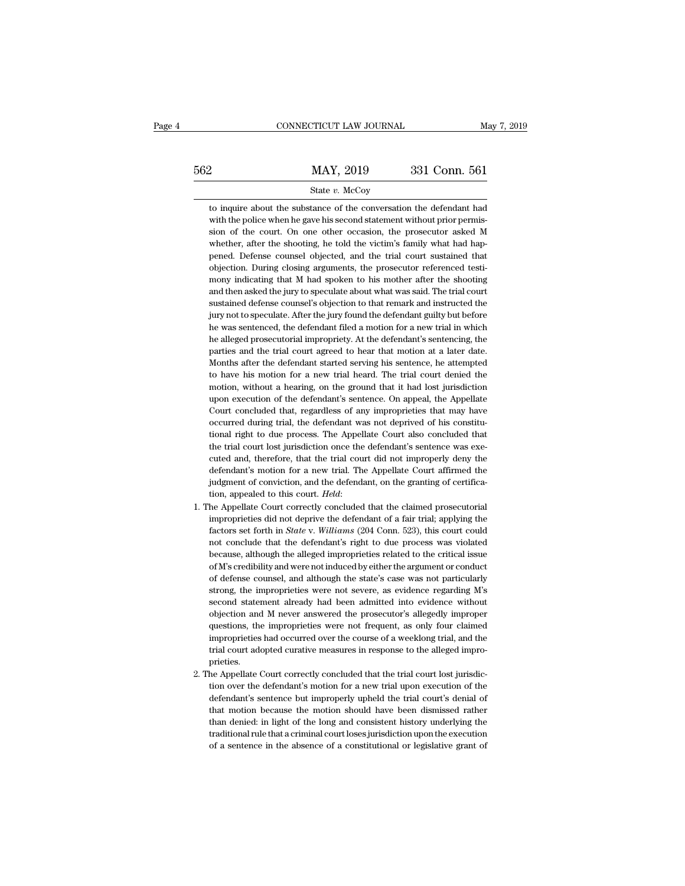to inquire about the substance of the conversation the defendant had with the police when he gave his second statement without prior permission of the court. On one other occasion, the prosecutor asked M whether, after the shooting, he told the victim's family what had happened. Defense counsel objected, and the trial court sustained that objection. During closing arguments, the prosecutor referenced testimony indicating that M had spoken to his mother after the shooting and then asked the jury to speculate about what was said. The trial court sustained defense counsel's objection to that remark and instructed the jury not to speculate. After the jury found the defendant guilty but before he was sentenced, the defendant filed a motion for a new trial in which he alleged prosecutorial impropriety. At the defendant's sentencing, the parties and the trial court agreed to hear that motion at a later date. Months after the defendant started serving his sentence, he attempted to have his motion for a new trial heard. The trial court denied the motion, without a hearing, on the ground that it had lost jurisdiction upon execution of the defendant's sentence. On appeal, the Appellate Court concluded that, regardless of any improprieties that may have occurred during trial, the defendant was not deprived of his constitutional right to due process. The Appellate Court also concluded that the trial court lost jurisdiction once the defendant's sentence was executed and, therefore, that the trial court did not improperly deny the defendant's motion for a new trial. The Appellate Court affirmed the judgment of conviction, and the defendant, on the granting of certification, appealed to this court. *Held*:

1. The Appellate Court correctly concluded that the claimed prosecutorial improprieties did not deprive the defendant of a fair trial; applying the factors set forth in *State* v. *Williams* (204 Conn. 523), this court could not conclude that the defendant's right to due process was violated because, although the alleged improprieties related to the critical issue of M's credibility and were not induced by either the argument or conduct of defense counsel, and although the state's case was not particularly strong, the improprieties were not severe, as evidence regarding M's second statement already had been admitted into evidence without objection and M never answered the prosecutor's allegedly improper questions, the improprieties were not frequent, as only four claimed improprieties had occurred over the course of a weeklong trial, and the trial court adopted curative measures in response to the alleged improprieties.

2. The Appellate Court correctly concluded that the trial court lost jurisdiction over the defendant's motion for a new trial upon execution of the defendant's sentence but improperly upheld the trial court's denial of that motion because the motion should have been dismissed rather than denied: in light of the long and consistent history underlying the traditional rule that a criminal court loses jurisdiction upon the execution of a sentence in the absence of a constitutional or legislative grant of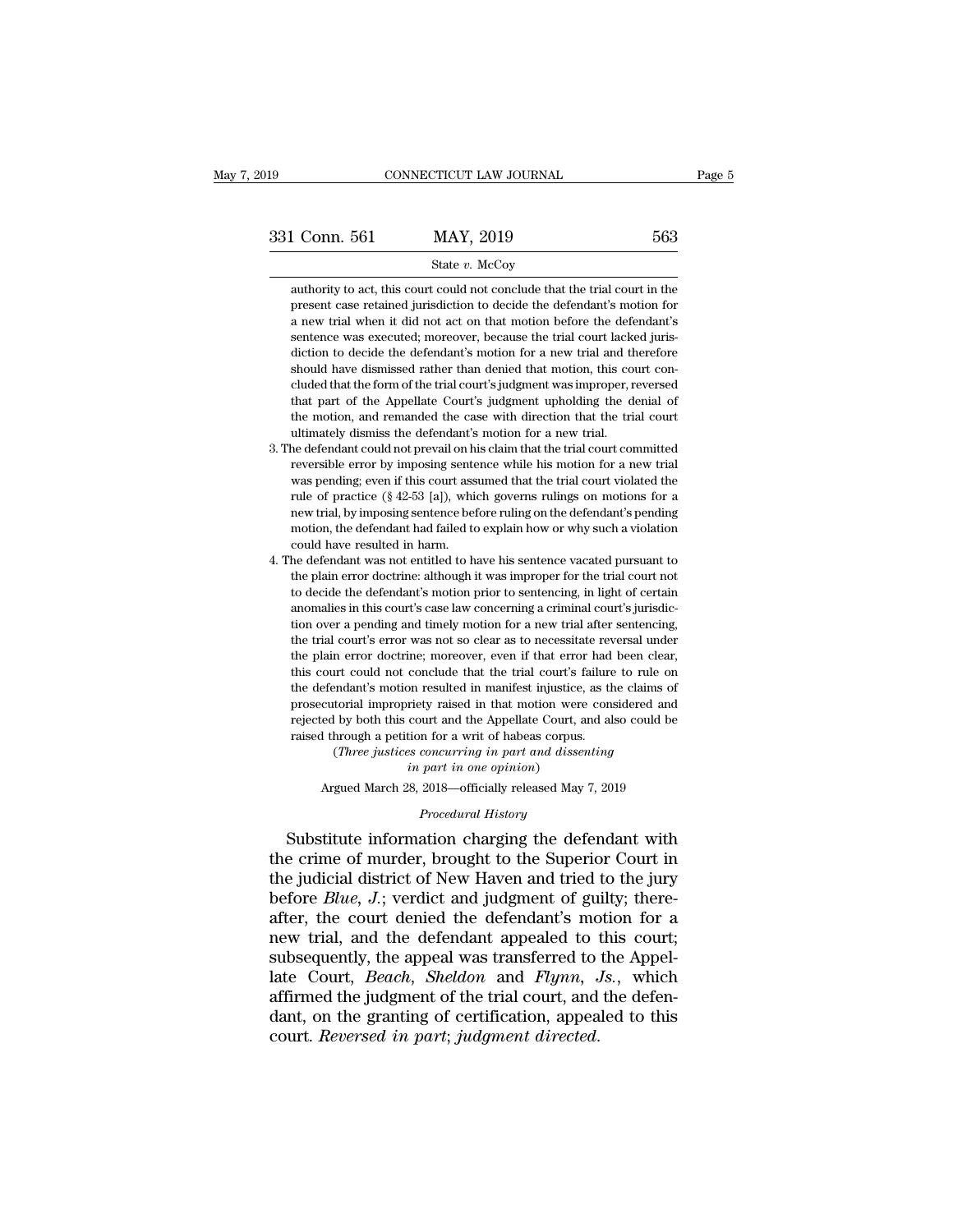authority to act, this court could not conclude that the trial court in the present case retained jurisdiction to decide the defendant's motion for a new trial when it did not act on that motion before the defendant's sentence was executed; moreover, because the trial court lacked jurisdiction to decide the defendant's motion for a new trial and therefore should have dismissed rather than denied that motion, this court concluded that the form of the trial court's judgment was improper, reversed that part of the Appellate Court's judgment upholding the denial of the motion, and remanded the case with direction that the trial court ultimately dismiss the defendant's motion for a new trial.

3. The defendant could not prevail on his claim that the trial court committed reversible error by imposing sentence while his motion for a new trial was pending; even if this court assumed that the trial court violated the rule of practice (§ 42-53 [a]), which governs rulings on motions for a new trial, by imposing sentence before ruling on the defendant's pending motion, the defendant had failed to explain how or why such a violation could have resulted in harm.

4. The defendant was not entitled to have his sentence vacated pursuant to the plain error doctrine: although it was improper for the trial court not to decide the defendant's motion prior to sentencing, in light of certain anomalies in this court's case law concerning a criminal court's jurisdiction over a pending and timely motion for a new trial after sentencing, the trial court's error was not so clear as to necessitate reversal under the plain error doctrine; moreover, even if that error had been clear, this court could not conclude that the trial court's failure to rule on the defendant's motion resulted in manifest injustice, as the claims of prosecutorial impropriety raised in that motion were considered and rejected by both this court and the Appellate Court, and also could be raised through a petition for a writ of habeas corpus.

(*Three justices concurring in part and dissenting in part in one opinion*)

Argued March 28, 2018—officially released May 7, 2019

*Procedural History*

Substitute information charging the defendant with the crime of murder, brought to the Superior Court in the judicial district of New Haven and tried to the jury before *Blue*, *J.*; verdict and judgment of guilty; thereafter, the court denied the defendant's motion for a new trial, and the defendant appealed to this court; subsequently, the appeal was transferred to the Appellate Court, *Beach*, *Sheldon* and *Flynn*, *Js.*, which affirmed the judgment of the trial court, and the defendant, on the granting of certification, appealed to this court. *Reversed in part*; *judgment directed*.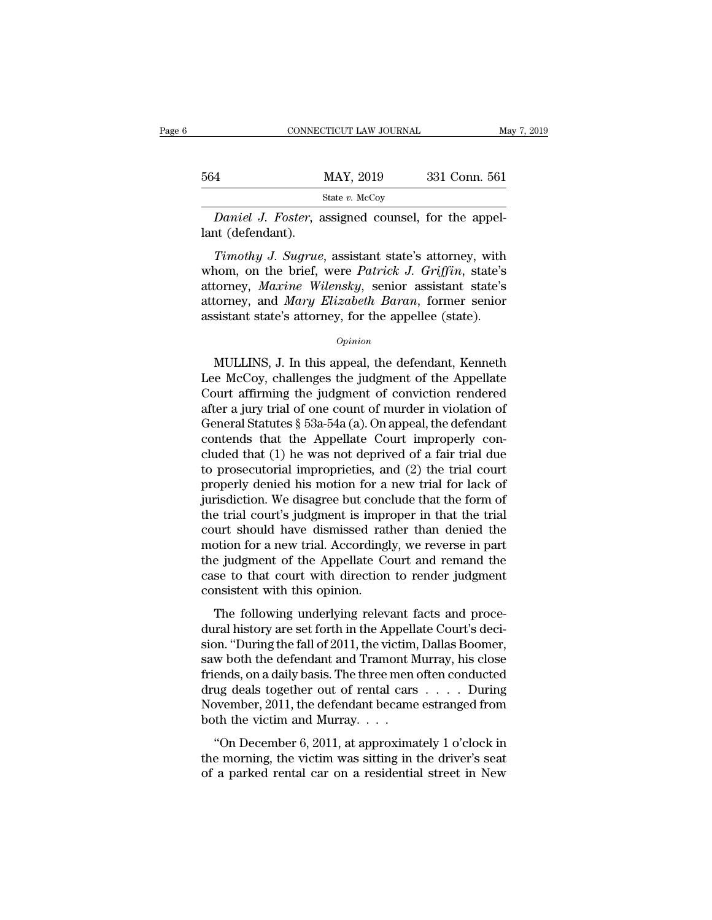*Daniel J. Foster*, assigned counsel, for the appellant (defendant).

*Timothy J. Sugrue*, assistant state's attorney, with whom, on the brief, were *Patrick J. Griffin*, state's attorney, *Maxine Wilensky*, senior assistant state's attorney, and *Mary Elizabeth Baran*, former senior assistant state's attorney, for the appellee (state).

*Opinion*

MULLINS, J. In this appeal, the defendant, Kenneth Lee McCoy, challenges the judgment of the Appellate Court affirming the judgment of conviction rendered after a jury trial of one count of murder in violation of General Statutes § 53a-54a (a). On appeal, the defendant contends that the Appellate Court improperly concluded that (1) he was not deprived of a fair trial due to prosecutorial improprieties, and (2) the trial court properly denied his motion for a new trial for lack of jurisdiction. We disagree but conclude that the form of the trial court's judgment is improper in that the trial court should have dismissed rather than denied the motion for a new trial. Accordingly, we reverse in part the judgment of the Appellate Court and remand the case to that court with direction to render judgment consistent with this opinion.

The following underlying relevant facts and procedural history are set forth in the Appellate Court's decision. "During the fall of 2011, the victim, Dallas Boomer, saw both the defendant and Tramont Murray, his close friends, on a daily basis. The three men often conducted drug deals together out of rental cars . . . . During November, 2011, the defendant became estranged from both the victim and Murray. . . .

"On December 6, 2011, at approximately 1 o'clock in the morning, the victim was sitting in the driver's seat of a parked rental car on a residential street in New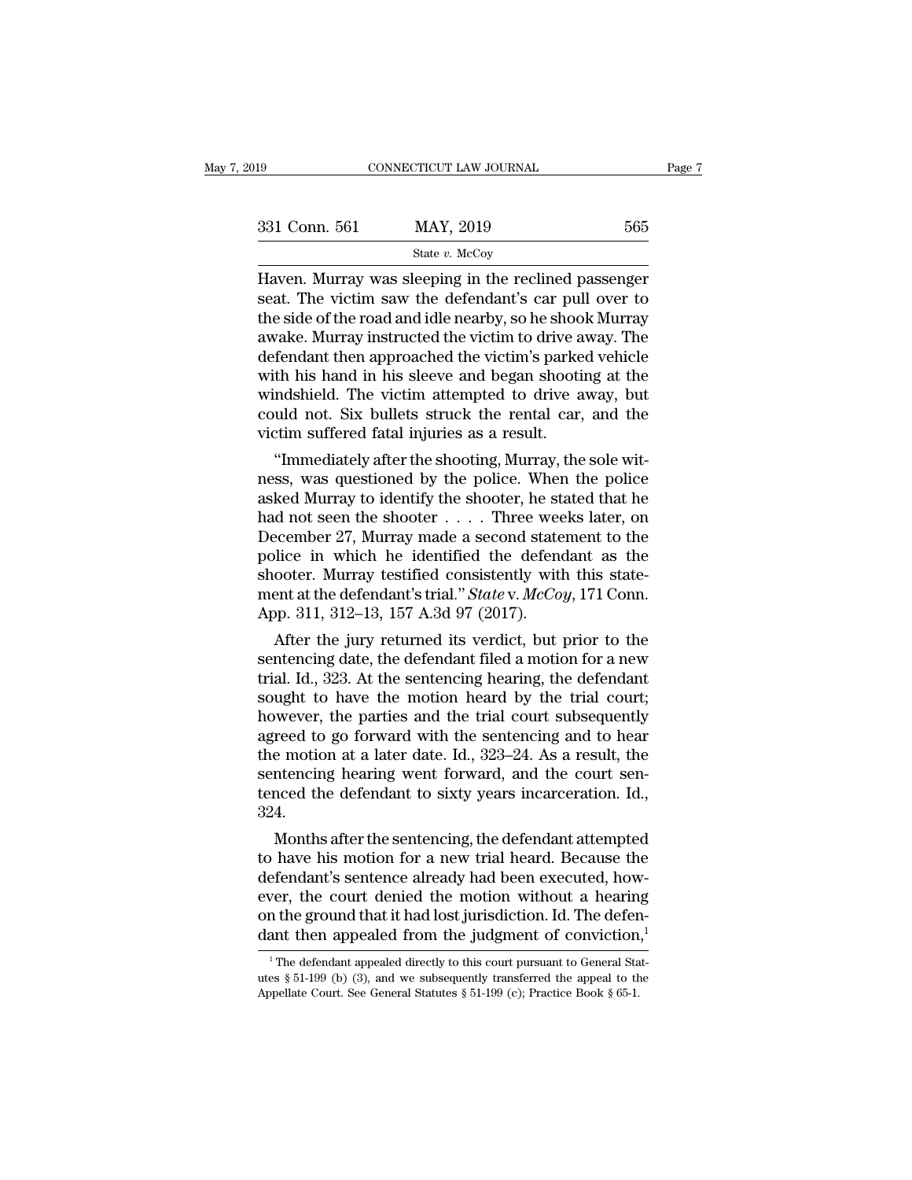Haven. Murray was sleeping in the reclined passenger seat. The victim saw the defendant's car pull over to the side of the road and idle nearby, so he shook Murray awake. Murray instructed the victim to drive away. The defendant then approached the victim's parked vehicle with his hand in his sleeve and began shooting at the windshield. The victim attempted to drive away, but could not. Six bullets struck the rental car, and the victim suffered fatal injuries as a result.

"Immediately after the shooting, Murray, the sole witness, was questioned by the police. When the police asked Murray to identify the shooter, he stated that he had not seen the shooter . . . . Three weeks later, on December 27, Murray made a second statement to the police in which he identified the defendant as the shooter. Murray testified consistently with this statement at the defendant's trial." *State* v. *McCoy*, 171 Conn. App. 311, 312–13, 157 A.3d 97 (2017).

After the jury returned its verdict, but prior to the sentencing date, the defendant filed a motion for a new trial. Id., 323. At the sentencing hearing, the defendant sought to have the motion heard by the trial court; however, the parties and the trial court subsequently agreed to go forward with the sentencing and to hear the motion at a later date. Id., 323–24. As a result, the sentencing hearing went forward, and the court sentenced the defendant to sixty years incarceration. Id., 324.

Months after the sentencing, the defendant attempted to have his motion for a new trial heard. Because the defendant's sentence already had been executed, however, the court denied the motion without a hearing on the ground that it had lost jurisdiction. Id. The defendant then appealed from the judgment of conviction,[1]

[1] The defendant appealed directly to this court pursuant to General Statutes § 51-199 (b) (3), and we subsequently transferred the appeal to the Appellate Court. See General Statutes § 51-199 (c); Practice Book § 65-1.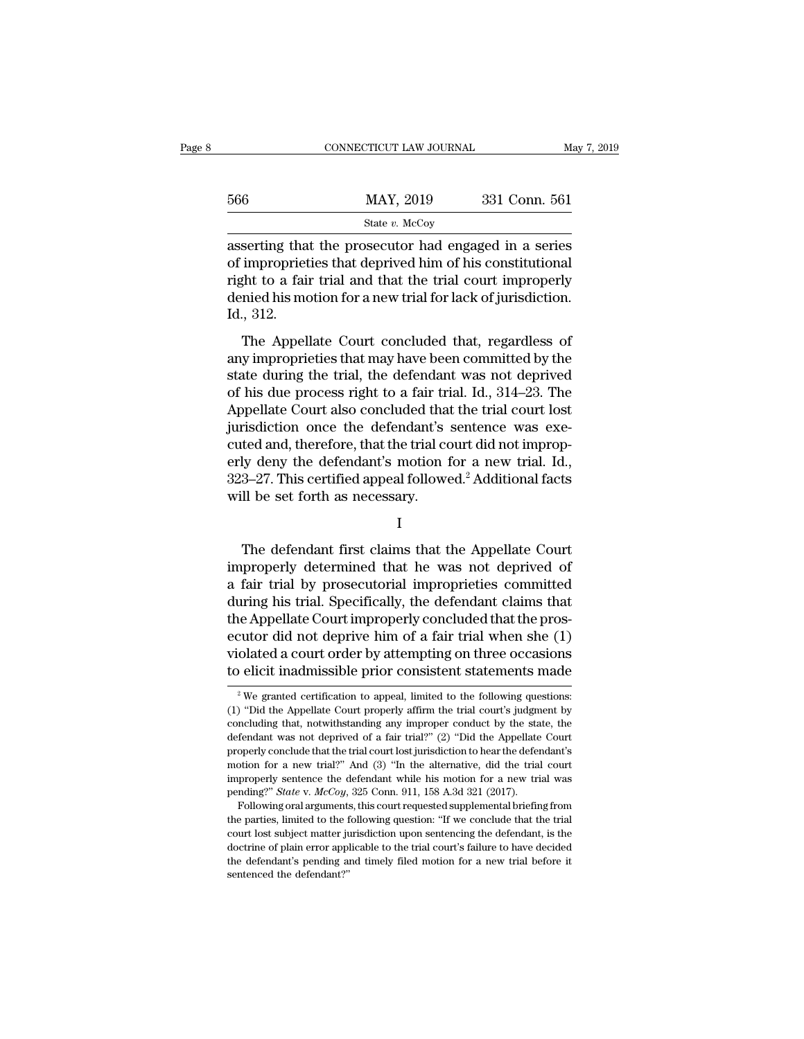asserting that the prosecutor had engaged in a series of improprieties that deprived him of his constitutional right to a fair trial and that the trial court improperly denied his motion for a new trial for lack of jurisdiction. Id., 312.

The Appellate Court concluded that, regardless of any improprieties that may have been committed by the state during the trial, the defendant was not deprived of his due process right to a fair trial. Id., 314–23. The Appellate Court also concluded that the trial court lost jurisdiction once the defendant's sentence was executed and, therefore, that the trial court did not improperly deny the defendant's motion for a new trial. Id., 323–27. This certified appeal followed.[2] Additional facts will be set forth as necessary.

I

The defendant first claims that the Appellate Court improperly determined that he was not deprived of a fair trial by prosecutorial improprieties committed during his trial. Specifically, the defendant claims that the Appellate Court improperly concluded that the prosecutor did not deprive him of a fair trial when she (1) violated a court order by attempting on three occasions to elicit inadmissible prior consistent statements made

[2] We granted certification to appeal, limited to the following questions: (1) "Did the Appellate Court properly affirm the trial court's judgment by concluding that, notwithstanding any improper conduct by the state, the defendant was not deprived of a fair trial?" (2) "Did the Appellate Court properly conclude that the trial court lost jurisdiction to hear the defendant's motion for a new trial?" And (3) "In the alternative, did the trial court improperly sentence the defendant while his motion for a new trial was pending?" *State* v. *McCoy*, 325 Conn. 911, 158 A.3d 321 (2017).

Following oral arguments, this court requested supplemental briefing from the parties, limited to the following question: "If we conclude that the trial court lost subject matter jurisdiction upon sentencing the defendant, is the doctrine of plain error applicable to the trial court's failure to have decided the defendant's pending and timely filed motion for a new trial before it sentenced the defendant?"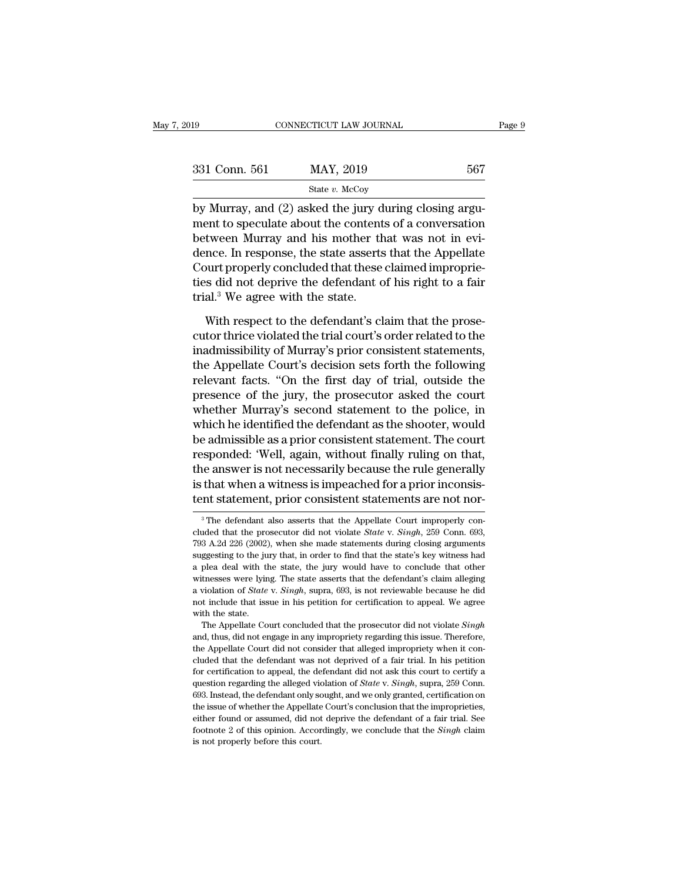by Murray, and (2) asked the jury during closing argument to speculate about the contents of a conversation between Murray and his mother that was not in evidence. In response, the state asserts that the Appellate Court properly concluded that these claimed improprieties did not deprive the defendant of his right to a fair trial.[3] We agree with the state.

With respect to the defendant's claim that the prosecutor thrice violated the trial court's order related to the inadmissibility of Murray's prior consistent statements, the Appellate Court's decision sets forth the following relevant facts. "On the first day of trial, outside the presence of the jury, the prosecutor asked the court whether Murray's second statement to the police, in which he identified the defendant as the shooter, would be admissible as a prior consistent statement. The court responded: 'Well, again, without finally ruling on that, the answer is not necessarily because the rule generally is that when a witness is impeached for a prior inconsistent statement, prior consistent statements are not nor-

[3] The defendant also asserts that the Appellate Court improperly concluded that the prosecutor did not violate *State* v. *Singh*, 259 Conn. 693, 793 A.2d 226 (2002), when she made statements during closing arguments suggesting to the jury that, in order to find that the state's key witness had a plea deal with the state, the jury would have to conclude that other witnesses were lying. The state asserts that the defendant's claim alleging a violation of *State* v. *Singh*, supra, 693, is not reviewable because he did not include that issue in his petition for certification to appeal. We agree with the state.

The Appellate Court concluded that the prosecutor did not violate *Singh* and, thus, did not engage in any impropriety regarding this issue. Therefore, the Appellate Court did not consider that alleged impropriety when it concluded that the defendant was not deprived of a fair trial. In his petition for certification to appeal, the defendant did not ask this court to certify a question regarding the alleged violation of *State* v. *Singh*, supra, 259 Conn. 693. Instead, the defendant only sought, and we only granted, certification on the issue of whether the Appellate Court's conclusion that the improprieties, either found or assumed, did not deprive the defendant of a fair trial. See footnote 2 of this opinion. Accordingly, we conclude that the *Singh* claim is not properly before this court.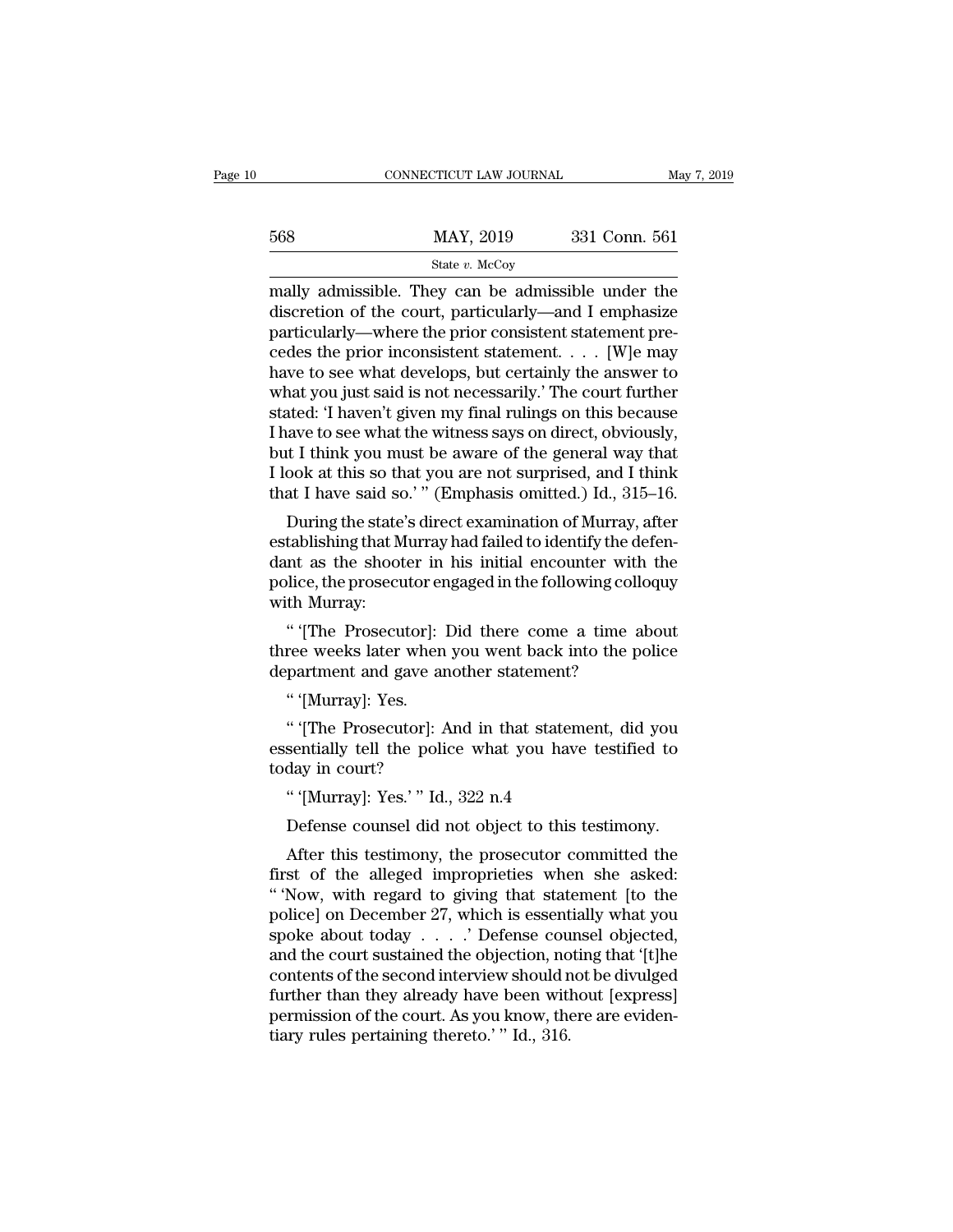mally admissible. They can be admissible under the discretion of the court, particularly—and I emphasize particularly—where the prior consistent statement precedes the prior inconsistent statement. . . . [W]e may have to see what develops, but certainly the answer to what you just said is not necessarily.' The court further stated: 'I haven't given my final rulings on this because I have to see what the witness says on direct, obviously, but I think you must be aware of the general way that I look at this so that you are not surprised, and I think that I have said so.' " (Emphasis omitted.) Id., 315–16.

During the state's direct examination of Murray, after establishing that Murray had failed to identify the defendant as the shooter in his initial encounter with the police, the prosecutor engaged in the following colloquy with Murray:

" '[The Prosecutor]: Did there come a time about three weeks later when you went back into the police department and gave another statement?

" '[Murray]: Yes.

" '[The Prosecutor]: And in that statement, did you essentially tell the police what you have testified to today in court?

" '[Murray]: Yes.' " Id., 322 n.4

Defense counsel did not object to this testimony.

After this testimony, the prosecutor committed the first of the alleged improprieties when she asked: " 'Now, with regard to giving that statement [to the police] on December 27, which is essentially what you spoke about today . . . .' Defense counsel objected, and the court sustained the objection, noting that '[t]he contents of the second interview should not be divulged further than they already have been without [express] permission of the court. As you know, there are evidentiary rules pertaining thereto.' " Id., 316.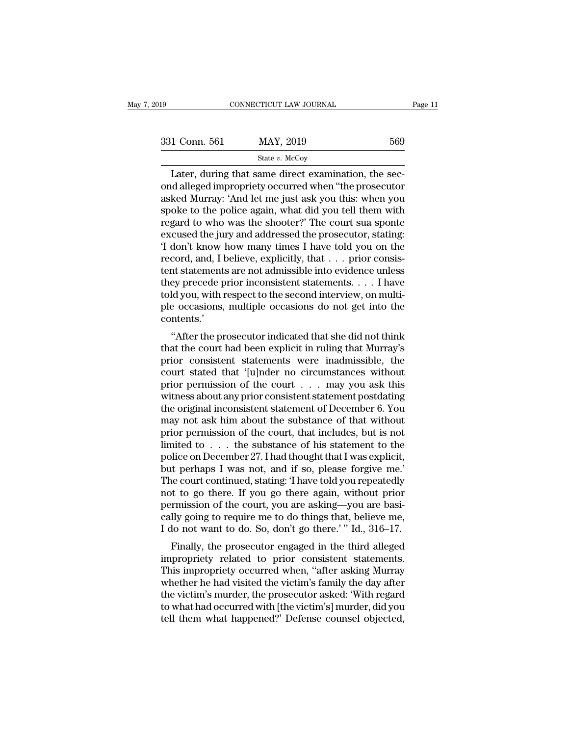Later, during that same direct examination, the second alleged impropriety occurred when "the prosecutor asked Murray: 'And let me just ask you this: when you spoke to the police again, what did you tell them with regard to who was the shooter?' The court sua sponte excused the jury and addressed the prosecutor, stating: 'I don't know how many times I have told you on the record, and, I believe, explicitly, that . . . prior consistent statements are not admissible into evidence unless they precede prior inconsistent statements. . . . I have told you, with respect to the second interview, on multiple occasions, multiple occasions do not get into the contents.'

"After the prosecutor indicated that she did not think that the court had been explicit in ruling that Murray's prior consistent statements were inadmissible, the court stated that '[u]nder no circumstances without prior permission of the court . . . may you ask this witness about any prior consistent statement postdating the original inconsistent statement of December 6. You may not ask him about the substance of that without prior permission of the court, that includes, but is not limited to . . . the substance of his statement to the police on December 27. I had thought that I was explicit, but perhaps I was not, and if so, please forgive me.' The court continued, stating: 'I have told you repeatedly not to go there. If you go there again, without prior permission of the court, you are asking—you are basically going to require me to do things that, believe me, I do not want to do. So, don't go there.' " Id., 316–17.

Finally, the prosecutor engaged in the third alleged impropriety related to prior consistent statements. This impropriety occurred when, "after asking Murray whether he had visited the victim's family the day after the victim's murder, the prosecutor asked: 'With regard to what had occurred with [the victim's] murder, did you tell them what happened?' Defense counsel objected,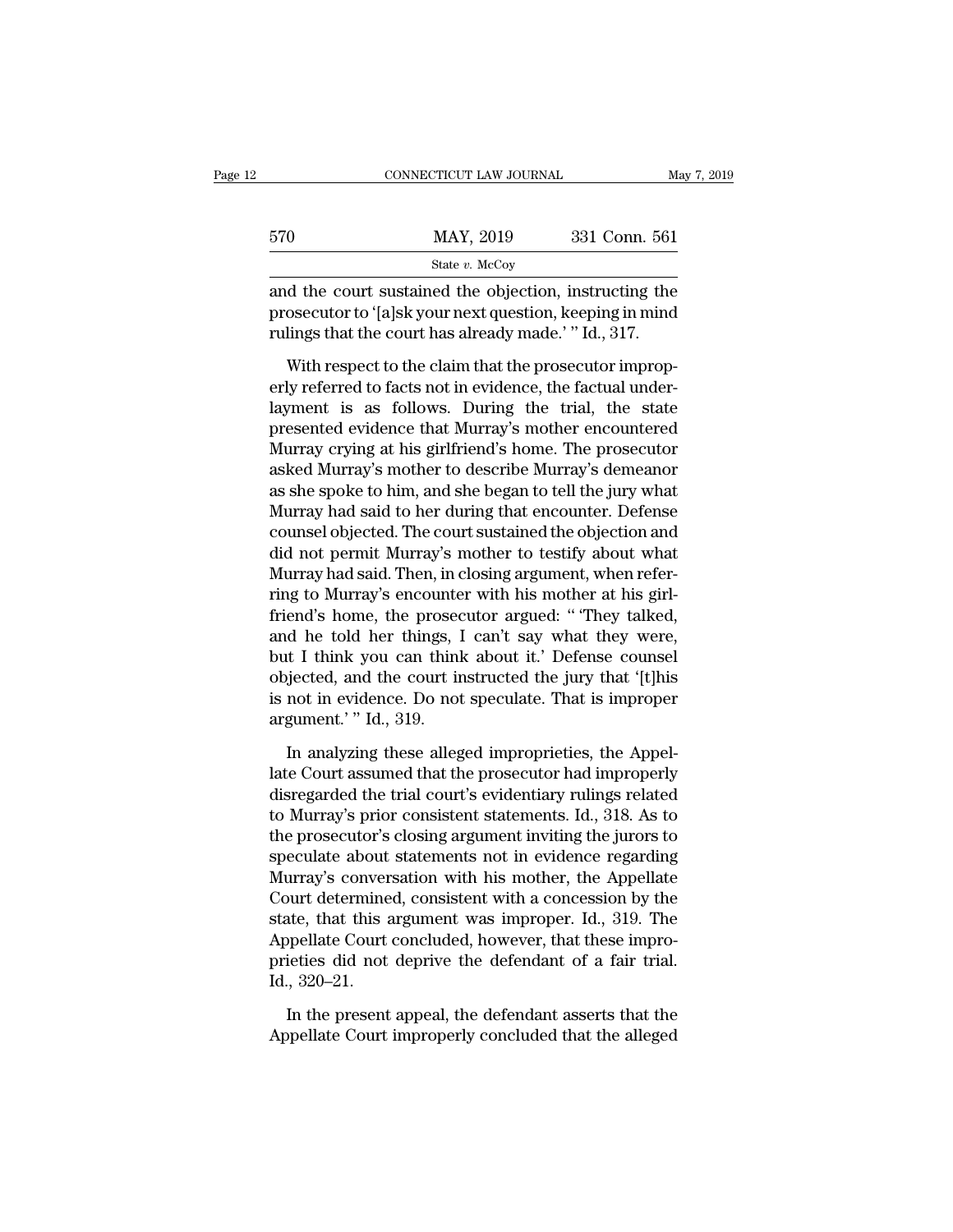and the court sustained the objection, instructing the prosecutor to '[a]sk your next question, keeping in mind rulings that the court has already made.' " Id., 317.

With respect to the claim that the prosecutor improperly referred to facts not in evidence, the factual underlayment is as follows. During the trial, the state presented evidence that Murray's mother encountered Murray crying at his girlfriend's home. The prosecutor asked Murray's mother to describe Murray's demeanor as she spoke to him, and she began to tell the jury what Murray had said to her during that encounter. Defense counsel objected. The court sustained the objection and did not permit Murray's mother to testify about what Murray had said. Then, in closing argument, when referring to Murray's encounter with his mother at his girlfriend's home, the prosecutor argued: " 'They talked, and he told her things, I can't say what they were, but I think you can think about it.' Defense counsel objected, and the court instructed the jury that '[t]his is not in evidence. Do not speculate. That is improper argument.' " Id., 319.

In analyzing these alleged improprieties, the Appellate Court assumed that the prosecutor had improperly disregarded the trial court's evidentiary rulings related to Murray's prior consistent statements. Id., 318. As to the prosecutor's closing argument inviting the jurors to speculate about statements not in evidence regarding Murray's conversation with his mother, the Appellate Court determined, consistent with a concession by the state, that this argument was improper. Id., 319. The Appellate Court concluded, however, that these improprieties did not deprive the defendant of a fair trial. Id., 320–21.

In the present appeal, the defendant asserts that the Appellate Court improperly concluded that the alleged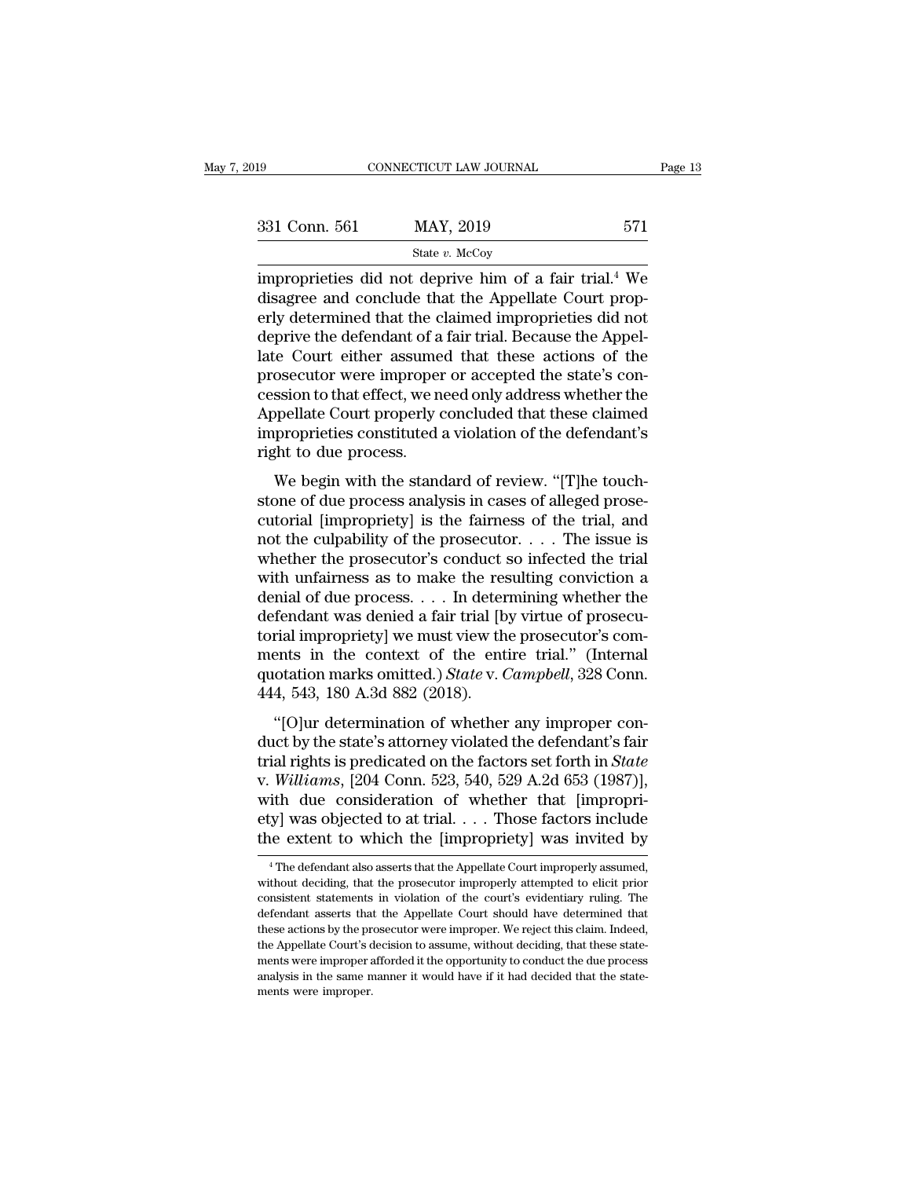improprieties did not deprive him of a fair trial.[4] We disagree and conclude that the Appellate Court properly determined that the claimed improprieties did not deprive the defendant of a fair trial. Because the Appellate Court either assumed that these actions of the prosecutor were improper or accepted the state's concession to that effect, we need only address whether the Appellate Court properly concluded that these claimed improprieties constituted a violation of the defendant's right to due process.

We begin with the standard of review. "[T]he touchstone of due process analysis in cases of alleged prosecutorial [impropriety] is the fairness of the trial, and not the culpability of the prosecutor. . . . The issue is whether the prosecutor's conduct so infected the trial with unfairness as to make the resulting conviction a denial of due process. . . . In determining whether the defendant was denied a fair trial [by virtue of prosecutorial impropriety] we must view the prosecutor's comments in the context of the entire trial." (Internal quotation marks omitted.) *State* v. *Campbell*, 328 Conn. 444, 543, 180 A.3d 882 (2018).

"[O]ur determination of whether any improper conduct by the state's attorney violated the defendant's fair trial rights is predicated on the factors set forth in *State* v. *Williams*, [204 Conn. 523, 540, 529 A.2d 653 (1987)], with due consideration of whether that [impropriety] was objected to at trial. . . . Those factors include the extent to which the [impropriety] was invited by

---

[4] The defendant also asserts that the Appellate Court improperly assumed, without deciding, that the prosecutor improperly attempted to elicit prior consistent statements in violation of the court's evidentiary ruling. The defendant asserts that the Appellate Court should have determined that these actions by the prosecutor were improper. We reject this claim. Indeed, the Appellate Court's decision to assume, without deciding, that these statements were improper afforded it the opportunity to conduct the due process analysis in the same manner it would have if it had decided that the statements were improper.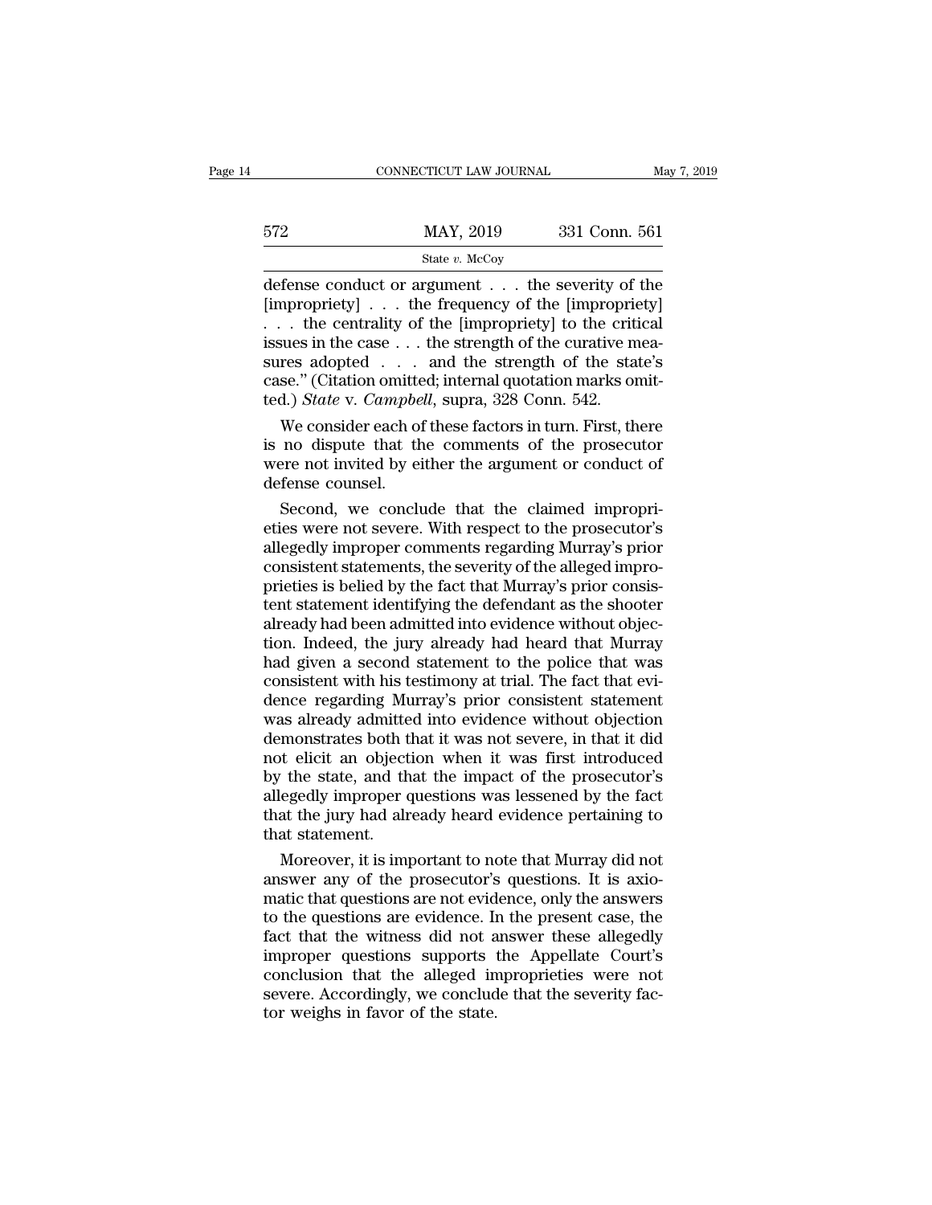defense conduct or argument . . . the severity of the [impropriety] . . . the frequency of the [impropriety] . . . the centrality of the [impropriety] to the critical issues in the case . . . the strength of the curative measures adopted . . . and the strength of the state's case." (Citation omitted; internal quotation marks omitted.) *State* v. *Campbell*, supra, 328 Conn. 542.

We consider each of these factors in turn. First, there is no dispute that the comments of the prosecutor were not invited by either the argument or conduct of defense counsel.

Second, we conclude that the claimed improprieties were not severe. With respect to the prosecutor's allegedly improper comments regarding Murray's prior consistent statements, the severity of the alleged improprieties is belied by the fact that Murray's prior consistent statement identifying the defendant as the shooter already had been admitted into evidence without objection. Indeed, the jury already had heard that Murray had given a second statement to the police that was consistent with his testimony at trial. The fact that evidence regarding Murray's prior consistent statement was already admitted into evidence without objection demonstrates both that it was not severe, in that it did not elicit an objection when it was first introduced by the state, and that the impact of the prosecutor's allegedly improper questions was lessened by the fact that the jury had already heard evidence pertaining to that statement.

Moreover, it is important to note that Murray did not answer any of the prosecutor's questions. It is axiomatic that questions are not evidence, only the answers to the questions are evidence. In the present case, the fact that the witness did not answer these allegedly improper questions supports the Appellate Court's conclusion that the alleged improprieties were not severe. Accordingly, we conclude that the severity factor weighs in favor of the state.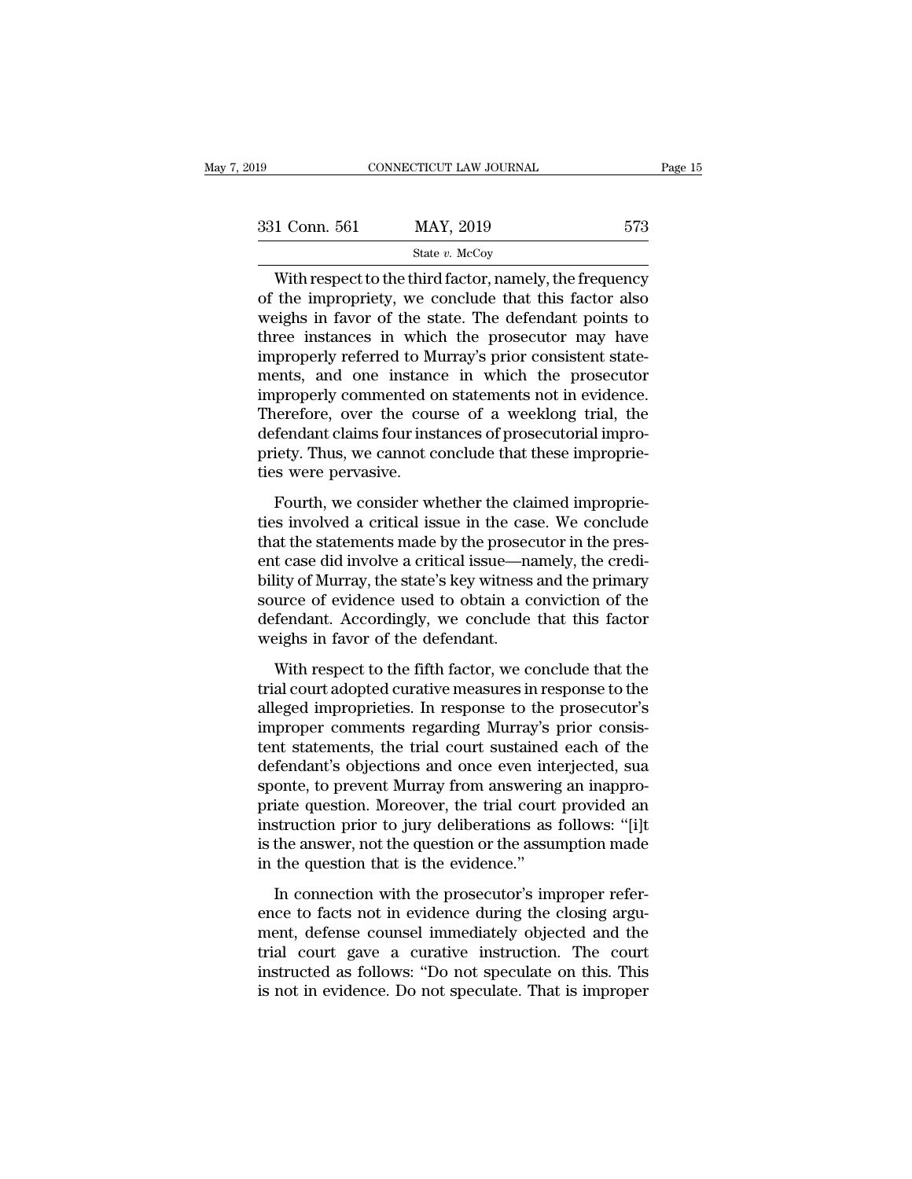With respect to the third factor, namely, the frequency of the impropriety, we conclude that this factor also weighs in favor of the state. The defendant points to three instances in which the prosecutor may have improperly referred to Murray's prior consistent statements, and one instance in which the prosecutor improperly commented on statements not in evidence. Therefore, over the course of a weeklong trial, the defendant claims four instances of prosecutorial impropriety. Thus, we cannot conclude that these improprieties were pervasive.

Fourth, we consider whether the claimed improprieties involved a critical issue in the case. We conclude that the statements made by the prosecutor in the present case did involve a critical issue—namely, the credibility of Murray, the state's key witness and the primary source of evidence used to obtain a conviction of the defendant. Accordingly, we conclude that this factor weighs in favor of the defendant.

With respect to the fifth factor, we conclude that the trial court adopted curative measures in response to the alleged improprieties. In response to the prosecutor's improper comments regarding Murray's prior consistent statements, the trial court sustained each of the defendant's objections and once even interjected, sua sponte, to prevent Murray from answering an inappropriate question. Moreover, the trial court provided an instruction prior to jury deliberations as follows: "[i]t is the answer, not the question or the assumption made in the question that is the evidence."

In connection with the prosecutor's improper reference to facts not in evidence during the closing argument, defense counsel immediately objected and the trial court gave a curative instruction. The court instructed as follows: "Do not speculate on this. This is not in evidence. Do not speculate. That is improper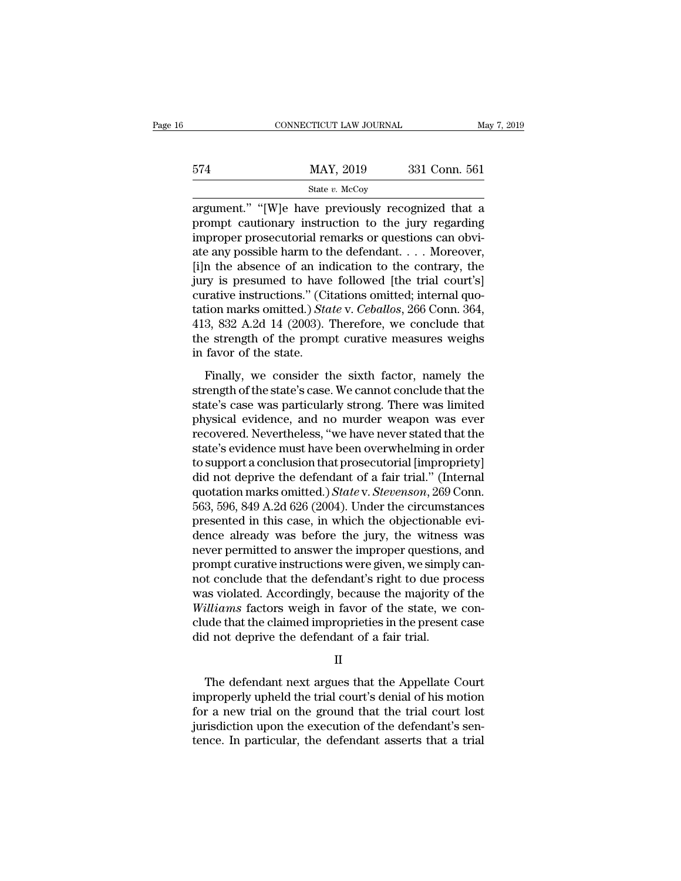argument." "[W]e have previously recognized that a prompt cautionary instruction to the jury regarding improper prosecutorial remarks or questions can obviate any possible harm to the defendant. . . . Moreover, [i]n the absence of an indication to the contrary, the jury is presumed to have followed [the trial court's] curative instructions." (Citations omitted; internal quotation marks omitted.) *State* v. *Ceballos*, 266 Conn. 364, 413, 832 A.2d 14 (2003). Therefore, we conclude that the strength of the prompt curative measures weighs in favor of the state.

Finally, we consider the sixth factor, namely the strength of the state's case. We cannot conclude that the state's case was particularly strong. There was limited physical evidence, and no murder weapon was ever recovered. Nevertheless, "we have never stated that the state's evidence must have been overwhelming in order to support a conclusion that prosecutorial [impropriety] did not deprive the defendant of a fair trial." (Internal quotation marks omitted.) *State* v. *Stevenson*, 269 Conn. 563, 596, 849 A.2d 626 (2004). Under the circumstances presented in this case, in which the objectionable evidence already was before the jury, the witness was never permitted to answer the improper questions, and prompt curative instructions were given, we simply cannot conclude that the defendant's right to due process was violated. Accordingly, because the majority of the *Williams* factors weigh in favor of the state, we conclude that the claimed improprieties in the present case did not deprive the defendant of a fair trial.

## II

The defendant next argues that the Appellate Court improperly upheld the trial court's denial of his motion for a new trial on the ground that the trial court lost jurisdiction upon the execution of the defendant's sentence. In particular, the defendant asserts that a trial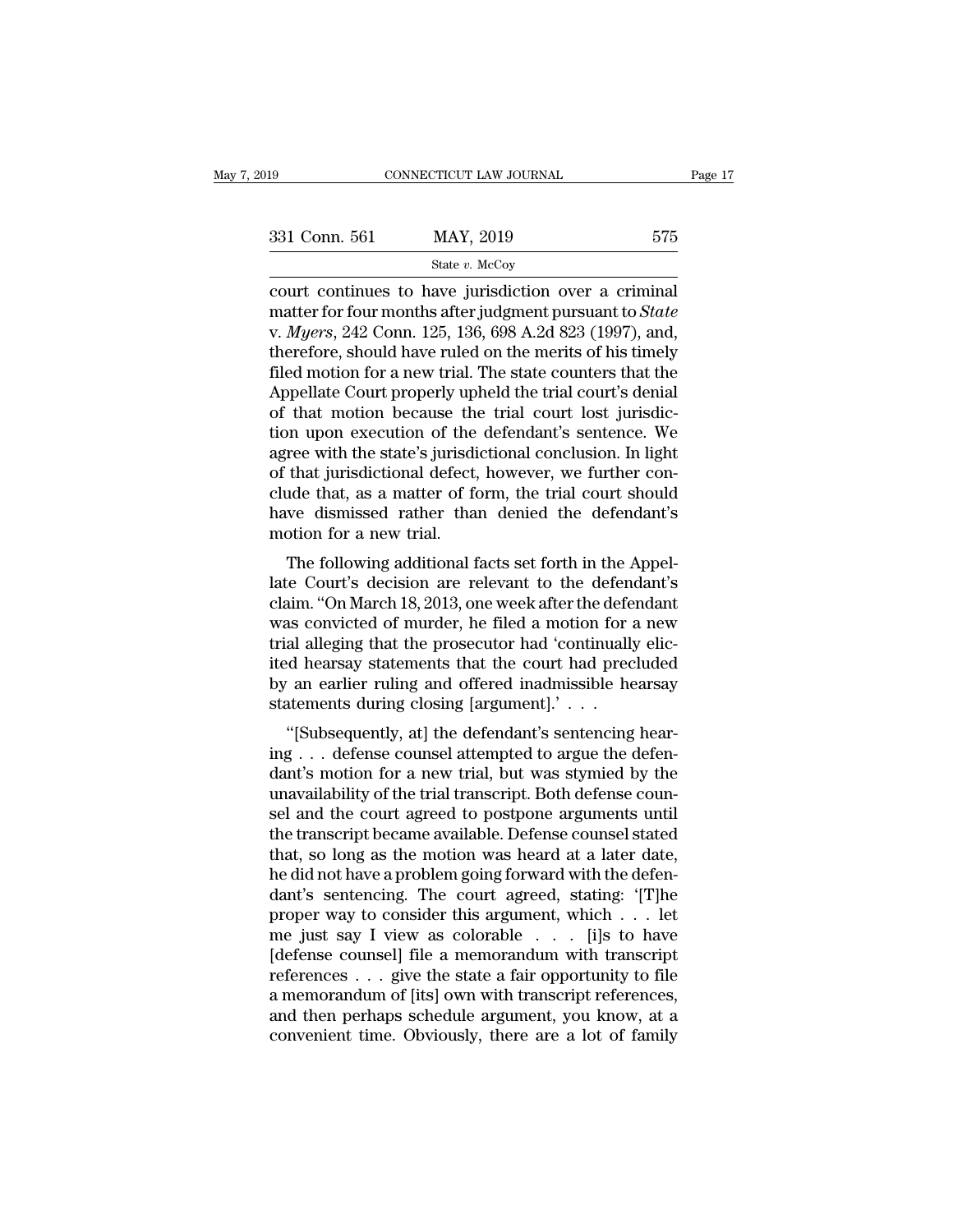court continues to have jurisdiction over a criminal matter for four months after judgment pursuant to *State* v. *Myers*, 242 Conn. 125, 136, 698 A.2d 823 (1997), and, therefore, should have ruled on the merits of his timely filed motion for a new trial. The state counters that the Appellate Court properly upheld the trial court's denial of that motion because the trial court lost jurisdiction upon execution of the defendant's sentence. We agree with the state's jurisdictional conclusion. In light of that jurisdictional defect, however, we further conclude that, as a matter of form, the trial court should have dismissed rather than denied the defendant's motion for a new trial.

The following additional facts set forth in the Appellate Court's decision are relevant to the defendant's claim. "On March 18, 2013, one week after the defendant was convicted of murder, he filed a motion for a new trial alleging that the prosecutor had 'continually elicited hearsay statements that the court had precluded by an earlier ruling and offered inadmissible hearsay statements during closing [argument].' . . .

"[Subsequently, at] the defendant's sentencing hearing . . . defense counsel attempted to argue the defendant's motion for a new trial, but was stymied by the unavailability of the trial transcript. Both defense counsel and the court agreed to postpone arguments until the transcript became available. Defense counsel stated that, so long as the motion was heard at a later date, he did not have a problem going forward with the defendant's sentencing. The court agreed, stating: '[T]he proper way to consider this argument, which . . . let me just say I view as colorable . . . [i]s to have [defense counsel] file a memorandum with transcript references . . . give the state a fair opportunity to file a memorandum of [its] own with transcript references, and then perhaps schedule argument, you know, at a convenient time. Obviously, there are a lot of family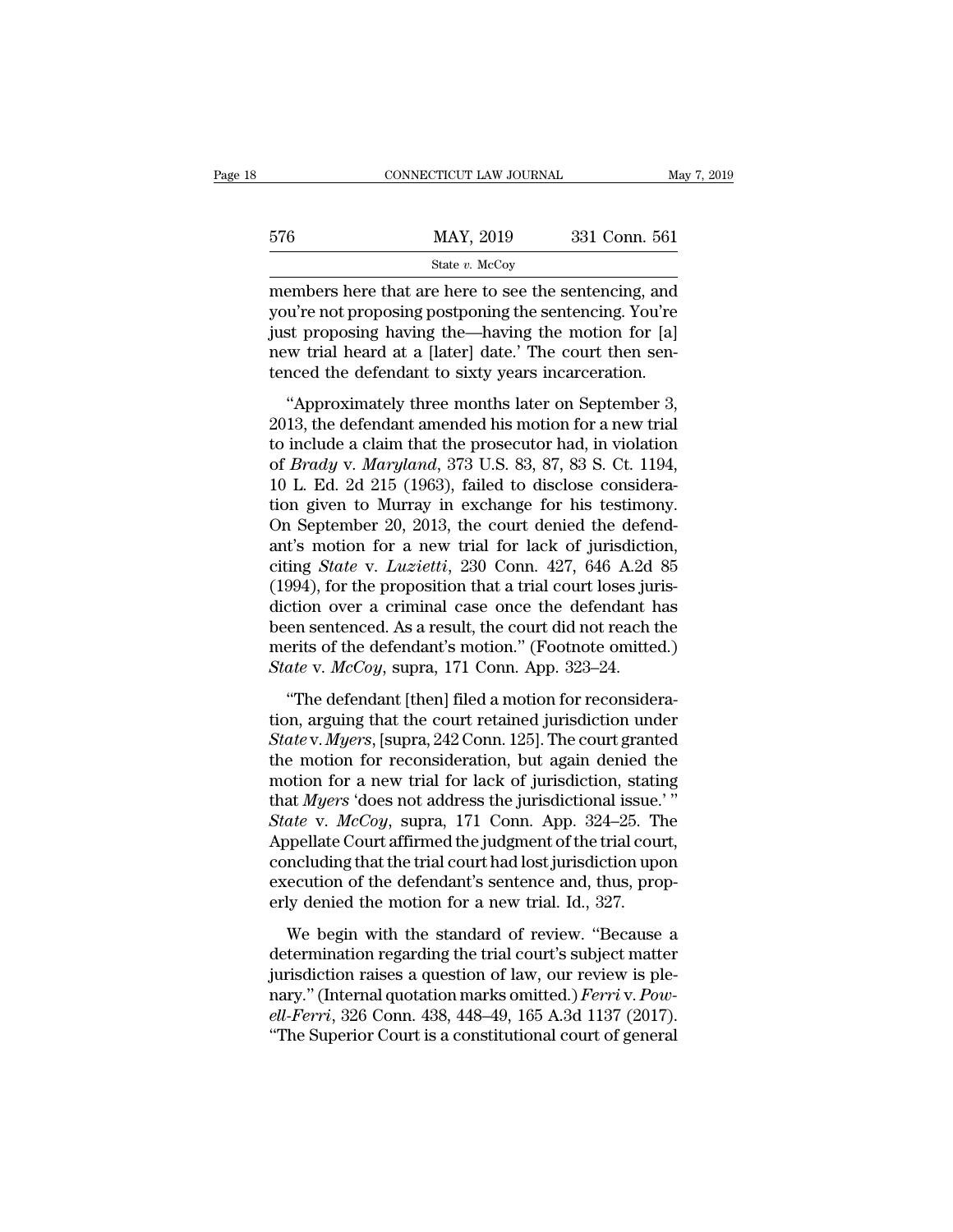members here that are here to see the sentencing, and you're not proposing postponing the sentencing. You're just proposing having the—having the motion for [a] new trial heard at a [later] date.' The court then sentenced the defendant to sixty years incarceration.

"Approximately three months later on September 3, 2013, the defendant amended his motion for a new trial to include a claim that the prosecutor had, in violation of *Brady* v. *Maryland*, 373 U.S. 83, 87, 83 S. Ct. 1194, 10 L. Ed. 2d 215 (1963), failed to disclose consideration given to Murray in exchange for his testimony. On September 20, 2013, the court denied the defendant's motion for a new trial for lack of jurisdiction, citing *State* v. *Luzietti*, 230 Conn. 427, 646 A.2d 85 (1994), for the proposition that a trial court loses jurisdiction over a criminal case once the defendant has been sentenced. As a result, the court did not reach the merits of the defendant's motion." (Footnote omitted.) *State* v. *McCoy*, supra, 171 Conn. App. 323–24.

"The defendant [then] filed a motion for reconsideration, arguing that the court retained jurisdiction under *State* v. *Myers*, [supra, 242 Conn. 125]. The court granted the motion for reconsideration, but again denied the motion for a new trial for lack of jurisdiction, stating that *Myers* 'does not address the jurisdictional issue.' " *State* v. *McCoy*, supra, 171 Conn. App. 324–25. The Appellate Court affirmed the judgment of the trial court, concluding that the trial court had lost jurisdiction upon execution of the defendant's sentence and, thus, properly denied the motion for a new trial. Id., 327.

We begin with the standard of review. "Because a determination regarding the trial court's subject matter jurisdiction raises a question of law, our review is plenary." (Internal quotation marks omitted.) *Ferri* v. *Powell-Ferri*, 326 Conn. 438, 448–49, 165 A.3d 1137 (2017). "The Superior Court is a constitutional court of general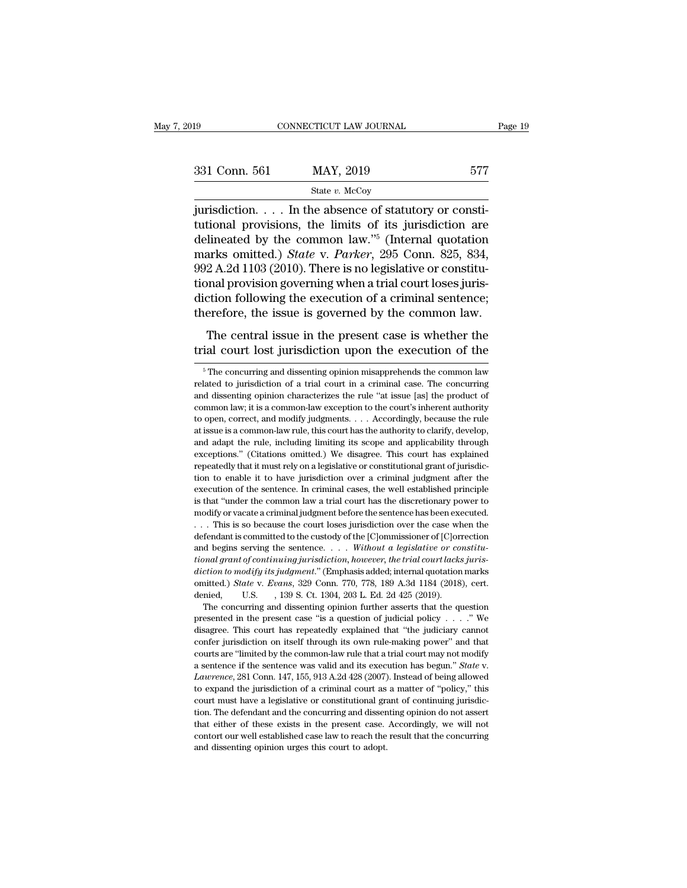jurisdiction. . . . In the absence of statutory or constitutional provisions, the limits of its jurisdiction are delineated by the common law."[5] (Internal quotation marks omitted.) *State* v. *Parker*, 295 Conn. 825, 834, 992 A.2d 1103 (2010). There is no legislative or constitutional provision governing when a trial court loses jurisdiction following the execution of a criminal sentence; therefore, the issue is governed by the common law.

The central issue in the present case is whether the trial court lost jurisdiction upon the execution of the

[5] The concurring and dissenting opinion misapprehends the common law related to jurisdiction of a trial court in a criminal case. The concurring and dissenting opinion characterizes the rule "at issue [as] the product of common law; it is a common-law exception to the court's inherent authority to open, correct, and modify judgments. . . . Accordingly, because the rule at issue is a common-law rule, this court has the authority to clarify, develop, and adapt the rule, including limiting its scope and applicability through exceptions." (Citations omitted.) We disagree. This court has explained repeatedly that it must rely on a legislative or constitutional grant of jurisdiction to enable it to have jurisdiction over a criminal judgment after the execution of the sentence. In criminal cases, the well established principle is that "under the common law a trial court has the discretionary power to modify or vacate a criminal judgment before the sentence has been executed. . . . This is so because the court loses jurisdiction over the case when the defendant is committed to the custody of the [C]ommissioner of [C]orrection and begins serving the sentence. . . . *Without a legislative or constitutional grant of continuing jurisdiction, however, the trial court lacks jurisdiction to modify its judgment.*" (Emphasis added; internal quotation marks omitted.) *State* v. *Evans*, 329 Conn. 770, 778, 189 A.3d 1184 (2018), cert. denied, U.S. , 139 S. Ct. 1304, 203 L. Ed. 2d 425 (2019).

The concurring and dissenting opinion further asserts that the question presented in the present case "is a question of judicial policy . . . ." We disagree. This court has repeatedly explained that "the judiciary cannot confer jurisdiction on itself through its own rule-making power" and that courts are "limited by the common-law rule that a trial court may not modify a sentence if the sentence was valid and its execution has begun." *State* v. *Lawrence*, 281 Conn. 147, 155, 913 A.2d 428 (2007). Instead of being allowed to expand the jurisdiction of a criminal court as a matter of "policy," this court must have a legislative or constitutional grant of continuing jurisdiction. The defendant and the concurring and dissenting opinion do not assert that either of these exists in the present case. Accordingly, we will not contort our well established case law to reach the result that the concurring and dissenting opinion urges this court to adopt.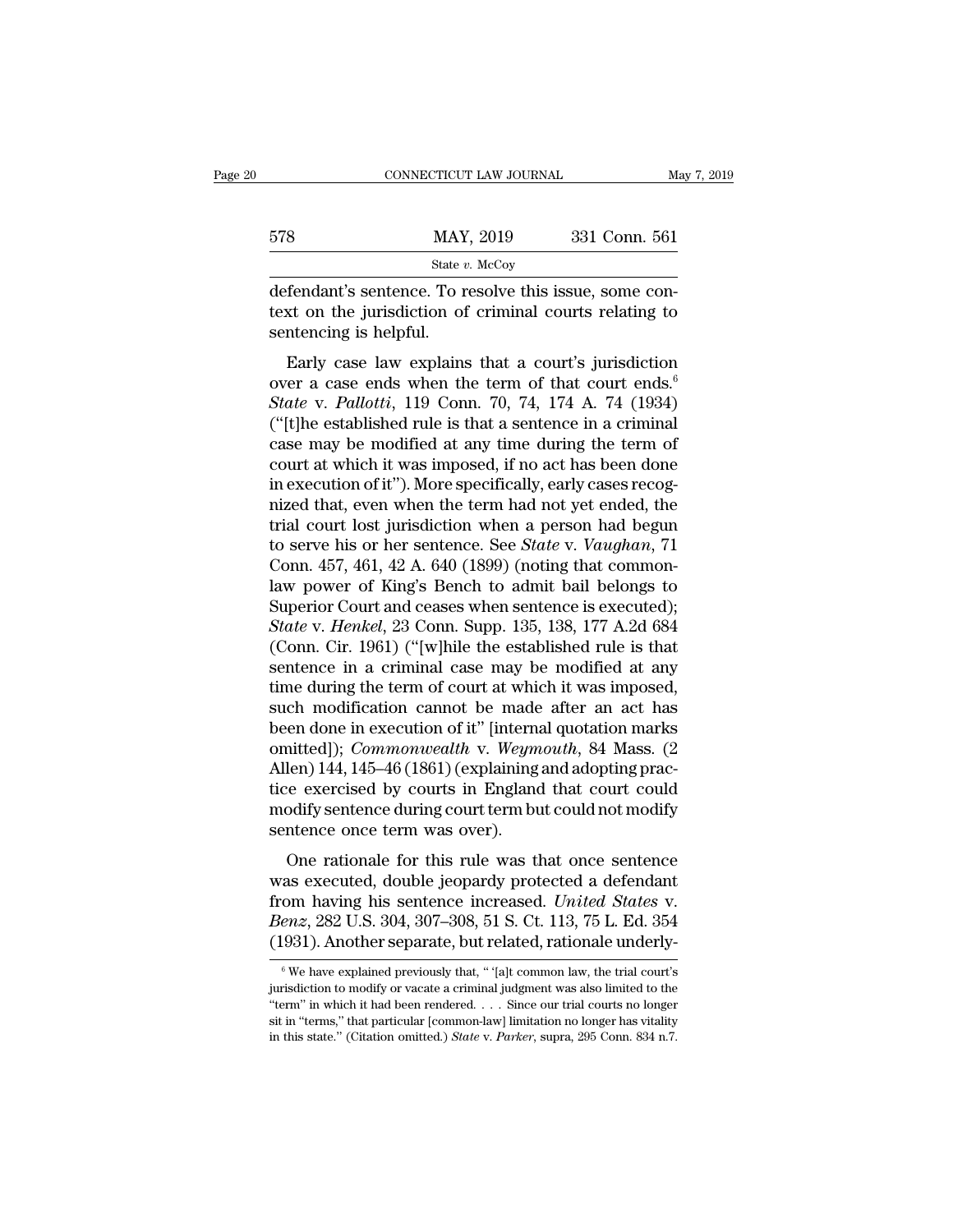defendant's sentence. To resolve this issue, some context on the jurisdiction of criminal courts relating to sentencing is helpful.

Early case law explains that a court's jurisdiction over a case ends when the term of that court ends.[6] *State* v. *Pallotti*, 119 Conn. 70, 74, 174 A. 74 (1934) ("[t]he established rule is that a sentence in a criminal case may be modified at any time during the term of court at which it was imposed, if no act has been done in execution of it"). More specifically, early cases recognized that, even when the term had not yet ended, the trial court lost jurisdiction when a person had begun to serve his or her sentence. See *State* v. *Vaughan*, 71 Conn. 457, 461, 42 A. 640 (1899) (noting that common-law power of King's Bench to admit bail belongs to Superior Court and ceases when sentence is executed); *State* v. *Henkel*, 23 Conn. Supp. 135, 138, 177 A.2d 684 (Conn. Cir. 1961) ("[w]hile the established rule is that sentence in a criminal case may be modified at any time during the term of court at which it was imposed, such modification cannot be made after an act has been done in execution of it" [internal quotation marks omitted]); *Commonwealth* v. *Weymouth*, 84 Mass. (2 Allen) 144, 145–46 (1861) (explaining and adopting practice exercised by courts in England that court could modify sentence during court term but could not modify sentence once term was over).

One rationale for this rule was that once sentence was executed, double jeopardy protected a defendant from having his sentence increased. *United States* v. *Benz*, 282 U.S. 304, 307–308, 51 S. Ct. 113, 75 L. Ed. 354 (1931). Another separate, but related, rationale underly-

[6] We have explained previously that, " '[a]t common law, the trial court's jurisdiction to modify or vacate a criminal judgment was also limited to the "term" in which it had been rendered. . . . Since our trial courts no longer sit in "terms," that particular [common-law] limitation no longer has vitality in this state." (Citation omitted.) *State* v. *Parker*, supra, 295 Conn. 834 n.7.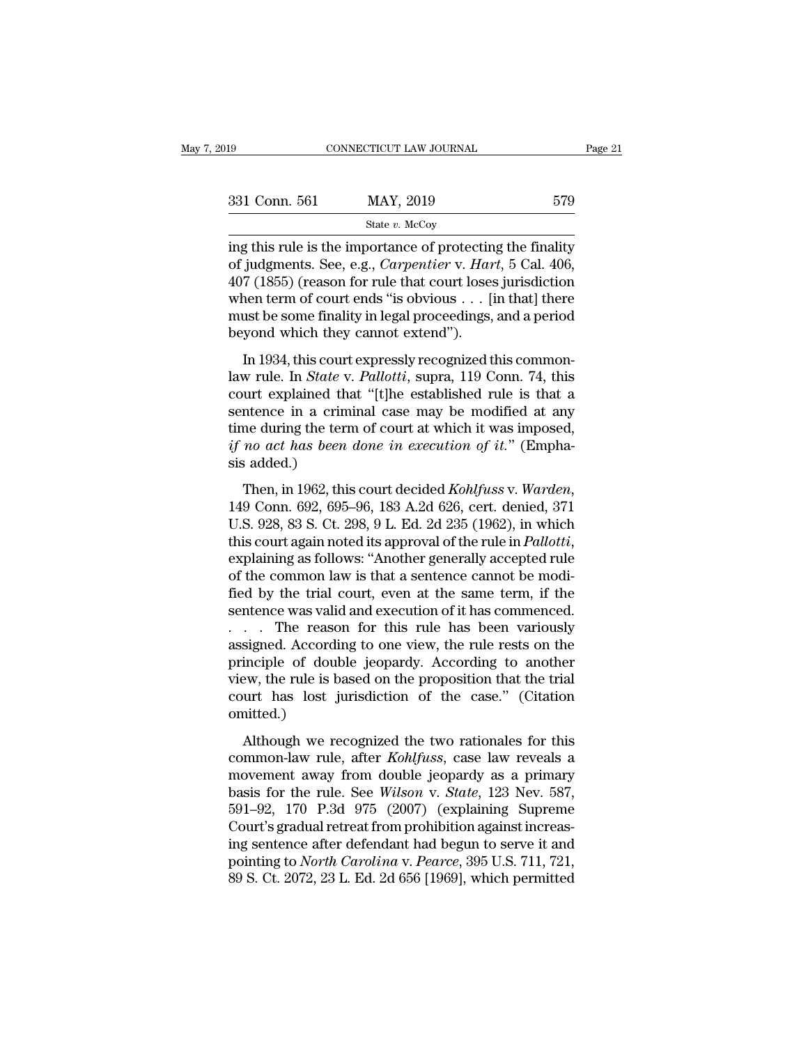ing this rule is the importance of protecting the finality of judgments. See, e.g., *Carpentier* v. *Hart*, 5 Cal. 406, 407 (1855) (reason for rule that court loses jurisdiction when term of court ends "is obvious . . . [in that] there must be some finality in legal proceedings, and a period beyond which they cannot extend").

In 1934, this court expressly recognized this common-law rule. In *State* v. *Pallotti*, supra, 119 Conn. 74, this court explained that "[t]he established rule is that a sentence in a criminal case may be modified at any time during the term of court at which it was imposed, *if no act has been done in execution of it*." (Emphasis added.)

Then, in 1962, this court decided *Kohlfuss* v. *Warden*, 149 Conn. 692, 695–96, 183 A.2d 626, cert. denied, 371 U.S. 928, 83 S. Ct. 298, 9 L. Ed. 2d 235 (1962), in which this court again noted its approval of the rule in *Pallotti*, explaining as follows: "Another generally accepted rule of the common law is that a sentence cannot be modified by the trial court, even at the same term, if the sentence was valid and execution of it has commenced. . . . The reason for this rule has been variously assigned. According to one view, the rule rests on the principle of double jeopardy. According to another view, the rule is based on the proposition that the trial court has lost jurisdiction of the case." (Citation omitted.)

Although we recognized the two rationales for this common-law rule, after *Kohlfuss*, case law reveals a movement away from double jeopardy as a primary basis for the rule. See *Wilson* v. *State*, 123 Nev. 587, 591–92, 170 P.3d 975 (2007) (explaining Supreme Court's gradual retreat from prohibition against increasing sentence after defendant had begun to serve it and pointing to *North Carolina* v. *Pearce*, 395 U.S. 711, 721, 89 S. Ct. 2072, 23 L. Ed. 2d 656 [1969], which permitted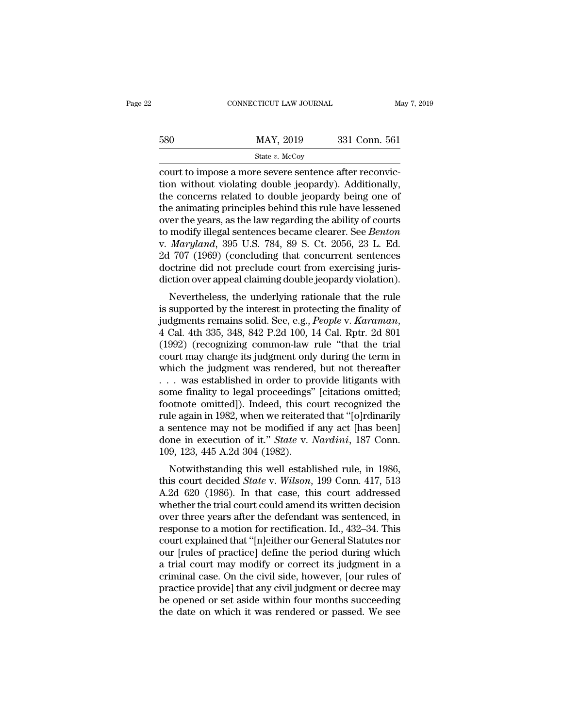court to impose a more severe sentence after reconviction without violating double jeopardy). Additionally, the concerns related to double jeopardy being one of the animating principles behind this rule have lessened over the years, as the law regarding the ability of courts to modify illegal sentences became clearer. See *Benton* v. *Maryland*, 395 U.S. 784, 89 S. Ct. 2056, 23 L. Ed. 2d 707 (1969) (concluding that concurrent sentences doctrine did not preclude court from exercising jurisdiction over appeal claiming double jeopardy violation).

Nevertheless, the underlying rationale that the rule is supported by the interest in protecting the finality of judgments remains solid. See, e.g., *People* v. *Karaman*, 4 Cal. 4th 335, 348, 842 P.2d 100, 14 Cal. Rptr. 2d 801 (1992) (recognizing common-law rule "that the trial court may change its judgment only during the term in which the judgment was rendered, but not thereafter . . . was established in order to provide litigants with some finality to legal proceedings" [citations omitted; footnote omitted]). Indeed, this court recognized the rule again in 1982, when we reiterated that "[o]rdinarily a sentence may not be modified if any act [has been] done in execution of it." *State* v. *Nardini*, 187 Conn. 109, 123, 445 A.2d 304 (1982).

Notwithstanding this well established rule, in 1986, this court decided *State* v. *Wilson*, 199 Conn. 417, 513 A.2d 620 (1986). In that case, this court addressed whether the trial court could amend its written decision over three years after the defendant was sentenced, in response to a motion for rectification. Id., 432–34. This court explained that "[n]either our General Statutes nor our [rules of practice] define the period during which a trial court may modify or correct its judgment in a criminal case. On the civil side, however, [our rules of practice provide] that any civil judgment or decree may be opened or set aside within four months succeeding the date on which it was rendered or passed. We see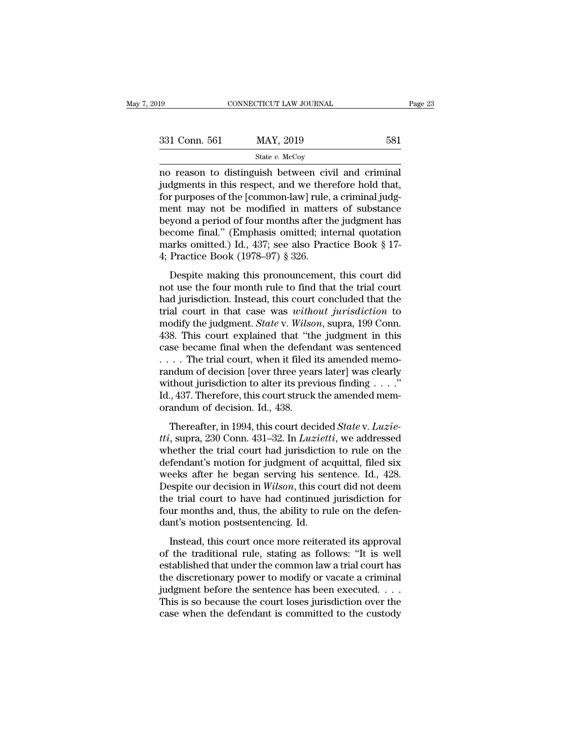no reason to distinguish between civil and criminal judgments in this respect, and we therefore hold that, for purposes of the [common-law] rule, a criminal judgment may not be modified in matters of substance beyond a period of four months after the judgment has become final." (Emphasis omitted; internal quotation marks omitted.) Id., 437; see also Practice Book § 17-4; Practice Book (1978–97) § 326.

Despite making this pronouncement, this court did not use the four month rule to find that the trial court had jurisdiction. Instead, this court concluded that the trial court in that case was *without jurisdiction* to modify the judgment. *State* v. *Wilson*, supra, 199 Conn. 438. This court explained that "the judgment in this case became final when the defendant was sentenced . . . . The trial court, when it filed its amended memorandum of decision [over three years later] was clearly without jurisdiction to alter its previous finding . . . ." Id., 437. Therefore, this court struck the amended memorandum of decision. Id., 438.

Thereafter, in 1994, this court decided *State* v. *Luzietti*, supra, 230 Conn. 431–32. In *Luzietti*, we addressed whether the trial court had jurisdiction to rule on the defendant's motion for judgment of acquittal, filed six weeks after he began serving his sentence. Id., 428. Despite our decision in *Wilson*, this court did not deem the trial court to have had continued jurisdiction for four months and, thus, the ability to rule on the defendant's motion postsentencing. Id.

Instead, this court once more reiterated its approval of the traditional rule, stating as follows: "It is well established that under the common law a trial court has the discretionary power to modify or vacate a criminal judgment before the sentence has been executed. . . . This is so because the court loses jurisdiction over the case when the defendant is committed to the custody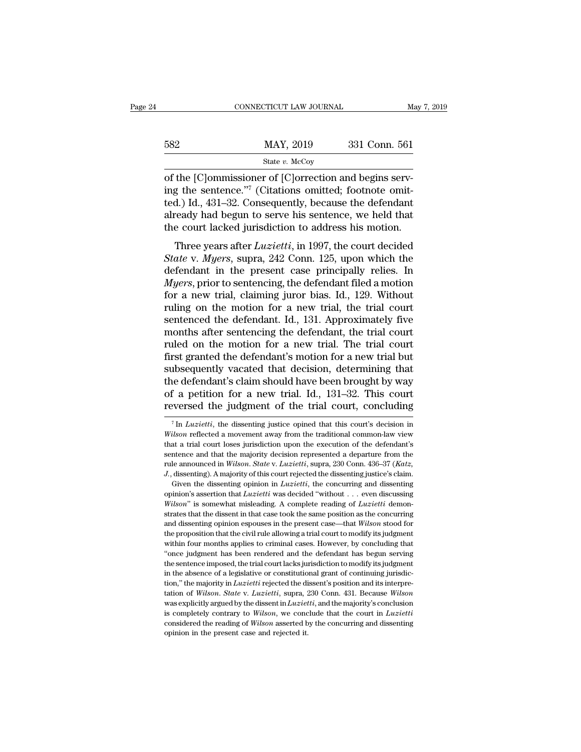of the [C]ommissioner of [C]orrection and begins serving the sentence."[7] (Citations omitted; footnote omitted.) Id., 431–32. Consequently, because the defendant already had begun to serve his sentence, we held that the court lacked jurisdiction to address his motion.

Three years after *Luzietti*, in 1997, the court decided *State* v. *Myers*, supra, 242 Conn. 125, upon which the defendant in the present case principally relies. In *Myers*, prior to sentencing, the defendant filed a motion for a new trial, claiming juror bias. Id., 129. Without ruling on the motion for a new trial, the trial court sentenced the defendant. Id., 131. Approximately five months after sentencing the defendant, the trial court ruled on the motion for a new trial. The trial court first granted the defendant's motion for a new trial but subsequently vacated that decision, determining that the defendant's claim should have been brought by way of a petition for a new trial. Id., 131–32. This court reversed the judgment of the trial court, concluding

[7] In *Luzietti*, the dissenting justice opined that this court's decision in *Wilson* reflected a movement away from the traditional common-law view that a trial court loses jurisdiction upon the execution of the defendant's sentence and that the majority decision represented a departure from the rule announced in *Wilson*. *State* v. *Luzietti*, supra, 230 Conn. 436–37 (*Katz, J.*, dissenting). A majority of this court rejected the dissenting justice's claim.

Given the dissenting opinion in *Luzietti*, the concurring and dissenting opinion's assertion that *Luzietti* was decided "without . . . even discussing *Wilson*" is somewhat misleading. A complete reading of *Luzietti* demonstrates that the dissent in that case took the same position as the concurring and dissenting opinion espouses in the present case—that *Wilson* stood for the proposition that the civil rule allowing a trial court to modify its judgment within four months applies to criminal cases. However, by concluding that "once judgment has been rendered and the defendant has begun serving the sentence imposed, the trial court lacks jurisdiction to modify its judgment in the absence of a legislative or constitutional grant of continuing jurisdiction," the majority in *Luzietti* rejected the dissent's position and its interpretation of *Wilson*. *State* v. *Luzietti*, supra, 230 Conn. 431. Because *Wilson* was explicitly argued by the dissent in *Luzietti*, and the majority's conclusion is completely contrary to *Wilson*, we conclude that the court in *Luzietti* considered the reading of *Wilson* asserted by the concurring and dissenting opinion in the present case and rejected it.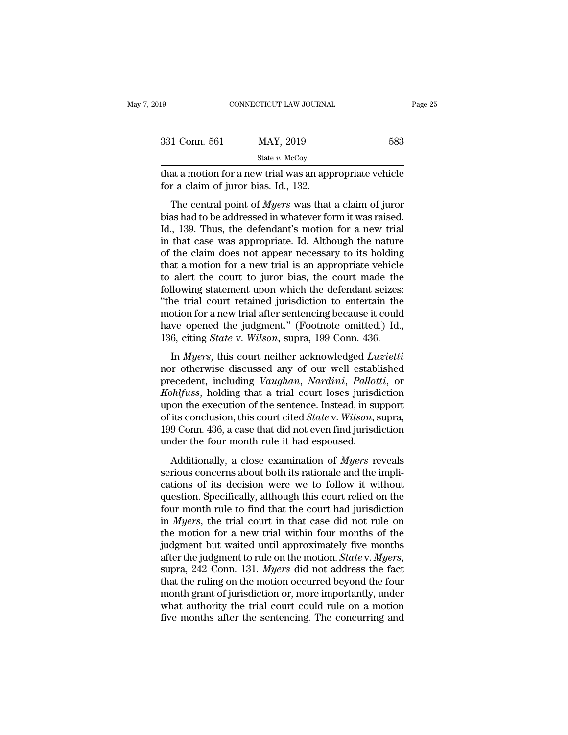that a motion for a new trial was an appropriate vehicle for a claim of juror bias. Id., 132.

The central point of *Myers* was that a claim of juror bias had to be addressed in whatever form it was raised. Id., 139. Thus, the defendant's motion for a new trial in that case was appropriate. Id. Although the nature of the claim does not appear necessary to its holding that a motion for a new trial is an appropriate vehicle to alert the court to juror bias, the court made the following statement upon which the defendant seizes: "the trial court retained jurisdiction to entertain the motion for a new trial after sentencing because it could have opened the judgment." (Footnote omitted.) Id., 136, citing *State* v. *Wilson*, supra, 199 Conn. 436.

In *Myers*, this court neither acknowledged *Luzietti* nor otherwise discussed any of our well established precedent, including *Vaughan*, *Nardini*, *Pallotti*, or *Kohlfuss*, holding that a trial court loses jurisdiction upon the execution of the sentence. Instead, in support of its conclusion, this court cited *State* v. *Wilson*, supra, 199 Conn. 436, a case that did not even find jurisdiction under the four month rule it had espoused.

Additionally, a close examination of *Myers* reveals serious concerns about both its rationale and the implications of its decision were we to follow it without question. Specifically, although this court relied on the four month rule to find that the court had jurisdiction in *Myers*, the trial court in that case did not rule on the motion for a new trial within four months of the judgment but waited until approximately five months after the judgment to rule on the motion. *State* v. *Myers*, supra, 242 Conn. 131. *Myers* did not address the fact that the ruling on the motion occurred beyond the four month grant of jurisdiction or, more importantly, under what authority the trial court could rule on a motion five months after the sentencing. The concurring and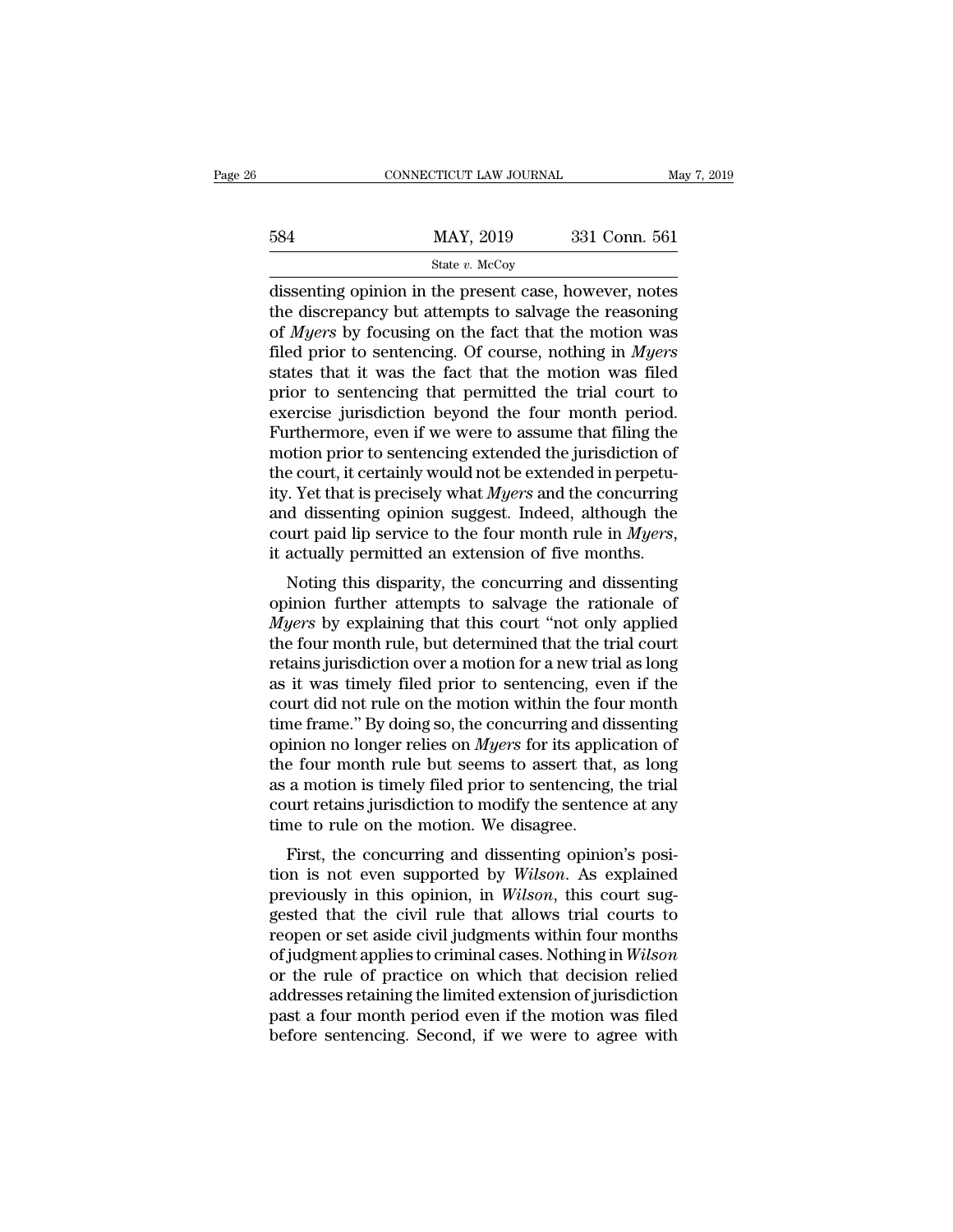dissenting opinion in the present case, however, notes the discrepancy but attempts to salvage the reasoning of *Myers* by focusing on the fact that the motion was filed prior to sentencing. Of course, nothing in *Myers* states that it was the fact that the motion was filed prior to sentencing that permitted the trial court to exercise jurisdiction beyond the four month period. Furthermore, even if we were to assume that filing the motion prior to sentencing extended the jurisdiction of the court, it certainly would not be extended in perpetuity. Yet that is precisely what *Myers* and the concurring and dissenting opinion suggest. Indeed, although the court paid lip service to the four month rule in *Myers*, it actually permitted an extension of five months.

Noting this disparity, the concurring and dissenting opinion further attempts to salvage the rationale of *Myers* by explaining that this court "not only applied the four month rule, but determined that the trial court retains jurisdiction over a motion for a new trial as long as it was timely filed prior to sentencing, even if the court did not rule on the motion within the four month time frame." By doing so, the concurring and dissenting opinion no longer relies on *Myers* for its application of the four month rule but seems to assert that, as long as a motion is timely filed prior to sentencing, the trial court retains jurisdiction to modify the sentence at any time to rule on the motion. We disagree.

First, the concurring and dissenting opinion's position is not even supported by *Wilson*. As explained previously in this opinion, in *Wilson*, this court suggested that the civil rule that allows trial courts to reopen or set aside civil judgments within four months of judgment applies to criminal cases. Nothing in *Wilson* or the rule of practice on which that decision relied addresses retaining the limited extension of jurisdiction past a four month period even if the motion was filed before sentencing. Second, if we were to agree with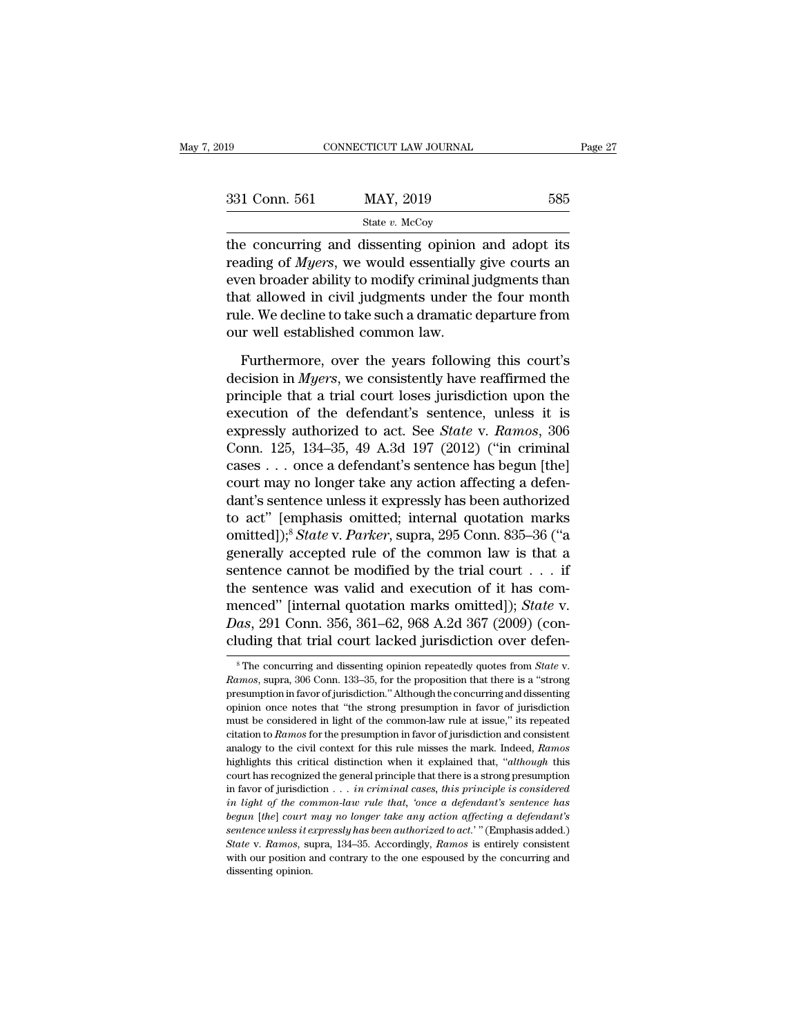the concurring and dissenting opinion and adopt its reading of *Myers*, we would essentially give courts an even broader ability to modify criminal judgments than that allowed in civil judgments under the four month rule. We decline to take such a dramatic departure from our well established common law.

Furthermore, over the years following this court's decision in *Myers*, we consistently have reaffirmed the principle that a trial court loses jurisdiction upon the execution of the defendant's sentence, unless it is expressly authorized to act. See *State* v. *Ramos*, 306 Conn. 125, 134–35, 49 A.3d 197 (2012) ("in criminal cases . . . once a defendant's sentence has begun [the] court may no longer take any action affecting a defendant's sentence unless it expressly has been authorized to act" [emphasis omitted; internal quotation marks omitted]);[8] *State* v. *Parker*, supra, 295 Conn. 835–36 ("a generally accepted rule of the common law is that a sentence cannot be modified by the trial court . . . if the sentence was valid and execution of it has commenced" [internal quotation marks omitted]); *State* v. *Das*, 291 Conn. 356, 361–62, 968 A.2d 367 (2009) (concluding that trial court lacked jurisdiction over defen-

---

[8] The concurring and dissenting opinion repeatedly quotes from *State* v. *Ramos*, supra, 306 Conn. 133–35, for the proposition that there is a "strong presumption in favor of jurisdiction." Although the concurring and dissenting opinion once notes that "the strong presumption in favor of jurisdiction must be considered in light of the common-law rule at issue," its repeated citation to *Ramos* for the presumption in favor of jurisdiction and consistent analogy to the civil context for this rule misses the mark. Indeed, *Ramos* highlights this critical distinction when it explained that, "*although* this court has recognized the general principle that there is a strong presumption in favor of jurisdiction . . . *in criminal cases, this principle is considered in light of the common-law rule that, 'once a defendant's sentence has begun [the] court may no longer take any action affecting a defendant's sentence unless it expressly has been authorized to act.'* " (Emphasis added.) *State* v. *Ramos*, supra, 134–35. Accordingly, *Ramos* is entirely consistent with our position and contrary to the one espoused by the concurring and dissenting opinion.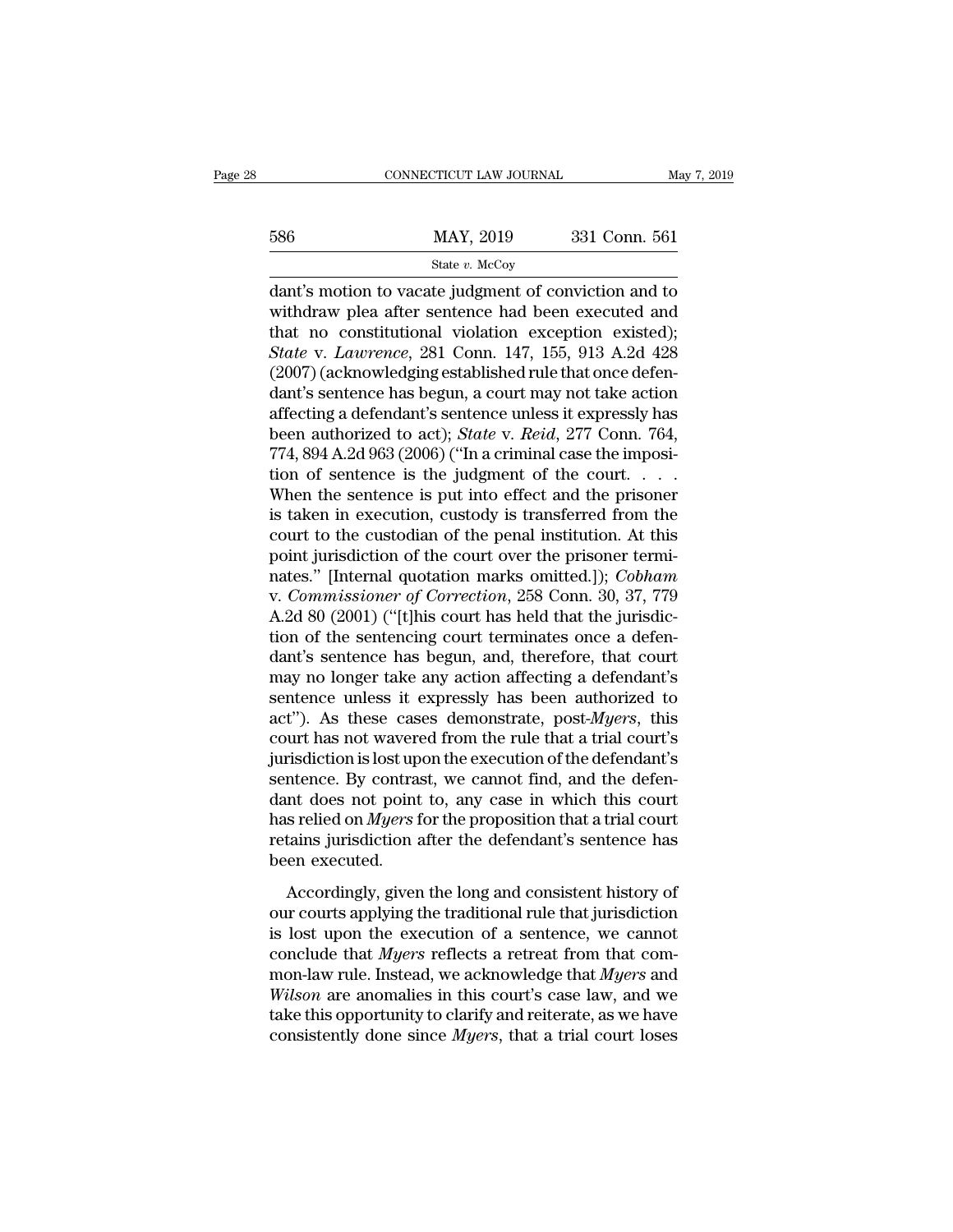dant's motion to vacate judgment of conviction and to withdraw plea after sentence had been executed and that no constitutional violation exception existed); *State* v. *Lawrence*, 281 Conn. 147, 155, 913 A.2d 428 (2007) (acknowledging established rule that once defendant's sentence has begun, a court may not take action affecting a defendant's sentence unless it expressly has been authorized to act); *State* v. *Reid*, 277 Conn. 764, 774, 894 A.2d 963 (2006) ("In a criminal case the imposition of sentence is the judgment of the court. . . . When the sentence is put into effect and the prisoner is taken in execution, custody is transferred from the court to the custodian of the penal institution. At this point jurisdiction of the court over the prisoner terminates." [Internal quotation marks omitted.]); *Cobham* v. *Commissioner of Correction*, 258 Conn. 30, 37, 779 A.2d 80 (2001) ("[t]his court has held that the jurisdiction of the sentencing court terminates once a defendant's sentence has begun, and, therefore, that court may no longer take any action affecting a defendant's sentence unless it expressly has been authorized to act"). As these cases demonstrate, post-*Myers*, this court has not wavered from the rule that a trial court's jurisdiction is lost upon the execution of the defendant's sentence. By contrast, we cannot find, and the defendant does not point to, any case in which this court has relied on *Myers* for the proposition that a trial court retains jurisdiction after the defendant's sentence has been executed.

Accordingly, given the long and consistent history of our courts applying the traditional rule that jurisdiction is lost upon the execution of a sentence, we cannot conclude that *Myers* reflects a retreat from that common-law rule. Instead, we acknowledge that *Myers* and *Wilson* are anomalies in this court's case law, and we take this opportunity to clarify and reiterate, as we have consistently done since *Myers*, that a trial court loses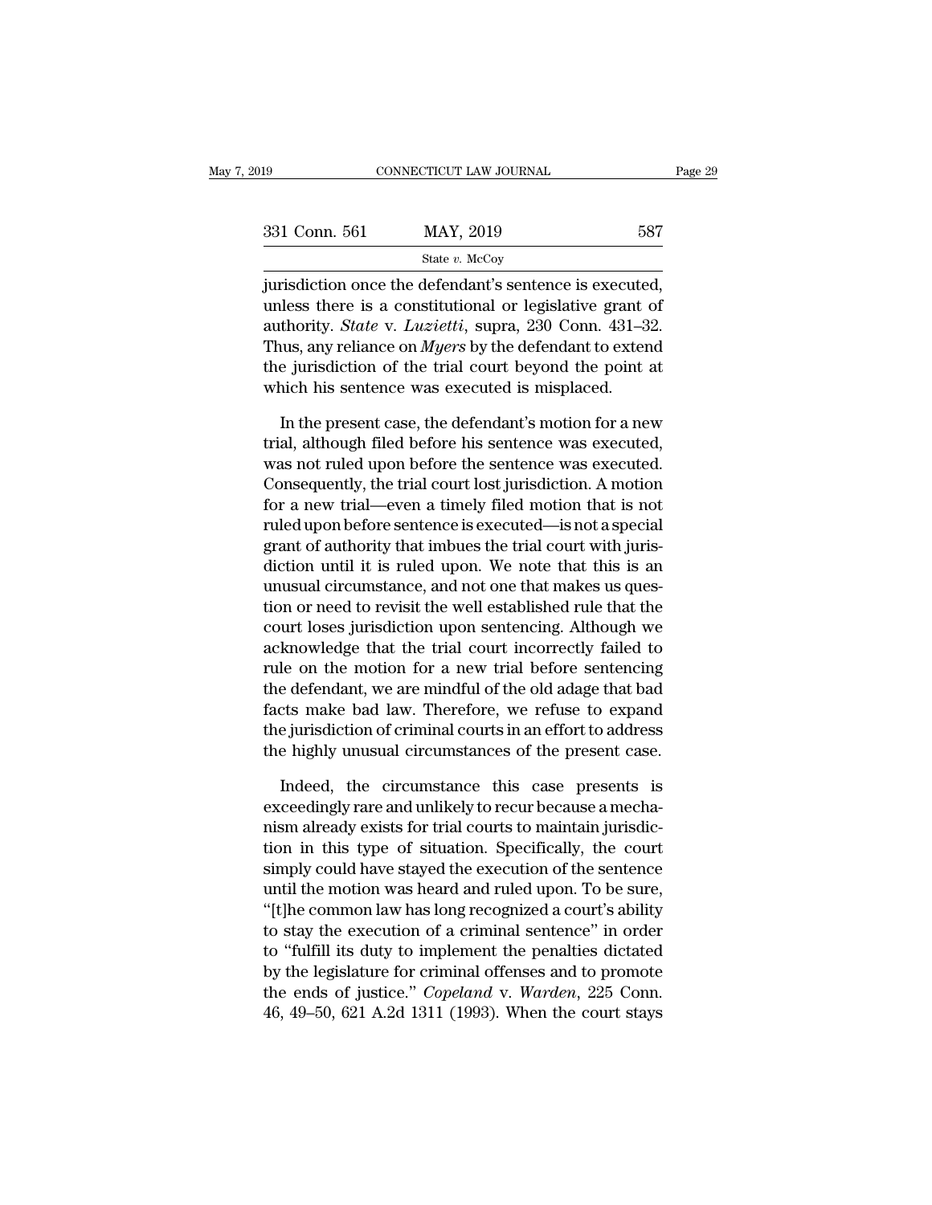jurisdiction once the defendant's sentence is executed, unless there is a constitutional or legislative grant of authority. *State* v. *Luzietti*, supra, 230 Conn. 431–32. Thus, any reliance on *Myers* by the defendant to extend the jurisdiction of the trial court beyond the point at which his sentence was executed is misplaced.

In the present case, the defendant's motion for a new trial, although filed before his sentence was executed, was not ruled upon before the sentence was executed. Consequently, the trial court lost jurisdiction. A motion for a new trial—even a timely filed motion that is not ruled upon before sentence is executed—is not a special grant of authority that imbues the trial court with jurisdiction until it is ruled upon. We note that this is an unusual circumstance, and not one that makes us question or need to revisit the well established rule that the court loses jurisdiction upon sentencing. Although we acknowledge that the trial court incorrectly failed to rule on the motion for a new trial before sentencing the defendant, we are mindful of the old adage that bad facts make bad law. Therefore, we refuse to expand the jurisdiction of criminal courts in an effort to address the highly unusual circumstances of the present case.

Indeed, the circumstance this case presents is exceedingly rare and unlikely to recur because a mechanism already exists for trial courts to maintain jurisdiction in this type of situation. Specifically, the court simply could have stayed the execution of the sentence until the motion was heard and ruled upon. To be sure, "[t]he common law has long recognized a court's ability to stay the execution of a criminal sentence" in order to "fulfill its duty to implement the penalties dictated by the legislature for criminal offenses and to promote the ends of justice." *Copeland* v. *Warden*, 225 Conn. 46, 49–50, 621 A.2d 1311 (1993). When the court stays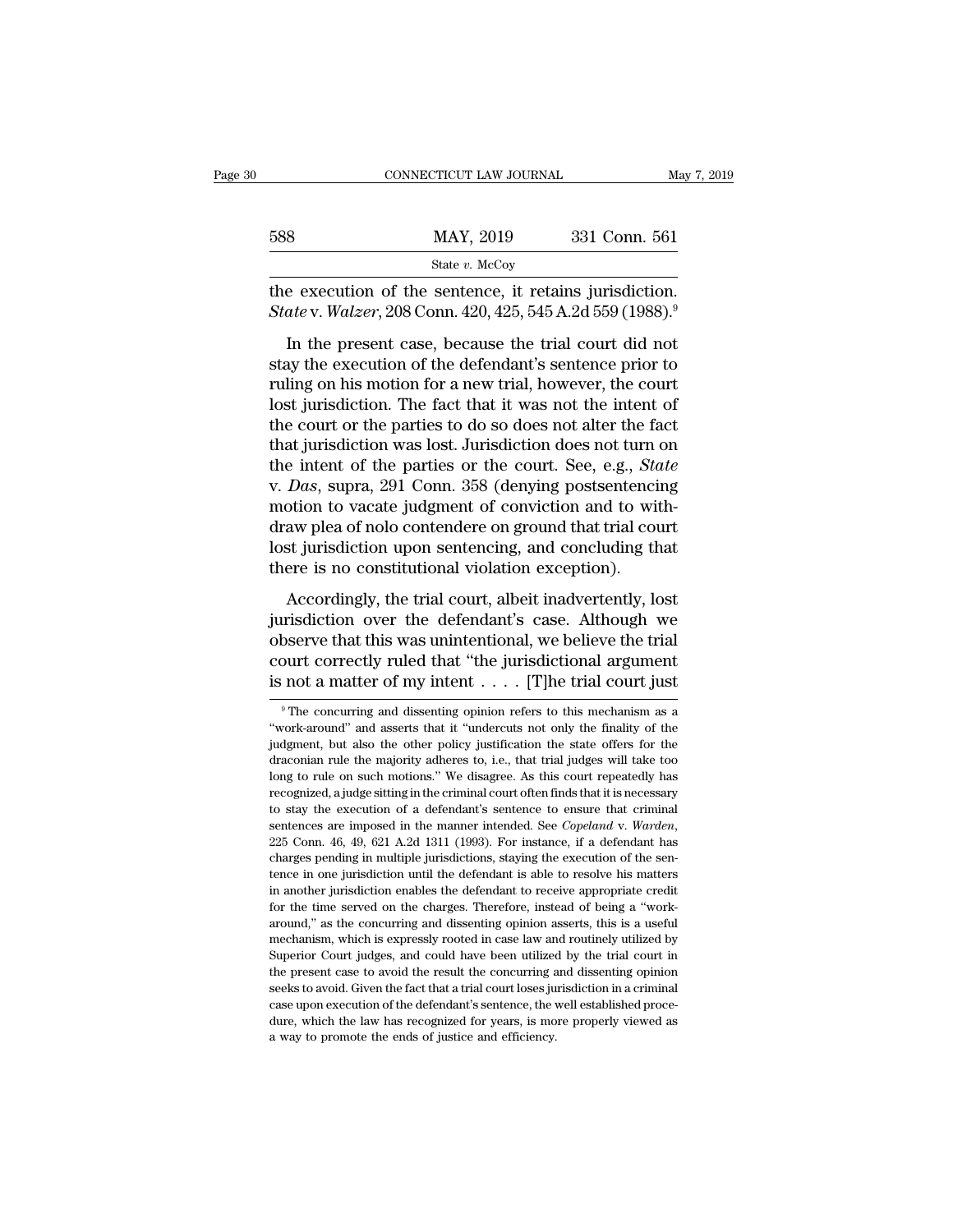the execution of the sentence, it retains jurisdiction. *State* v. *Walzer*, 208 Conn. 420, 425, 545 A.2d 559 (1988).[9]

In the present case, because the trial court did not stay the execution of the defendant's sentence prior to ruling on his motion for a new trial, however, the court lost jurisdiction. The fact that it was not the intent of the court or the parties to do so does not alter the fact that jurisdiction was lost. Jurisdiction does not turn on the intent of the parties or the court. See, e.g., *State* v. *Das*, supra, 291 Conn. 358 (denying postsentencing motion to vacate judgment of conviction and to withdraw plea of nolo contendere on ground that trial court lost jurisdiction upon sentencing, and concluding that there is no constitutional violation exception).

Accordingly, the trial court, albeit inadvertently, lost jurisdiction over the defendant's case. Although we observe that this was unintentional, we believe the trial court correctly ruled that "the jurisdictional argument is not a matter of my intent . . . . [T]he trial court just

[9] The concurring and dissenting opinion refers to this mechanism as a "work-around" and asserts that it "undercuts not only the finality of the judgment, but also the other policy justification the state offers for the draconian rule the majority adheres to, i.e., that trial judges will take too long to rule on such motions." We disagree. As this court repeatedly has recognized, a judge sitting in the criminal court often finds that it is necessary to stay the execution of a defendant's sentence to ensure that criminal sentences are imposed in the manner intended. See *Copeland* v. *Warden*, 225 Conn. 46, 49, 621 A.2d 1311 (1993). For instance, if a defendant has charges pending in multiple jurisdictions, staying the execution of the sentence in one jurisdiction until the defendant is able to resolve his matters in another jurisdiction enables the defendant to receive appropriate credit for the time served on the charges. Therefore, instead of being a "work-around," as the concurring and dissenting opinion asserts, this is a useful mechanism, which is expressly rooted in case law and routinely utilized by Superior Court judges, and could have been utilized by the trial court in the present case to avoid the result the concurring and dissenting opinion seeks to avoid. Given the fact that a trial court loses jurisdiction in a criminal case upon execution of the defendant's sentence, the well established procedure, which the law has recognized for years, is more properly viewed as a way to promote the ends of justice and efficiency.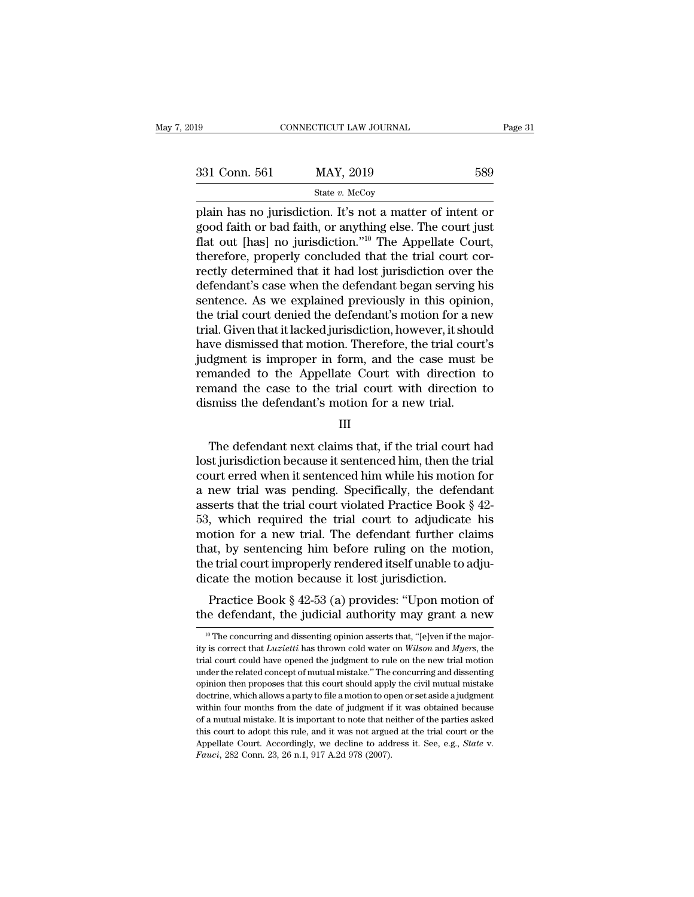plain has no jurisdiction. It's not a matter of intent or good faith or bad faith, or anything else. The court just flat out [has] no jurisdiction."[10] The Appellate Court, therefore, properly concluded that the trial court correctly determined that it had lost jurisdiction over the defendant's case when the defendant began serving his sentence. As we explained previously in this opinion, the trial court denied the defendant's motion for a new trial. Given that it lacked jurisdiction, however, it should have dismissed that motion. Therefore, the trial court's judgment is improper in form, and the case must be remanded to the Appellate Court with direction to remand the case to the trial court with direction to dismiss the defendant's motion for a new trial.

III

The defendant next claims that, if the trial court had lost jurisdiction because it sentenced him, then the trial court erred when it sentenced him while his motion for a new trial was pending. Specifically, the defendant asserts that the trial court violated Practice Book § 42-53, which required the trial court to adjudicate his motion for a new trial. The defendant further claims that, by sentencing him before ruling on the motion, the trial court improperly rendered itself unable to adjudicate the motion because it lost jurisdiction.

Practice Book § 42-53 (a) provides: "Upon motion of the defendant, the judicial authority may grant a new

---

[10] The concurring and dissenting opinion asserts that, "[e]ven if the majority is correct that *Luzietti* has thrown cold water on *Wilson* and *Myers*, the trial court could have opened the judgment to rule on the new trial motion under the related concept of mutual mistake." The concurring and dissenting opinion then proposes that this court should apply the civil mutual mistake doctrine, which allows a party to file a motion to open or set aside a judgment within four months from the date of judgment if it was obtained because of a mutual mistake. It is important to note that neither of the parties asked this court to adopt this rule, and it was not argued at the trial court or the Appellate Court. Accordingly, we decline to address it. See, e.g., *State* v. *Fauci*, 282 Conn. 23, 26 n.1, 917 A.2d 978 (2007).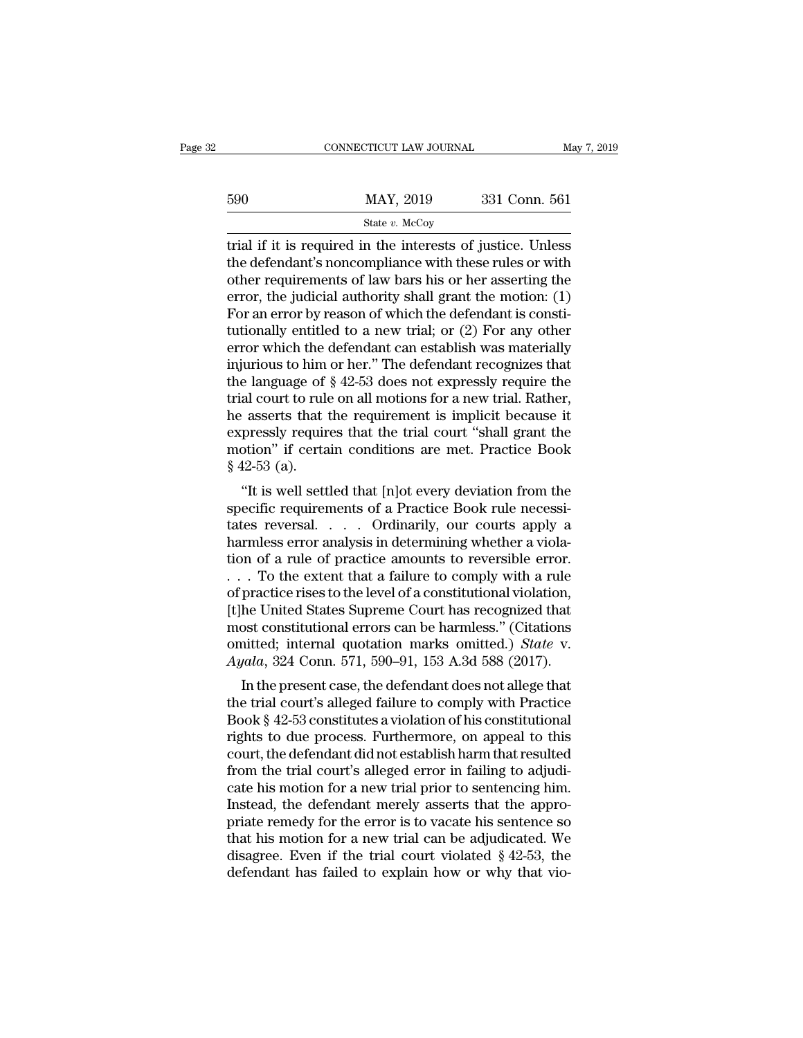trial if it is required in the interests of justice. Unless the defendant's noncompliance with these rules or with other requirements of law bars his or her asserting the error, the judicial authority shall grant the motion: (1) For an error by reason of which the defendant is constitutionally entitled to a new trial; or (2) For any other error which the defendant can establish was materially injurious to him or her." The defendant recognizes that the language of § 42-53 does not expressly require the trial court to rule on all motions for a new trial. Rather, he asserts that the requirement is implicit because it expressly requires that the trial court "shall grant the motion" if certain conditions are met. Practice Book § 42-53 (a).

"It is well settled that [n]ot every deviation from the specific requirements of a Practice Book rule necessitates reversal. . . . Ordinarily, our courts apply a harmless error analysis in determining whether a violation of a rule of practice amounts to reversible error. . . . To the extent that a failure to comply with a rule of practice rises to the level of a constitutional violation, [t]he United States Supreme Court has recognized that most constitutional errors can be harmless." (Citations omitted; internal quotation marks omitted.) *State* v. *Ayala*, 324 Conn. 571, 590–91, 153 A.3d 588 (2017).

In the present case, the defendant does not allege that the trial court's alleged failure to comply with Practice Book § 42-53 constitutes a violation of his constitutional rights to due process. Furthermore, on appeal to this court, the defendant did not establish harm that resulted from the trial court's alleged error in failing to adjudicate his motion for a new trial prior to sentencing him. Instead, the defendant merely asserts that the appropriate remedy for the error is to vacate his sentence so that his motion for a new trial can be adjudicated. We disagree. Even if the trial court violated § 42-53, the defendant has failed to explain how or why that vio-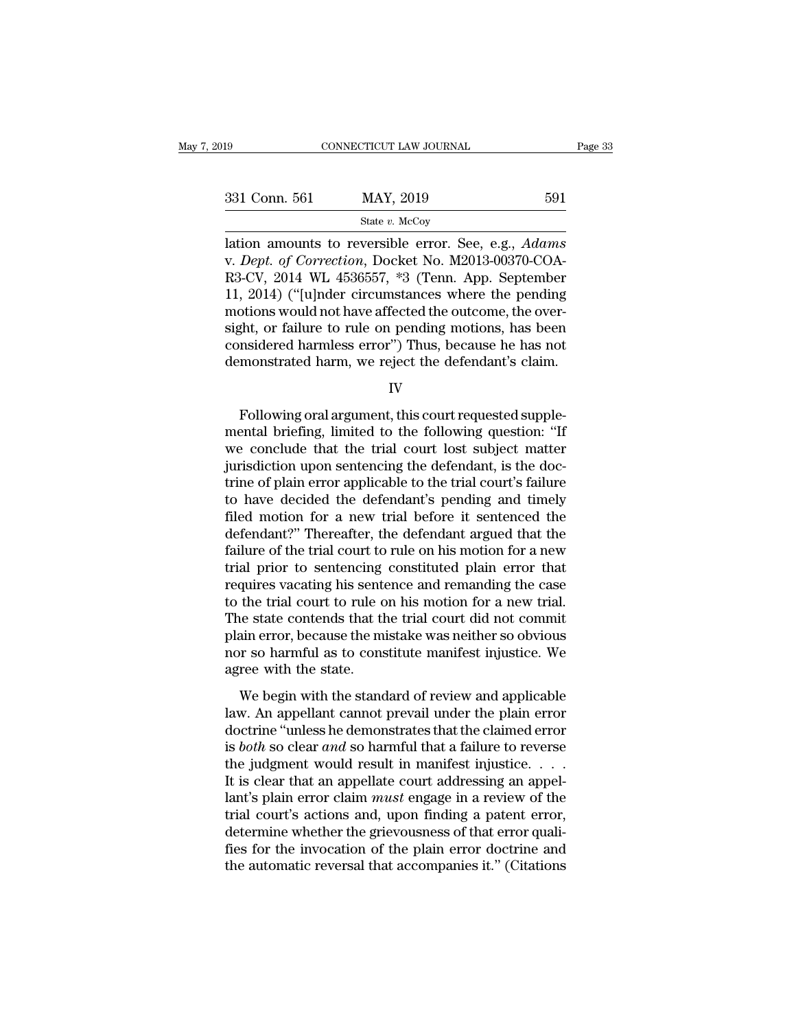lation amounts to reversible error. See, e.g., *Adams* v. *Dept. of Correction*, Docket No. M2013-00370-COA-R3-CV, 2014 WL 4536557, *3 (Tenn. App. September 11, 2014) ("[u]nder circumstances where the pending motions would not have affected the outcome, the oversight, or failure to rule on pending motions, has been considered harmless error") Thus, because he has not demonstrated harm, we reject the defendant's claim.

IV

Following oral argument, this court requested supplemental briefing, limited to the following question: "If we conclude that the trial court lost subject matter jurisdiction upon sentencing the defendant, is the doctrine of plain error applicable to the trial court's failure to have decided the defendant's pending and timely filed motion for a new trial before it sentenced the defendant?" Thereafter, the defendant argued that the failure of the trial court to rule on his motion for a new trial prior to sentencing constituted plain error that requires vacating his sentence and remanding the case to the trial court to rule on his motion for a new trial. The state contends that the trial court did not commit plain error, because the mistake was neither so obvious nor so harmful as to constitute manifest injustice. We agree with the state.

We begin with the standard of review and applicable law. An appellant cannot prevail under the plain error doctrine "unless he demonstrates that the claimed error is *both* so clear *and* so harmful that a failure to reverse the judgment would result in manifest injustice. . . . It is clear that an appellate court addressing an appellant's plain error claim *must* engage in a review of the trial court's actions and, upon finding a patent error, determine whether the grievousness of that error qualifies for the invocation of the plain error doctrine and the automatic reversal that accompanies it." (Citations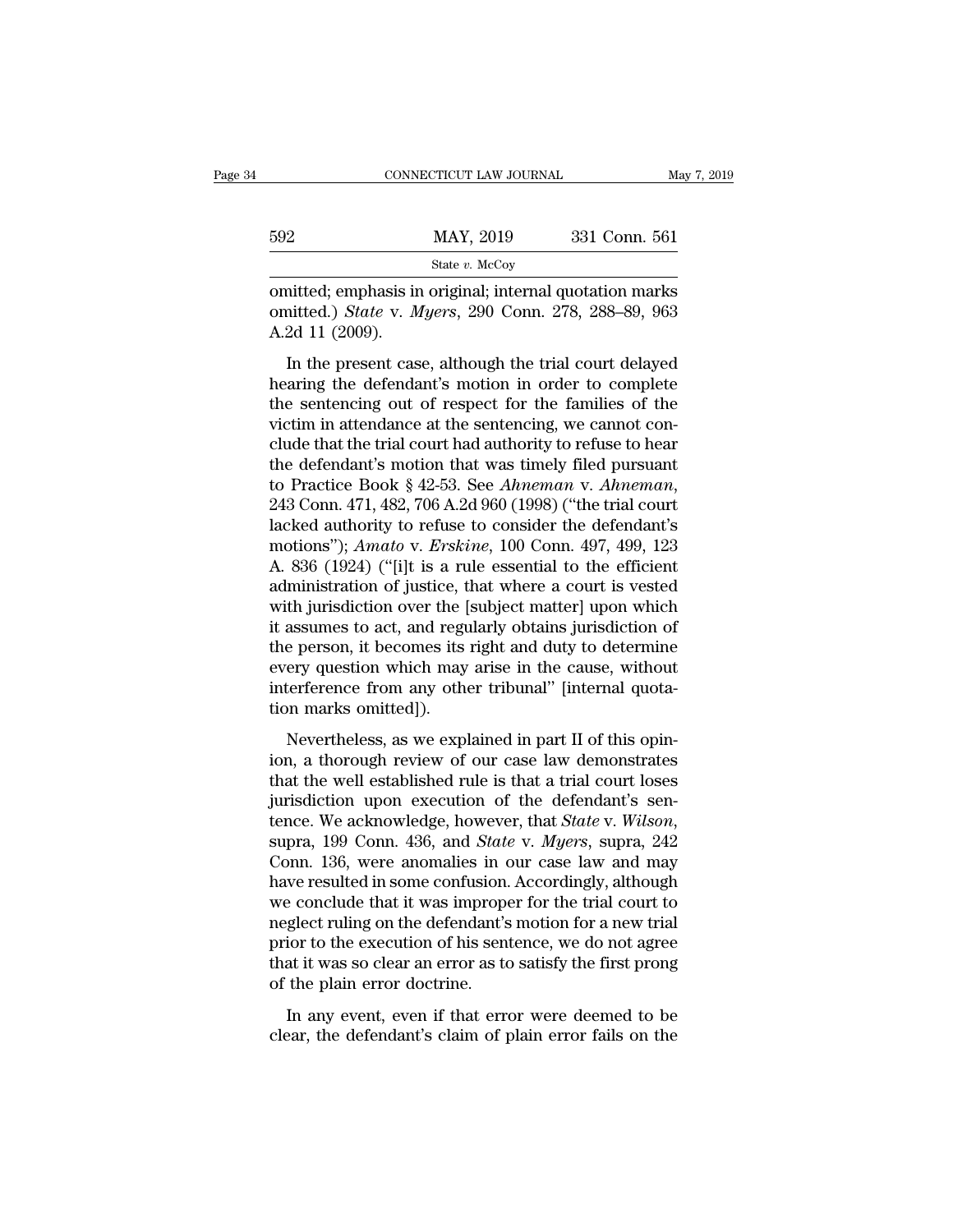omitted; emphasis in original; internal quotation marks omitted.) *State* v. *Myers*, 290 Conn. 278, 288–89, 963 A.2d 11 (2009).

In the present case, although the trial court delayed hearing the defendant's motion in order to complete the sentencing out of respect for the families of the victim in attendance at the sentencing, we cannot conclude that the trial court had authority to refuse to hear the defendant's motion that was timely filed pursuant to Practice Book § 42-53. See *Ahneman* v. *Ahneman*, 243 Conn. 471, 482, 706 A.2d 960 (1998) ("the trial court lacked authority to refuse to consider the defendant's motions"); *Amato* v. *Erskine*, 100 Conn. 497, 499, 123 A. 836 (1924) ("[i]t is a rule essential to the efficient administration of justice, that where a court is vested with jurisdiction over the [subject matter] upon which it assumes to act, and regularly obtains jurisdiction of the person, it becomes its right and duty to determine every question which may arise in the cause, without interference from any other tribunal" [internal quotation marks omitted]).

Nevertheless, as we explained in part II of this opinion, a thorough review of our case law demonstrates that the well established rule is that a trial court loses jurisdiction upon execution of the defendant's sentence. We acknowledge, however, that *State* v. *Wilson*, supra, 199 Conn. 436, and *State* v. *Myers*, supra, 242 Conn. 136, were anomalies in our case law and may have resulted in some confusion. Accordingly, although we conclude that it was improper for the trial court to neglect ruling on the defendant's motion for a new trial prior to the execution of his sentence, we do not agree that it was so clear an error as to satisfy the first prong of the plain error doctrine.

In any event, even if that error were deemed to be clear, the defendant's claim of plain error fails on the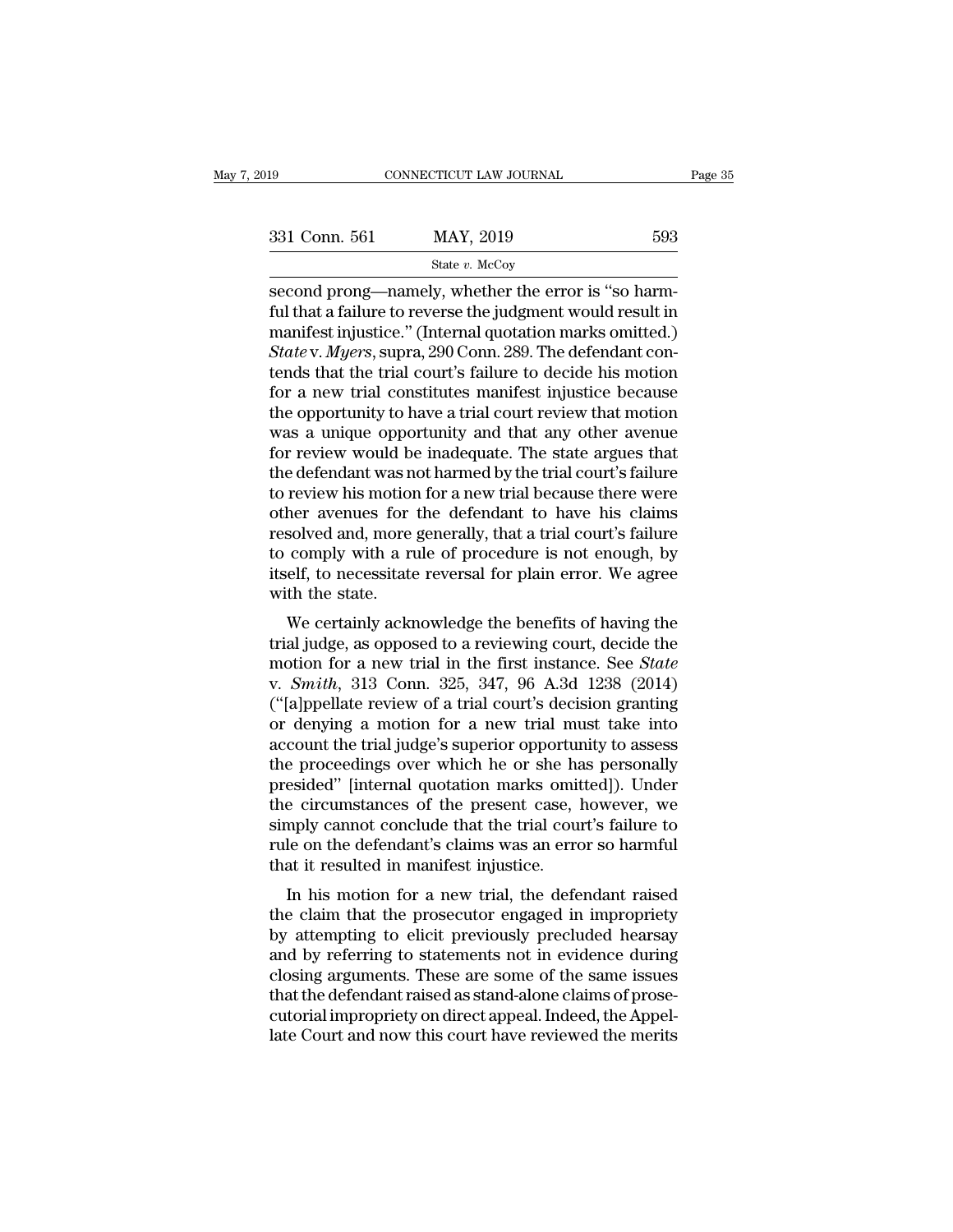second prong—namely, whether the error is "so harmful that a failure to reverse the judgment would result in manifest injustice." (Internal quotation marks omitted.) *State* v. *Myers*, supra, 290 Conn. 289. The defendant contends that the trial court's failure to decide his motion for a new trial constitutes manifest injustice because the opportunity to have a trial court review that motion was a unique opportunity and that any other avenue for review would be inadequate. The state argues that the defendant was not harmed by the trial court's failure to review his motion for a new trial because there were other avenues for the defendant to have his claims resolved and, more generally, that a trial court's failure to comply with a rule of procedure is not enough, by itself, to necessitate reversal for plain error. We agree with the state.

We certainly acknowledge the benefits of having the trial judge, as opposed to a reviewing court, decide the motion for a new trial in the first instance. See *State* v. *Smith*, 313 Conn. 325, 347, 96 A.3d 1238 (2014) ("[a]ppellate review of a trial court's decision granting or denying a motion for a new trial must take into account the trial judge's superior opportunity to assess the proceedings over which he or she has personally presided" [internal quotation marks omitted]). Under the circumstances of the present case, however, we simply cannot conclude that the trial court's failure to rule on the defendant's claims was an error so harmful that it resulted in manifest injustice.

In his motion for a new trial, the defendant raised the claim that the prosecutor engaged in impropriety by attempting to elicit previously precluded hearsay and by referring to statements not in evidence during closing arguments. These are some of the same issues that the defendant raised as stand-alone claims of prosecutorial impropriety on direct appeal. Indeed, the Appellate Court and now this court have reviewed the merits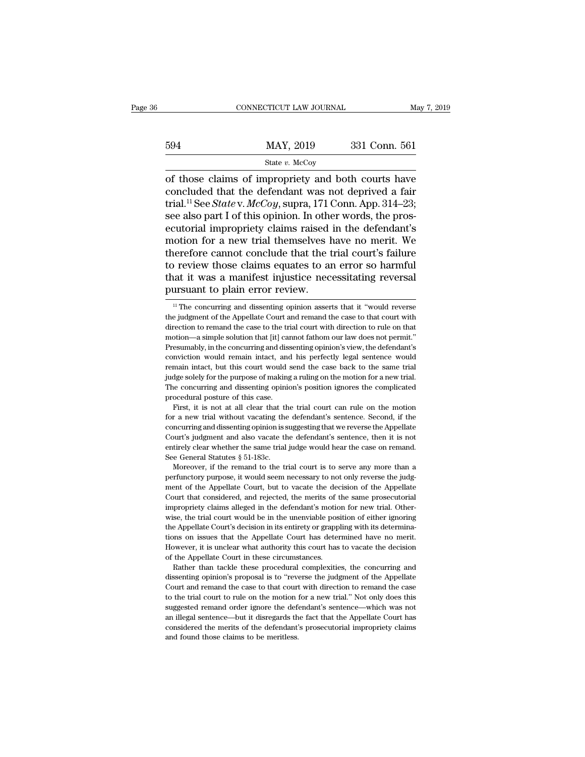of those claims of impropriety and both courts have concluded that the defendant was not deprived a fair trial.[11] See *State* v. *McCoy*, supra, 171 Conn. App. 314–23; see also part I of this opinion. In other words, the prosecutorial impropriety claims raised in the defendant's motion for a new trial themselves have no merit. We therefore cannot conclude that the trial court's failure to review those claims equates to an error so harmful that it was a manifest injustice necessitating reversal pursuant to plain error review.

[11] The concurring and dissenting opinion asserts that it "would reverse the judgment of the Appellate Court and remand the case to that court with direction to remand the case to the trial court with direction to rule on that motion—a simple solution that [it] cannot fathom our law does not permit." Presumably, in the concurring and dissenting opinion's view, the defendant's conviction would remain intact, and his perfectly legal sentence would remain intact, but this court would send the case back to the same trial judge solely for the purpose of making a ruling on the motion for a new trial. The concurring and dissenting opinion's position ignores the complicated procedural posture of this case.

First, it is not at all clear that the trial court can rule on the motion for a new trial without vacating the defendant's sentence. Second, if the concurring and dissenting opinion is suggesting that we reverse the Appellate Court's judgment and also vacate the defendant's sentence, then it is not entirely clear whether the same trial judge would hear the case on remand. See General Statutes § 51-183c.

Moreover, if the remand to the trial court is to serve any more than a perfunctory purpose, it would seem necessary to not only reverse the judgment of the Appellate Court, but to vacate the decision of the Appellate Court that considered, and rejected, the merits of the same prosecutorial impropriety claims alleged in the defendant's motion for new trial. Otherwise, the trial court would be in the unenviable position of either ignoring the Appellate Court's decision in its entirety or grappling with its determinations on issues that the Appellate Court has determined have no merit. However, it is unclear what authority this court has to vacate the decision of the Appellate Court in these circumstances.

Rather than tackle these procedural complexities, the concurring and dissenting opinion's proposal is to "reverse the judgment of the Appellate Court and remand the case to that court with direction to remand the case to the trial court to rule on the motion for a new trial." Not only does this suggested remand order ignore the defendant's sentence—which was not an illegal sentence—but it disregards the fact that the Appellate Court has considered the merits of the defendant's prosecutorial impropriety claims and found those claims to be meritless.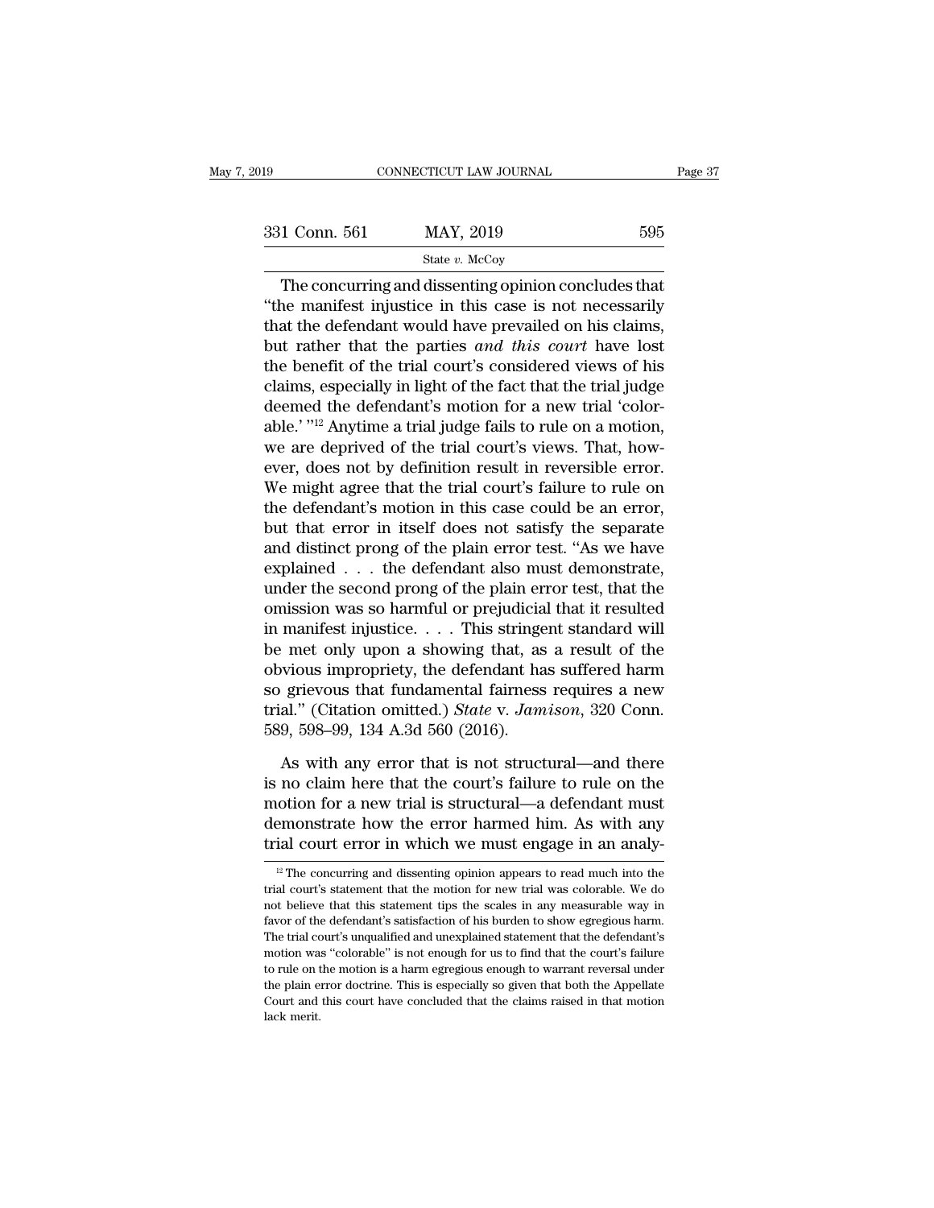The concurring and dissenting opinion concludes that "the manifest injustice in this case is not necessarily that the defendant would have prevailed on his claims, but rather that the parties *and this court* have lost the benefit of the trial court's considered views of his claims, especially in light of the fact that the trial judge deemed the defendant's motion for a new trial 'colorable.' "[12] Anytime a trial judge fails to rule on a motion, we are deprived of the trial court's views. That, however, does not by definition result in reversible error. We might agree that the trial court's failure to rule on the defendant's motion in this case could be an error, but that error in itself does not satisfy the separate and distinct prong of the plain error test. "As we have explained . . . the defendant also must demonstrate, under the second prong of the plain error test, that the omission was so harmful or prejudicial that it resulted in manifest injustice. . . . This stringent standard will be met only upon a showing that, as a result of the obvious impropriety, the defendant has suffered harm so grievous that fundamental fairness requires a new trial." (Citation omitted.) *State* v. *Jamison*, 320 Conn. 589, 598–99, 134 A.3d 560 (2016).

As with any error that is not structural—and there is no claim here that the court's failure to rule on the motion for a new trial is structural—a defendant must demonstrate how the error harmed him. As with any trial court error in which we must engage in an analy-

[12] The concurring and dissenting opinion appears to read much into the trial court's statement that the motion for new trial was colorable. We do not believe that this statement tips the scales in any measurable way in favor of the defendant's satisfaction of his burden to show egregious harm. The trial court's unqualified and unexplained statement that the defendant's motion was "colorable" is not enough for us to find that the court's failure to rule on the motion is a harm egregious enough to warrant reversal under the plain error doctrine. This is especially so given that both the Appellate Court and this court have concluded that the claims raised in that motion lack merit.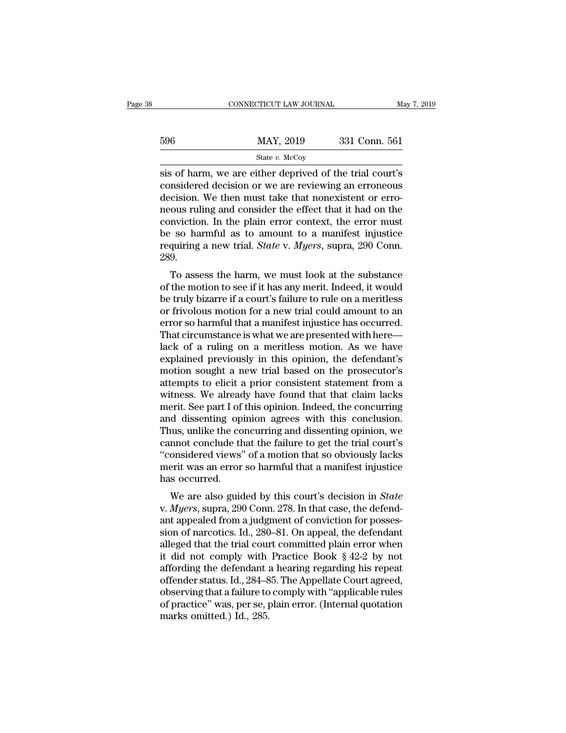sis of harm, we are either deprived of the trial court's considered decision or we are reviewing an erroneous decision. We then must take that nonexistent or erroneous ruling and consider the effect that it had on the conviction. In the plain error context, the error must be so harmful as to amount to a manifest injustice requiring a new trial. *State* v. *Myers*, supra, 290 Conn. 289.

To assess the harm, we must look at the substance of the motion to see if it has any merit. Indeed, it would be truly bizarre if a court's failure to rule on a meritless or frivolous motion for a new trial could amount to an error so harmful that a manifest injustice has occurred. That circumstance is what we are presented with here—lack of a ruling on a meritless motion. As we have explained previously in this opinion, the defendant's motion sought a new trial based on the prosecutor's attempts to elicit a prior consistent statement from a witness. We already have found that that claim lacks merit. See part I of this opinion. Indeed, the concurring and dissenting opinion agrees with this conclusion. Thus, unlike the concurring and dissenting opinion, we cannot conclude that the failure to get the trial court's "considered views" of a motion that so obviously lacks merit was an error so harmful that a manifest injustice has occurred.

We are also guided by this court's decision in *State* v. *Myers*, supra, 290 Conn. 278. In that case, the defendant appealed from a judgment of conviction for possession of narcotics. Id., 280–81. On appeal, the defendant alleged that the trial court committed plain error when it did not comply with Practice Book § 42-2 by not affording the defendant a hearing regarding his repeat offender status. Id., 284–85. The Appellate Court agreed, observing that a failure to comply with "applicable rules of practice" was, per se, plain error. (Internal quotation marks omitted.) Id., 285.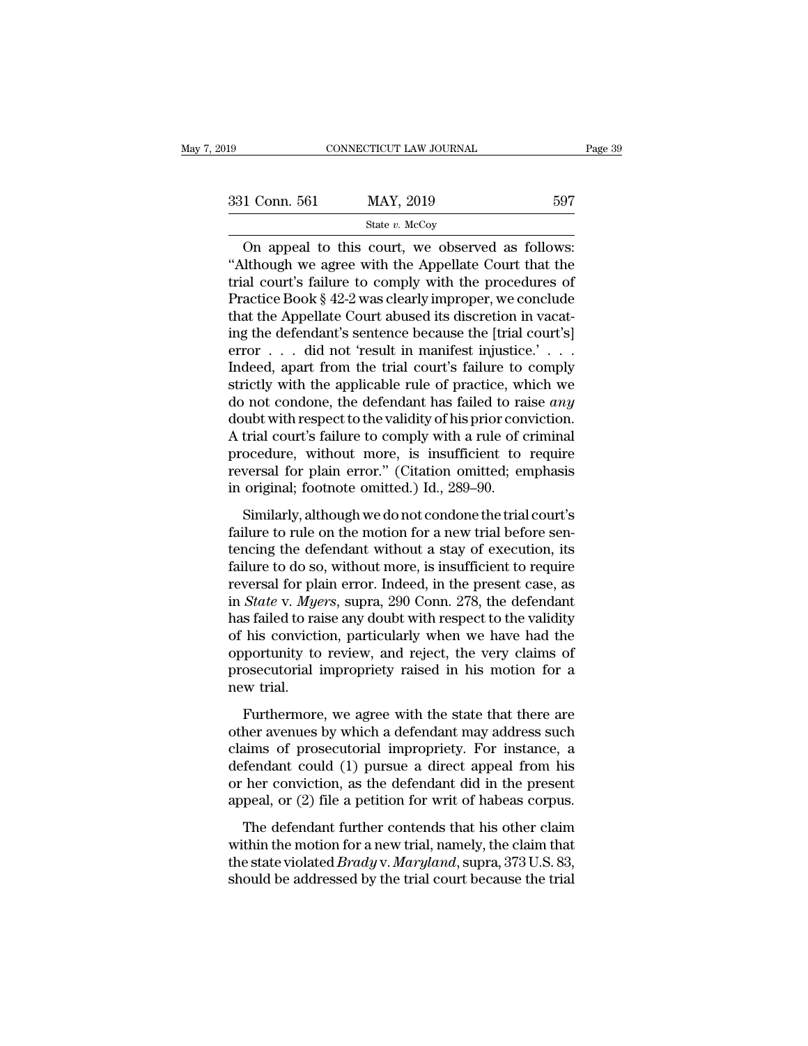On appeal to this court, we observed as follows: "Although we agree with the Appellate Court that the trial court's failure to comply with the procedures of Practice Book § 42-2 was clearly improper, we conclude that the Appellate Court abused its discretion in vacating the defendant's sentence because the [trial court's] error . . . did not 'result in manifest injustice.' . . . Indeed, apart from the trial court's failure to comply strictly with the applicable rule of practice, which we do not condone, the defendant has failed to raise *any* doubt with respect to the validity of his prior conviction. A trial court's failure to comply with a rule of criminal procedure, without more, is insufficient to require reversal for plain error." (Citation omitted; emphasis in original; footnote omitted.) Id., 289–90.

Similarly, although we do not condone the trial court's failure to rule on the motion for a new trial before sentencing the defendant without a stay of execution, its failure to do so, without more, is insufficient to require reversal for plain error. Indeed, in the present case, as in *State* v. *Myers*, supra, 290 Conn. 278, the defendant has failed to raise any doubt with respect to the validity of his conviction, particularly when we have had the opportunity to review, and reject, the very claims of prosecutorial impropriety raised in his motion for a new trial.

Furthermore, we agree with the state that there are other avenues by which a defendant may address such claims of prosecutorial impropriety. For instance, a defendant could (1) pursue a direct appeal from his or her conviction, as the defendant did in the present appeal, or (2) file a petition for writ of habeas corpus.

The defendant further contends that his other claim within the motion for a new trial, namely, the claim that the state violated *Brady* v. *Maryland*, supra, 373 U.S. 83, should be addressed by the trial court because the trial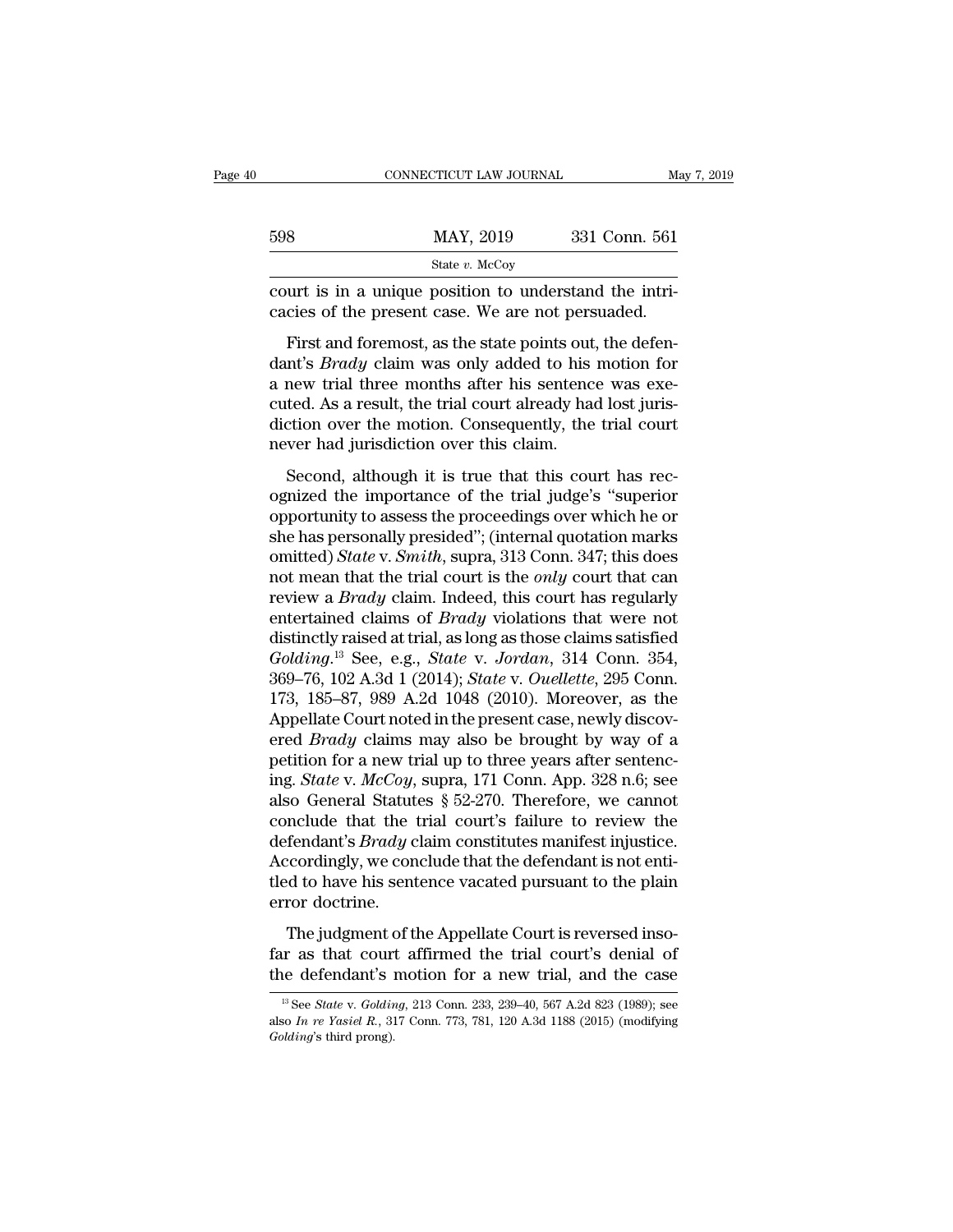court is in a unique position to understand the intricacies of the present case. We are not persuaded.

First and foremost, as the state points out, the defendant's *Brady* claim was only added to his motion for a new trial three months after his sentence was executed. As a result, the trial court already had lost jurisdiction over the motion. Consequently, the trial court never had jurisdiction over this claim.

Second, although it is true that this court has recognized the importance of the trial judge's "superior opportunity to assess the proceedings over which he or she has personally presided"; (internal quotation marks omitted) *State* v. *Smith*, supra, 313 Conn. 347; this does not mean that the trial court is the *only* court that can review a *Brady* claim. Indeed, this court has regularly entertained claims of *Brady* violations that were not distinctly raised at trial, as long as those claims satisfied *Golding*.[13] See, e.g., *State* v. *Jordan*, 314 Conn. 354, 369–76, 102 A.3d 1 (2014); *State* v. *Ouellette*, 295 Conn. 173, 185–87, 989 A.2d 1048 (2010). Moreover, as the Appellate Court noted in the present case, newly discovered *Brady* claims may also be brought by way of a petition for a new trial up to three years after sentencing. *State* v. *McCoy*, supra, 171 Conn. App. 328 n.6; see also General Statutes § 52-270. Therefore, we cannot conclude that the trial court's failure to review the defendant's *Brady* claim constitutes manifest injustice. Accordingly, we conclude that the defendant is not entitled to have his sentence vacated pursuant to the plain error doctrine.

The judgment of the Appellate Court is reversed insofar as that court affirmed the trial court's denial of the defendant's motion for a new trial, and the case

---

[13] See *State* v. *Golding*, 213 Conn. 233, 239–40, 567 A.2d 823 (1989); see also *In re Yasiel R.*, 317 Conn. 773, 781, 120 A.3d 1188 (2015) (modifying *Golding*'s third prong).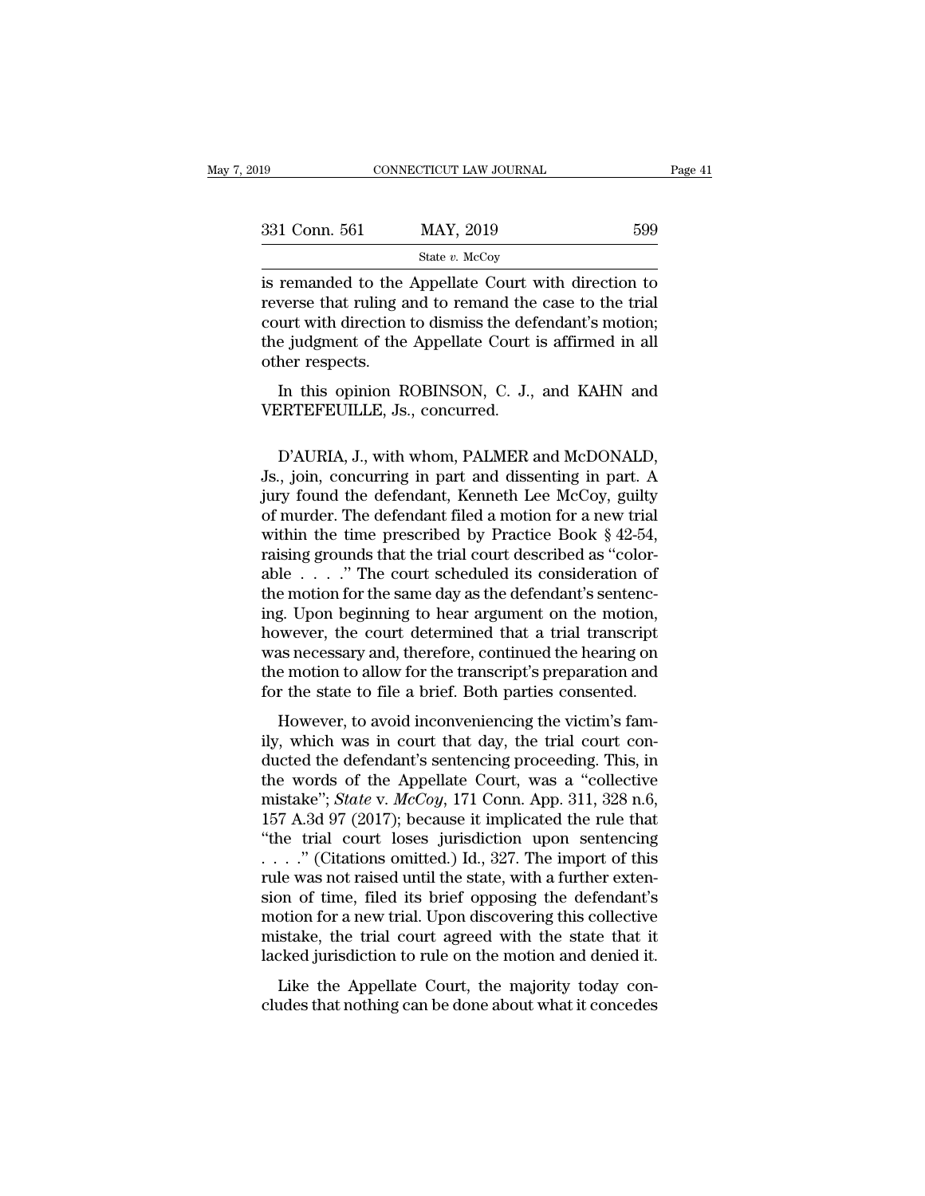is remanded to the Appellate Court with direction to reverse that ruling and to remand the case to the trial court with direction to dismiss the defendant's motion; the judgment of the Appellate Court is affirmed in all other respects.

In this opinion ROBINSON, C. J., and KAHN and VERTEFEUILLE, Js., concurred.

D'AURIA, J., with whom, PALMER and McDONALD, Js., join, concurring in part and dissenting in part. A jury found the defendant, Kenneth Lee McCoy, guilty of murder. The defendant filed a motion for a new trial within the time prescribed by Practice Book § 42-54, raising grounds that the trial court described as "colorable . . . ." The court scheduled its consideration of the motion for the same day as the defendant's sentencing. Upon beginning to hear argument on the motion, however, the court determined that a trial transcript was necessary and, therefore, continued the hearing on the motion to allow for the transcript's preparation and for the state to file a brief. Both parties consented.

However, to avoid inconveniencing the victim's family, which was in court that day, the trial court conducted the defendant's sentencing proceeding. This, in the words of the Appellate Court, was a "collective mistake"; *State* v. *McCoy*, 171 Conn. App. 311, 328 n.6, 157 A.3d 97 (2017); because it implicated the rule that "the trial court loses jurisdiction upon sentencing . . . ." (Citations omitted.) Id., 327. The import of this rule was not raised until the state, with a further extension of time, filed its brief opposing the defendant's motion for a new trial. Upon discovering this collective mistake, the trial court agreed with the state that it lacked jurisdiction to rule on the motion and denied it.

Like the Appellate Court, the majority today concludes that nothing can be done about what it concedes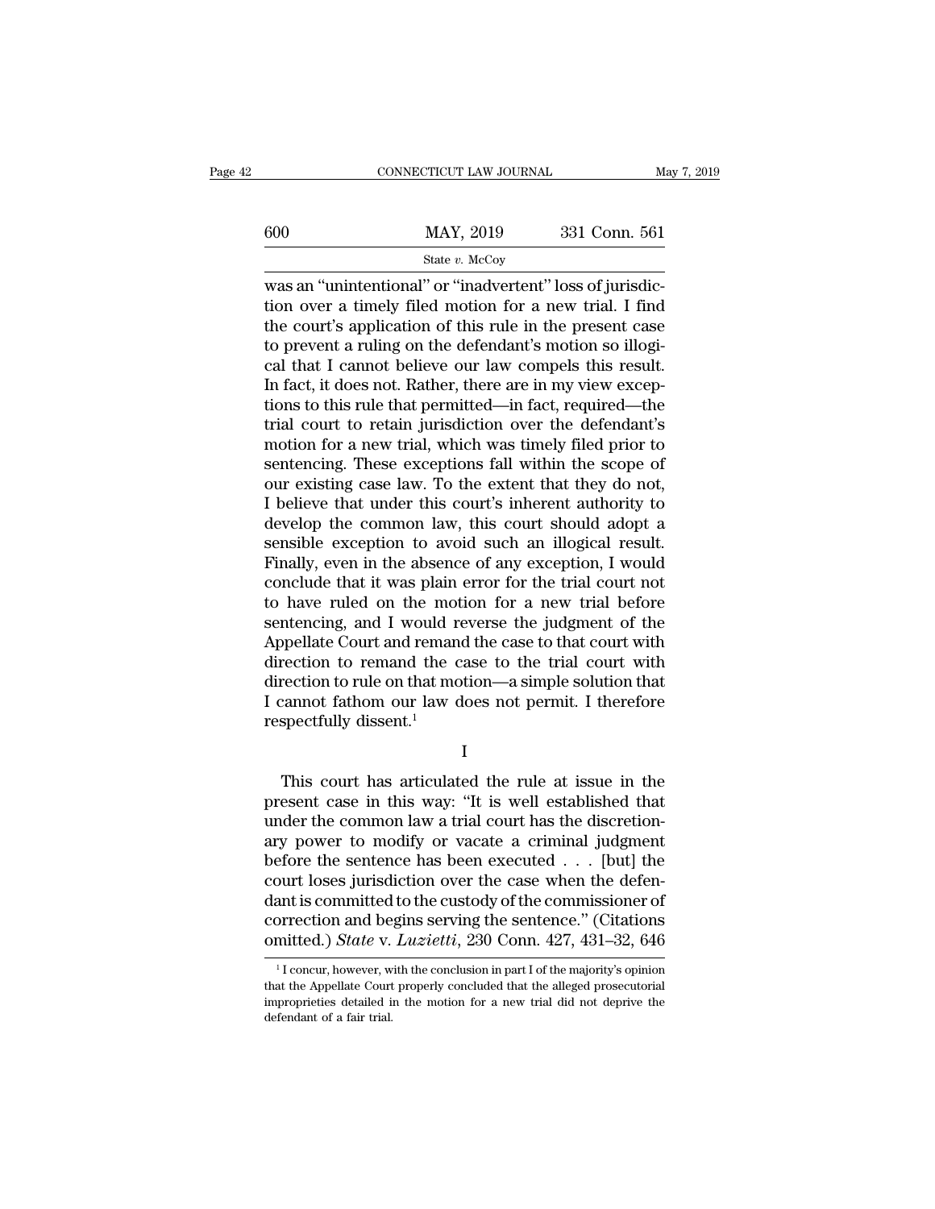was an "unintentional" or "inadvertent" loss of jurisdiction over a timely filed motion for a new trial. I find the court's application of this rule in the present case to prevent a ruling on the defendant's motion so illogical that I cannot believe our law compels this result. In fact, it does not. Rather, there are in my view exceptions to this rule that permitted—in fact, required—the trial court to retain jurisdiction over the defendant's motion for a new trial, which was timely filed prior to sentencing. These exceptions fall within the scope of our existing case law. To the extent that they do not, I believe that under this court's inherent authority to develop the common law, this court should adopt a sensible exception to avoid such an illogical result. Finally, even in the absence of any exception, I would conclude that it was plain error for the trial court not to have ruled on the motion for a new trial before sentencing, and I would reverse the judgment of the Appellate Court and remand the case to that court with direction to remand the case to the trial court with direction to rule on that motion—a simple solution that I cannot fathom our law does not permit. I therefore respectfully dissent.[1]

I

This court has articulated the rule at issue in the present case in this way: "It is well established that under the common law a trial court has the discretionary power to modify or vacate a criminal judgment before the sentence has been executed . . . [but] the court loses jurisdiction over the case when the defendant is committed to the custody of the commissioner of correction and begins serving the sentence." (Citations omitted.) *State* v. *Luzietti*, 230 Conn. 427, 431–32, 646

[1] I concur, however, with the conclusion in part I of the majority's opinion that the Appellate Court properly concluded that the alleged prosecutorial improprieties detailed in the motion for a new trial did not deprive the defendant of a fair trial.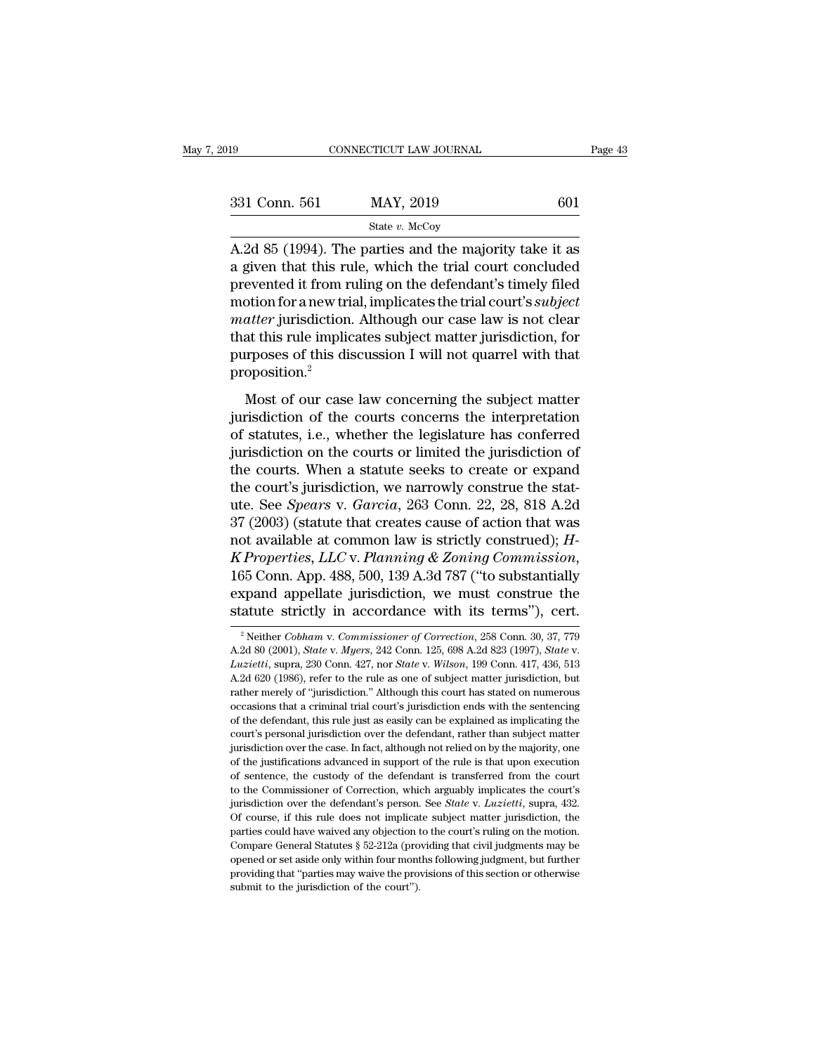A.2d 85 (1994). The parties and the majority take it as a given that this rule, which the trial court concluded prevented it from ruling on the defendant's timely filed motion for a new trial, implicates the trial court's *subject matter* jurisdiction. Although our case law is not clear that this rule implicates subject matter jurisdiction, for purposes of this discussion I will not quarrel with that proposition.[2]

Most of our case law concerning the subject matter jurisdiction of the courts concerns the interpretation of statutes, i.e., whether the legislature has conferred jurisdiction on the courts or limited the jurisdiction of the courts. When a statute seeks to create or expand the court's jurisdiction, we narrowly construe the statute. See *Spears* v. *Garcia*, 263 Conn. 22, 28, 818 A.2d 37 (2003) (statute that creates cause of action that was not available at common law is strictly construed); *H-K Properties, LLC* v. *Planning & Zoning Commission*, 165 Conn. App. 488, 500, 139 A.3d 787 ("to substantially expand appellate jurisdiction, we must construe the statute strictly in accordance with its terms"), cert.

[2] Neither *Cobham* v. *Commissioner of Correction*, 258 Conn. 30, 37, 779 A.2d 80 (2001), *State* v. *Myers*, 242 Conn. 125, 698 A.2d 823 (1997), *State* v. *Luzietti*, supra, 230 Conn. 427, nor *State* v. *Wilson*, 199 Conn. 417, 436, 513 A.2d 620 (1986), refer to the rule as one of subject matter jurisdiction, but rather merely of "jurisdiction." Although this court has stated on numerous occasions that a criminal trial court's jurisdiction ends with the sentencing of the defendant, this rule just as easily can be explained as implicating the court's personal jurisdiction over the defendant, rather than subject matter jurisdiction over the case. In fact, although not relied on by the majority, one of the justifications advanced in support of the rule is that upon execution of sentence, the custody of the defendant is transferred from the court to the Commissioner of Correction, which arguably implicates the court's jurisdiction over the defendant's person. See *State* v. *Luzietti*, supra, 432. Of course, if this rule does not implicate subject matter jurisdiction, the parties could have waived any objection to the court's ruling on the motion. Compare General Statutes § 52-212a (providing that civil judgments may be opened or set aside only within four months following judgment, but further providing that "parties may waive the provisions of this section or otherwise submit to the jurisdiction of the court").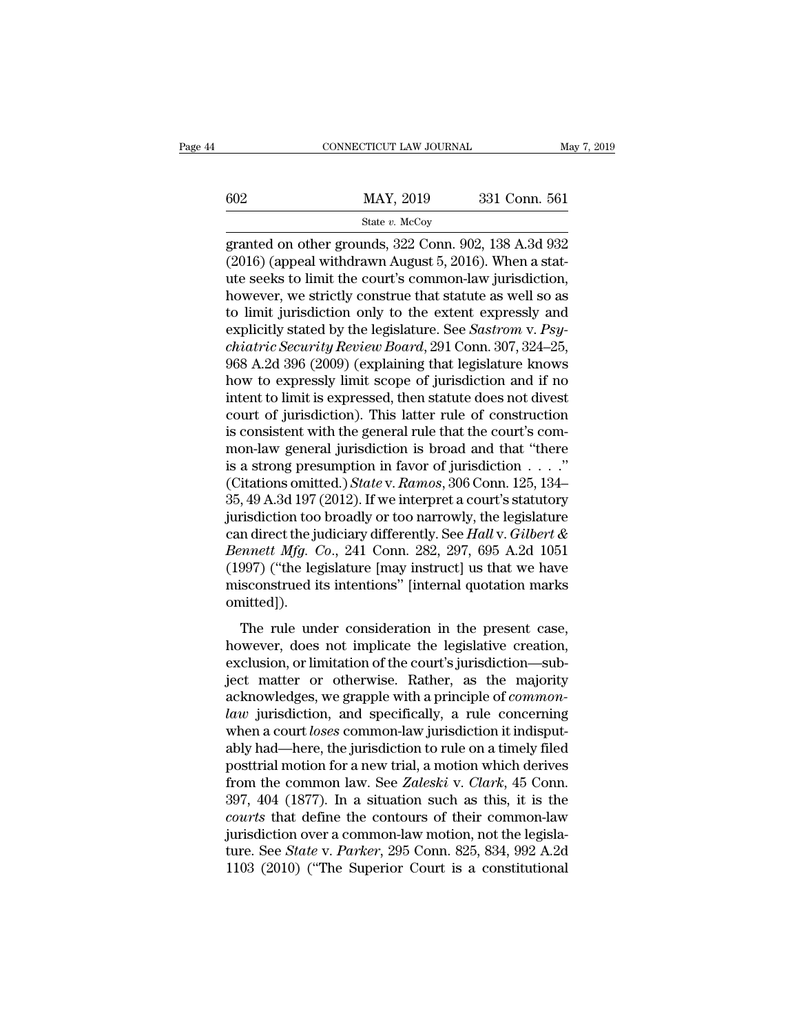granted on other grounds, 322 Conn. 902, 138 A.3d 932 (2016) (appeal withdrawn August 5, 2016). When a statute seeks to limit the court's common-law jurisdiction, however, we strictly construe that statute as well so as to limit jurisdiction only to the extent expressly and explicitly stated by the legislature. See *Sastrom* v. *Psychiatric Security Review Board*, 291 Conn. 307, 324–25, 968 A.2d 396 (2009) (explaining that legislature knows how to expressly limit scope of jurisdiction and if no intent to limit is expressed, then statute does not divest court of jurisdiction). This latter rule of construction is consistent with the general rule that the court's common-law general jurisdiction is broad and that "there is a strong presumption in favor of jurisdiction . . . ." (Citations omitted.) *State* v. *Ramos*, 306 Conn. 125, 134–35, 49 A.3d 197 (2012). If we interpret a court's statutory jurisdiction too broadly or too narrowly, the legislature can direct the judiciary differently. See *Hall* v. *Gilbert & Bennett Mfg. Co.*, 241 Conn. 282, 297, 695 A.2d 1051 (1997) ("the legislature [may instruct] us that we have misconstrued its intentions" [internal quotation marks omitted]).

The rule under consideration in the present case, however, does not implicate the legislative creation, exclusion, or limitation of the court's jurisdiction—subject matter or otherwise. Rather, as the majority acknowledges, we grapple with a principle of *common-law* jurisdiction, and specifically, a rule concerning when a court *loses* common-law jurisdiction it indisputably had—here, the jurisdiction to rule on a timely filed posttrial motion for a new trial, a motion which derives from the common law. See *Zaleski* v. *Clark*, 45 Conn. 397, 404 (1877). In a situation such as this, it is the *courts* that define the contours of their common-law jurisdiction over a common-law motion, not the legislature. See *State* v. *Parker*, 295 Conn. 825, 834, 992 A.2d 1103 (2010) ("The Superior Court is a constitutional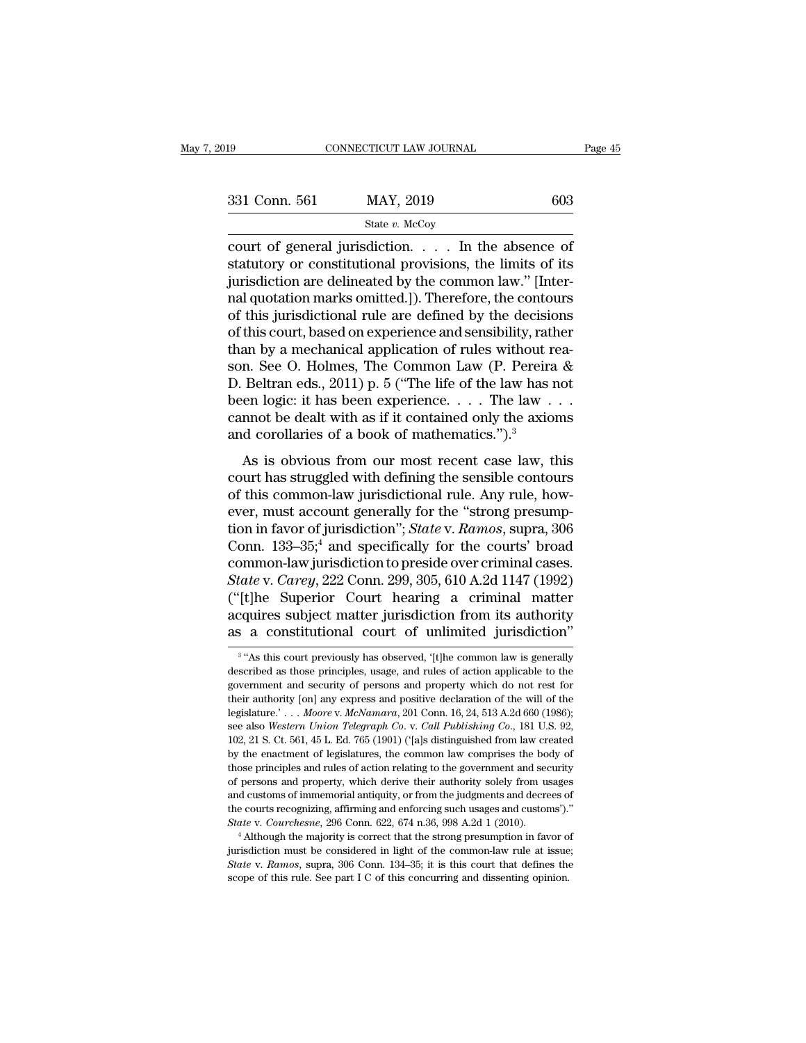court of general jurisdiction. . . . In the absence of statutory or constitutional provisions, the limits of its jurisdiction are delineated by the common law." [Internal quotation marks omitted.]). Therefore, the contours of this jurisdictional rule are defined by the decisions of this court, based on experience and sensibility, rather than by a mechanical application of rules without reason. See O. Holmes, The Common Law (P. Pereira & D. Beltran eds., 2011) p. 5 ("The life of the law has not been logic: it has been experience. . . . The law . . . cannot be dealt with as if it contained only the axioms and corollaries of a book of mathematics.").[3]

As is obvious from our most recent case law, this court has struggled with defining the sensible contours of this common-law jurisdictional rule. Any rule, however, must account generally for the "strong presumption in favor of jurisdiction"; *State* v. *Ramos*, supra, 306 Conn. 133–35;[4] and specifically for the courts' broad common-law jurisdiction to preside over criminal cases. *State* v. *Carey*, 222 Conn. 299, 305, 610 A.2d 1147 (1992) ("[t]he Superior Court hearing a criminal matter acquires subject matter jurisdiction from its authority as a constitutional court of unlimited jurisdiction"

[3] "As this court previously has observed, '[t]he common law is generally described as those principles, usage, and rules of action applicable to the government and security of persons and property which do not rest for their authority [on] any express and positive declaration of the will of the legislature.' . . . *Moore* v. *McNamara*, 201 Conn. 16, 24, 513 A.2d 660 (1986); see also *Western Union Telegraph Co.* v. *Call Publishing Co.*, 181 U.S. 92, 102, 21 S. Ct. 561, 45 L. Ed. 765 (1901) ('[a]s distinguished from law created by the enactment of legislatures, the common law comprises the body of those principles and rules of action relating to the government and security of persons and property, which derive their authority solely from usages and customs of immemorial antiquity, or from the judgments and decrees of the courts recognizing, affirming and enforcing such usages and customs')." *State* v. *Courchesne*, 296 Conn. 622, 674 n.36, 998 A.2d 1 (2010).

[4] Although the majority is correct that the strong presumption in favor of jurisdiction must be considered in light of the common-law rule at issue; *State* v. *Ramos*, supra, 306 Conn. 134–35; it is this court that defines the scope of this rule. See part I C of this concurring and dissenting opinion.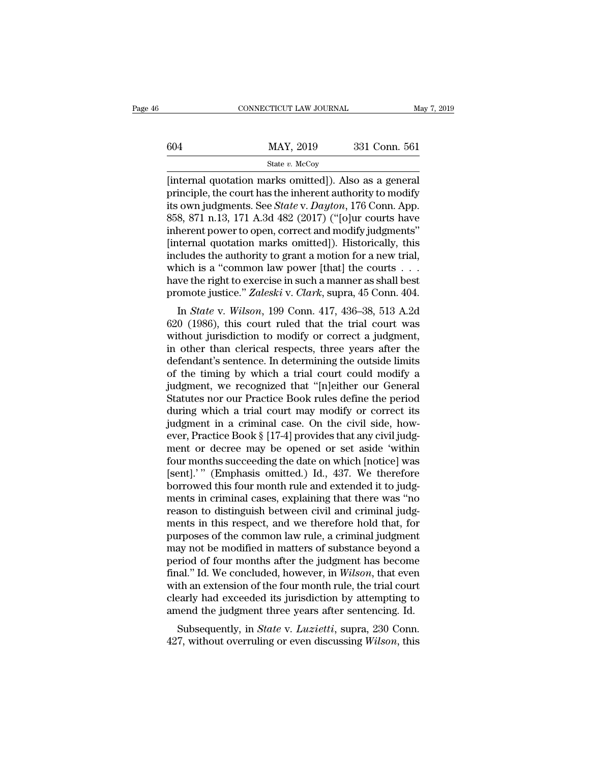[internal quotation marks omitted]). Also as a general principle, the court has the inherent authority to modify its own judgments. See *State* v. *Dayton*, 176 Conn. App. 858, 871 n.13, 171 A.3d 482 (2017) ("[o]ur courts have inherent power to open, correct and modify judgments" [internal quotation marks omitted]). Historically, this includes the authority to grant a motion for a new trial, which is a "common law power [that] the courts . . . have the right to exercise in such a manner as shall best promote justice." *Zaleski* v. *Clark*, supra, 45 Conn. 404.

In *State* v. *Wilson*, 199 Conn. 417, 436–38, 513 A.2d 620 (1986), this court ruled that the trial court was without jurisdiction to modify or correct a judgment, in other than clerical respects, three years after the defendant's sentence. In determining the outside limits of the timing by which a trial court could modify a judgment, we recognized that "[n]either our General Statutes nor our Practice Book rules define the period during which a trial court may modify or correct its judgment in a criminal case. On the civil side, however, Practice Book § [17-4] provides that any civil judgment or decree may be opened or set aside 'within four months succeeding the date on which [notice] was [sent].' " (Emphasis omitted.) Id., 437. We therefore borrowed this four month rule and extended it to judgments in criminal cases, explaining that there was "no reason to distinguish between civil and criminal judgments in this respect, and we therefore hold that, for purposes of the common law rule, a criminal judgment may not be modified in matters of substance beyond a period of four months after the judgment has become final." Id. We concluded, however, in *Wilson*, that even with an extension of the four month rule, the trial court clearly had exceeded its jurisdiction by attempting to amend the judgment three years after sentencing. Id.

Subsequently, in *State* v. *Luzietti*, supra, 230 Conn. 427, without overruling or even discussing *Wilson*, this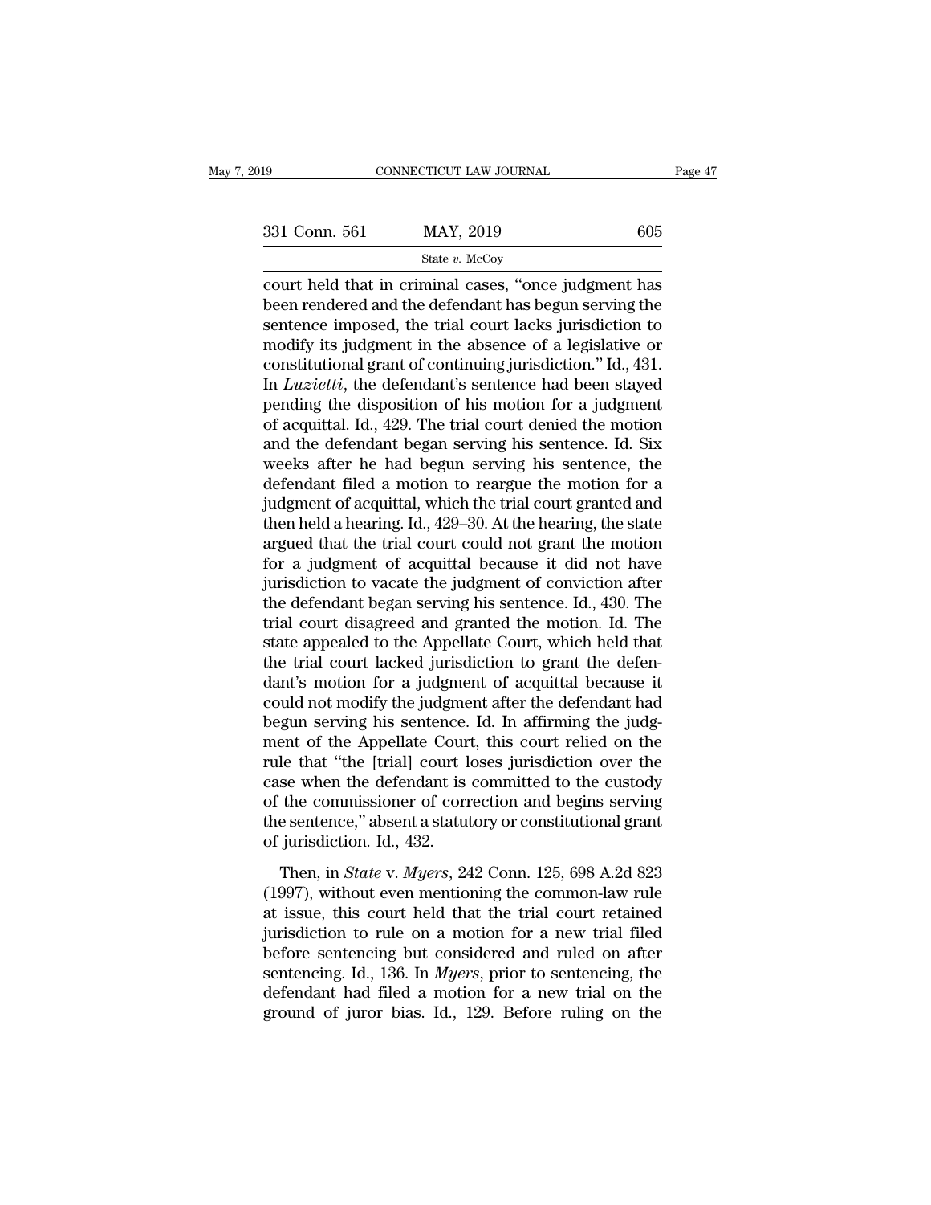court held that in criminal cases, "once judgment has been rendered and the defendant has begun serving the sentence imposed, the trial court lacks jurisdiction to modify its judgment in the absence of a legislative or constitutional grant of continuing jurisdiction." Id., 431. In *Luzietti*, the defendant's sentence had been stayed pending the disposition of his motion for a judgment of acquittal. Id., 429. The trial court denied the motion and the defendant began serving his sentence. Id. Six weeks after he had begun serving his sentence, the defendant filed a motion to reargue the motion for a judgment of acquittal, which the trial court granted and then held a hearing. Id., 429–30. At the hearing, the state argued that the trial court could not grant the motion for a judgment of acquittal because it did not have jurisdiction to vacate the judgment of conviction after the defendant began serving his sentence. Id., 430. The trial court disagreed and granted the motion. Id. The state appealed to the Appellate Court, which held that the trial court lacked jurisdiction to grant the defendant's motion for a judgment of acquittal because it could not modify the judgment after the defendant had begun serving his sentence. Id. In affirming the judgment of the Appellate Court, this court relied on the rule that "the [trial] court loses jurisdiction over the case when the defendant is committed to the custody of the commissioner of correction and begins serving the sentence," absent a statutory or constitutional grant of jurisdiction. Id., 432.

Then, in *State* v. *Myers*, 242 Conn. 125, 698 A.2d 823 (1997), without even mentioning the common-law rule at issue, this court held that the trial court retained jurisdiction to rule on a motion for a new trial filed before sentencing but considered and ruled on after sentencing. Id., 136. In *Myers*, prior to sentencing, the defendant had filed a motion for a new trial on the ground of juror bias. Id., 129. Before ruling on the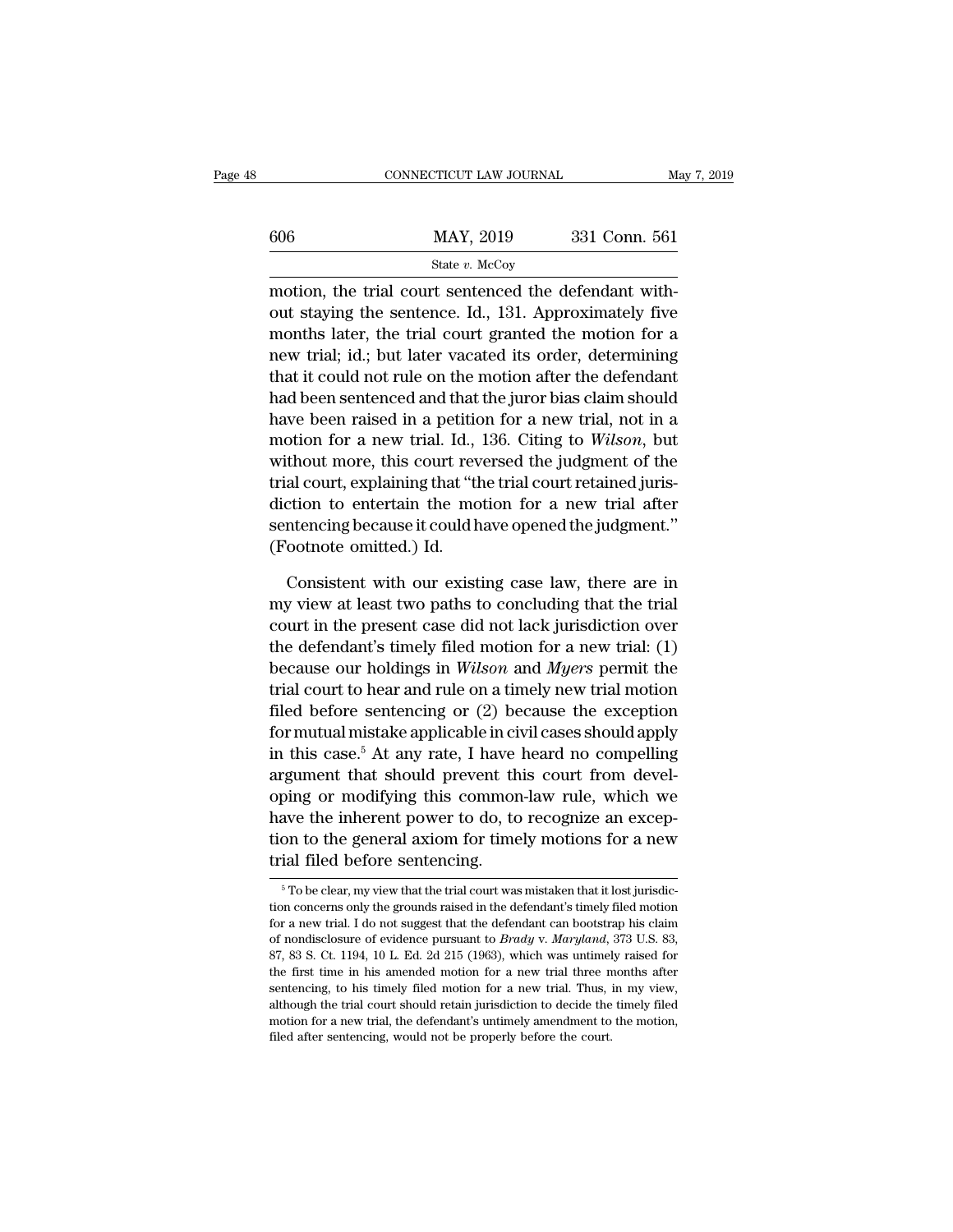motion, the trial court sentenced the defendant without staying the sentence. Id., 131. Approximately five months later, the trial court granted the motion for a new trial; id.; but later vacated its order, determining that it could not rule on the motion after the defendant had been sentenced and that the juror bias claim should have been raised in a petition for a new trial, not in a motion for a new trial. Id., 136. Citing to *Wilson*, but without more, this court reversed the judgment of the trial court, explaining that "the trial court retained jurisdiction to entertain the motion for a new trial after sentencing because it could have opened the judgment." (Footnote omitted.) Id.

Consistent with our existing case law, there are in my view at least two paths to concluding that the trial court in the present case did not lack jurisdiction over the defendant's timely filed motion for a new trial: (1) because our holdings in *Wilson* and *Myers* permit the trial court to hear and rule on a timely new trial motion filed before sentencing or (2) because the exception for mutual mistake applicable in civil cases should apply in this case.[5] At any rate, I have heard no compelling argument that should prevent this court from developing or modifying this common-law rule, which we have the inherent power to do, to recognize an exception to the general axiom for timely motions for a new trial filed before sentencing.

[5] To be clear, my view that the trial court was mistaken that it lost jurisdiction concerns only the grounds raised in the defendant's timely filed motion for a new trial. I do not suggest that the defendant can bootstrap his claim of nondisclosure of evidence pursuant to *Brady* v. *Maryland*, 373 U.S. 83, 87, 83 S. Ct. 1194, 10 L. Ed. 2d 215 (1963), which was untimely raised for the first time in his amended motion for a new trial three months after sentencing, to his timely filed motion for a new trial. Thus, in my view, although the trial court should retain jurisdiction to decide the timely filed motion for a new trial, the defendant's untimely amendment to the motion, filed after sentencing, would not be properly before the court.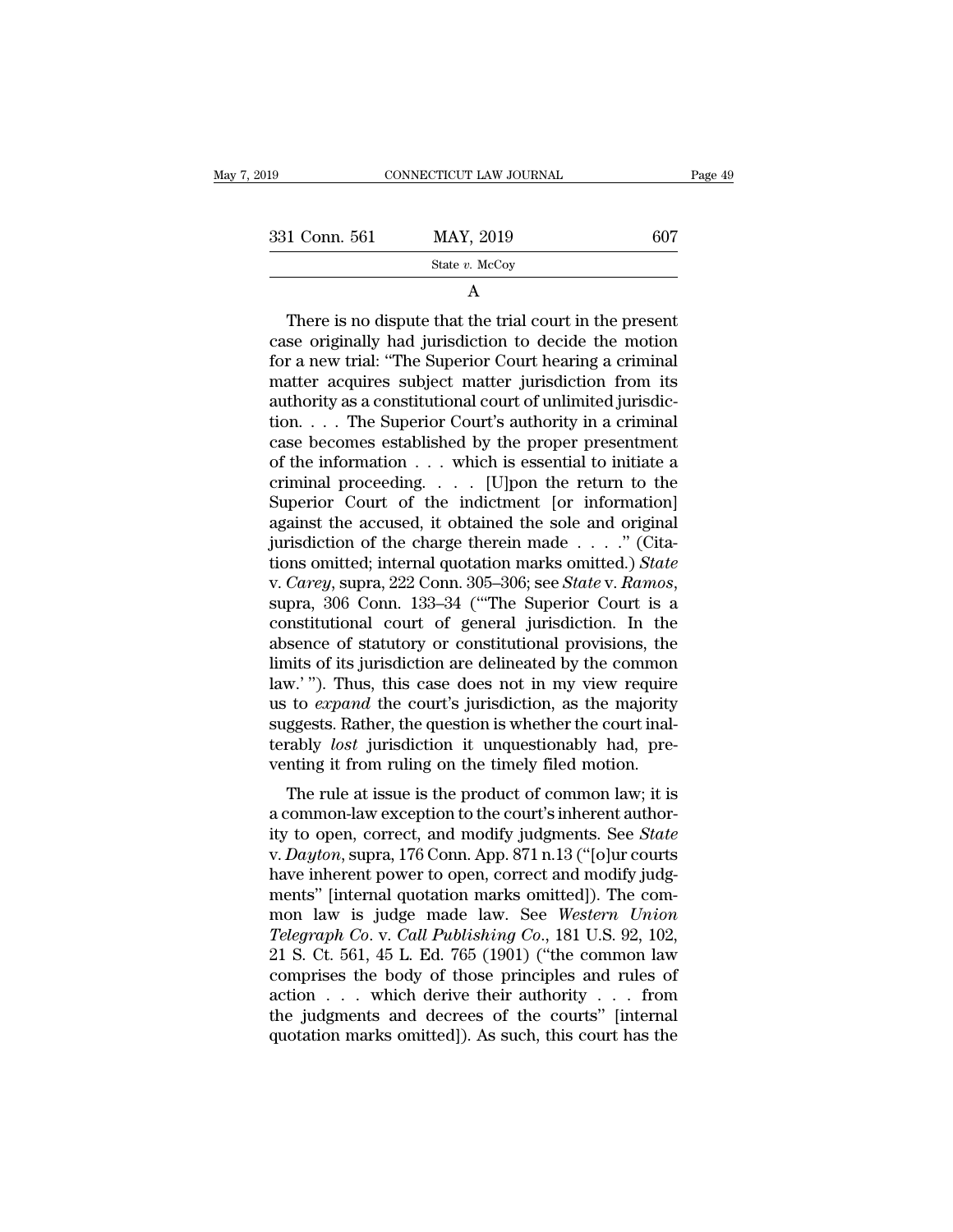A

There is no dispute that the trial court in the present case originally had jurisdiction to decide the motion for a new trial: "The Superior Court hearing a criminal matter acquires subject matter jurisdiction from its authority as a constitutional court of unlimited jurisdiction. . . . The Superior Court's authority in a criminal case becomes established by the proper presentment of the information . . . which is essential to initiate a criminal proceeding. . . . [U]pon the return to the Superior Court of the indictment [or information] against the accused, it obtained the sole and original jurisdiction of the charge therein made . . . ." (Citations omitted; internal quotation marks omitted.) *State* v. *Carey*, supra, 222 Conn. 305–306; see *State* v. *Ramos*, supra, 306 Conn. 133–34 ("'The Superior Court is a constitutional court of general jurisdiction. In the absence of statutory or constitutional provisions, the limits of its jurisdiction are delineated by the common law.' "). Thus, this case does not in my view require us to *expand* the court's jurisdiction, as the majority suggests. Rather, the question is whether the court inalterably *lost* jurisdiction it unquestionably had, preventing it from ruling on the timely filed motion.

The rule at issue is the product of common law; it is a common-law exception to the court's inherent authority to open, correct, and modify judgments. See *State* v. *Dayton*, supra, 176 Conn. App. 871 n.13 ("[o]ur courts have inherent power to open, correct and modify judgments" [internal quotation marks omitted]). The common law is judge made law. See *Western Union Telegraph Co.* v. *Call Publishing Co.*, 181 U.S. 92, 102, 21 S. Ct. 561, 45 L. Ed. 765 (1901) ("the common law comprises the body of those principles and rules of action . . . which derive their authority . . . from the judgments and decrees of the courts" [internal quotation marks omitted]). As such, this court has the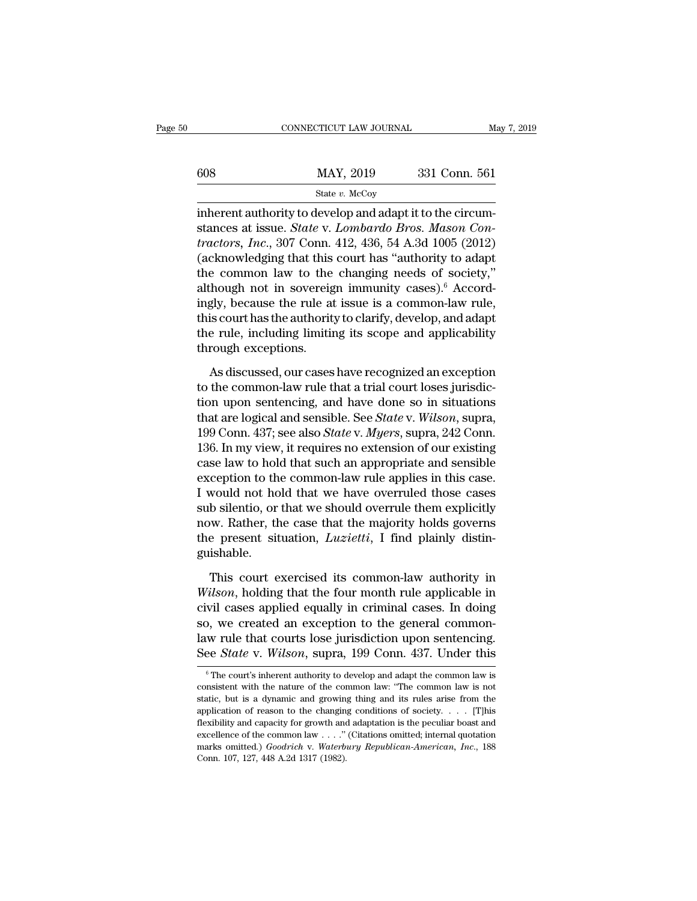inherent authority to develop and adapt it to the circumstances at issue. *State* v. *Lombardo Bros. Mason Contractors, Inc.*, 307 Conn. 412, 436, 54 A.3d 1005 (2012) (acknowledging that this court has "authority to adapt the common law to the changing needs of society," although not in sovereign immunity cases).[6] Accordingly, because the rule at issue is a common-law rule, this court has the authority to clarify, develop, and adapt the rule, including limiting its scope and applicability through exceptions.

As discussed, our cases have recognized an exception to the common-law rule that a trial court loses jurisdiction upon sentencing, and have done so in situations that are logical and sensible. See *State* v. *Wilson*, supra, 199 Conn. 437; see also *State* v. *Myers*, supra, 242 Conn. 136. In my view, it requires no extension of our existing case law to hold that such an appropriate and sensible exception to the common-law rule applies in this case. I would not hold that we have overruled those cases sub silentio, or that we should overrule them explicitly now. Rather, the case that the majority holds governs the present situation, *Luzietti*, I find plainly distinguishable.

This court exercised its common-law authority in *Wilson*, holding that the four month rule applicable in civil cases applied equally in criminal cases. In doing so, we created an exception to the general common-law rule that courts lose jurisdiction upon sentencing. See *State* v. *Wilson*, supra, 199 Conn. 437. Under this

[6] The court's inherent authority to develop and adapt the common law is consistent with the nature of the common law: "The common law is not static, but is a dynamic and growing thing and its rules arise from the application of reason to the changing conditions of society. . . . [T]his flexibility and capacity for growth and adaptation is the peculiar boast and excellence of the common law . . . ." (Citations omitted; internal quotation marks omitted.) *Goodrich* v. *Waterbury Republican-American, Inc.*, 188 Conn. 107, 127, 448 A.2d 1317 (1982).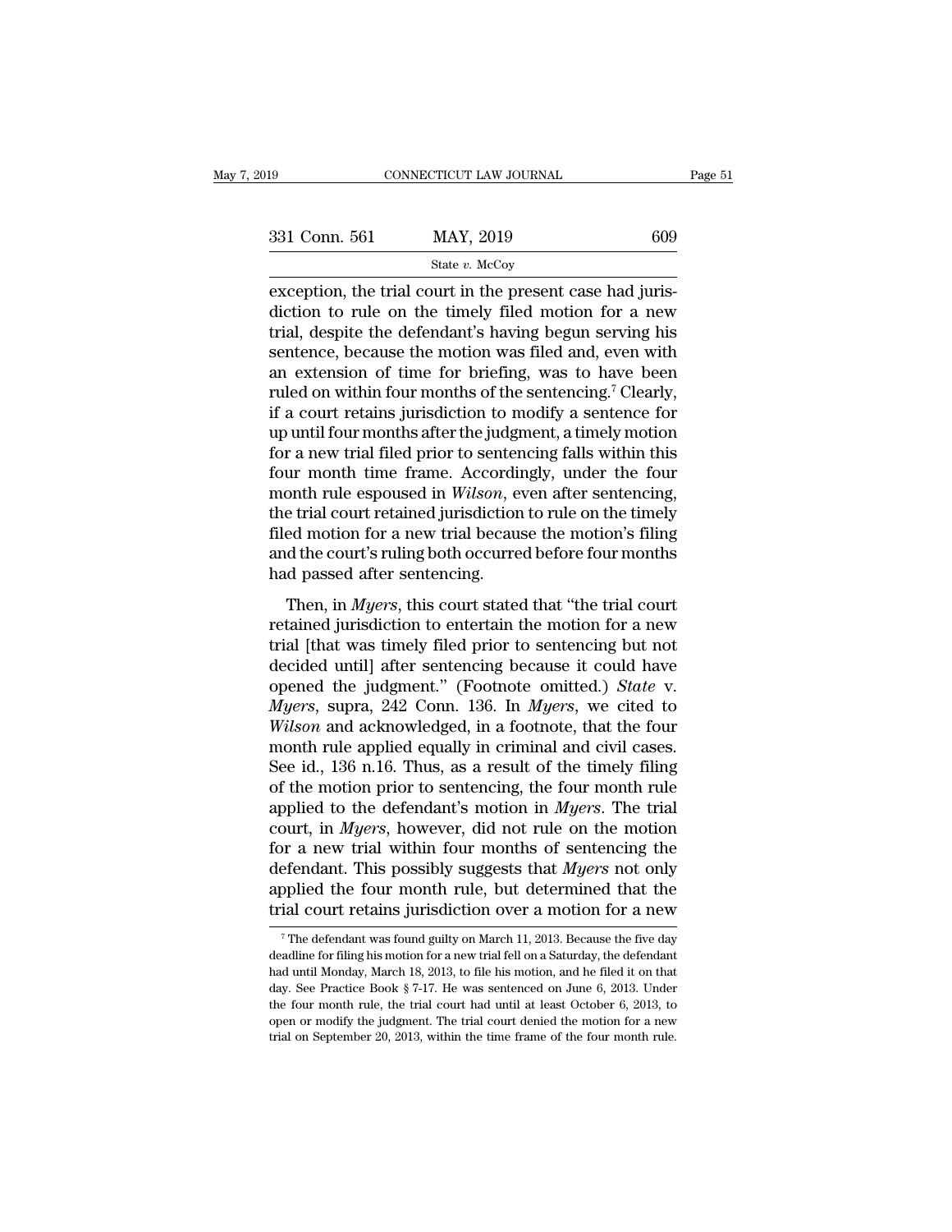exception, the trial court in the present case had jurisdiction to rule on the timely filed motion for a new trial, despite the defendant's having begun serving his sentence, because the motion was filed and, even with an extension of time for briefing, was to have been ruled on within four months of the sentencing.[7] Clearly, if a court retains jurisdiction to modify a sentence for up until four months after the judgment, a timely motion for a new trial filed prior to sentencing falls within this four month time frame. Accordingly, under the four month rule espoused in *Wilson*, even after sentencing, the trial court retained jurisdiction to rule on the timely filed motion for a new trial because the motion's filing and the court's ruling both occurred before four months had passed after sentencing.

Then, in *Myers*, this court stated that "the trial court retained jurisdiction to entertain the motion for a new trial [that was timely filed prior to sentencing but not decided until] after sentencing because it could have opened the judgment." (Footnote omitted.) *State* v. *Myers*, supra, 242 Conn. 136. In *Myers*, we cited to *Wilson* and acknowledged, in a footnote, that the four month rule applied equally in criminal and civil cases. See id., 136 n.16. Thus, as a result of the timely filing of the motion prior to sentencing, the four month rule applied to the defendant's motion in *Myers*. The trial court, in *Myers*, however, did not rule on the motion for a new trial within four months of sentencing the defendant. This possibly suggests that *Myers* not only applied the four month rule, but determined that the trial court retains jurisdiction over a motion for a new

[7] The defendant was found guilty on March 11, 2013. Because the five day deadline for filing his motion for a new trial fell on a Saturday, the defendant had until Monday, March 18, 2013, to file his motion, and he filed it on that day. See Practice Book § 7-17. He was sentenced on June 6, 2013. Under the four month rule, the trial court had until at least October 6, 2013, to open or modify the judgment. The trial court denied the motion for a new trial on September 20, 2013, within the time frame of the four month rule.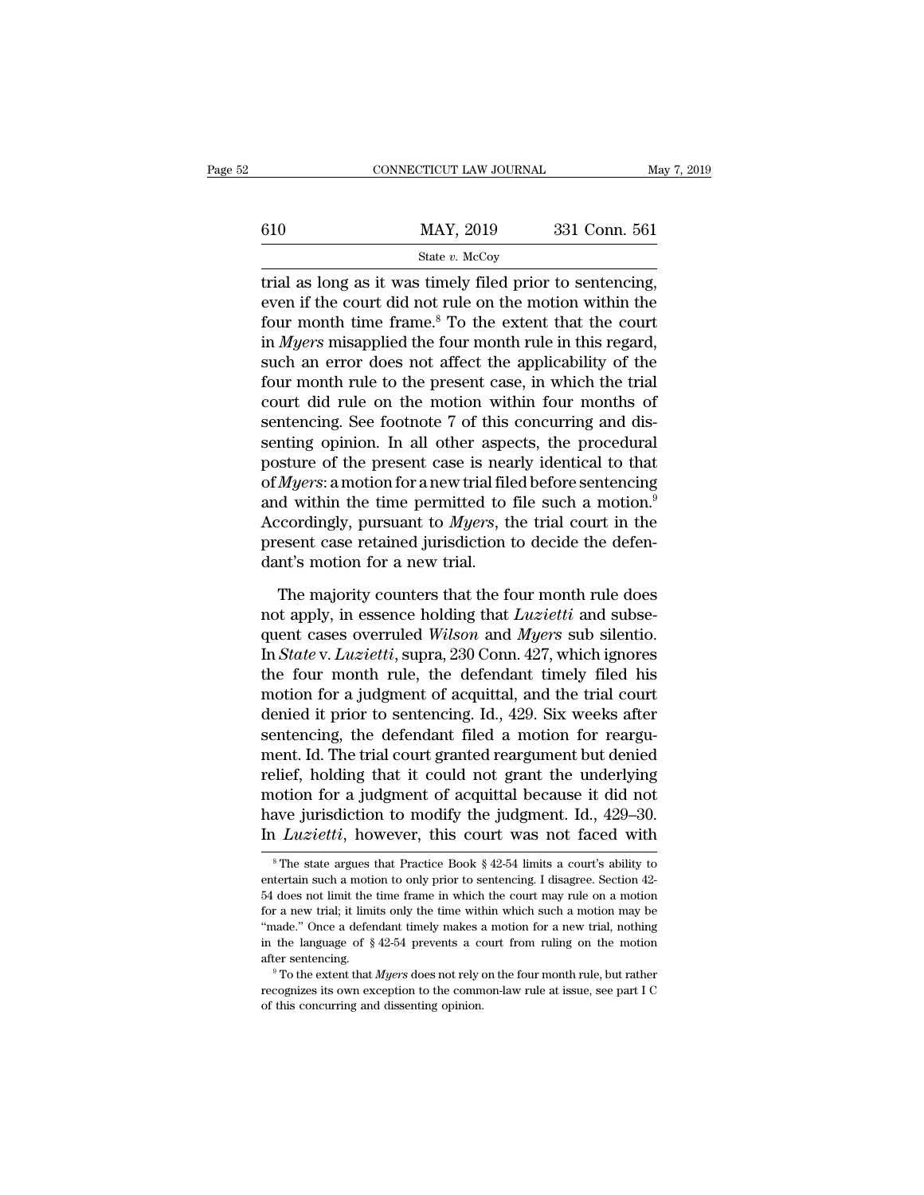trial as long as it was timely filed prior to sentencing, even if the court did not rule on the motion within the four month time frame.[8] To the extent that the court in *Myers* misapplied the four month rule in this regard, such an error does not affect the applicability of the four month rule to the present case, in which the trial court did rule on the motion within four months of sentencing. See footnote 7 of this concurring and dissenting opinion. In all other aspects, the procedural posture of the present case is nearly identical to that of *Myers*: a motion for a new trial filed before sentencing and within the time permitted to file such a motion.[9] Accordingly, pursuant to *Myers*, the trial court in the present case retained jurisdiction to decide the defendant's motion for a new trial.

The majority counters that the four month rule does not apply, in essence holding that *Luzietti* and subsequent cases overruled *Wilson* and *Myers* sub silentio. In *State* v. *Luzietti*, supra, 230 Conn. 427, which ignores the four month rule, the defendant timely filed his motion for a judgment of acquittal, and the trial court denied it prior to sentencing. Id., 429. Six weeks after sentencing, the defendant filed a motion for reargument. Id. The trial court granted reargument but denied relief, holding that it could not grant the underlying motion for a judgment of acquittal because it did not have jurisdiction to modify the judgment. Id., 429–30. In *Luzietti*, however, this court was not faced with

[8] The state argues that Practice Book § 42-54 limits a court's ability to entertain such a motion to only prior to sentencing. I disagree. Section 42-54 does not limit the time frame in which the court may rule on a motion for a new trial; it limits only the time within which such a motion may be "made." Once a defendant timely makes a motion for a new trial, nothing in the language of § 42-54 prevents a court from ruling on the motion after sentencing.

[9] To the extent that *Myers* does not rely on the four month rule, but rather recognizes its own exception to the common-law rule at issue, see part I C of this concurring and dissenting opinion.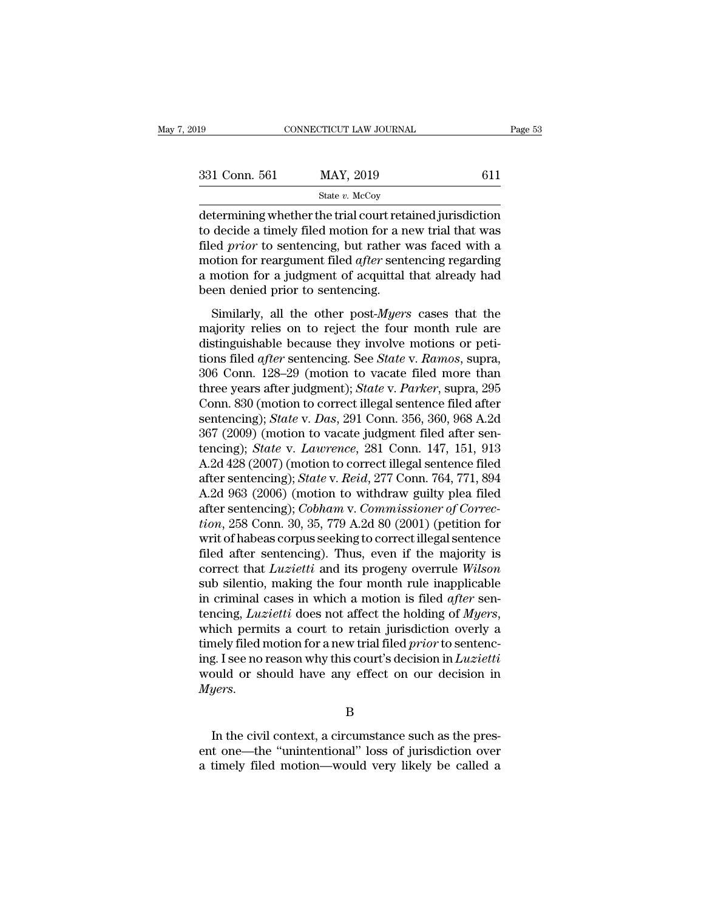determining whether the trial court retained jurisdiction to decide a timely filed motion for a new trial that was filed *prior* to sentencing, but rather was faced with a motion for reargument filed *after* sentencing regarding a motion for a judgment of acquittal that already had been denied prior to sentencing.

Similarly, all the other post-*Myers* cases that the majority relies on to reject the four month rule are distinguishable because they involve motions or petitions filed *after* sentencing. See *State* v. *Ramos*, supra, 306 Conn. 128–29 (motion to vacate filed more than three years after judgment); *State* v. *Parker*, supra, 295 Conn. 830 (motion to correct illegal sentence filed after sentencing); *State* v. *Das*, 291 Conn. 356, 360, 968 A.2d 367 (2009) (motion to vacate judgment filed after sentencing); *State* v. *Lawrence*, 281 Conn. 147, 151, 913 A.2d 428 (2007) (motion to correct illegal sentence filed after sentencing); *State* v. *Reid*, 277 Conn. 764, 771, 894 A.2d 963 (2006) (motion to withdraw guilty plea filed after sentencing); *Cobham* v. *Commissioner of Correction*, 258 Conn. 30, 35, 779 A.2d 80 (2001) (petition for writ of habeas corpus seeking to correct illegal sentence filed after sentencing). Thus, even if the majority is correct that *Luzietti* and its progeny overrule *Wilson* sub silentio, making the four month rule inapplicable in criminal cases in which a motion is filed *after* sentencing, *Luzietti* does not affect the holding of *Myers*, which permits a court to retain jurisdiction overly a timely filed motion for a new trial filed *prior* to sentencing. I see no reason why this court's decision in *Luzietti* would or should have any effect on our decision in *Myers*.

B

In the civil context, a circumstance such as the present one—the "unintentional" loss of jurisdiction over a timely filed motion—would very likely be called a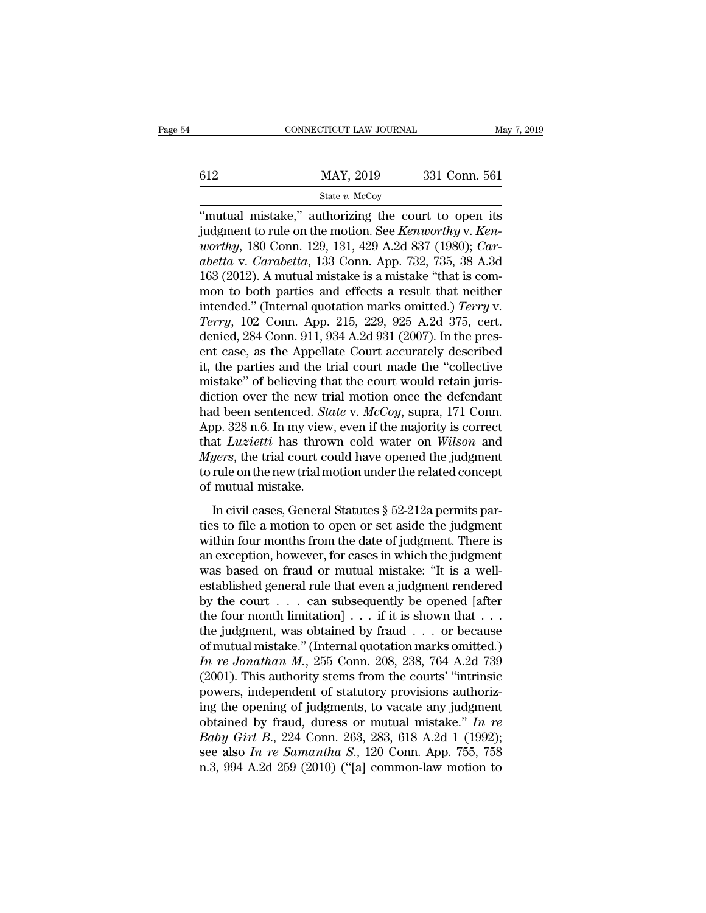"mutual mistake," authorizing the court to open its judgment to rule on the motion. See *Kenworthy* v. *Kenworthy*, 180 Conn. 129, 131, 429 A.2d 837 (1980); *Carabetta* v. *Carabetta*, 133 Conn. App. 732, 735, 38 A.3d 163 (2012). A mutual mistake is a mistake "that is common to both parties and effects a result that neither intended." (Internal quotation marks omitted.) *Terry* v. *Terry*, 102 Conn. App. 215, 229, 925 A.2d 375, cert. denied, 284 Conn. 911, 934 A.2d 931 (2007). In the present case, as the Appellate Court accurately described it, the parties and the trial court made the "collective mistake" of believing that the court would retain jurisdiction over the new trial motion once the defendant had been sentenced. *State* v. *McCoy*, supra, 171 Conn. App. 328 n.6. In my view, even if the majority is correct that *Luzietti* has thrown cold water on *Wilson* and *Myers*, the trial court could have opened the judgment to rule on the new trial motion under the related concept of mutual mistake.

In civil cases, General Statutes § 52-212a permits parties to file a motion to open or set aside the judgment within four months from the date of judgment. There is an exception, however, for cases in which the judgment was based on fraud or mutual mistake: "It is a well-established general rule that even a judgment rendered by the court . . . can subsequently be opened [after the four month limitation] . . . if it is shown that . . . the judgment, was obtained by fraud . . . or because of mutual mistake." (Internal quotation marks omitted.) *In re Jonathan M.*, 255 Conn. 208, 238, 764 A.2d 739 (2001). This authority stems from the courts' "intrinsic powers, independent of statutory provisions authorizing the opening of judgments, to vacate any judgment obtained by fraud, duress or mutual mistake." *In re Baby Girl B.*, 224 Conn. 263, 283, 618 A.2d 1 (1992); see also *In re Samantha S.*, 120 Conn. App. 755, 758 n.3, 994 A.2d 259 (2010) ("[a] common-law motion to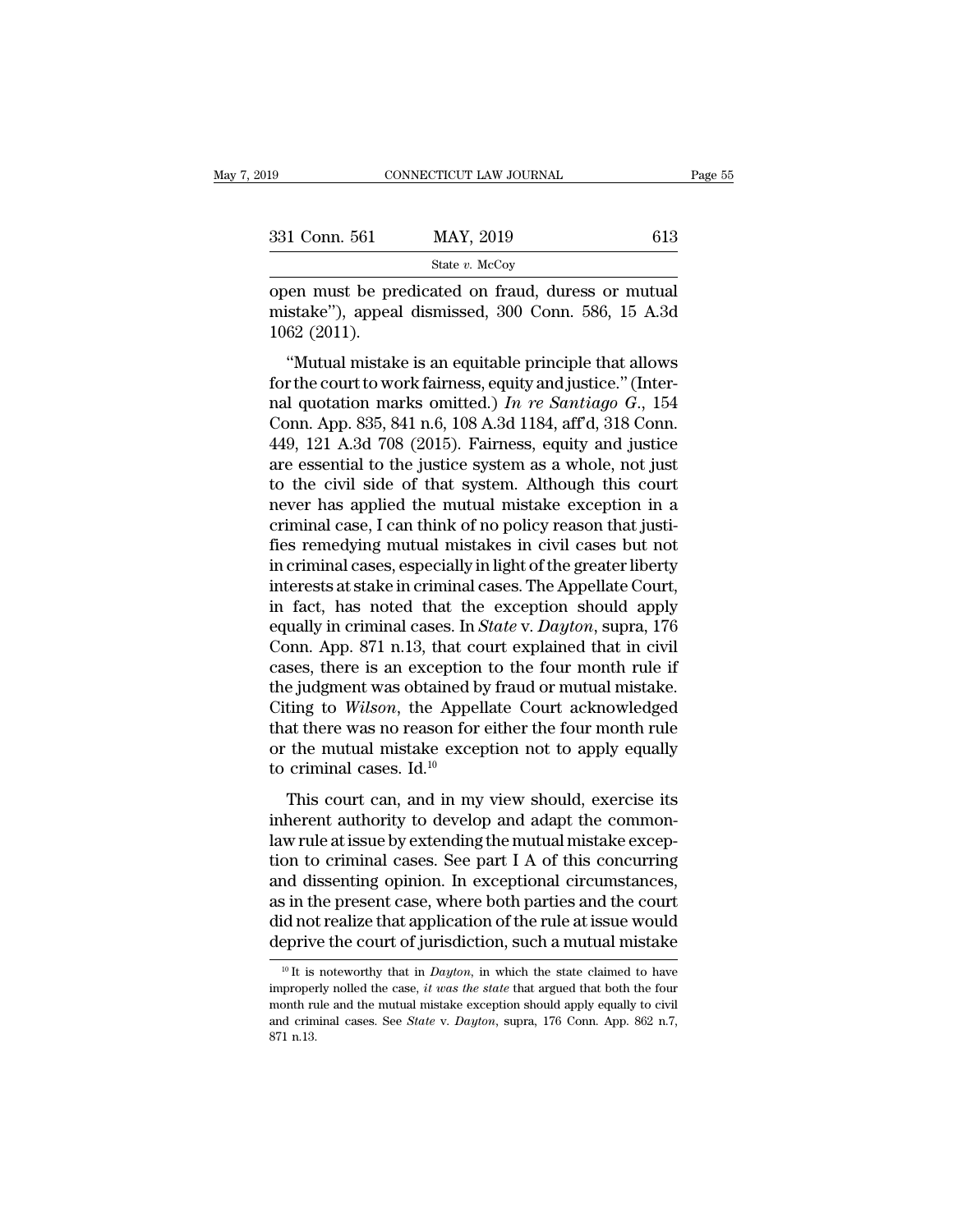open must be predicated on fraud, duress or mutual mistake"), appeal dismissed, 300 Conn. 586, 15 A.3d 1062 (2011).

"Mutual mistake is an equitable principle that allows for the court to work fairness, equity and justice." (Internal quotation marks omitted.) *In re Santiago G.*, 154 Conn. App. 835, 841 n.6, 108 A.3d 1184, aff'd, 318 Conn. 449, 121 A.3d 708 (2015). Fairness, equity and justice are essential to the justice system as a whole, not just to the civil side of that system. Although this court never has applied the mutual mistake exception in a criminal case, I can think of no policy reason that justifies remedying mutual mistakes in civil cases but not in criminal cases, especially in light of the greater liberty interests at stake in criminal cases. The Appellate Court, in fact, has noted that the exception should apply equally in criminal cases. In *State* v. *Dayton*, supra, 176 Conn. App. 871 n.13, that court explained that in civil cases, there is an exception to the four month rule if the judgment was obtained by fraud or mutual mistake. Citing to *Wilson*, the Appellate Court acknowledged that there was no reason for either the four month rule or the mutual mistake exception not to apply equally to criminal cases. Id.[10]

This court can, and in my view should, exercise its inherent authority to develop and adapt the common-law rule at issue by extending the mutual mistake exception to criminal cases. See part I A of this concurring and dissenting opinion. In exceptional circumstances, as in the present case, where both parties and the court did not realize that application of the rule at issue would deprive the court of jurisdiction, such a mutual mistake

[10] It is noteworthy that in *Dayton*, in which the state claimed to have improperly nolled the case, *it was the state* that argued that both the four month rule and the mutual mistake exception should apply equally to civil and criminal cases. See *State* v. *Dayton*, supra, 176 Conn. App. 862 n.7, 871 n.13.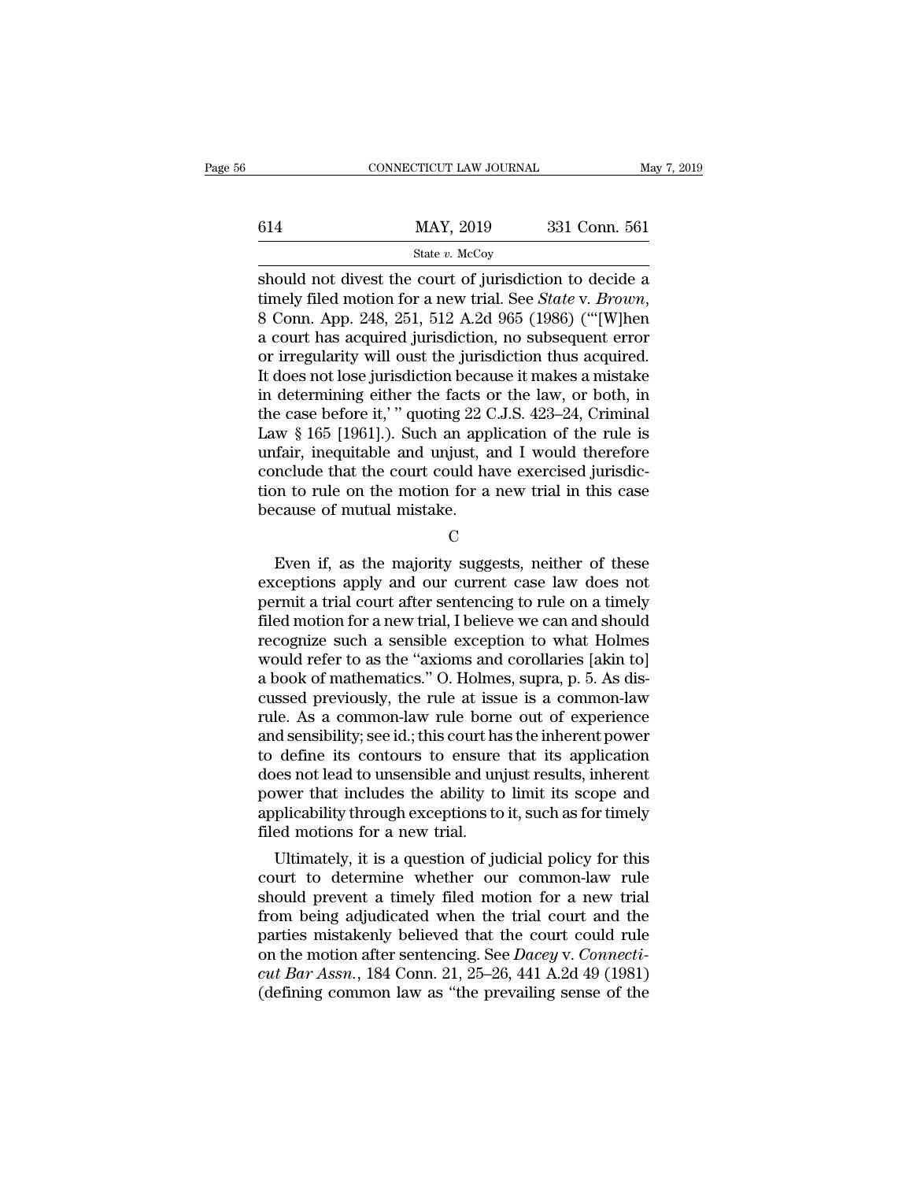should not divest the court of jurisdiction to decide a timely filed motion for a new trial. See *State* v. *Brown*, 8 Conn. App. 248, 251, 512 A.2d 965 (1986) ("'[W]hen a court has acquired jurisdiction, no subsequent error or irregularity will oust the jurisdiction thus acquired. It does not lose jurisdiction because it makes a mistake in determining either the facts or the law, or both, in the case before it,' " quoting 22 C.J.S. 423–24, Criminal Law § 165 [1961].). Such an application of the rule is unfair, inequitable and unjust, and I would therefore conclude that the court could have exercised jurisdiction to rule on the motion for a new trial in this case because of mutual mistake.

C

Even if, as the majority suggests, neither of these exceptions apply and our current case law does not permit a trial court after sentencing to rule on a timely filed motion for a new trial, I believe we can and should recognize such a sensible exception to what Holmes would refer to as the "axioms and corollaries [akin to] a book of mathematics." O. Holmes, supra, p. 5. As discussed previously, the rule at issue is a common-law rule. As a common-law rule borne out of experience and sensibility; see id.; this court has the inherent power to define its contours to ensure that its application does not lead to unsensible and unjust results, inherent power that includes the ability to limit its scope and applicability through exceptions to it, such as for timely filed motions for a new trial.

Ultimately, it is a question of judicial policy for this court to determine whether our common-law rule should prevent a timely filed motion for a new trial from being adjudicated when the trial court and the parties mistakenly believed that the court could rule on the motion after sentencing. See *Dacey* v. *Connecticut Bar Assn.*, 184 Conn. 21, 25–26, 441 A.2d 49 (1981) (defining common law as "the prevailing sense of the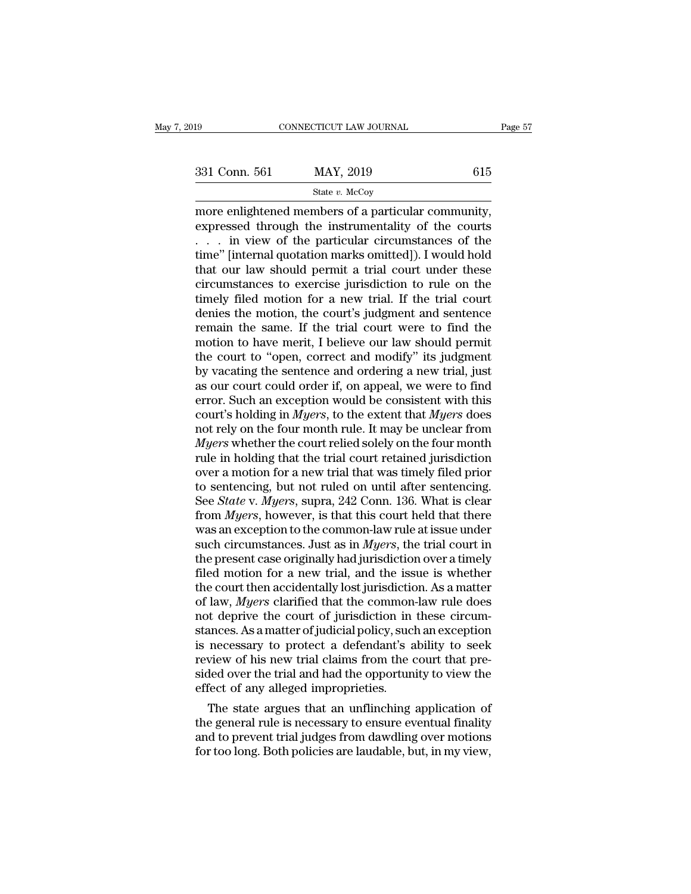more enlightened members of a particular community, expressed through the instrumentality of the courts . . . in view of the particular circumstances of the time" [internal quotation marks omitted]). I would hold that our law should permit a trial court under these circumstances to exercise jurisdiction to rule on the timely filed motion for a new trial. If the trial court denies the motion, the court's judgment and sentence remain the same. If the trial court were to find the motion to have merit, I believe our law should permit the court to "open, correct and modify" its judgment by vacating the sentence and ordering a new trial, just as our court could order if, on appeal, we were to find error. Such an exception would be consistent with this court's holding in *Myers*, to the extent that *Myers* does not rely on the four month rule. It may be unclear from *Myers* whether the court relied solely on the four month rule in holding that the trial court retained jurisdiction over a motion for a new trial that was timely filed prior to sentencing, but not ruled on until after sentencing. See *State* v. *Myers*, supra, 242 Conn. 136. What is clear from *Myers*, however, is that this court held that there was an exception to the common-law rule at issue under such circumstances. Just as in *Myers*, the trial court in the present case originally had jurisdiction over a timely filed motion for a new trial, and the issue is whether the court then accidentally lost jurisdiction. As a matter of law, *Myers* clarified that the common-law rule does not deprive the court of jurisdiction in these circumstances. As a matter of judicial policy, such an exception is necessary to protect a defendant's ability to seek review of his new trial claims from the court that presided over the trial and had the opportunity to view the effect of any alleged improprieties.

The state argues that an unflinching application of the general rule is necessary to ensure eventual finality and to prevent trial judges from dawdling over motions for too long. Both policies are laudable, but, in my view,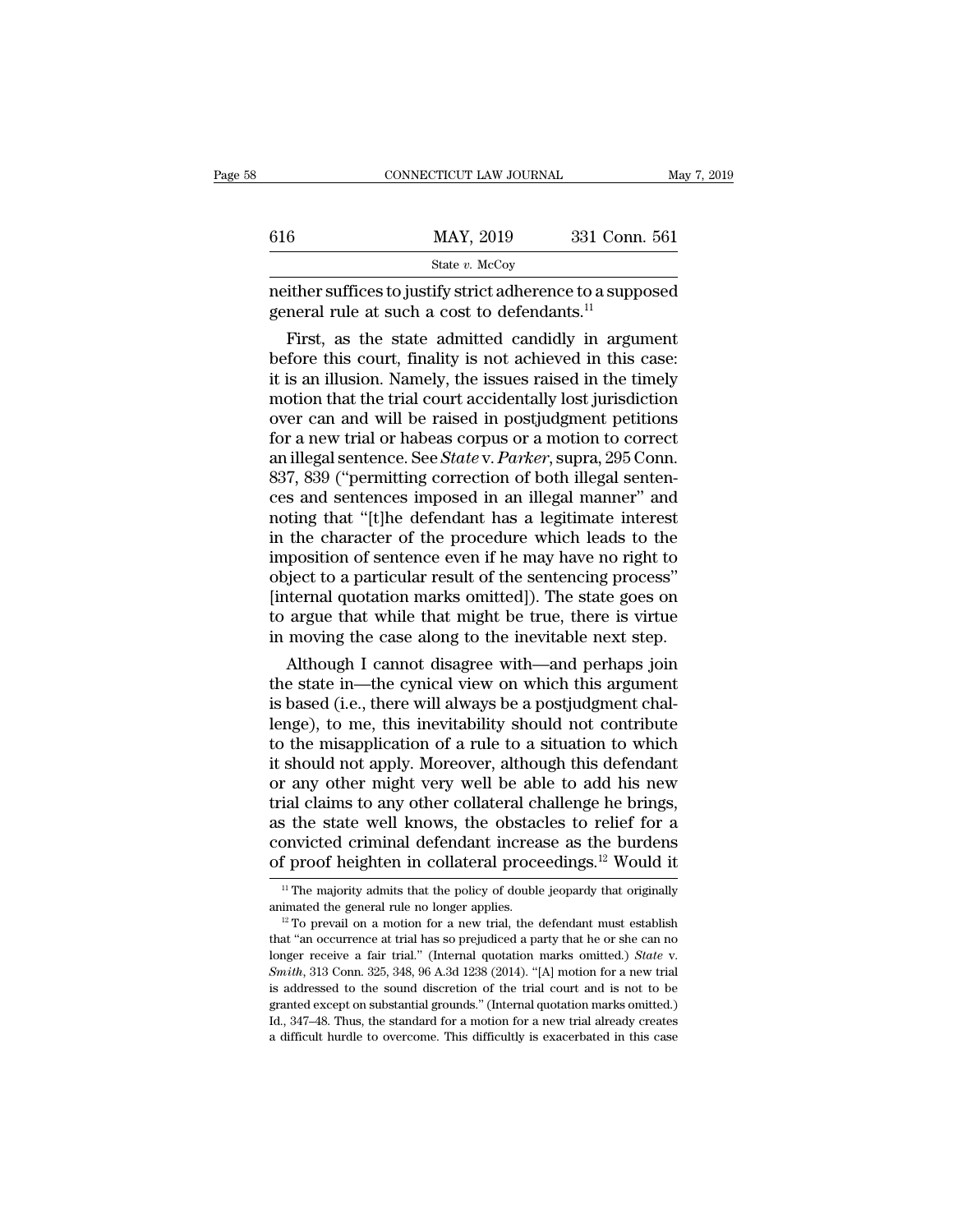neither suffices to justify strict adherence to a supposed general rule at such a cost to defendants.[11]

First, as the state admitted candidly in argument before this court, finality is not achieved in this case: it is an illusion. Namely, the issues raised in the timely motion that the trial court accidentally lost jurisdiction over can and will be raised in postjudgment petitions for a new trial or habeas corpus or a motion to correct an illegal sentence. See *State* v. *Parker*, supra, 295 Conn. 837, 839 ("permitting correction of both illegal sentences and sentences imposed in an illegal manner" and noting that "[t]he defendant has a legitimate interest in the character of the procedure which leads to the imposition of sentence even if he may have no right to object to a particular result of the sentencing process" [internal quotation marks omitted]). The state goes on to argue that while that might be true, there is virtue in moving the case along to the inevitable next step.

Although I cannot disagree with—and perhaps join the state in—the cynical view on which this argument is based (i.e., there will always be a postjudgment challenge), to me, this inevitability should not contribute to the misapplication of a rule to a situation to which it should not apply. Moreover, although this defendant or any other might very well be able to add his new trial claims to any other collateral challenge he brings, as the state well knows, the obstacles to relief for a convicted criminal defendant increase as the burdens of proof heighten in collateral proceedings.[12] Would it

[11] The majority admits that the policy of double jeopardy that originally animated the general rule no longer applies.

[12] To prevail on a motion for a new trial, the defendant must establish that "an occurrence at trial has so prejudiced a party that he or she can no longer receive a fair trial." (Internal quotation marks omitted.) *State* v. *Smith*, 313 Conn. 325, 348, 96 A.3d 1238 (2014). "[A] motion for a new trial is addressed to the sound discretion of the trial court and is not to be granted except on substantial grounds." (Internal quotation marks omitted.) Id., 347–48. Thus, the standard for a motion for a new trial already creates a difficult hurdle to overcome. This difficultly is exacerbated in this case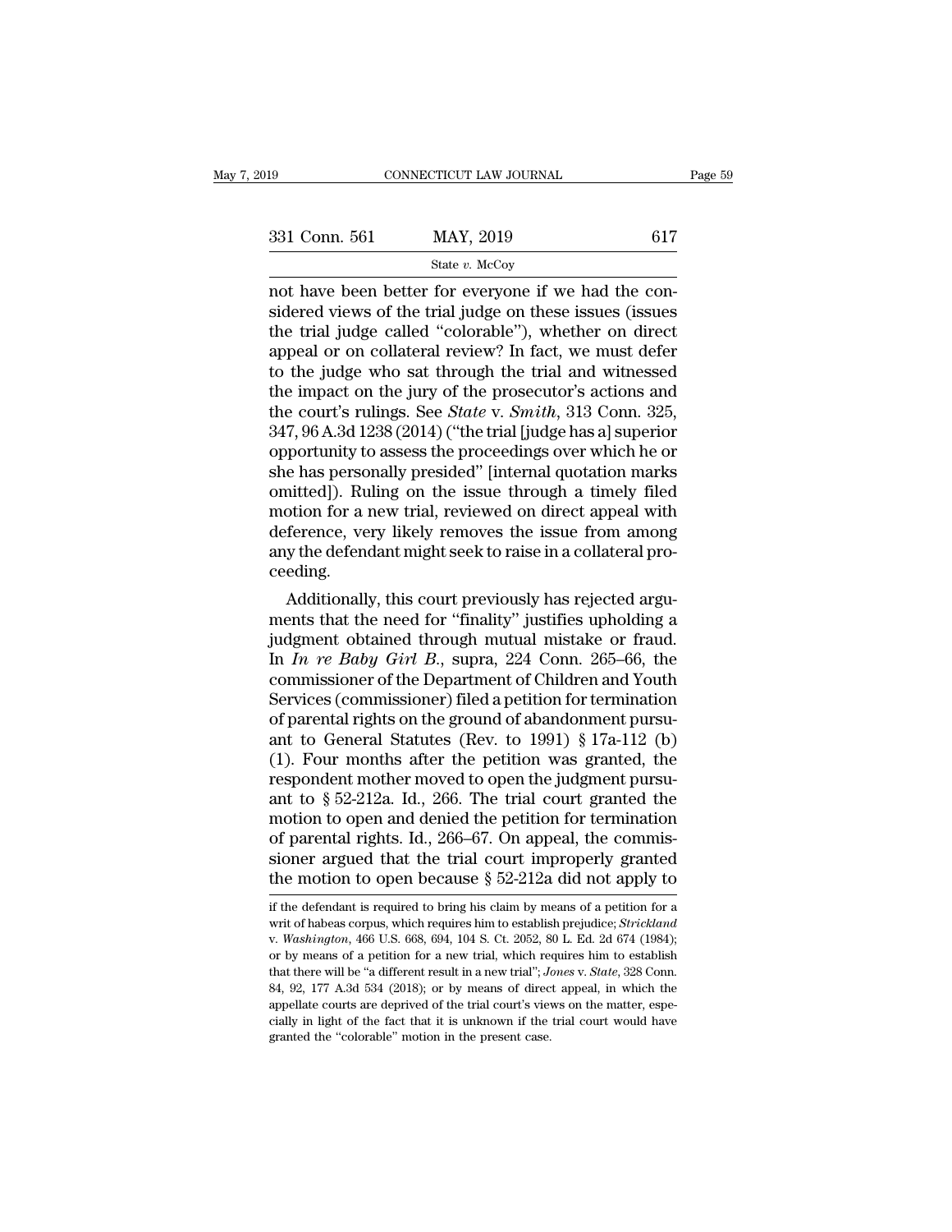not have been better for everyone if we had the considered views of the trial judge on these issues (issues the trial judge called "colorable"), whether on direct appeal or on collateral review? In fact, we must defer to the judge who sat through the trial and witnessed the impact on the jury of the prosecutor's actions and the court's rulings. See *State* v. *Smith*, 313 Conn. 325, 347, 96 A.3d 1238 (2014) ("the trial [judge has a] superior opportunity to assess the proceedings over which he or she has personally presided" [internal quotation marks omitted]). Ruling on the issue through a timely filed motion for a new trial, reviewed on direct appeal with deference, very likely removes the issue from among any the defendant might seek to raise in a collateral proceeding.

Additionally, this court previously has rejected arguments that the need for "finality" justifies upholding a judgment obtained through mutual mistake or fraud. In *In re Baby Girl B.*, supra, 224 Conn. 265–66, the commissioner of the Department of Children and Youth Services (commissioner) filed a petition for termination of parental rights on the ground of abandonment pursuant to General Statutes (Rev. to 1991) § 17a-112 (b) (1). Four months after the petition was granted, the respondent mother moved to open the judgment pursuant to § 52-212a. Id., 266. The trial court granted the motion to open and denied the petition for termination of parental rights. Id., 266–67. On appeal, the commissioner argued that the trial court improperly granted the motion to open because § 52-212a did not apply to

if the defendant is required to bring his claim by means of a petition for a writ of habeas corpus, which requires him to establish prejudice; *Strickland* v. *Washington*, 466 U.S. 668, 694, 104 S. Ct. 2052, 80 L. Ed. 2d 674 (1984); or by means of a petition for a new trial, which requires him to establish that there will be "a different result in a new trial"; *Jones* v. *State*, 328 Conn. 84, 92, 177 A.3d 534 (2018); or by means of direct appeal, in which the appellate courts are deprived of the trial court's views on the matter, especially in light of the fact that it is unknown if the trial court would have granted the "colorable" motion in the present case.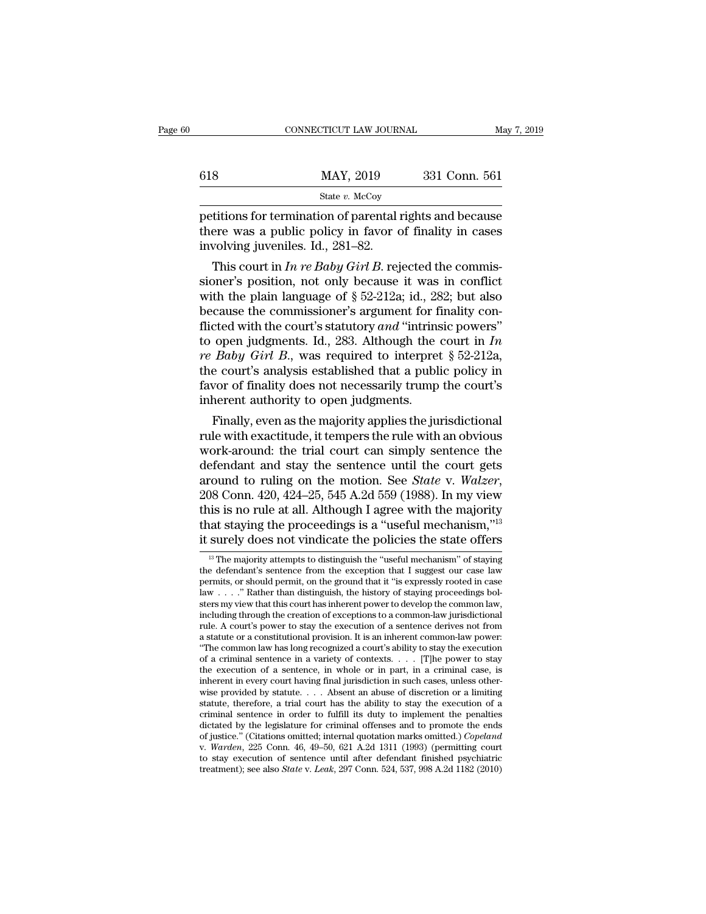petitions for termination of parental rights and because there was a public policy in favor of finality in cases involving juveniles. Id., 281–82.

This court in *In re Baby Girl B.* rejected the commissioner's position, not only because it was in conflict with the plain language of § 52-212a; id., 282; but also because the commissioner's argument for finality conflicted with the court's statutory *and* "intrinsic powers" to open judgments. Id., 283. Although the court in *In re Baby Girl B.*, was required to interpret § 52-212a, the court's analysis established that a public policy in favor of finality does not necessarily trump the court's inherent authority to open judgments.

Finally, even as the majority applies the jurisdictional rule with exactitude, it tempers the rule with an obvious work-around: the trial court can simply sentence the defendant and stay the sentence until the court gets around to ruling on the motion. See *State* v. *Walzer*, 208 Conn. 420, 424–25, 545 A.2d 559 (1988). In my view this is no rule at all. Although I agree with the majority that staying the proceedings is a "useful mechanism,"[13] it surely does not vindicate the policies the state offers

[13] The majority attempts to distinguish the "useful mechanism" of staying the defendant's sentence from the exception that I suggest our case law permits, or should permit, on the ground that it "is expressly rooted in case law . . . ." Rather than distinguish, the history of staying proceedings bolsters my view that this court has inherent power to develop the common law, including through the creation of exceptions to a common-law jurisdictional rule. A court's power to stay the execution of a sentence derives not from a statute or a constitutional provision. It is an inherent common-law power: "The common law has long recognized a court's ability to stay the execution of a criminal sentence in a variety of contexts. . . . [T]he power to stay the execution of a sentence, in whole or in part, in a criminal case, is inherent in every court having final jurisdiction in such cases, unless otherwise provided by statute. . . . Absent an abuse of discretion or a limiting statute, therefore, a trial court has the ability to stay the execution of a criminal sentence in order to fulfill its duty to implement the penalties dictated by the legislature for criminal offenses and to promote the ends of justice." (Citations omitted; internal quotation marks omitted.) *Copeland* v. *Warden*, 225 Conn. 46, 49–50, 621 A.2d 1311 (1993) (permitting court to stay execution of sentence until after defendant finished psychiatric treatment); see also *State* v. *Leak*, 297 Conn. 524, 537, 998 A.2d 1182 (2010)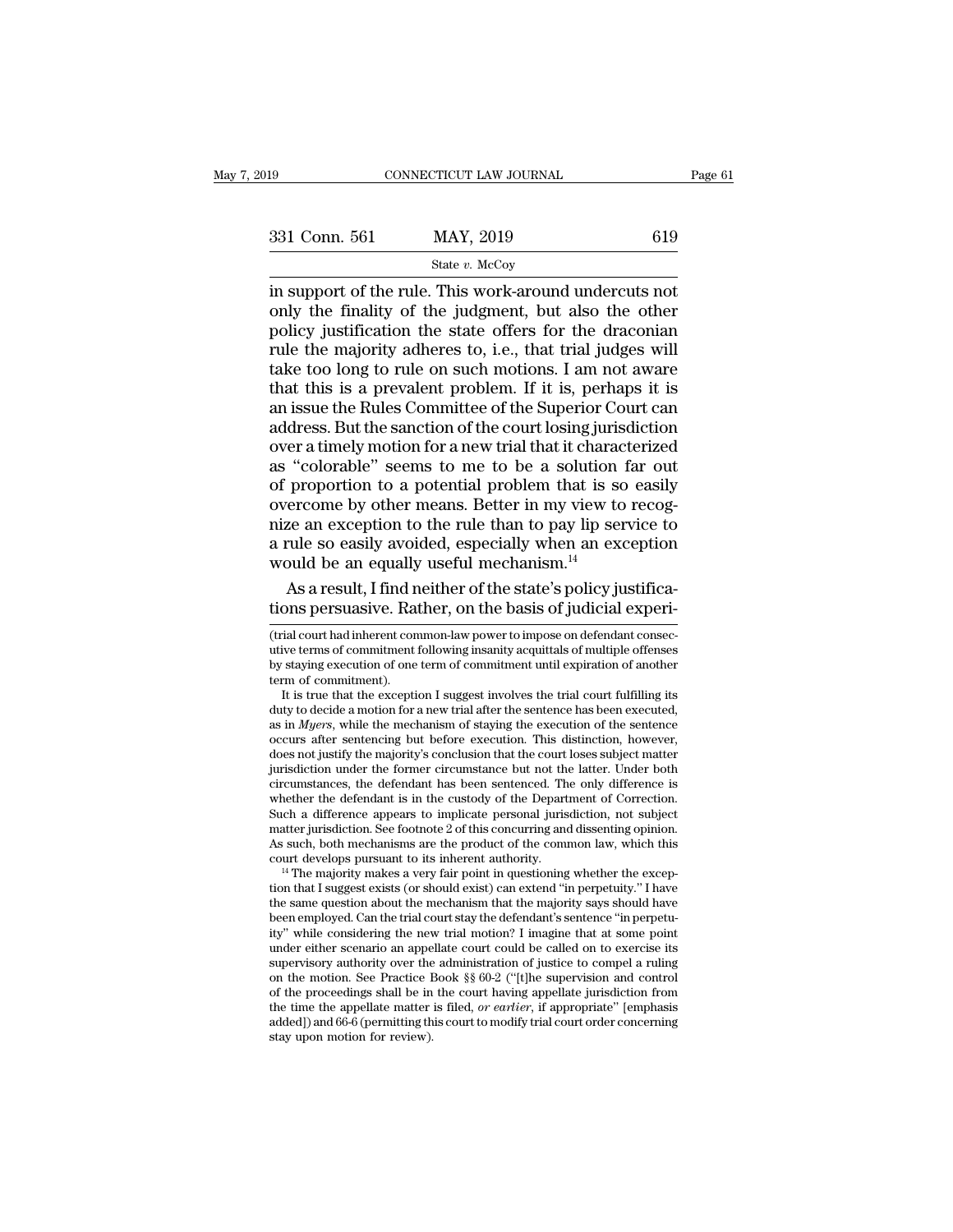in support of the rule. This work-around undercuts not only the finality of the judgment, but also the other policy justification the state offers for the draconian rule the majority adheres to, i.e., that trial judges will take too long to rule on such motions. I am not aware that this is a prevalent problem. If it is, perhaps it is an issue the Rules Committee of the Superior Court can address. But the sanction of the court losing jurisdiction over a timely motion for a new trial that it characterized as "colorable" seems to me to be a solution far out of proportion to a potential problem that is so easily overcome by other means. Better in my view to recognize an exception to the rule than to pay lip service to a rule so easily avoided, especially when an exception would be an equally useful mechanism.[14]

As a result, I find neither of the state's policy justifications persuasive. Rather, on the basis of judicial experi-

(trial court had inherent common-law power to impose on defendant consecutive terms of commitment following insanity acquittals of multiple offenses by staying execution of one term of commitment until expiration of another term of commitment).

It is true that the exception I suggest involves the trial court fulfilling its duty to decide a motion for a new trial after the sentence has been executed, as in *Myers*, while the mechanism of staying the execution of the sentence occurs after sentencing but before execution. This distinction, however, does not justify the majority's conclusion that the court loses subject matter jurisdiction under the former circumstance but not the latter. Under both circumstances, the defendant has been sentenced. The only difference is whether the defendant is in the custody of the Department of Correction. Such a difference appears to implicate personal jurisdiction, not subject matter jurisdiction. See footnote 2 of this concurring and dissenting opinion. As such, both mechanisms are the product of the common law, which this court develops pursuant to its inherent authority.

[14] The majority makes a very fair point in questioning whether the exception that I suggest exists (or should exist) can extend "in perpetuity." I have the same question about the mechanism that the majority says should have been employed. Can the trial court stay the defendant's sentence "in perpetuity" while considering the new trial motion? I imagine that at some point under either scenario an appellate court could be called on to exercise its supervisory authority over the administration of justice to compel a ruling on the motion. See Practice Book §§ 60-2 ("[t]he supervision and control of the proceedings shall be in the court having appellate jurisdiction from the time the appellate matter is filed, *or earlier*, if appropriate" [emphasis added]) and 66-6 (permitting this court to modify trial court order concerning stay upon motion for review).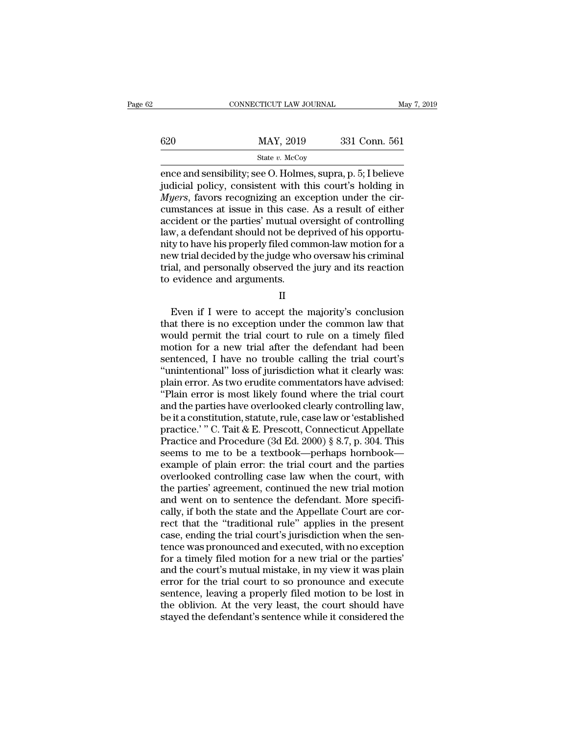ence and sensibility; see O. Holmes, supra, p. 5; I believe judicial policy, consistent with this court's holding in *Myers*, favors recognizing an exception under the circumstances at issue in this case. As a result of either accident or the parties' mutual oversight of controlling law, a defendant should not be deprived of his opportunity to have his properly filed common-law motion for a new trial decided by the judge who oversaw his criminal trial, and personally observed the jury and its reaction to evidence and arguments.

II

Even if I were to accept the majority's conclusion that there is no exception under the common law that would permit the trial court to rule on a timely filed motion for a new trial after the defendant had been sentenced, I have no trouble calling the trial court's "unintentional" loss of jurisdiction what it clearly was: plain error. As two erudite commentators have advised: "Plain error is most likely found where the trial court and the parties have overlooked clearly controlling law, be it a constitution, statute, rule, case law or 'established practice.' " C. Tait & E. Prescott, Connecticut Appellate Practice and Procedure (3d Ed. 2000) § 8.7, p. 304. This seems to me to be a textbook—perhaps hornbook—example of plain error: the trial court and the parties overlooked controlling case law when the court, with the parties' agreement, continued the new trial motion and went on to sentence the defendant. More specifically, if both the state and the Appellate Court are correct that the "traditional rule" applies in the present case, ending the trial court's jurisdiction when the sentence was pronounced and executed, with no exception for a timely filed motion for a new trial or the parties' and the court's mutual mistake, in my view it was plain error for the trial court to so pronounce and execute sentence, leaving a properly filed motion to be lost in the oblivion. At the very least, the court should have stayed the defendant's sentence while it considered the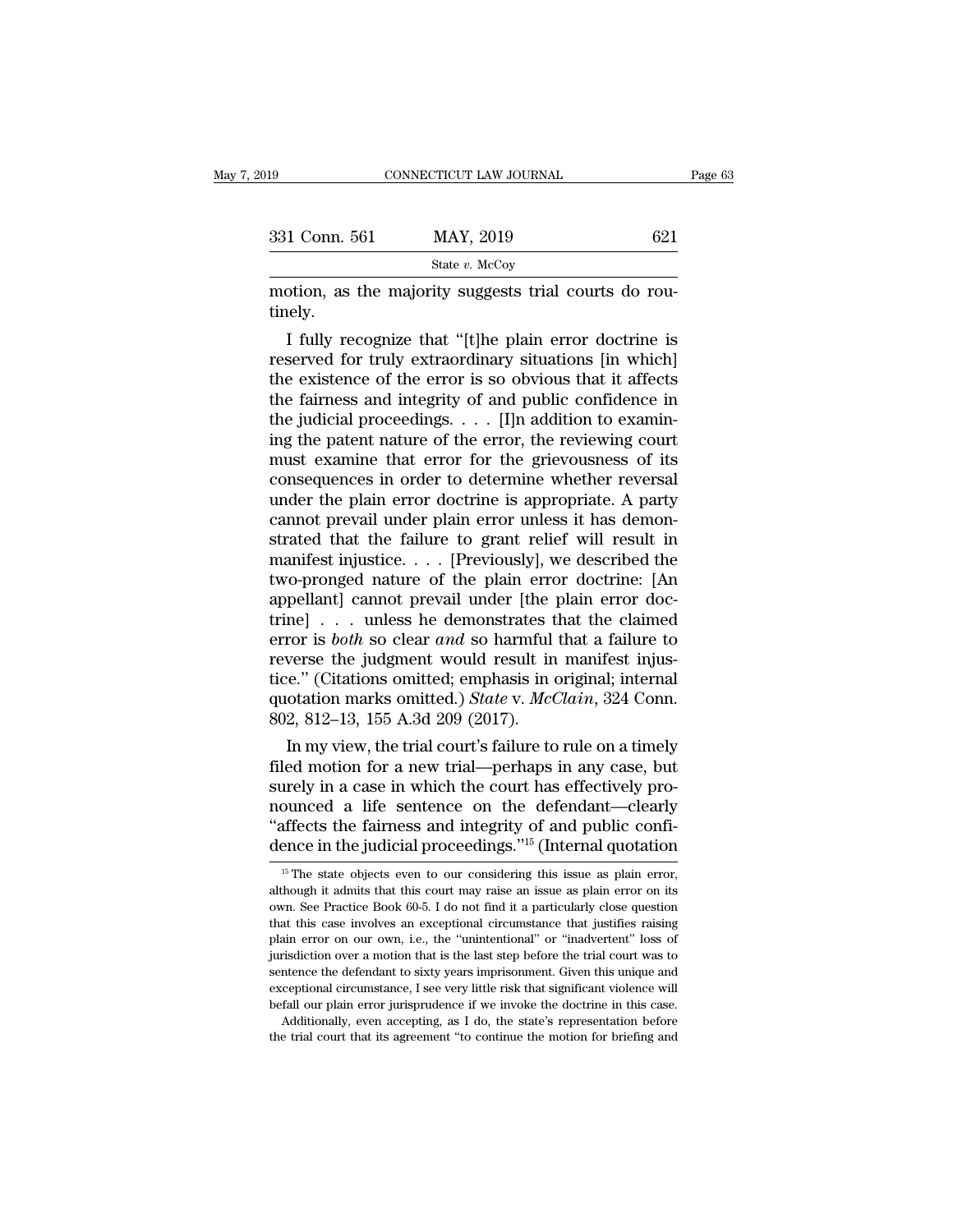motion, as the majority suggests trial courts do routinely.

I fully recognize that "[t]he plain error doctrine is reserved for truly extraordinary situations [in which] the existence of the error is so obvious that it affects the fairness and integrity of and public confidence in the judicial proceedings. . . . [I]n addition to examining the patent nature of the error, the reviewing court must examine that error for the grievousness of its consequences in order to determine whether reversal under the plain error doctrine is appropriate. A party cannot prevail under plain error unless it has demonstrated that the failure to grant relief will result in manifest injustice. . . . [Previously], we described the two-pronged nature of the plain error doctrine: [An appellant] cannot prevail under [the plain error doctrine] . . . unless he demonstrates that the claimed error is *both* so clear *and* so harmful that a failure to reverse the judgment would result in manifest injustice." (Citations omitted; emphasis in original; internal quotation marks omitted.) *State* v. *McClain*, 324 Conn. 802, 812–13, 155 A.3d 209 (2017).

In my view, the trial court's failure to rule on a timely filed motion for a new trial—perhaps in any case, but surely in a case in which the court has effectively pronounced a life sentence on the defendant—clearly "affects the fairness and integrity of and public confidence in the judicial proceedings."[15] (Internal quotation

[15] The state objects even to our considering this issue as plain error, although it admits that this court may raise an issue as plain error on its own. See Practice Book 60-5. I do not find it a particularly close question that this case involves an exceptional circumstance that justifies raising plain error on our own, i.e., the "unintentional" or "inadvertent" loss of jurisdiction over a motion that is the last step before the trial court was to sentence the defendant to sixty years imprisonment. Given this unique and exceptional circumstance, I see very little risk that significant violence will befall our plain error jurisprudence if we invoke the doctrine in this case.

Additionally, even accepting, as I do, the state's representation before the trial court that its agreement "to continue the motion for briefing and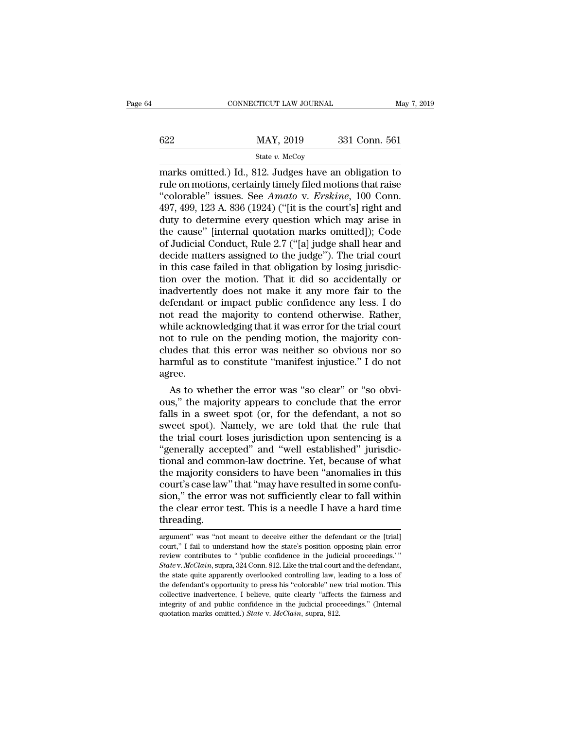marks omitted.) Id., 812. Judges have an obligation to rule on motions, certainly timely filed motions that raise "colorable" issues. See *Amato* v. *Erskine*, 100 Conn. 497, 499, 123 A. 836 (1924) ("[it is the court's] right and duty to determine every question which may arise in the cause" [internal quotation marks omitted]); Code of Judicial Conduct, Rule 2.7 ("[a] judge shall hear and decide matters assigned to the judge"). The trial court in this case failed in that obligation by losing jurisdiction over the motion. That it did so accidentally or inadvertently does not make it any more fair to the defendant or impact public confidence any less. I do not read the majority to contend otherwise. Rather, while acknowledging that it was error for the trial court not to rule on the pending motion, the majority concludes that this error was neither so obvious nor so harmful as to constitute "manifest injustice." I do not agree.

As to whether the error was "so clear" or "so obvious," the majority appears to conclude that the error falls in a sweet spot (or, for the defendant, a not so sweet spot). Namely, we are told that the rule that the trial court loses jurisdiction upon sentencing is a "generally accepted" and "well established" jurisdictional and common-law doctrine. Yet, because of what the majority considers to have been "anomalies in this court's case law" that "may have resulted in some confusion," the error was not sufficiently clear to fall within the clear error test. This is a needle I have a hard time threading.

---

argument" was "not meant to deceive either the defendant or the [trial] court," I fail to understand how the state's position opposing plain error review contributes to "'public confidence in the judicial proceedings.'" *State* v. *McClain*, supra, 324 Conn. 812. Like the trial court and the defendant, the state quite apparently overlooked controlling law, leading to a loss of the defendant's opportunity to press his "colorable" new trial motion. This collective inadvertence, I believe, quite clearly "affects the fairness and integrity of and public confidence in the judicial proceedings." (Internal quotation marks omitted.) *State* v. *McClain*, supra, 812.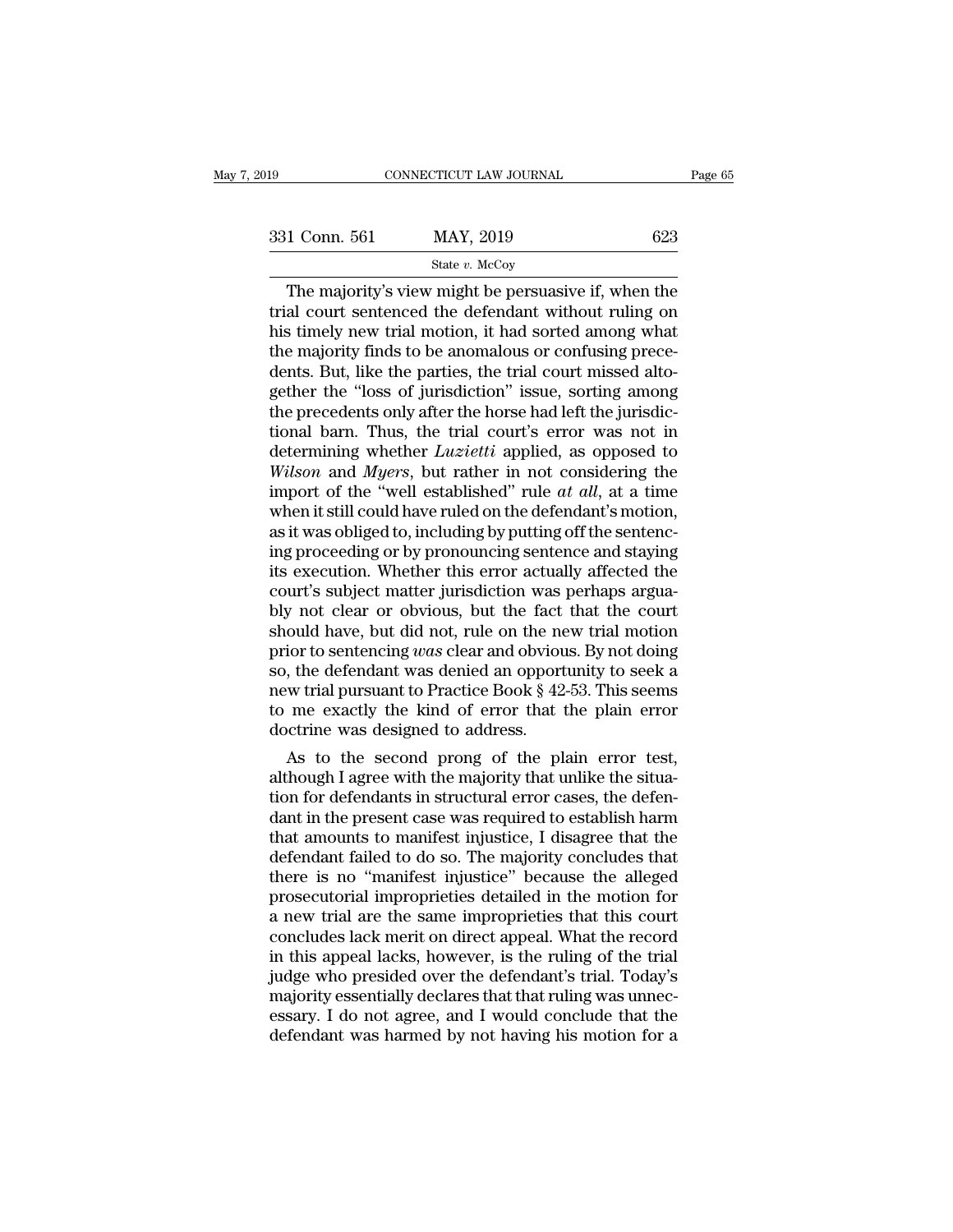The majority's view might be persuasive if, when the trial court sentenced the defendant without ruling on his timely new trial motion, it had sorted among what the majority finds to be anomalous or confusing precedents. But, like the parties, the trial court missed altogether the "loss of jurisdiction" issue, sorting among the precedents only after the horse had left the jurisdictional barn. Thus, the trial court's error was not in determining whether *Luzietti* applied, as opposed to *Wilson* and *Myers*, but rather in not considering the import of the "well established" rule *at all*, at a time when it still could have ruled on the defendant's motion, as it was obliged to, including by putting off the sentencing proceeding or by pronouncing sentence and staying its execution. Whether this error actually affected the court's subject matter jurisdiction was perhaps arguably not clear or obvious, but the fact that the court should have, but did not, rule on the new trial motion prior to sentencing *was* clear and obvious. By not doing so, the defendant was denied an opportunity to seek a new trial pursuant to Practice Book § 42-53. This seems to me exactly the kind of error that the plain error doctrine was designed to address.

As to the second prong of the plain error test, although I agree with the majority that unlike the situation for defendants in structural error cases, the defendant in the present case was required to establish harm that amounts to manifest injustice, I disagree that the defendant failed to do so. The majority concludes that there is no "manifest injustice" because the alleged prosecutorial improprieties detailed in the motion for a new trial are the same improprieties that this court concludes lack merit on direct appeal. What the record in this appeal lacks, however, is the ruling of the trial judge who presided over the defendant's trial. Today's majority essentially declares that that ruling was unnecessary. I do not agree, and I would conclude that the defendant was harmed by not having his motion for a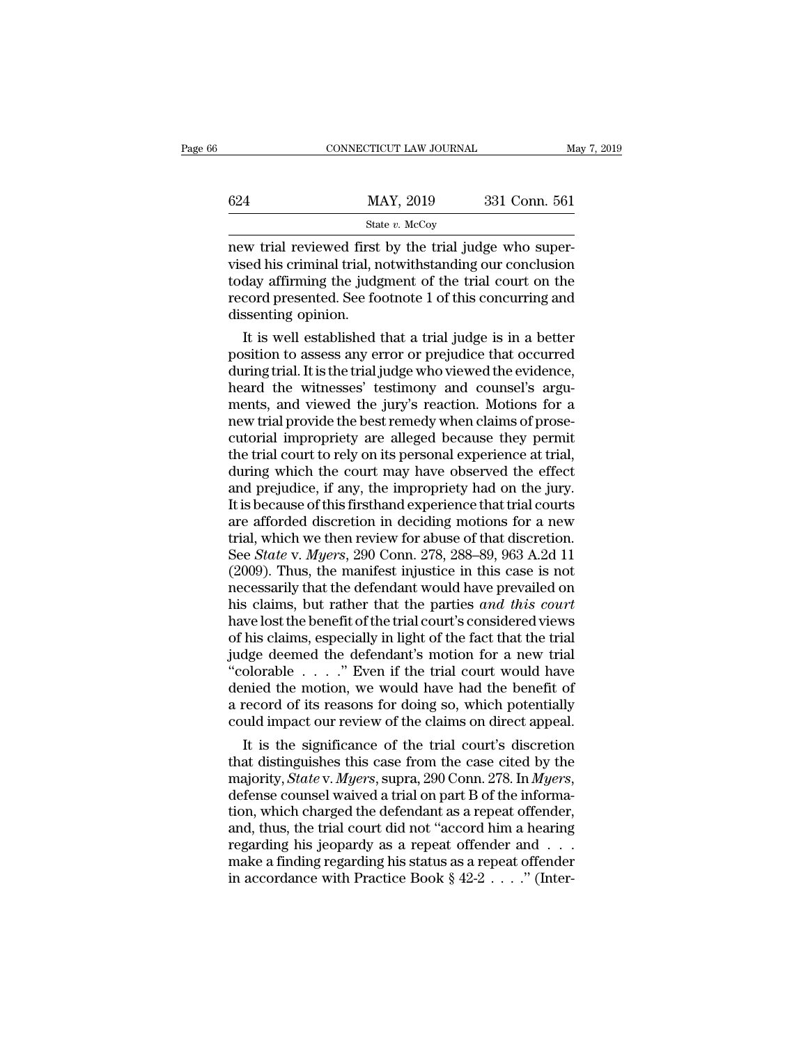new trial reviewed first by the trial judge who supervised his criminal trial, notwithstanding our conclusion today affirming the judgment of the trial court on the record presented. See footnote 1 of this concurring and dissenting opinion.

It is well established that a trial judge is in a better position to assess any error or prejudice that occurred during trial. It is the trial judge who viewed the evidence, heard the witnesses' testimony and counsel's arguments, and viewed the jury's reaction. Motions for a new trial provide the best remedy when claims of prosecutorial impropriety are alleged because they permit the trial court to rely on its personal experience at trial, during which the court may have observed the effect and prejudice, if any, the impropriety had on the jury. It is because of this firsthand experience that trial courts are afforded discretion in deciding motions for a new trial, which we then review for abuse of that discretion. See *State* v. *Myers*, 290 Conn. 278, 288–89, 963 A.2d 11 (2009). Thus, the manifest injustice in this case is not necessarily that the defendant would have prevailed on his claims, but rather that the parties *and this court* have lost the benefit of the trial court's considered views of his claims, especially in light of the fact that the trial judge deemed the defendant's motion for a new trial "colorable . . . ." Even if the trial court would have denied the motion, we would have had the benefit of a record of its reasons for doing so, which potentially could impact our review of the claims on direct appeal.

It is the significance of the trial court's discretion that distinguishes this case from the case cited by the majority, *State* v. *Myers*, supra, 290 Conn. 278. In *Myers*, defense counsel waived a trial on part B of the information, which charged the defendant as a repeat offender, and, thus, the trial court did not "accord him a hearing regarding his jeopardy as a repeat offender and . . . make a finding regarding his status as a repeat offender in accordance with Practice Book § 42-2 . . . ." (Inter-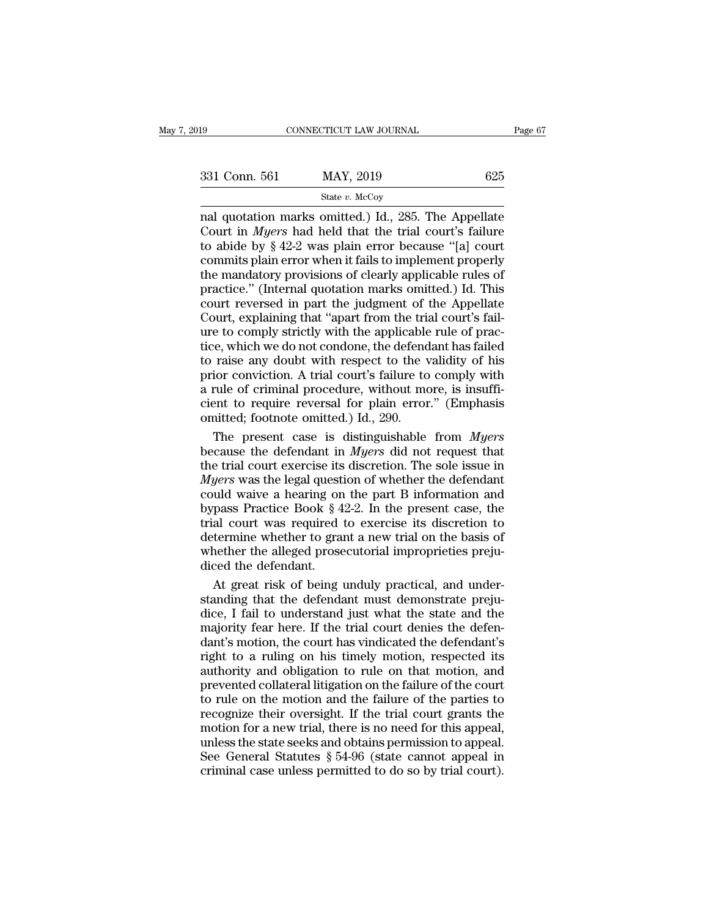nal quotation marks omitted.) Id., 285. The Appellate Court in *Myers* had held that the trial court's failure to abide by § 42-2 was plain error because "[a] court commits plain error when it fails to implement properly the mandatory provisions of clearly applicable rules of practice." (Internal quotation marks omitted.) Id. This court reversed in part the judgment of the Appellate Court, explaining that "apart from the trial court's failure to comply strictly with the applicable rule of practice, which we do not condone, the defendant has failed to raise any doubt with respect to the validity of his prior conviction. A trial court's failure to comply with a rule of criminal procedure, without more, is insufficient to require reversal for plain error." (Emphasis omitted; footnote omitted.) Id., 290.

The present case is distinguishable from *Myers* because the defendant in *Myers* did not request that the trial court exercise its discretion. The sole issue in *Myers* was the legal question of whether the defendant could waive a hearing on the part B information and bypass Practice Book § 42-2. In the present case, the trial court was required to exercise its discretion to determine whether to grant a new trial on the basis of whether the alleged prosecutorial improprieties prejudiced the defendant.

At great risk of being unduly practical, and understanding that the defendant must demonstrate prejudice, I fail to understand just what the state and the majority fear here. If the trial court denies the defendant's motion, the court has vindicated the defendant's right to a ruling on his timely motion, respected its authority and obligation to rule on that motion, and prevented collateral litigation on the failure of the court to rule on the motion and the failure of the parties to recognize their oversight. If the trial court grants the motion for a new trial, there is no need for this appeal, unless the state seeks and obtains permission to appeal. See General Statutes § 54-96 (state cannot appeal in criminal case unless permitted to do so by trial court).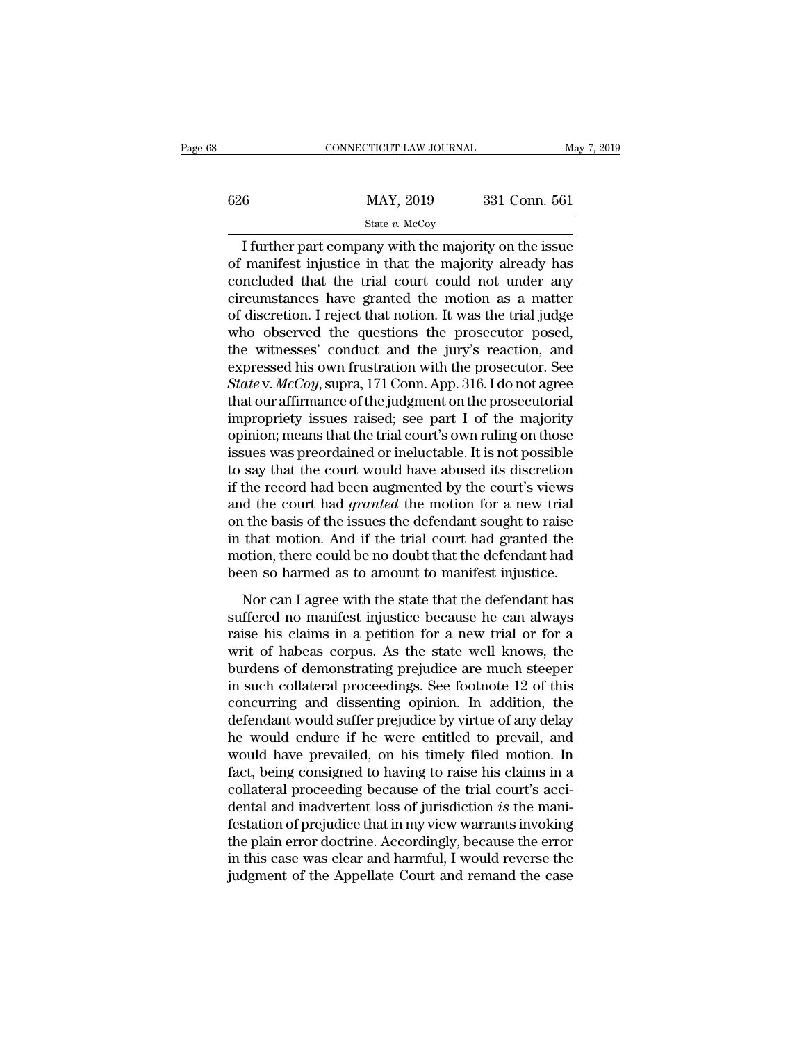I further part company with the majority on the issue of manifest injustice in that the majority already has concluded that the trial court could not under any circumstances have granted the motion as a matter of discretion. I reject that notion. It was the trial judge who observed the questions the prosecutor posed, the witnesses' conduct and the jury's reaction, and expressed his own frustration with the prosecutor. See *State* v. *McCoy*, supra, 171 Conn. App. 316. I do not agree that our affirmance of the judgment on the prosecutorial impropriety issues raised; see part I of the majority opinion; means that the trial court's own ruling on those issues was preordained or ineluctable. It is not possible to say that the court would have abused its discretion if the record had been augmented by the court's views and the court had *granted* the motion for a new trial on the basis of the issues the defendant sought to raise in that motion. And if the trial court had granted the motion, there could be no doubt that the defendant had been so harmed as to amount to manifest injustice.

Nor can I agree with the state that the defendant has suffered no manifest injustice because he can always raise his claims in a petition for a new trial or for a writ of habeas corpus. As the state well knows, the burdens of demonstrating prejudice are much steeper in such collateral proceedings. See footnote 12 of this concurring and dissenting opinion. In addition, the defendant would suffer prejudice by virtue of any delay he would endure if he were entitled to prevail, and would have prevailed, on his timely filed motion. In fact, being consigned to having to raise his claims in a collateral proceeding because of the trial court's accidental and inadvertent loss of jurisdiction *is* the manifestation of prejudice that in my view warrants invoking the plain error doctrine. Accordingly, because the error in this case was clear and harmful, I would reverse the judgment of the Appellate Court and remand the case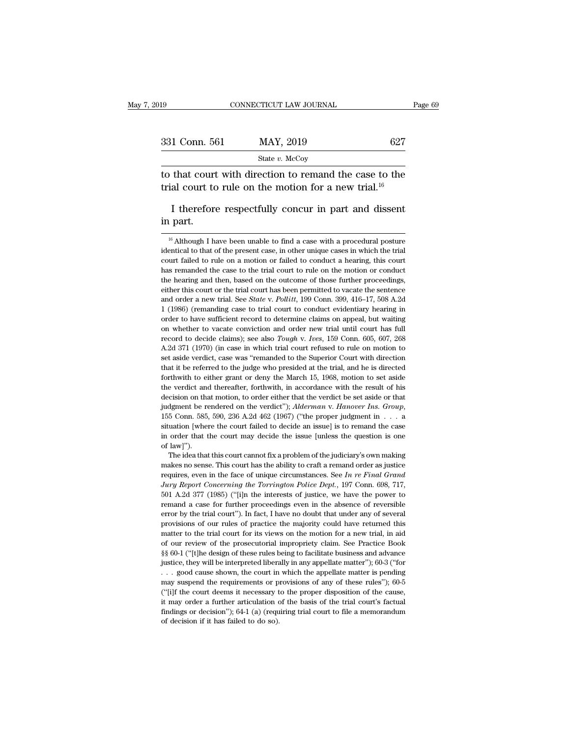to that court with direction to remand the case to the trial court to rule on the motion for a new trial.[16]

I therefore respectfully concur in part and dissent in part.

[16] Although I have been unable to find a case with a procedural posture identical to that of the present case, in other unique cases in which the trial court failed to rule on a motion or failed to conduct a hearing, this court has remanded the case to the trial court to rule on the motion or conduct the hearing and then, based on the outcome of those further proceedings, either this court or the trial court has been permitted to vacate the sentence and order a new trial. See *State* v. *Pollitt*, 199 Conn. 399, 416–17, 508 A.2d 1 (1986) (remanding case to trial court to conduct evidentiary hearing in order to have sufficient record to determine claims on appeal, but waiting on whether to vacate conviction and order new trial until court has full record to decide claims); see also *Tough* v. *Ives*, 159 Conn. 605, 607, 268 A.2d 371 (1970) (in case in which trial court refused to rule on motion to set aside verdict, case was "remanded to the Superior Court with direction that it be referred to the judge who presided at the trial, and he is directed forthwith to either grant or deny the March 15, 1968, motion to set aside the verdict and thereafter, forthwith, in accordance with the result of his decision on that motion, to order either that the verdict be set aside or that judgment be rendered on the verdict"); *Alderman* v. *Hanover Ins. Group*, 155 Conn. 585, 590, 236 A.2d 462 (1967) ("the proper judgment in . . . a situation [where the court failed to decide an issue] is to remand the case in order that the court may decide the issue [unless the question is one of law]").

The idea that this court cannot fix a problem of the judiciary's own making makes no sense. This court has the ability to craft a remand order as justice requires, even in the face of unique circumstances. See *In re Final Grand Jury Report Concerning the Torrington Police Dept.*, 197 Conn. 698, 717, 501 A.2d 377 (1985) ("[i]n the interests of justice, we have the power to remand a case for further proceedings even in the absence of reversible error by the trial court"). In fact, I have no doubt that under any of several provisions of our rules of practice the majority could have returned this matter to the trial court for its views on the motion for a new trial, in aid of our review of the prosecutorial impropriety claim. See Practice Book §§ 60-1 ("[t]he design of these rules being to facilitate business and advance justice, they will be interpreted liberally in any appellate matter"); 60-3 ("for . . . good cause shown, the court in which the appellate matter is pending may suspend the requirements or provisions of any of these rules"); 60-5 ("[i]f the court deems it necessary to the proper disposition of the cause, it may order a further articulation of the basis of the trial court's factual findings or decision"); 64-1 (a) (requiring trial court to file a memorandum of decision if it has failed to do so).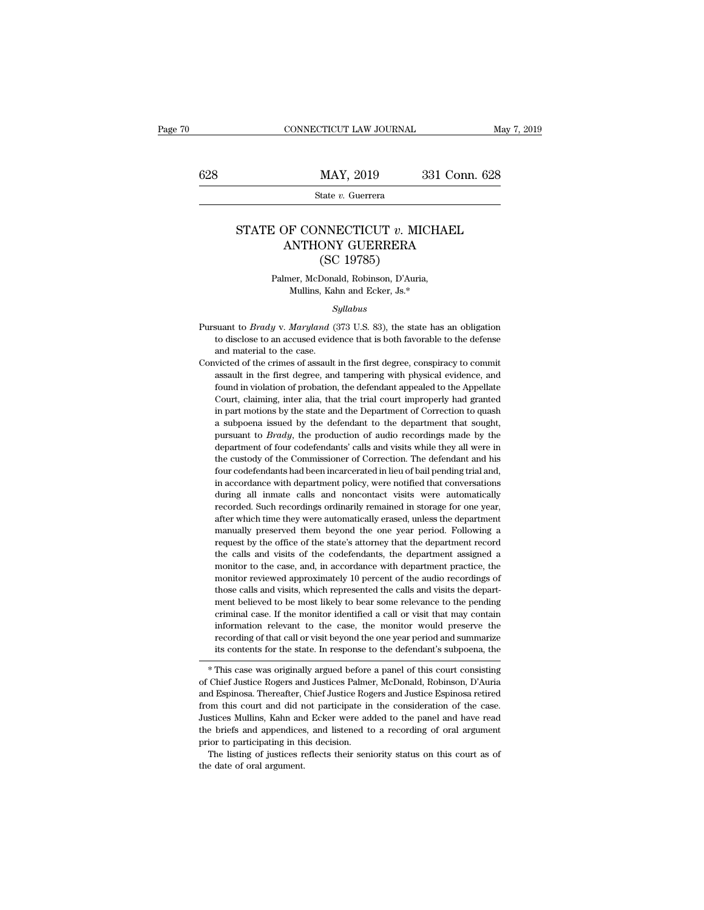# STATE OF CONNECTICUT *v.* MICHAEL ANTHONY GUERRERA (SC 19785)

Palmer, McDonald, Robinson, D'Auria, Mullins, Kahn and Ecker, Js.*

*Syllabus*

Pursuant to *Brady* v. *Maryland* (373 U.S. 83), the state has an obligation to disclose to an accused evidence that is both favorable to the defense and material to the case.

Convicted of the crimes of assault in the first degree, conspiracy to commit assault in the first degree, and tampering with physical evidence, and found in violation of probation, the defendant appealed to the Appellate Court, claiming, inter alia, that the trial court improperly had granted in part motions by the state and the Department of Correction to quash a subpoena issued by the defendant to the department that sought, pursuant to *Brady*, the production of audio recordings made by the department of four codefendants' calls and visits while they all were in the custody of the Commissioner of Correction. The defendant and his four codefendants had been incarcerated in lieu of bail pending trial and, in accordance with department policy, were notified that conversations during all inmate calls and noncontact visits were automatically recorded. Such recordings ordinarily remained in storage for one year, after which time they were automatically erased, unless the department manually preserved them beyond the one year period. Following a request by the office of the state's attorney that the department record the calls and visits of the codefendants, the department assigned a monitor to the case, and, in accordance with department practice, the monitor reviewed approximately 10 percent of the audio recordings of those calls and visits, which represented the calls and visits the department believed to be most likely to bear some relevance to the pending criminal case. If the monitor identified a call or visit that may contain information relevant to the case, the monitor would preserve the recording of that call or visit beyond the one year period and summarize its contents for the state. In response to the defendant's subpoena, the

\* This case was originally argued before a panel of this court consisting of Chief Justice Rogers and Justices Palmer, McDonald, Robinson, D'Auria and Espinosa. Thereafter, Chief Justice Rogers and Justice Espinosa retired from this court and did not participate in the consideration of the case. Justices Mullins, Kahn and Ecker were added to the panel and have read the briefs and appendices, and listened to a recording of oral argument prior to participating in this decision.

The listing of justices reflects their seniority status on this court as of the date of oral argument.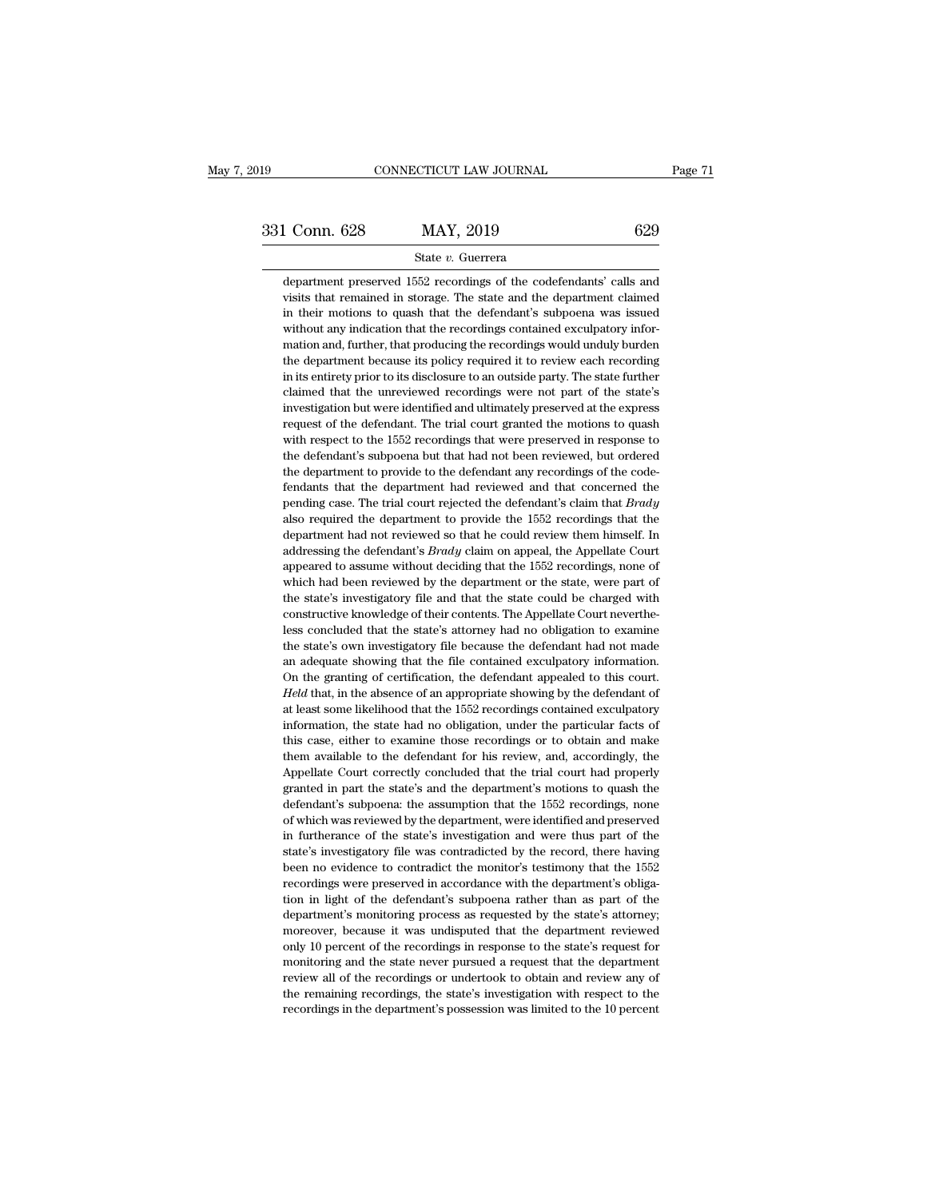department preserved 1552 recordings of the codefendants' calls and visits that remained in storage. The state and the department claimed in their motions to quash that the defendant's subpoena was issued without any indication that the recordings contained exculpatory information and, further, that producing the recordings would unduly burden the department because its policy required it to review each recording in its entirety prior to its disclosure to an outside party. The state further claimed that the unreviewed recordings were not part of the state's investigation but were identified and ultimately preserved at the express request of the defendant. The trial court granted the motions to quash with respect to the 1552 recordings that were preserved in response to the defendant's subpoena but that had not been reviewed, but ordered the department to provide to the defendant any recordings of the codefendants that the department had reviewed and that concerned the pending case. The trial court rejected the defendant's claim that *Brady* also required the department to provide the 1552 recordings that the department had not reviewed so that he could review them himself. In addressing the defendant's *Brady* claim on appeal, the Appellate Court appeared to assume without deciding that the 1552 recordings, none of which had been reviewed by the department or the state, were part of the state's investigatory file and that the state could be charged with constructive knowledge of their contents. The Appellate Court nevertheless concluded that the state's attorney had no obligation to examine the state's own investigatory file because the defendant had not made an adequate showing that the file contained exculpatory information. On the granting of certification, the defendant appealed to this court. *Held* that, in the absence of an appropriate showing by the defendant of at least some likelihood that the 1552 recordings contained exculpatory information, the state had no obligation, under the particular facts of this case, either to examine those recordings or to obtain and make them available to the defendant for his review, and, accordingly, the Appellate Court correctly concluded that the trial court had properly granted in part the state's and the department's motions to quash the defendant's subpoena: the assumption that the 1552 recordings, none of which was reviewed by the department, were identified and preserved in furtherance of the state's investigation and were thus part of the state's investigatory file was contradicted by the record, there having been no evidence to contradict the monitor's testimony that the 1552 recordings were preserved in accordance with the department's obligation in light of the defendant's subpoena rather than as part of the department's monitoring process as requested by the state's attorney; moreover, because it was undisputed that the department reviewed only 10 percent of the recordings in response to the state's request for monitoring and the state never pursued a request that the department review all of the recordings or undertook to obtain and review any of the remaining recordings, the state's investigation with respect to the recordings in the department's possession was limited to the 10 percent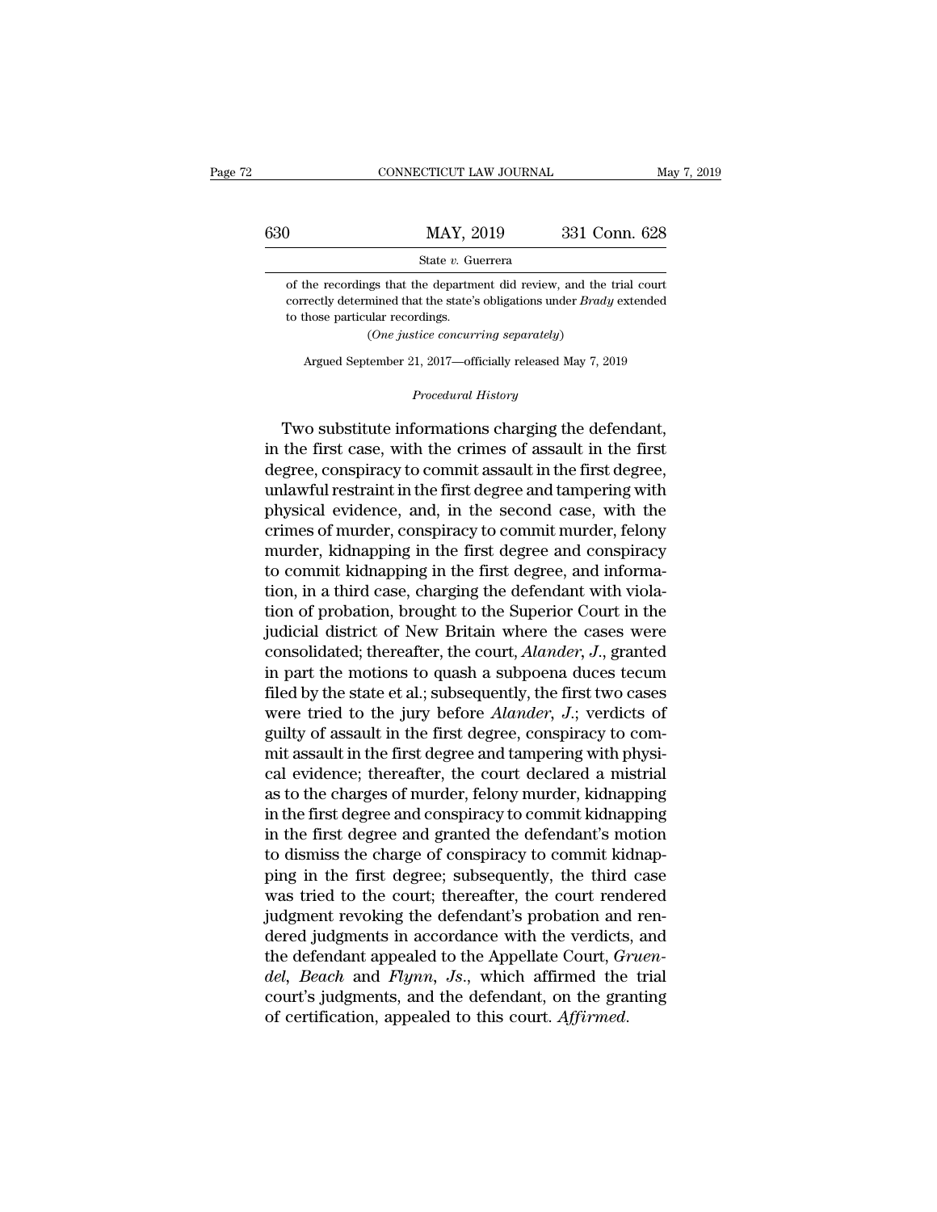of the recordings that the department did review, and the trial court correctly determined that the state's obligations under *Brady* extended to those particular recordings.

(*One justice concurring separately*)

Argued September 21, 2017—officially released May 7, 2019

*Procedural History*

Two substitute informations charging the defendant, in the first case, with the crimes of assault in the first degree, conspiracy to commit assault in the first degree, unlawful restraint in the first degree and tampering with physical evidence, and, in the second case, with the crimes of murder, conspiracy to commit murder, felony murder, kidnapping in the first degree and conspiracy to commit kidnapping in the first degree, and information, in a third case, charging the defendant with violation of probation, brought to the Superior Court in the judicial district of New Britain where the cases were consolidated; thereafter, the court, *Alander*, *J.*, granted in part the motions to quash a subpoena duces tecum filed by the state et al.; subsequently, the first two cases were tried to the jury before *Alander*, *J.*; verdicts of guilty of assault in the first degree, conspiracy to commit assault in the first degree and tampering with physical evidence; thereafter, the court declared a mistrial as to the charges of murder, felony murder, kidnapping in the first degree and conspiracy to commit kidnapping in the first degree and granted the defendant's motion to dismiss the charge of conspiracy to commit kidnapping in the first degree; subsequently, the third case was tried to the court; thereafter, the court rendered judgment revoking the defendant's probation and rendered judgments in accordance with the verdicts, and the defendant appealed to the Appellate Court, *Gruendel*, *Beach* and *Flynn*, *Js.*, which affirmed the trial court's judgments, and the defendant, on the granting of certification, appealed to this court. *Affirmed.*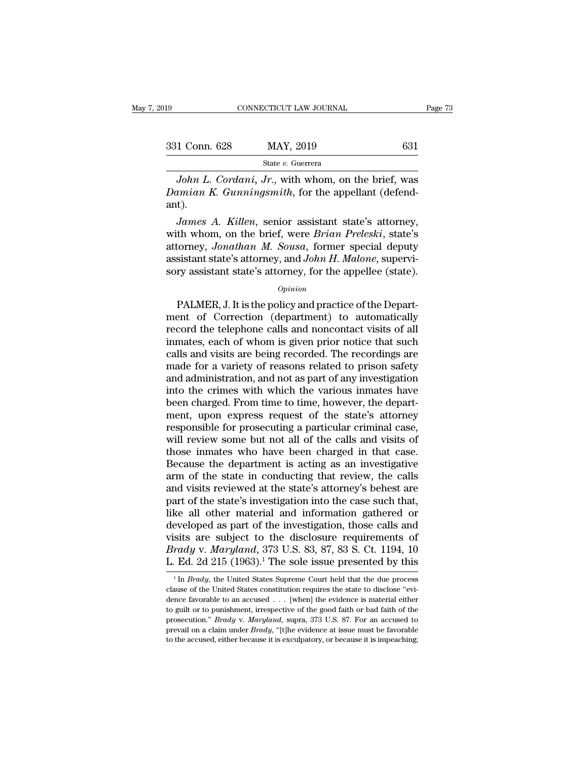*John L. Cordani, Jr.*, with whom, on the brief, was *Damian K. Gunningsmith*, for the appellant (defendant).

*James A. Killen*, senior assistant state's attorney, with whom, on the brief, were *Brian Preleski*, state's attorney, *Jonathan M. Sousa*, former special deputy assistant state's attorney, and *John H. Malone*, supervisory assistant state's attorney, for the appellee (state).

*Opinion*

PALMER, J. It is the policy and practice of the Department of Correction (department) to automatically record the telephone calls and noncontact visits of all inmates, each of whom is given prior notice that such calls and visits are being recorded. The recordings are made for a variety of reasons related to prison safety and administration, and not as part of any investigation into the crimes with which the various inmates have been charged. From time to time, however, the department, upon express request of the state's attorney responsible for prosecuting a particular criminal case, will review some but not all of the calls and visits of those inmates who have been charged in that case. Because the department is acting as an investigative arm of the state in conducting that review, the calls and visits reviewed at the state's attorney's behest are part of the state's investigation into the case such that, like all other material and information gathered or developed as part of the investigation, those calls and visits are subject to the disclosure requirements of *Brady* v. *Maryland*, 373 U.S. 83, 87, 83 S. Ct. 1194, 10 L. Ed. 2d 215 (1963).[1] The sole issue presented by this

---

[1] In *Brady*, the United States Supreme Court held that the due process clause of the United States constitution requires the state to disclose "evidence favorable to an accused . . . [when] the evidence is material either to guilt or to punishment, irrespective of the good faith or bad faith of the prosecution." *Brady* v. *Maryland*, supra, 373 U.S. 87. For an accused to prevail on a claim under *Brady*, "[t]he evidence at issue must be favorable to the accused, either because it is exculpatory, or because it is impeaching;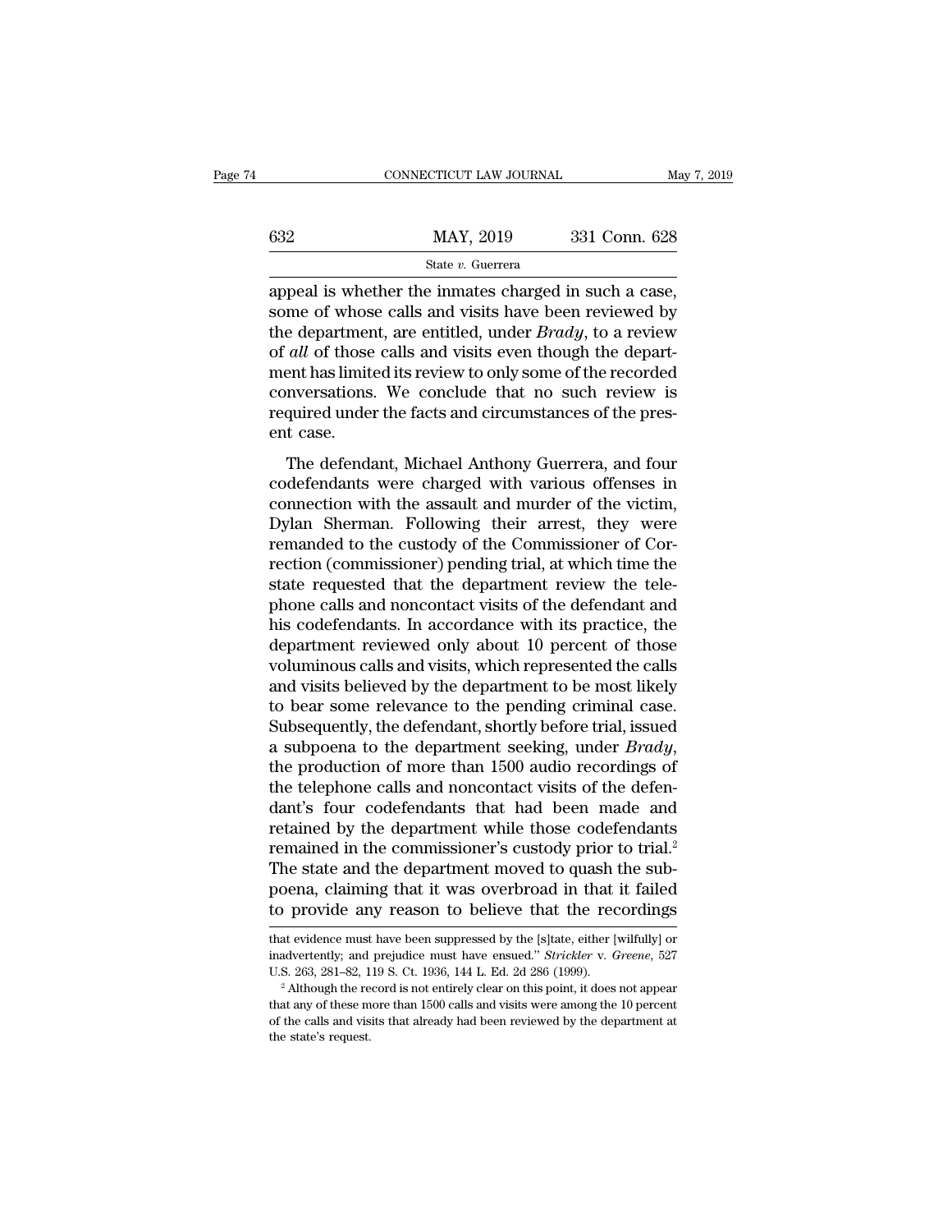appeal is whether the inmates charged in such a case, some of whose calls and visits have been reviewed by the department, are entitled, under *Brady*, to a review of *all* of those calls and visits even though the department has limited its review to only some of the recorded conversations. We conclude that no such review is required under the facts and circumstances of the present case.

The defendant, Michael Anthony Guerrera, and four codefendants were charged with various offenses in connection with the assault and murder of the victim, Dylan Sherman. Following their arrest, they were remanded to the custody of the Commissioner of Correction (commissioner) pending trial, at which time the state requested that the department review the telephone calls and noncontact visits of the defendant and his codefendants. In accordance with its practice, the department reviewed only about 10 percent of those voluminous calls and visits, which represented the calls and visits believed by the department to be most likely to bear some relevance to the pending criminal case. Subsequently, the defendant, shortly before trial, issued a subpoena to the department seeking, under *Brady*, the production of more than 1500 audio recordings of the telephone calls and noncontact visits of the defendant's four codefendants that had been made and retained by the department while those codefendants remained in the commissioner's custody prior to trial.[2] The state and the department moved to quash the subpoena, claiming that it was overbroad in that it failed to provide any reason to believe that the recordings

---

that evidence must have been suppressed by the [s]tate, either [wilfully] or inadvertently; and prejudice must have ensued." *Strickler* v. *Greene*, 527 U.S. 263, 281–82, 119 S. Ct. 1936, 144 L. Ed. 2d 286 (1999).

[2] Although the record is not entirely clear on this point, it does not appear that any of these more than 1500 calls and visits were among the 10 percent of the calls and visits that already had been reviewed by the department at the state's request.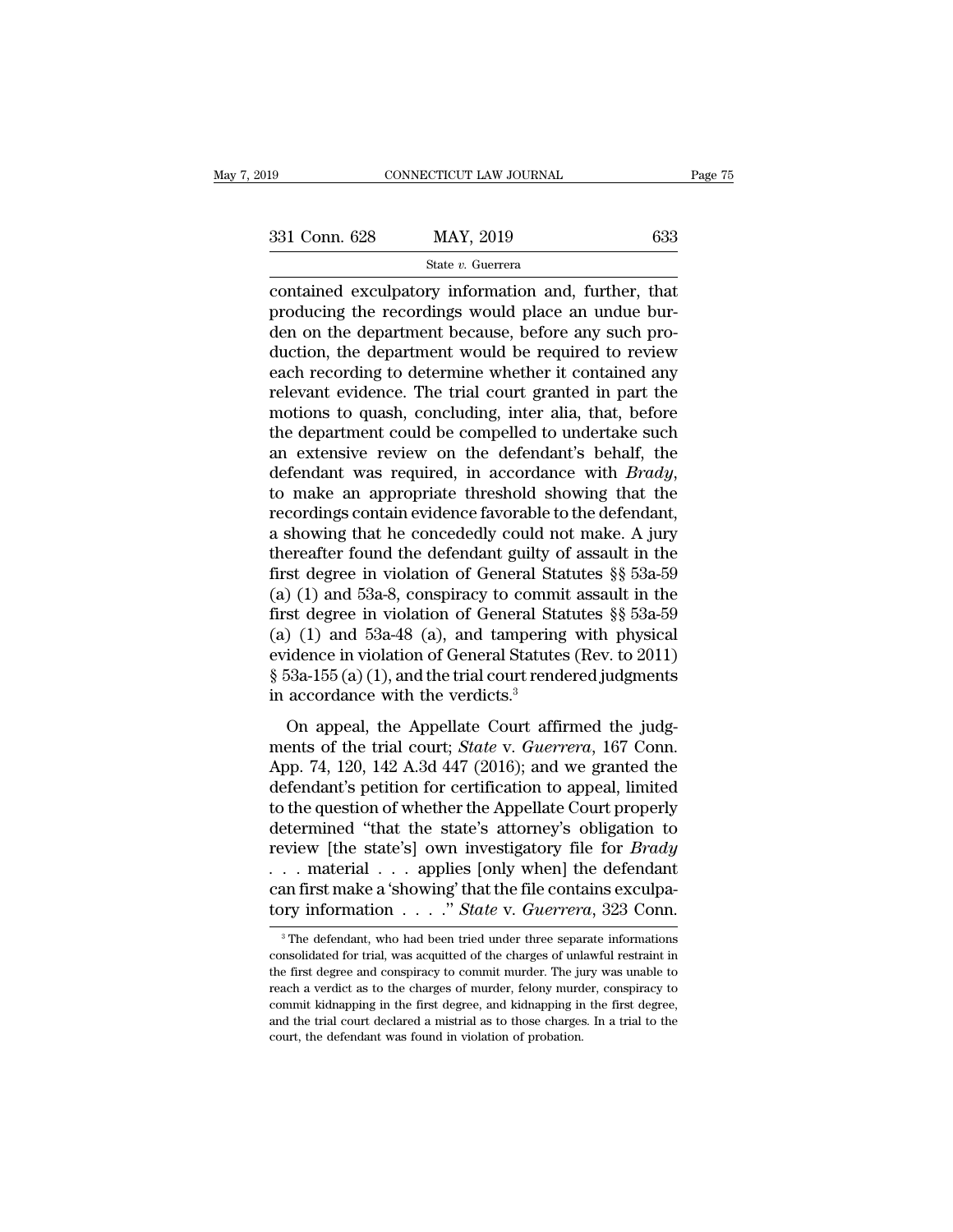contained exculpatory information and, further, that producing the recordings would place an undue burden on the department because, before any such production, the department would be required to review each recording to determine whether it contained any relevant evidence. The trial court granted in part the motions to quash, concluding, inter alia, that, before the department could be compelled to undertake such an extensive review on the defendant's behalf, the defendant was required, in accordance with *Brady*, to make an appropriate threshold showing that the recordings contain evidence favorable to the defendant, a showing that he concededly could not make. A jury thereafter found the defendant guilty of assault in the first degree in violation of General Statutes §§ 53a-59 (a) (1) and 53a-8, conspiracy to commit assault in the first degree in violation of General Statutes §§ 53a-59 (a) (1) and 53a-48 (a), and tampering with physical evidence in violation of General Statutes (Rev. to 2011) § 53a-155 (a) (1), and the trial court rendered judgments in accordance with the verdicts.[3]

On appeal, the Appellate Court affirmed the judgments of the trial court; *State* v. *Guerrera*, 167 Conn. App. 74, 120, 142 A.3d 447 (2016); and we granted the defendant's petition for certification to appeal, limited to the question of whether the Appellate Court properly determined "that the state's attorney's obligation to review [the state's] own investigatory file for *Brady* . . . material . . . applies [only when] the defendant can first make a 'showing' that the file contains exculpatory information . . . ." *State* v. *Guerrera*, 323 Conn.

[3] The defendant, who had been tried under three separate informations consolidated for trial, was acquitted of the charges of unlawful restraint in the first degree and conspiracy to commit murder. The jury was unable to reach a verdict as to the charges of murder, felony murder, conspiracy to commit kidnapping in the first degree, and kidnapping in the first degree, and the trial court declared a mistrial as to those charges. In a trial to the court, the defendant was found in violation of probation.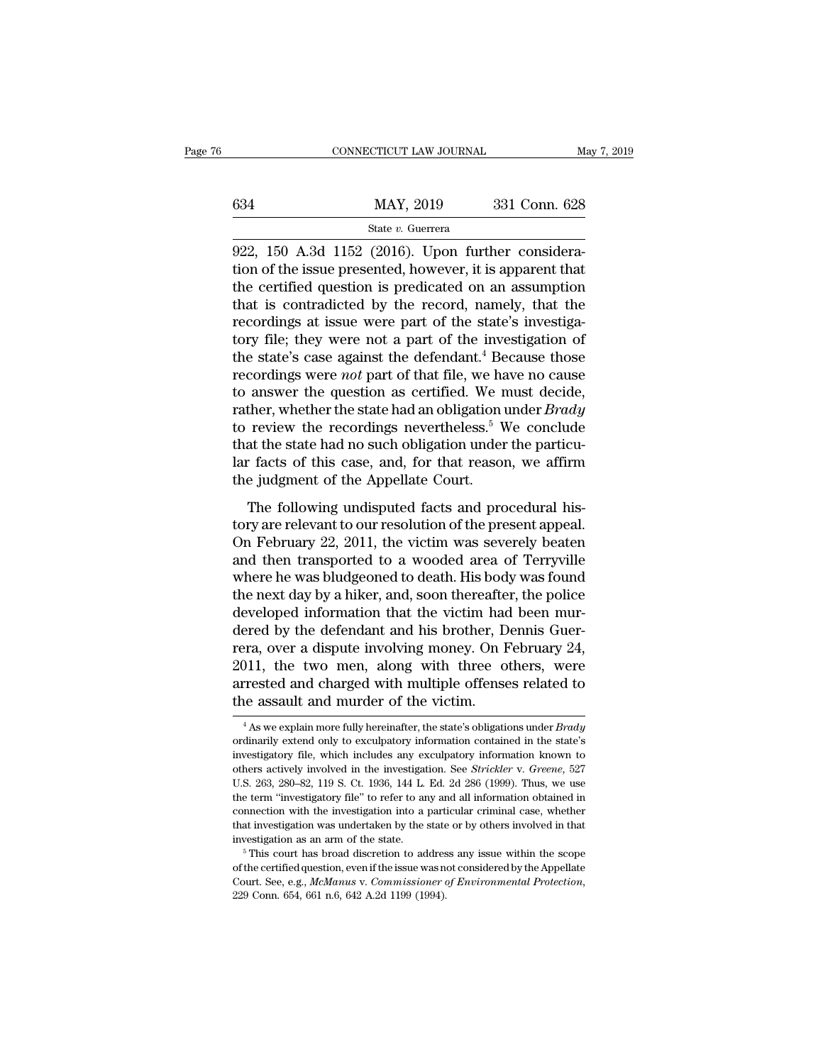922, 150 A.3d 1152 (2016). Upon further consideration of the issue presented, however, it is apparent that the certified question is predicated on an assumption that is contradicted by the record, namely, that the recordings at issue were part of the state's investigatory file; they were not a part of the investigation of the state's case against the defendant.[4] Because those recordings were *not* part of that file, we have no cause to answer the question as certified. We must decide, rather, whether the state had an obligation under *Brady* to review the recordings nevertheless.[5] We conclude that the state had no such obligation under the particular facts of this case, and, for that reason, we affirm the judgment of the Appellate Court.

The following undisputed facts and procedural history are relevant to our resolution of the present appeal. On February 22, 2011, the victim was severely beaten and then transported to a wooded area of Terryville where he was bludgeoned to death. His body was found the next day by a hiker, and, soon thereafter, the police developed information that the victim had been murdered by the defendant and his brother, Dennis Guerrera, over a dispute involving money. On February 24, 2011, the two men, along with three others, were arrested and charged with multiple offenses related to the assault and murder of the victim.

[4] As we explain more fully hereinafter, the state's obligations under *Brady* ordinarily extend only to exculpatory information contained in the state's investigatory file, which includes any exculpatory information known to others actively involved in the investigation. See *Strickler* v. *Greene*, 527 U.S. 263, 280–82, 119 S. Ct. 1936, 144 L. Ed. 2d 286 (1999). Thus, we use the term "investigatory file" to refer to any and all information obtained in connection with the investigation into a particular criminal case, whether that investigation was undertaken by the state or by others involved in that investigation as an arm of the state.

[5] This court has broad discretion to address any issue within the scope of the certified question, even if the issue was not considered by the Appellate Court. See, e.g., *McManus* v. *Commissioner of Environmental Protection*, 229 Conn. 654, 661 n.6, 642 A.2d 1199 (1994).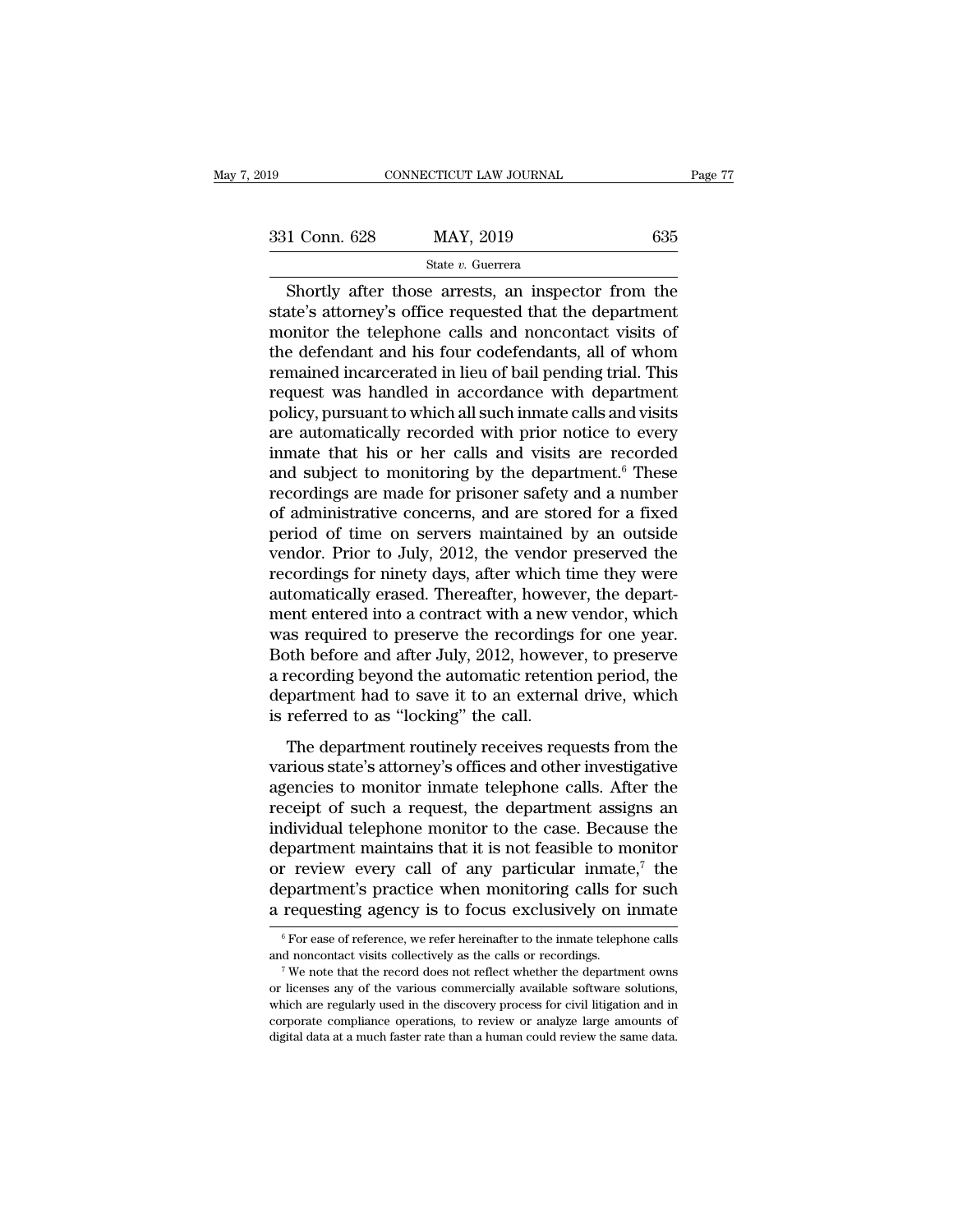Shortly after those arrests, an inspector from the state's attorney's office requested that the department monitor the telephone calls and noncontact visits of the defendant and his four codefendants, all of whom remained incarcerated in lieu of bail pending trial. This request was handled in accordance with department policy, pursuant to which all such inmate calls and visits are automatically recorded with prior notice to every inmate that his or her calls and visits are recorded and subject to monitoring by the department.[6] These recordings are made for prisoner safety and a number of administrative concerns, and are stored for a fixed period of time on servers maintained by an outside vendor. Prior to July, 2012, the vendor preserved the recordings for ninety days, after which time they were automatically erased. Thereafter, however, the department entered into a contract with a new vendor, which was required to preserve the recordings for one year. Both before and after July, 2012, however, to preserve a recording beyond the automatic retention period, the department had to save it to an external drive, which is referred to as "locking" the call.

The department routinely receives requests from the various state's attorney's offices and other investigative agencies to monitor inmate telephone calls. After the receipt of such a request, the department assigns an individual telephone monitor to the case. Because the department maintains that it is not feasible to monitor or review every call of any particular inmate,[7] the department's practice when monitoring calls for such a requesting agency is to focus exclusively on inmate

[6] For ease of reference, we refer hereinafter to the inmate telephone calls and noncontact visits collectively as the calls or recordings.

[7] We note that the record does not reflect whether the department owns or licenses any of the various commercially available software solutions, which are regularly used in the discovery process for civil litigation and in corporate compliance operations, to review or analyze large amounts of digital data at a much faster rate than a human could review the same data.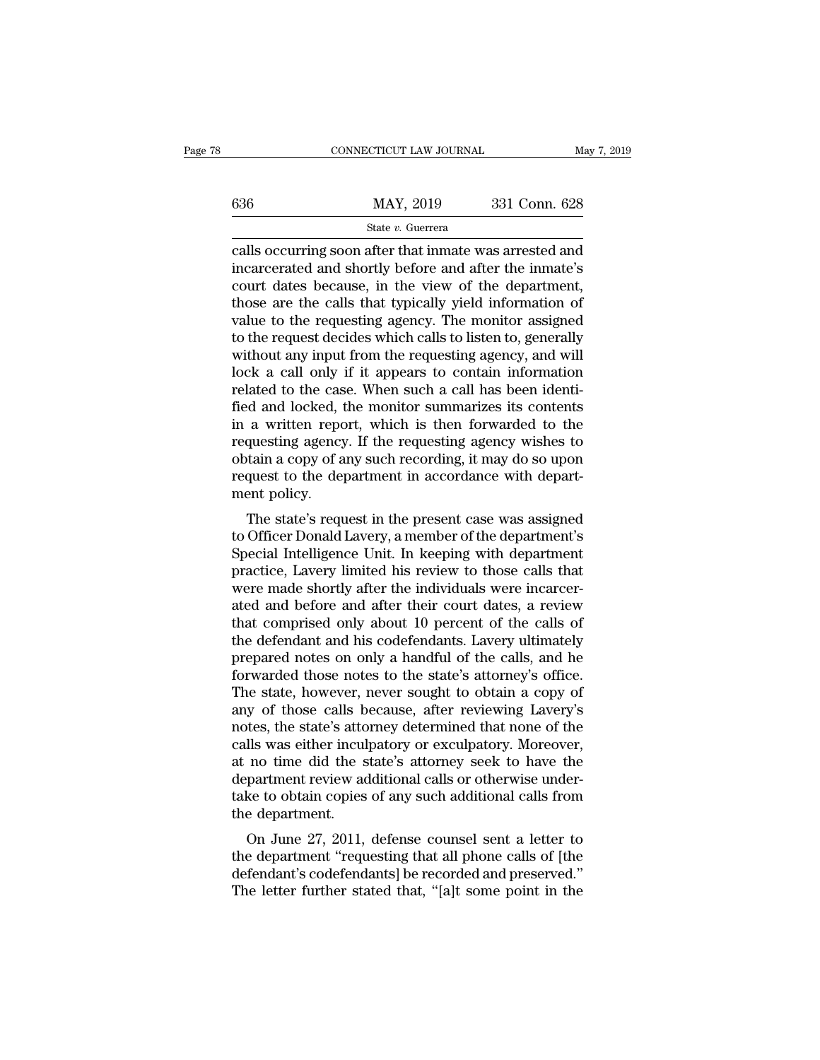calls occurring soon after that inmate was arrested and incarcerated and shortly before and after the inmate's court dates because, in the view of the department, those are the calls that typically yield information of value to the requesting agency. The monitor assigned to the request decides which calls to listen to, generally without any input from the requesting agency, and will lock a call only if it appears to contain information related to the case. When such a call has been identified and locked, the monitor summarizes its contents in a written report, which is then forwarded to the requesting agency. If the requesting agency wishes to obtain a copy of any such recording, it may do so upon request to the department in accordance with department policy.

The state's request in the present case was assigned to Officer Donald Lavery, a member of the department's Special Intelligence Unit. In keeping with department practice, Lavery limited his review to those calls that were made shortly after the individuals were incarcerated and before and after their court dates, a review that comprised only about 10 percent of the calls of the defendant and his codefendants. Lavery ultimately prepared notes on only a handful of the calls, and he forwarded those notes to the state's attorney's office. The state, however, never sought to obtain a copy of any of those calls because, after reviewing Lavery's notes, the state's attorney determined that none of the calls was either inculpatory or exculpatory. Moreover, at no time did the state's attorney seek to have the department review additional calls or otherwise undertake to obtain copies of any such additional calls from the department.

On June 27, 2011, defense counsel sent a letter to the department "requesting that all phone calls of [the defendant's codefendants] be recorded and preserved." The letter further stated that, "[a]t some point in the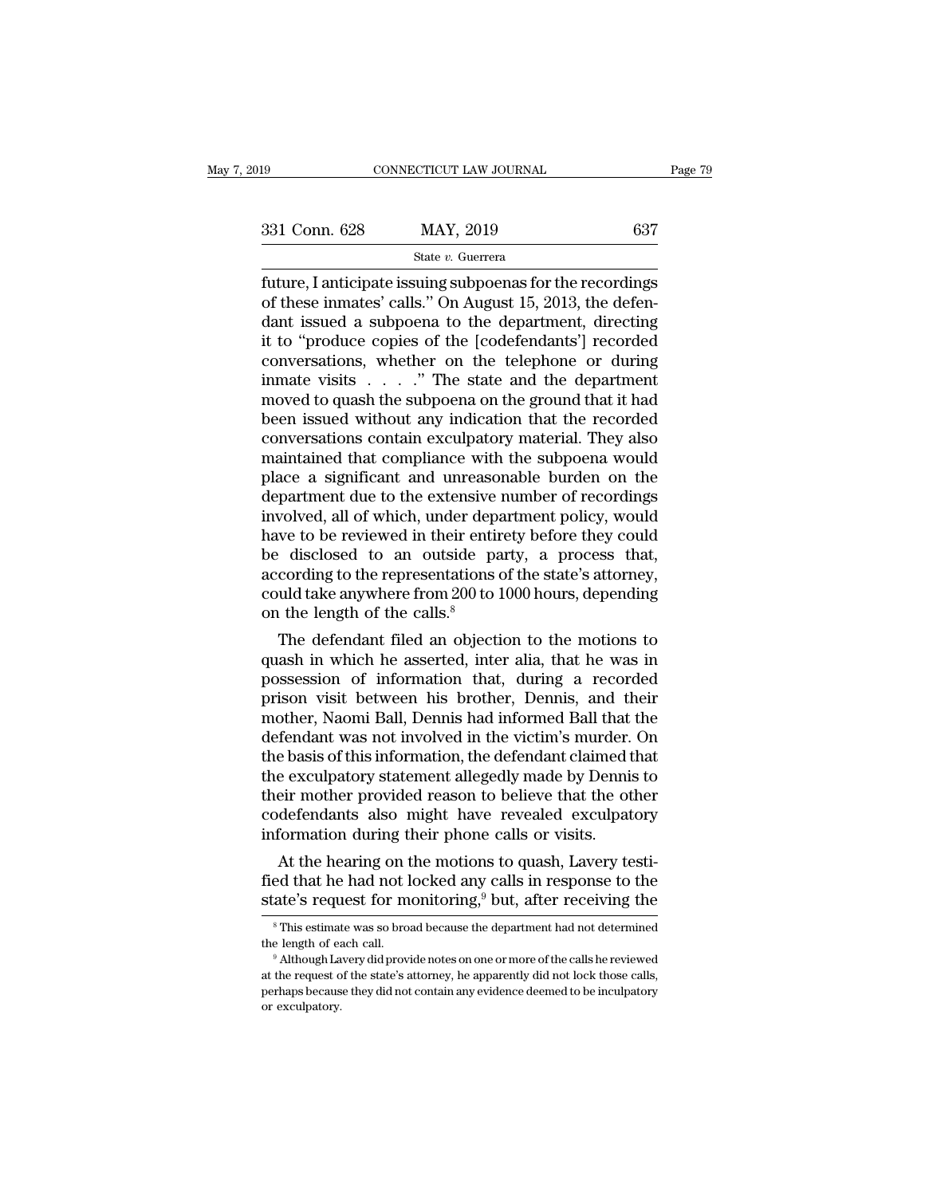future, I anticipate issuing subpoenas for the recordings of these inmates' calls." On August 15, 2013, the defendant issued a subpoena to the department, directing it to "produce copies of the [codefendants'] recorded conversations, whether on the telephone or during inmate visits . . . ." The state and the department moved to quash the subpoena on the ground that it had been issued without any indication that the recorded conversations contain exculpatory material. They also maintained that compliance with the subpoena would place a significant and unreasonable burden on the department due to the extensive number of recordings involved, all of which, under department policy, would have to be reviewed in their entirety before they could be disclosed to an outside party, a process that, according to the representations of the state's attorney, could take anywhere from 200 to 1000 hours, depending on the length of the calls.[8]

The defendant filed an objection to the motions to quash in which he asserted, inter alia, that he was in possession of information that, during a recorded prison visit between his brother, Dennis, and their mother, Naomi Ball, Dennis had informed Ball that the defendant was not involved in the victim's murder. On the basis of this information, the defendant claimed that the exculpatory statement allegedly made by Dennis to their mother provided reason to believe that the other codefendants also might have revealed exculpatory information during their phone calls or visits.

At the hearing on the motions to quash, Lavery testified that he had not locked any calls in response to the state's request for monitoring,[9] but, after receiving the

[8] This estimate was so broad because the department had not determined the length of each call.

[9] Although Lavery did provide notes on one or more of the calls he reviewed at the request of the state's attorney, he apparently did not lock those calls, perhaps because they did not contain any evidence deemed to be inculpatory or exculpatory.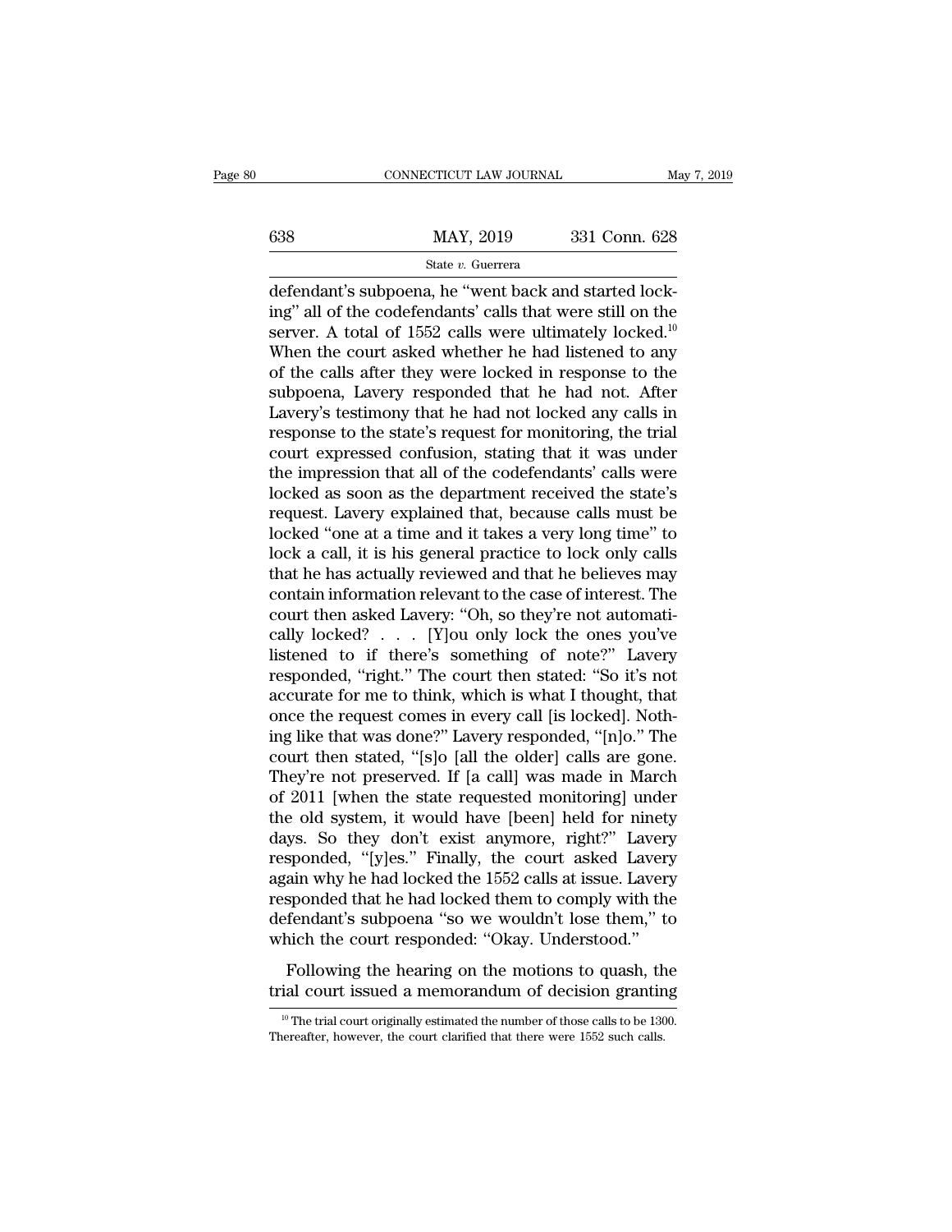defendant's subpoena, he "went back and started locking" all of the codefendants' calls that were still on the server. A total of 1552 calls were ultimately locked.[10] When the court asked whether he had listened to any of the calls after they were locked in response to the subpoena, Lavery responded that he had not. After Lavery's testimony that he had not locked any calls in response to the state's request for monitoring, the trial court expressed confusion, stating that it was under the impression that all of the codefendants' calls were locked as soon as the department received the state's request. Lavery explained that, because calls must be locked "one at a time and it takes a very long time" to lock a call, it is his general practice to lock only calls that he has actually reviewed and that he believes may contain information relevant to the case of interest. The court then asked Lavery: "Oh, so they're not automatically locked? . . . [Y]ou only lock the ones you've listened to if there's something of note?" Lavery responded, "right." The court then stated: "So it's not accurate for me to think, which is what I thought, that once the request comes in every call [is locked]. Nothing like that was done?" Lavery responded, "[n]o." The court then stated, "[s]o [all the older] calls are gone. They're not preserved. If [a call] was made in March of 2011 [when the state requested monitoring] under the old system, it would have [been] held for ninety days. So they don't exist anymore, right?" Lavery responded, "[y]es." Finally, the court asked Lavery again why he had locked the 1552 calls at issue. Lavery responded that he had locked them to comply with the defendant's subpoena "so we wouldn't lose them," to which the court responded: "Okay. Understood."

Following the hearing on the motions to quash, the trial court issued a memorandum of decision granting

[10] The trial court originally estimated the number of those calls to be 1300. Thereafter, however, the court clarified that there were 1552 such calls.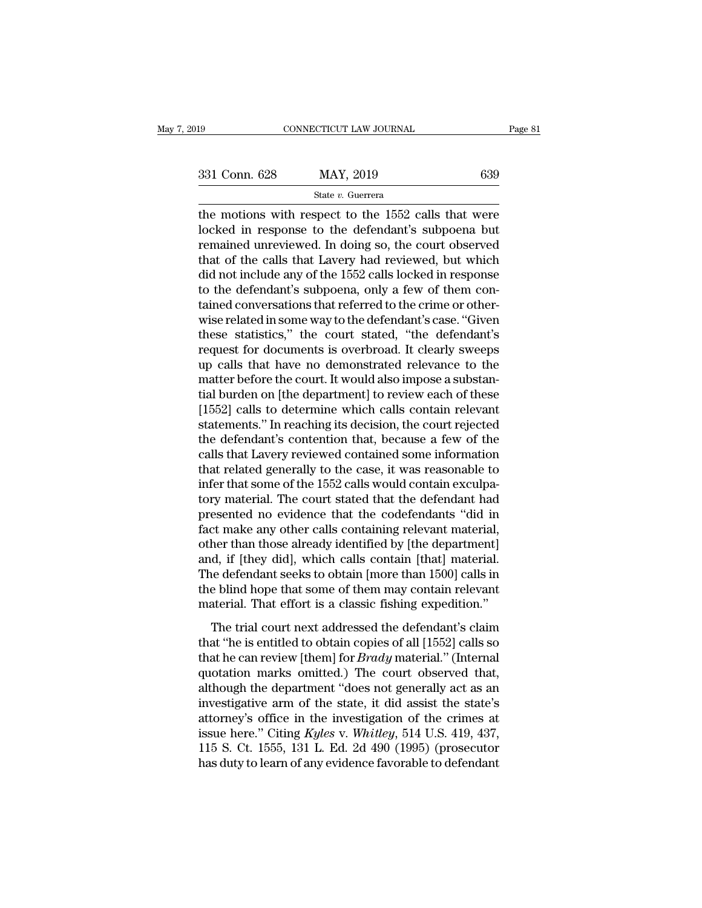the motions with respect to the 1552 calls that were locked in response to the defendant's subpoena but remained unreviewed. In doing so, the court observed that of the calls that Lavery had reviewed, but which did not include any of the 1552 calls locked in response to the defendant's subpoena, only a few of them contained conversations that referred to the crime or otherwise related in some way to the defendant's case. "Given these statistics," the court stated, "the defendant's request for documents is overbroad. It clearly sweeps up calls that have no demonstrated relevance to the matter before the court. It would also impose a substantial burden on [the department] to review each of these [1552] calls to determine which calls contain relevant statements." In reaching its decision, the court rejected the defendant's contention that, because a few of the calls that Lavery reviewed contained some information that related generally to the case, it was reasonable to infer that some of the 1552 calls would contain exculpatory material. The court stated that the defendant had presented no evidence that the codefendants "did in fact make any other calls containing relevant material, other than those already identified by [the department] and, if [they did], which calls contain [that] material. The defendant seeks to obtain [more than 1500] calls in the blind hope that some of them may contain relevant material. That effort is a classic fishing expedition."

The trial court next addressed the defendant's claim that "he is entitled to obtain copies of all [1552] calls so that he can review [them] for *Brady* material." (Internal quotation marks omitted.) The court observed that, although the department "does not generally act as an investigative arm of the state, it did assist the state's attorney's office in the investigation of the crimes at issue here." Citing *Kyles* v. *Whitley*, 514 U.S. 419, 437, 115 S. Ct. 1555, 131 L. Ed. 2d 490 (1995) (prosecutor has duty to learn of any evidence favorable to defendant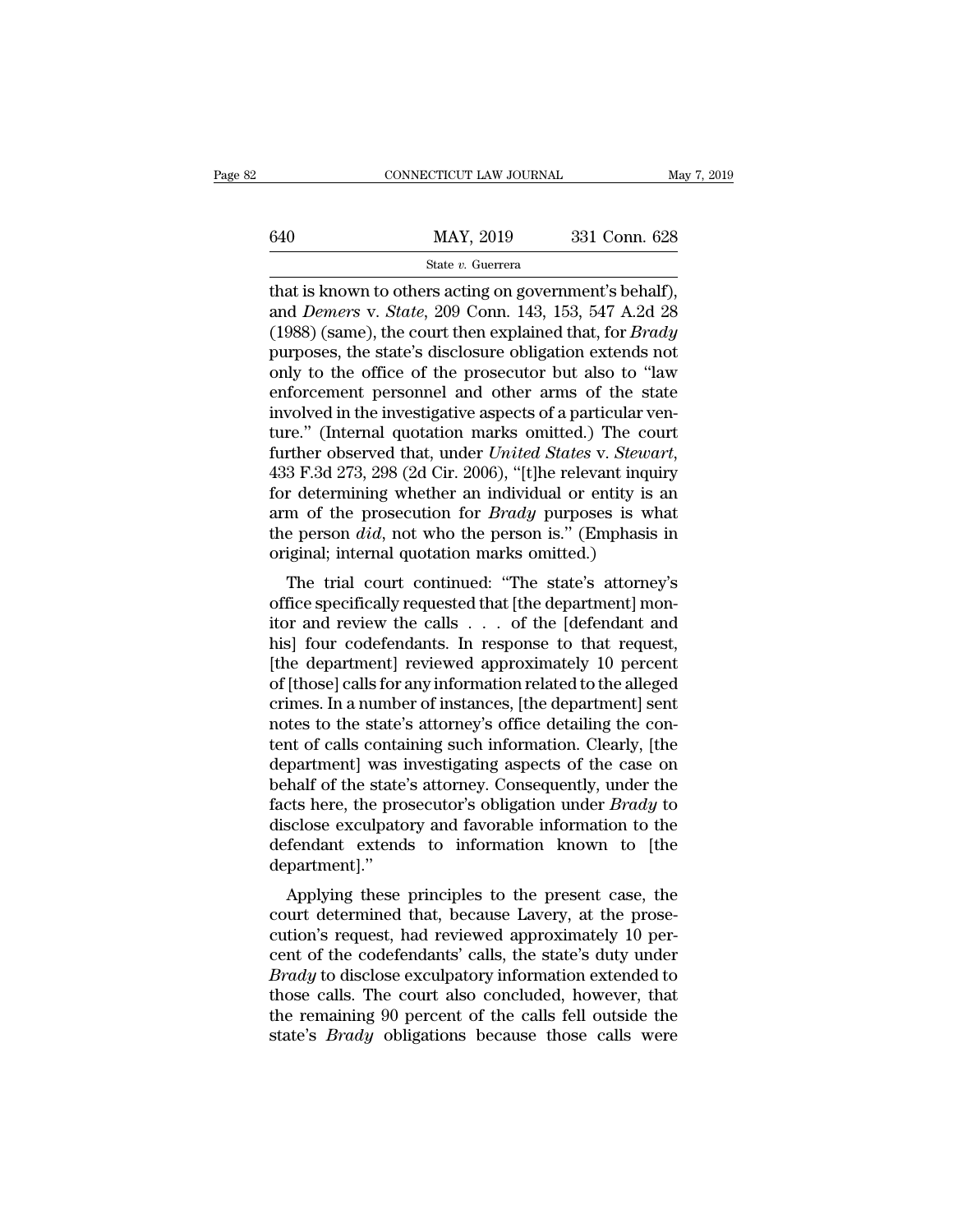that is known to others acting on government's behalf), and *Demers* v. *State*, 209 Conn. 143, 153, 547 A.2d 28 (1988) (same), the court then explained that, for *Brady* purposes, the state's disclosure obligation extends not only to the office of the prosecutor but also to "law enforcement personnel and other arms of the state involved in the investigative aspects of a particular venture." (Internal quotation marks omitted.) The court further observed that, under *United States* v. *Stewart*, 433 F.3d 273, 298 (2d Cir. 2006), "[t]he relevant inquiry for determining whether an individual or entity is an arm of the prosecution for *Brady* purposes is what the person *did*, not who the person is." (Emphasis in original; internal quotation marks omitted.)

The trial court continued: "The state's attorney's office specifically requested that [the department] monitor and review the calls . . . of the [defendant and his] four codefendants. In response to that request, [the department] reviewed approximately 10 percent of [those] calls for any information related to the alleged crimes. In a number of instances, [the department] sent notes to the state's attorney's office detailing the content of calls containing such information. Clearly, [the department] was investigating aspects of the case on behalf of the state's attorney. Consequently, under the facts here, the prosecutor's obligation under *Brady* to disclose exculpatory and favorable information to the defendant extends to information known to [the department]."

Applying these principles to the present case, the court determined that, because Lavery, at the prosecution's request, had reviewed approximately 10 percent of the codefendants' calls, the state's duty under *Brady* to disclose exculpatory information extended to those calls. The court also concluded, however, that the remaining 90 percent of the calls fell outside the state's *Brady* obligations because those calls were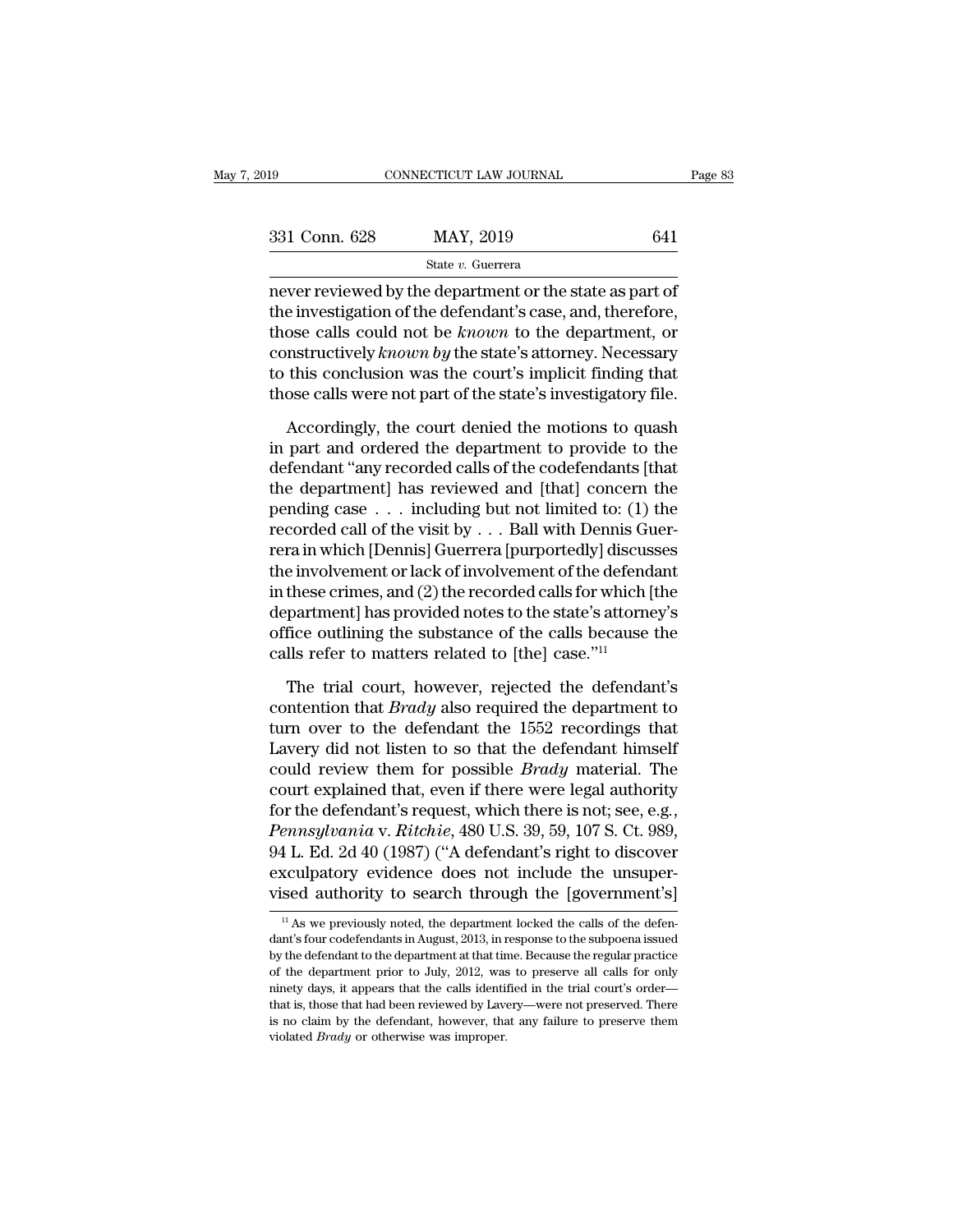never reviewed by the department or the state as part of the investigation of the defendant's case, and, therefore, those calls could not be *known* to the department, or constructively *known by* the state's attorney. Necessary to this conclusion was the court's implicit finding that those calls were not part of the state's investigatory file.

Accordingly, the court denied the motions to quash in part and ordered the department to provide to the defendant "any recorded calls of the codefendants [that the department] has reviewed and [that] concern the pending case . . . including but not limited to: (1) the recorded call of the visit by . . . Ball with Dennis Guerrera in which [Dennis] Guerrera [purportedly] discusses the involvement or lack of involvement of the defendant in these crimes, and (2) the recorded calls for which [the department] has provided notes to the state's attorney's office outlining the substance of the calls because the calls refer to matters related to [the] case."[11]

The trial court, however, rejected the defendant's contention that *Brady* also required the department to turn over to the defendant the 1552 recordings that Lavery did not listen to so that the defendant himself could review them for possible *Brady* material. The court explained that, even if there were legal authority for the defendant's request, which there is not; see, e.g., *Pennsylvania* v. *Ritchie*, 480 U.S. 39, 59, 107 S. Ct. 989, 94 L. Ed. 2d 40 (1987) ("A defendant's right to discover exculpatory evidence does not include the unsupervised authority to search through the [government's]

[11] As we previously noted, the department locked the calls of the defendant's four codefendants in August, 2013, in response to the subpoena issued by the defendant to the department at that time. Because the regular practice of the department prior to July, 2012, was to preserve all calls for only ninety days, it appears that the calls identified in the trial court's order—that is, those that had been reviewed by Lavery—were not preserved. There is no claim by the defendant, however, that any failure to preserve them violated *Brady* or otherwise was improper.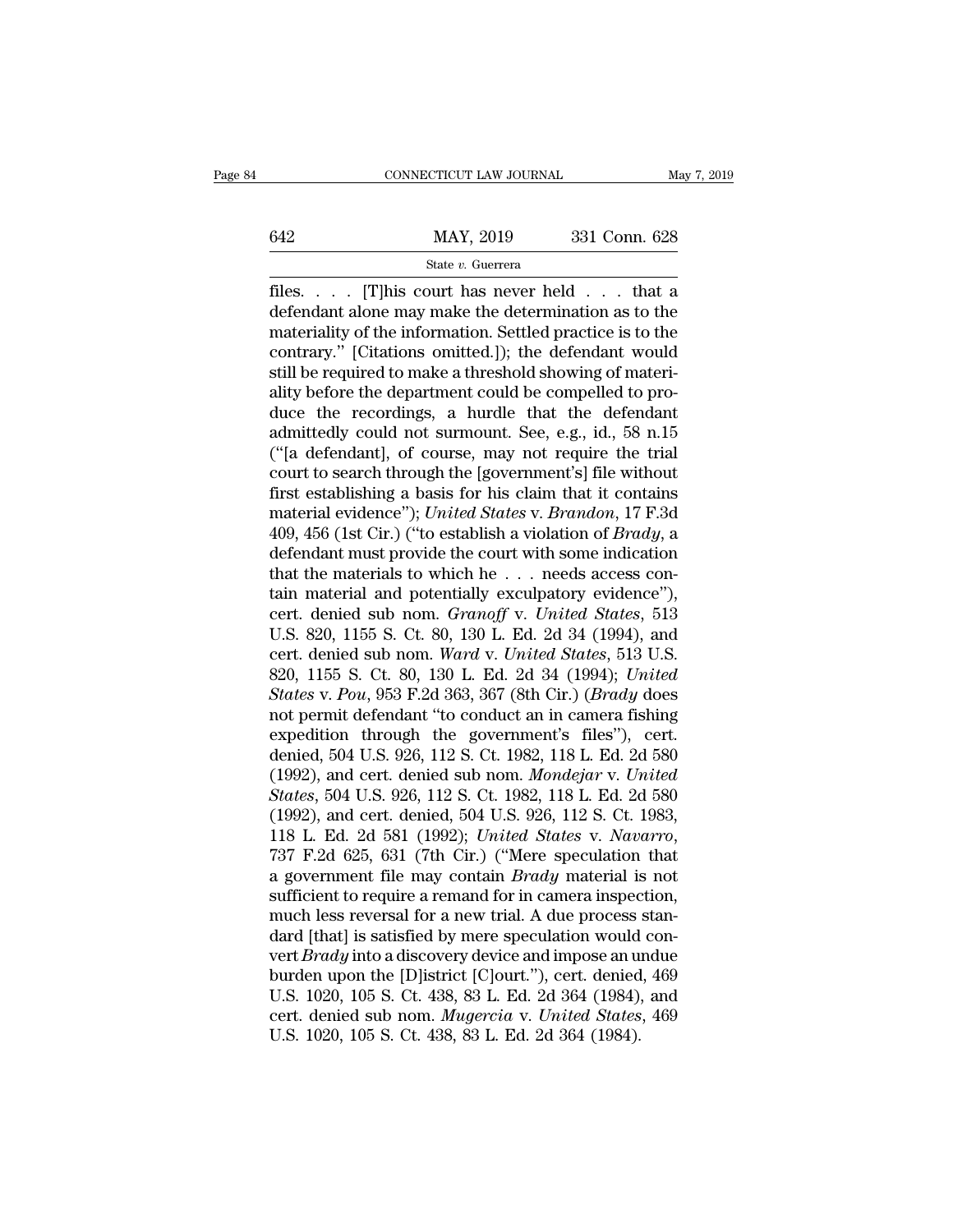files. . . . [T]his court has never held . . . that a defendant alone may make the determination as to the materiality of the information. Settled practice is to the contrary." [Citations omitted.]); the defendant would still be required to make a threshold showing of materiality before the department could be compelled to produce the recordings, a hurdle that the defendant admittedly could not surmount. See, e.g., id., 58 n.15 ("[a defendant], of course, may not require the trial court to search through the [government's] file without first establishing a basis for his claim that it contains material evidence"); *United States* v. *Brandon*, 17 F.3d 409, 456 (1st Cir.) ("to establish a violation of *Brady*, a defendant must provide the court with some indication that the materials to which he . . . needs access contain material and potentially exculpatory evidence"), cert. denied sub nom. *Granoff* v. *United States*, 513 U.S. 820, 1155 S. Ct. 80, 130 L. Ed. 2d 34 (1994), and cert. denied sub nom. *Ward* v. *United States*, 513 U.S. 820, 1155 S. Ct. 80, 130 L. Ed. 2d 34 (1994); *United States* v. *Pou*, 953 F.2d 363, 367 (8th Cir.) (*Brady* does not permit defendant "to conduct an in camera fishing expedition through the government's files"), cert. denied, 504 U.S. 926, 112 S. Ct. 1982, 118 L. Ed. 2d 580 (1992), and cert. denied sub nom. *Mondejar* v. *United States*, 504 U.S. 926, 112 S. Ct. 1982, 118 L. Ed. 2d 580 (1992), and cert. denied, 504 U.S. 926, 112 S. Ct. 1983, 118 L. Ed. 2d 581 (1992); *United States* v. *Navarro*, 737 F.2d 625, 631 (7th Cir.) ("Mere speculation that a government file may contain *Brady* material is not sufficient to require a remand for in camera inspection, much less reversal for a new trial. A due process standard [that] is satisfied by mere speculation would convert *Brady* into a discovery device and impose an undue burden upon the [D]istrict [C]ourt."), cert. denied, 469 U.S. 1020, 105 S. Ct. 438, 83 L. Ed. 2d 364 (1984), and cert. denied sub nom. *Mugercia* v. *United States*, 469 U.S. 1020, 105 S. Ct. 438, 83 L. Ed. 2d 364 (1984).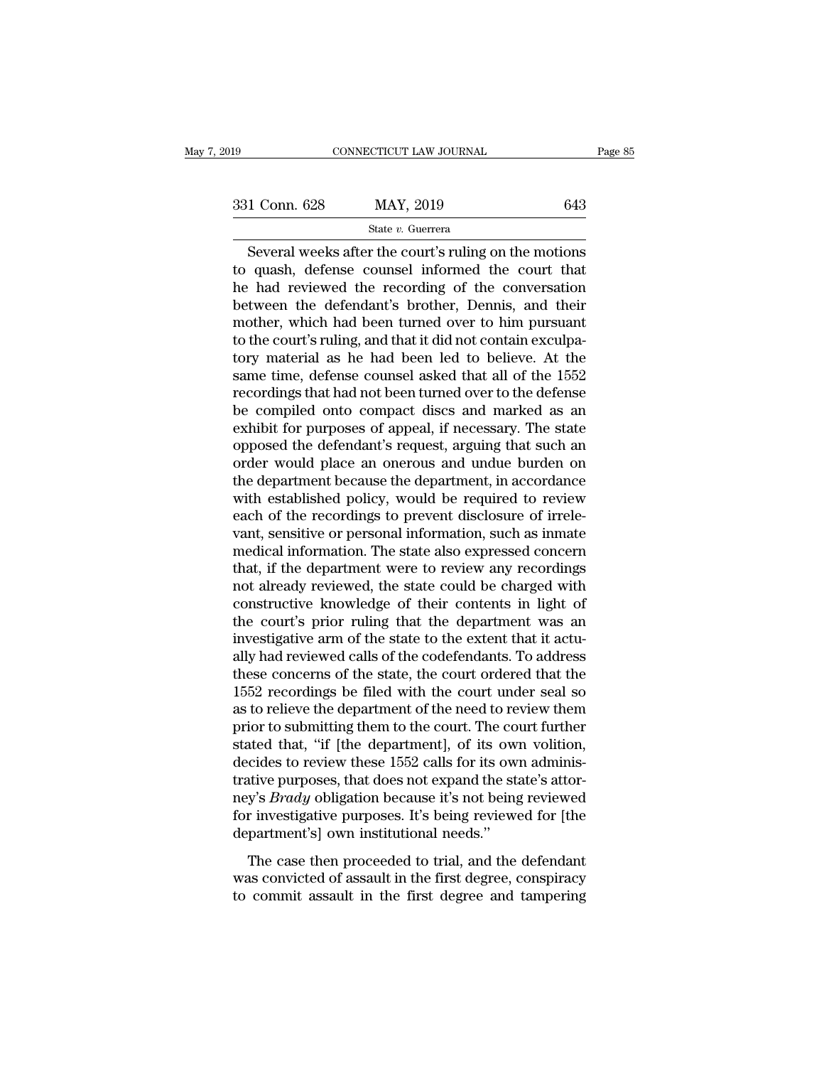Several weeks after the court's ruling on the motions to quash, defense counsel informed the court that he had reviewed the recording of the conversation between the defendant's brother, Dennis, and their mother, which had been turned over to him pursuant to the court's ruling, and that it did not contain exculpatory material as he had been led to believe. At the same time, defense counsel asked that all of the 1552 recordings that had not been turned over to the defense be compiled onto compact discs and marked as an exhibit for purposes of appeal, if necessary. The state opposed the defendant's request, arguing that such an order would place an onerous and undue burden on the department because the department, in accordance with established policy, would be required to review each of the recordings to prevent disclosure of irrelevant, sensitive or personal information, such as inmate medical information. The state also expressed concern that, if the department were to review any recordings not already reviewed, the state could be charged with constructive knowledge of their contents in light of the court's prior ruling that the department was an investigative arm of the state to the extent that it actually had reviewed calls of the codefendants. To address these concerns of the state, the court ordered that the 1552 recordings be filed with the court under seal so as to relieve the department of the need to review them prior to submitting them to the court. The court further stated that, "if [the department], of its own volition, decides to review these 1552 calls for its own administrative purposes, that does not expand the state's attorney's *Brady* obligation because it's not being reviewed for investigative purposes. It's being reviewed for [the department's] own institutional needs."

The case then proceeded to trial, and the defendant was convicted of assault in the first degree, conspiracy to commit assault in the first degree and tampering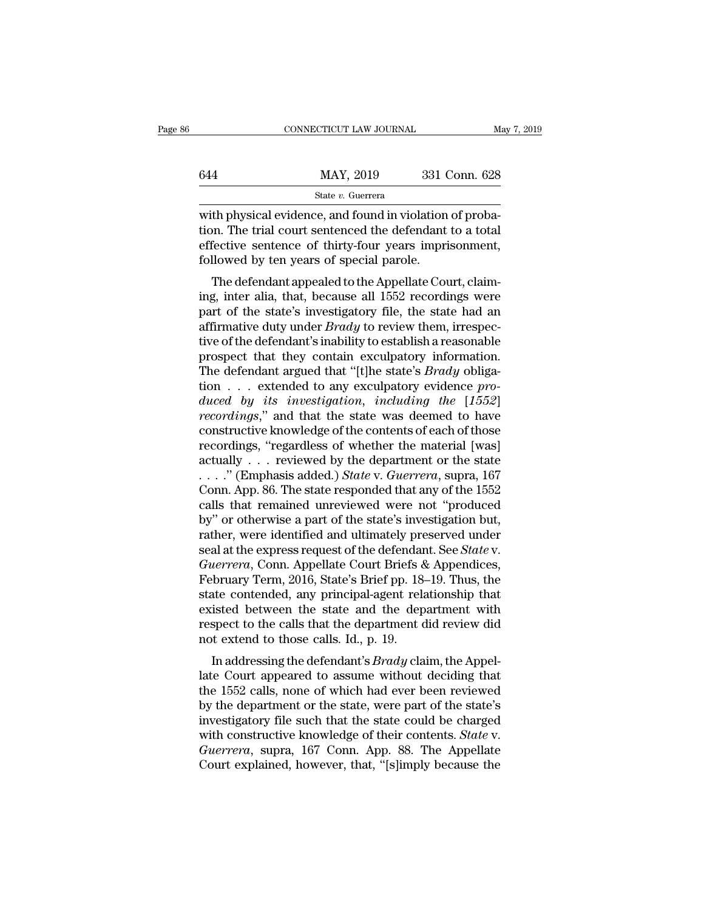with physical evidence, and found in violation of probation. The trial court sentenced the defendant to a total effective sentence of thirty-four years imprisonment, followed by ten years of special parole.

The defendant appealed to the Appellate Court, claiming, inter alia, that, because all 1552 recordings were part of the state's investigatory file, the state had an affirmative duty under *Brady* to review them, irrespective of the defendant's inability to establish a reasonable prospect that they contain exculpatory information. The defendant argued that "[t]he state's *Brady* obligation . . . extended to any exculpatory evidence *produced by its investigation, including the [1552] recordings*," and that the state was deemed to have constructive knowledge of the contents of each of those recordings, "regardless of whether the material [was] actually . . . reviewed by the department or the state . . . ." (Emphasis added.) *State* v. *Guerrera*, supra, 167 Conn. App. 86. The state responded that any of the 1552 calls that remained unreviewed were not "produced by" or otherwise a part of the state's investigation but, rather, were identified and ultimately preserved under seal at the express request of the defendant. See *State* v. *Guerrera*, Conn. Appellate Court Briefs & Appendices, February Term, 2016, State's Brief pp. 18–19. Thus, the state contended, any principal-agent relationship that existed between the state and the department with respect to the calls that the department did review did not extend to those calls. Id., p. 19.

In addressing the defendant's *Brady* claim, the Appellate Court appeared to assume without deciding that the 1552 calls, none of which had ever been reviewed by the department or the state, were part of the state's investigatory file such that the state could be charged with constructive knowledge of their contents. *State* v. *Guerrera*, supra, 167 Conn. App. 88. The Appellate Court explained, however, that, "[s]imply because the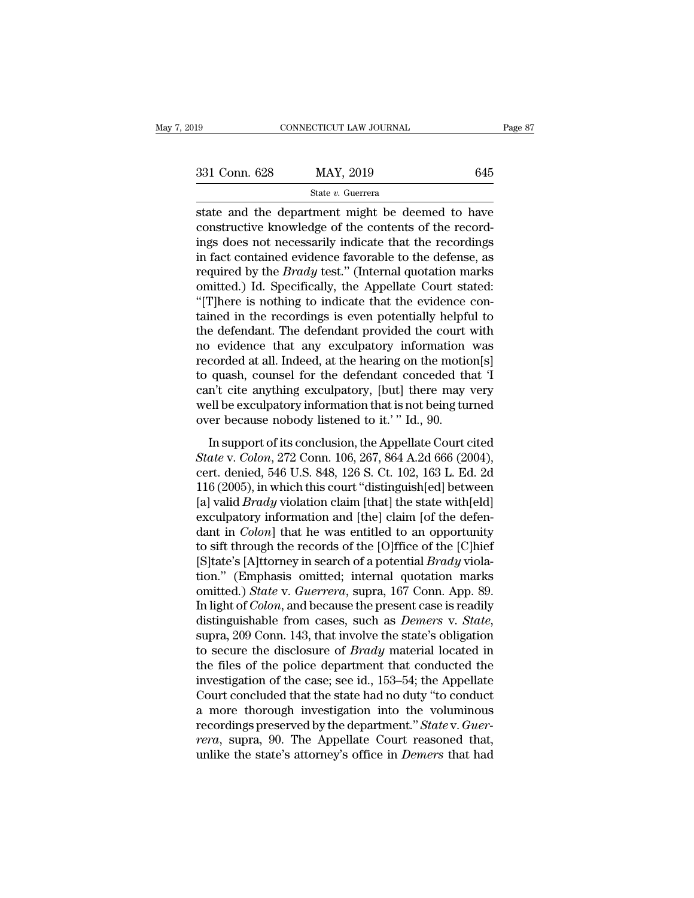state and the department might be deemed to have constructive knowledge of the contents of the recordings does not necessarily indicate that the recordings in fact contained evidence favorable to the defense, as required by the *Brady* test." (Internal quotation marks omitted.) Id. Specifically, the Appellate Court stated: "[T]here is nothing to indicate that the evidence contained in the recordings is even potentially helpful to the defendant. The defendant provided the court with no evidence that any exculpatory information was recorded at all. Indeed, at the hearing on the motion[s] to quash, counsel for the defendant conceded that 'I can't cite anything exculpatory, [but] there may very well be exculpatory information that is not being turned over because nobody listened to it.' " Id., 90.

In support of its conclusion, the Appellate Court cited *State* v. *Colon*, 272 Conn. 106, 267, 864 A.2d 666 (2004), cert. denied, 546 U.S. 848, 126 S. Ct. 102, 163 L. Ed. 2d 116 (2005), in which this court "distinguish[ed] between [a] valid *Brady* violation claim [that] the state with[eld] exculpatory information and [the] claim [of the defendant in *Colon*] that he was entitled to an opportunity to sift through the records of the [O]ffice of the [C]hief [S]tate's [A]ttorney in search of a potential *Brady* violation." (Emphasis omitted; internal quotation marks omitted.) *State* v. *Guerrera*, supra, 167 Conn. App. 89. In light of *Colon*, and because the present case is readily distinguishable from cases, such as *Demers* v. *State*, supra, 209 Conn. 143, that involve the state's obligation to secure the disclosure of *Brady* material located in the files of the police department that conducted the investigation of the case; see id., 153–54; the Appellate Court concluded that the state had no duty "to conduct a more thorough investigation into the voluminous recordings preserved by the department." *State* v. *Guerrera*, supra, 90. The Appellate Court reasoned that, unlike the state's attorney's office in *Demers* that had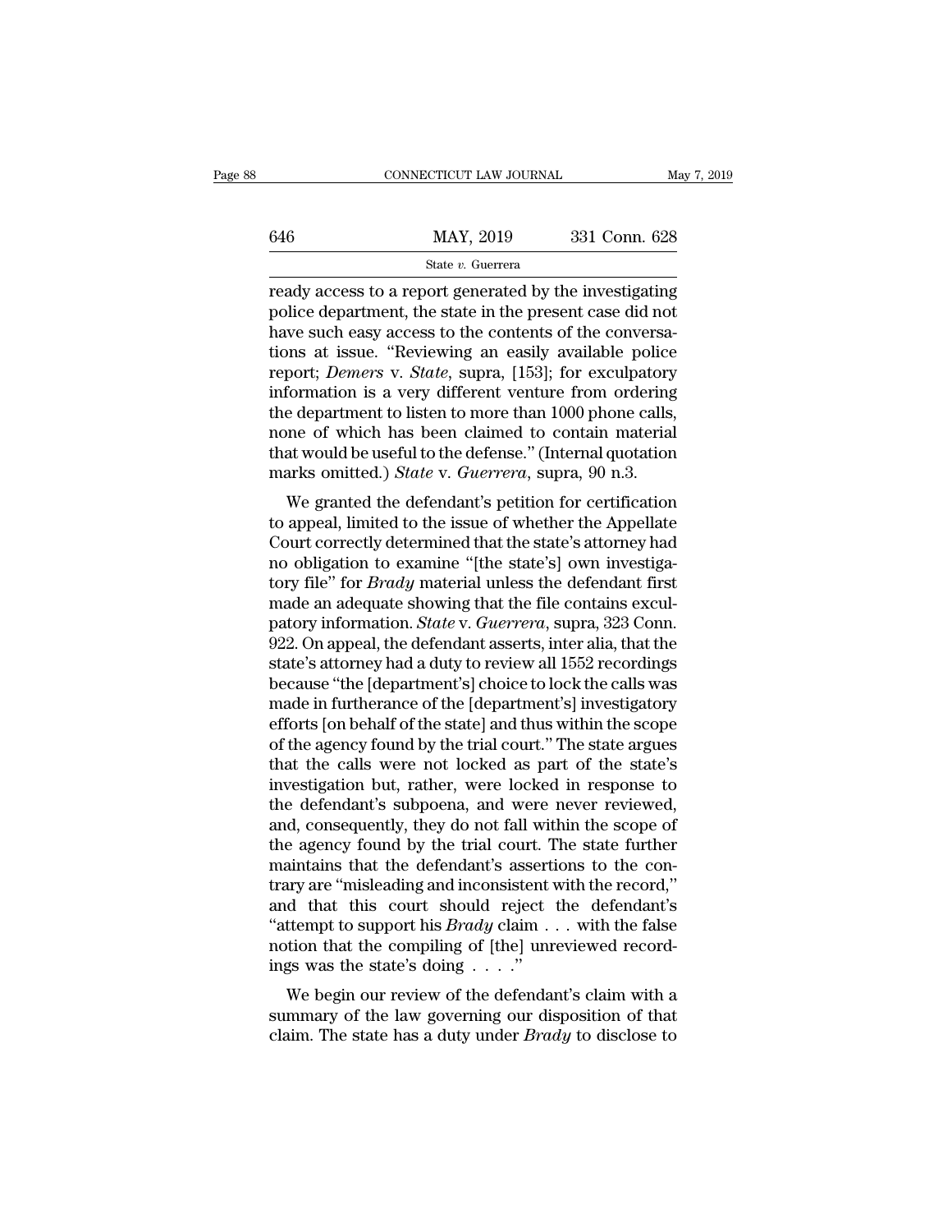ready access to a report generated by the investigating police department, the state in the present case did not have such easy access to the contents of the conversations at issue. "Reviewing an easily available police report; *Demers* v. *State*, supra, [153]; for exculpatory information is a very different venture from ordering the department to listen to more than 1000 phone calls, none of which has been claimed to contain material that would be useful to the defense." (Internal quotation marks omitted.) *State* v. *Guerrera*, supra, 90 n.3.

We granted the defendant's petition for certification to appeal, limited to the issue of whether the Appellate Court correctly determined that the state's attorney had no obligation to examine "[the state's] own investigatory file" for *Brady* material unless the defendant first made an adequate showing that the file contains exculpatory information. *State* v. *Guerrera*, supra, 323 Conn. 922. On appeal, the defendant asserts, inter alia, that the state's attorney had a duty to review all 1552 recordings because "the [department's] choice to lock the calls was made in furtherance of the [department's] investigatory efforts [on behalf of the state] and thus within the scope of the agency found by the trial court." The state argues that the calls were not locked as part of the state's investigation but, rather, were locked in response to the defendant's subpoena, and were never reviewed, and, consequently, they do not fall within the scope of the agency found by the trial court. The state further maintains that the defendant's assertions to the contrary are "misleading and inconsistent with the record," and that this court should reject the defendant's "attempt to support his *Brady* claim . . . with the false notion that the compiling of [the] unreviewed recordings was the state's doing . . . ."

We begin our review of the defendant's claim with a summary of the law governing our disposition of that claim. The state has a duty under *Brady* to disclose to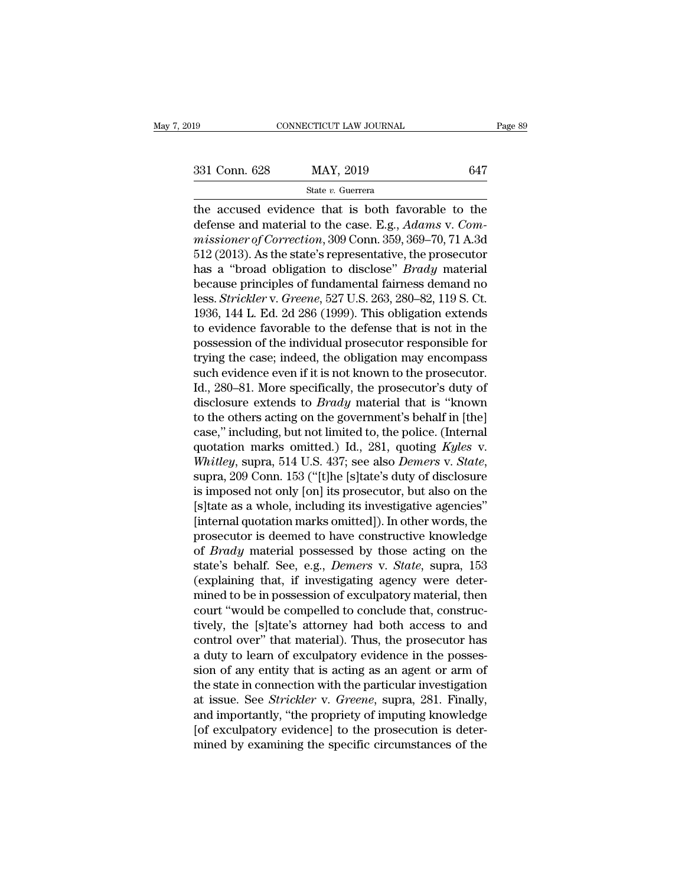the accused evidence that is both favorable to the defense and material to the case. E.g., *Adams* v. *Commissioner of Correction*, 309 Conn. 359, 369–70, 71 A.3d 512 (2013). As the state's representative, the prosecutor has a "broad obligation to disclose" *Brady* material because principles of fundamental fairness demand no less. *Strickler* v. *Greene*, 527 U.S. 263, 280–82, 119 S. Ct. 1936, 144 L. Ed. 2d 286 (1999). This obligation extends to evidence favorable to the defense that is not in the possession of the individual prosecutor responsible for trying the case; indeed, the obligation may encompass such evidence even if it is not known to the prosecutor. Id., 280–81. More specifically, the prosecutor's duty of disclosure extends to *Brady* material that is "known to the others acting on the government's behalf in [the] case," including, but not limited to, the police. (Internal quotation marks omitted.) Id., 281, quoting *Kyles* v. *Whitley*, supra, 514 U.S. 437; see also *Demers* v. *State*, supra, 209 Conn. 153 ("[t]he [s]tate's duty of disclosure is imposed not only [on] its prosecutor, but also on the [s]tate as a whole, including its investigative agencies" [internal quotation marks omitted]). In other words, the prosecutor is deemed to have constructive knowledge of *Brady* material possessed by those acting on the state's behalf. See, e.g., *Demers* v. *State*, supra, 153 (explaining that, if investigating agency were determined to be in possession of exculpatory material, then court "would be compelled to conclude that, constructively, the [s]tate's attorney had both access to and control over" that material). Thus, the prosecutor has a duty to learn of exculpatory evidence in the possession of any entity that is acting as an agent or arm of the state in connection with the particular investigation at issue. See *Strickler* v. *Greene*, supra, 281. Finally, and importantly, "the propriety of imputing knowledge [of exculpatory evidence] to the prosecution is determined by examining the specific circumstances of the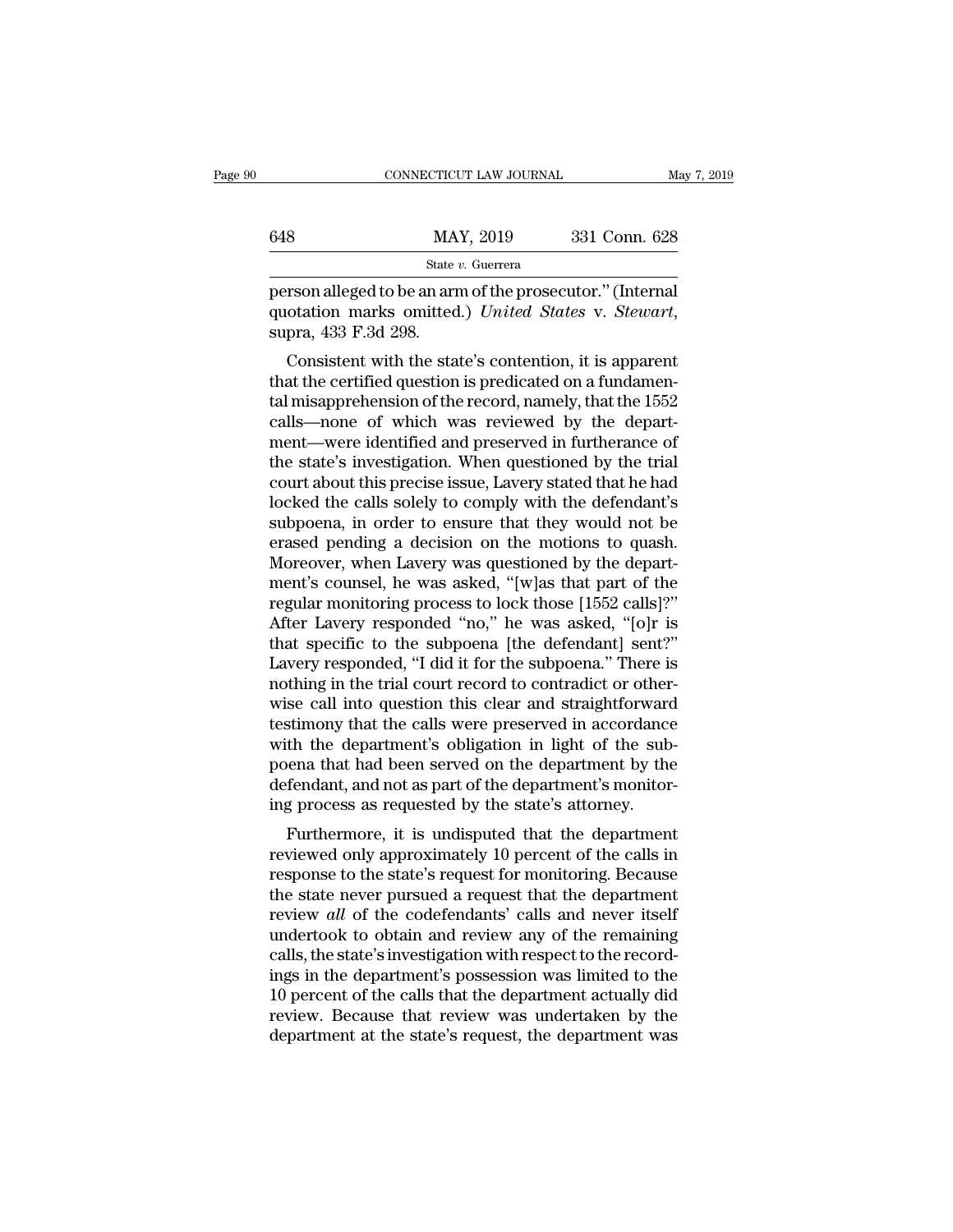person alleged to be an arm of the prosecutor." (Internal quotation marks omitted.) *United States* v. *Stewart*, supra, 433 F.3d 298.

Consistent with the state's contention, it is apparent that the certified question is predicated on a fundamental misapprehension of the record, namely, that the 1552 calls—none of which was reviewed by the department—were identified and preserved in furtherance of the state's investigation. When questioned by the trial court about this precise issue, Lavery stated that he had locked the calls solely to comply with the defendant's subpoena, in order to ensure that they would not be erased pending a decision on the motions to quash. Moreover, when Lavery was questioned by the department's counsel, he was asked, "[w]as that part of the regular monitoring process to lock those [1552 calls]?" After Lavery responded "no," he was asked, "[o]r is that specific to the subpoena [the defendant] sent?" Lavery responded, "I did it for the subpoena." There is nothing in the trial court record to contradict or otherwise call into question this clear and straightforward testimony that the calls were preserved in accordance with the department's obligation in light of the subpoena that had been served on the department by the defendant, and not as part of the department's monitoring process as requested by the state's attorney.

Furthermore, it is undisputed that the department reviewed only approximately 10 percent of the calls in response to the state's request for monitoring. Because the state never pursued a request that the department review *all* of the codefendants' calls and never itself undertook to obtain and review any of the remaining calls, the state's investigation with respect to the recordings in the department's possession was limited to the 10 percent of the calls that the department actually did review. Because that review was undertaken by the department at the state's request, the department was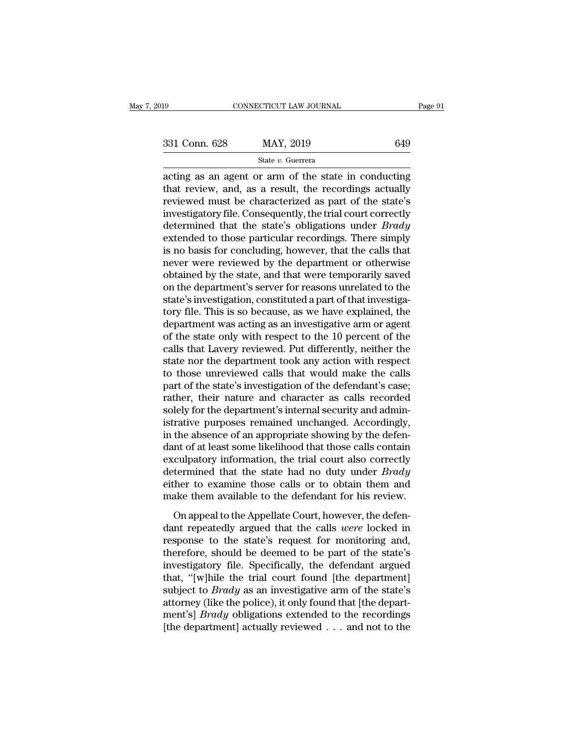acting as an agent or arm of the state in conducting that review, and, as a result, the recordings actually reviewed must be characterized as part of the state's investigatory file. Consequently, the trial court correctly determined that the state's obligations under *Brady* extended to those particular recordings. There simply is no basis for concluding, however, that the calls that never were reviewed by the department or otherwise obtained by the state, and that were temporarily saved on the department's server for reasons unrelated to the state's investigation, constituted a part of that investigatory file. This is so because, as we have explained, the department was acting as an investigative arm or agent of the state only with respect to the 10 percent of the calls that Lavery reviewed. Put differently, neither the state nor the department took any action with respect to those unreviewed calls that would make the calls part of the state's investigation of the defendant's case; rather, their nature and character as calls recorded solely for the department's internal security and administrative purposes remained unchanged. Accordingly, in the absence of an appropriate showing by the defendant of at least some likelihood that those calls contain exculpatory information, the trial court also correctly determined that the state had no duty under *Brady* either to examine those calls or to obtain them and make them available to the defendant for his review.

On appeal to the Appellate Court, however, the defendant repeatedly argued that the calls *were* locked in response to the state's request for monitoring and, therefore, should be deemed to be part of the state's investigatory file. Specifically, the defendant argued that, "[w]hile the trial court found [the department] subject to *Brady* as an investigative arm of the state's attorney (like the police), it only found that [the department's] *Brady* obligations extended to the recordings [the department] actually reviewed . . . and not to the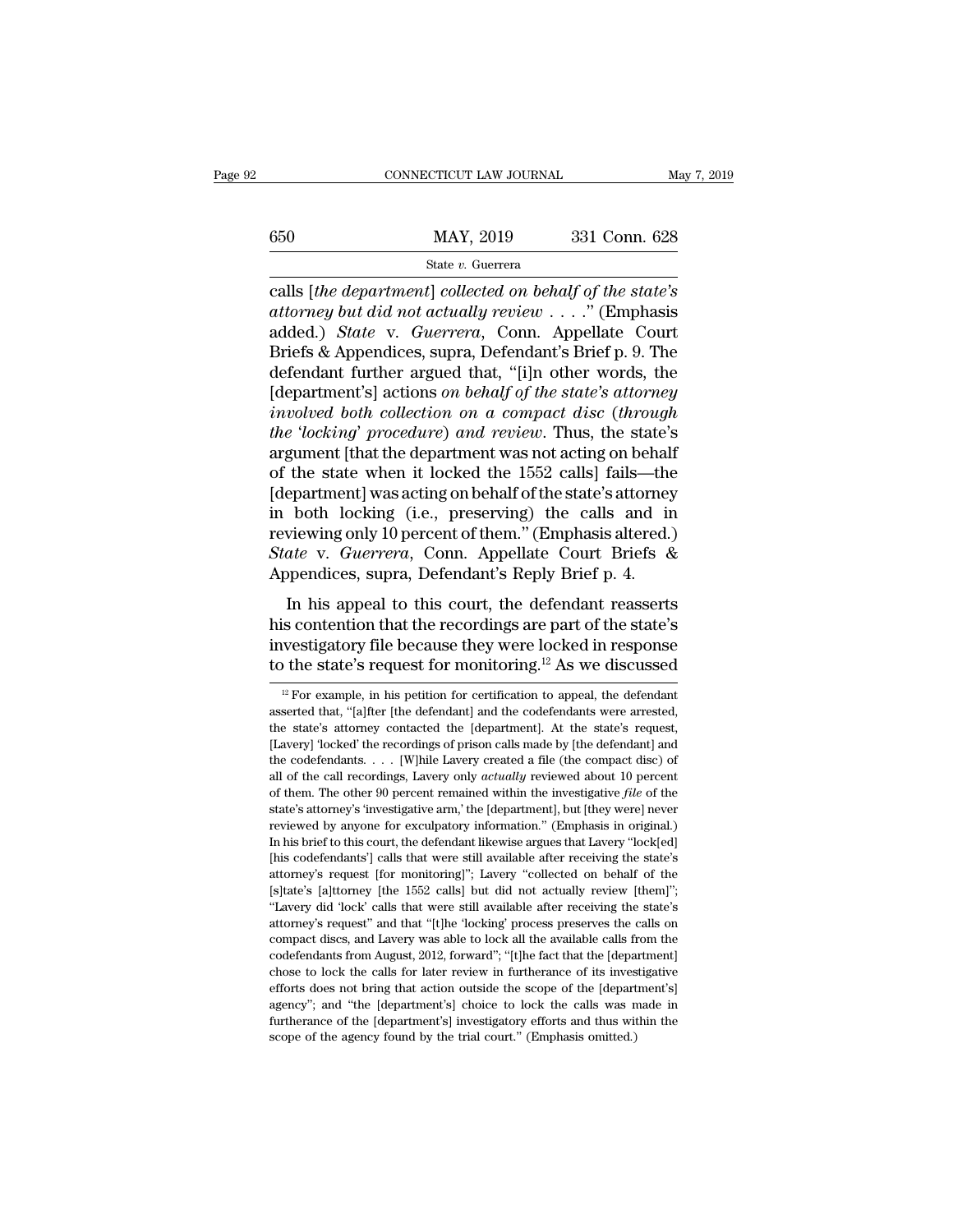calls [*the department*] *collected on behalf of the state's attorney but did not actually review* . . . ." (Emphasis added.) *State* v. *Guerrera*, Conn. Appellate Court Briefs & Appendices, supra, Defendant's Brief p. 9. The defendant further argued that, "[i]n other words, the [department's] actions *on behalf of the state's attorney involved both collection on a compact disc* (*through the 'locking' procedure*) *and review*. Thus, the state's argument [that the department was not acting on behalf of the state when it locked the 1552 calls] fails—the [department] was acting on behalf of the state's attorney in both locking (i.e., preserving) the calls and in reviewing only 10 percent of them." (Emphasis altered.) *State* v. *Guerrera*, Conn. Appellate Court Briefs & Appendices, supra, Defendant's Reply Brief p. 4.

In his appeal to this court, the defendant reasserts his contention that the recordings are part of the state's investigatory file because they were locked in response to the state's request for monitoring.[12] As we discussed

[12] For example, in his petition for certification to appeal, the defendant asserted that, "[a]fter [the defendant] and the codefendants were arrested, the state's attorney contacted the [department]. At the state's request, [Lavery] 'locked' the recordings of prison calls made by [the defendant] and the codefendants. . . . [W]hile Lavery created a file (the compact disc) of all of the call recordings, Lavery only *actually* reviewed about 10 percent of them. The other 90 percent remained within the investigative *file* of the state's attorney's 'investigative arm,' the [department], but [they were] never reviewed by anyone for exculpatory information." (Emphasis in original.) In his brief to this court, the defendant likewise argues that Lavery "lock[ed] [his codefendants'] calls that were still available after receiving the state's attorney's request [for monitoring]"; Lavery "collected on behalf of the [s]tate's [a]ttorney [the 1552 calls] but did not actually review [them]"; "Lavery did 'lock' calls that were still available after receiving the state's attorney's request" and that "[t]he 'locking' process preserves the calls on compact discs, and Lavery was able to lock all the available calls from the codefendants from August, 2012, forward"; "[t]he fact that the [department] chose to lock the calls for later review in furtherance of its investigative efforts does not bring that action outside the scope of the [department's] agency"; and "the [department's] choice to lock the calls was made in furtherance of the [department's] investigatory efforts and thus within the scope of the agency found by the trial court." (Emphasis omitted.)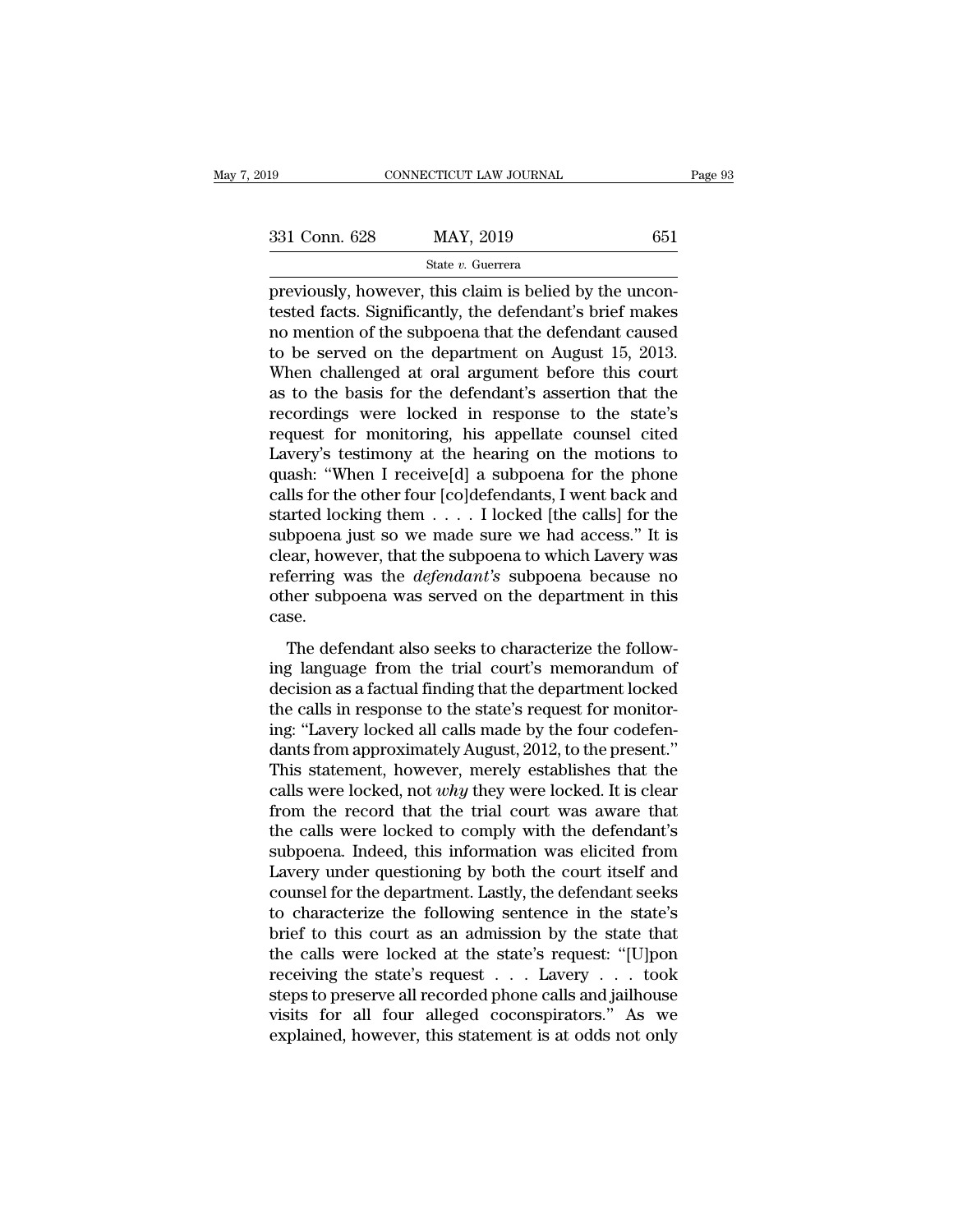previously, however, this claim is belied by the uncontested facts. Significantly, the defendant's brief makes no mention of the subpoena that the defendant caused to be served on the department on August 15, 2013. When challenged at oral argument before this court as to the basis for the defendant's assertion that the recordings were locked in response to the state's request for monitoring, his appellate counsel cited Lavery's testimony at the hearing on the motions to quash: "When I receive[d] a subpoena for the phone calls for the other four [co]defendants, I went back and started locking them . . . . I locked [the calls] for the subpoena just so we made sure we had access." It is clear, however, that the subpoena to which Lavery was referring was the *defendant's* subpoena because no other subpoena was served on the department in this case.

The defendant also seeks to characterize the following language from the trial court's memorandum of decision as a factual finding that the department locked the calls in response to the state's request for monitoring: "Lavery locked all calls made by the four codefendants from approximately August, 2012, to the present." This statement, however, merely establishes that the calls were locked, not *why* they were locked. It is clear from the record that the trial court was aware that the calls were locked to comply with the defendant's subpoena. Indeed, this information was elicited from Lavery under questioning by both the court itself and counsel for the department. Lastly, the defendant seeks to characterize the following sentence in the state's brief to this court as an admission by the state that the calls were locked at the state's request: "[U]pon receiving the state's request . . . Lavery . . . took steps to preserve all recorded phone calls and jailhouse visits for all four alleged coconspirators." As we explained, however, this statement is at odds not only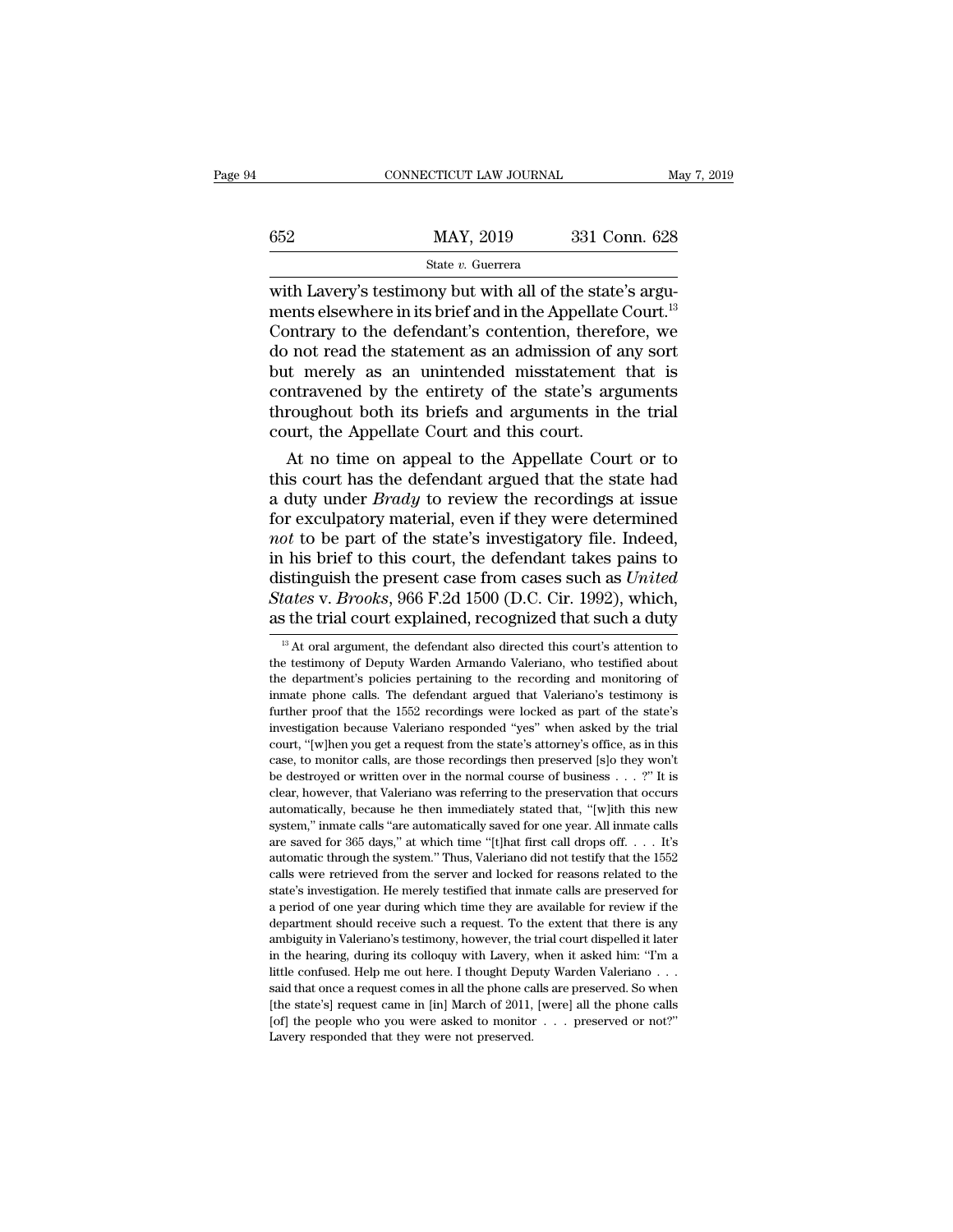with Lavery's testimony but with all of the state's arguments elsewhere in its brief and in the Appellate Court.[13] Contrary to the defendant's contention, therefore, we do not read the statement as an admission of any sort but merely as an unintended misstatement that is contravened by the entirety of the state's arguments throughout both its briefs and arguments in the trial court, the Appellate Court and this court.

At no time on appeal to the Appellate Court or to this court has the defendant argued that the state had a duty under *Brady* to review the recordings at issue for exculpatory material, even if they were determined *not* to be part of the state's investigatory file. Indeed, in his brief to this court, the defendant takes pains to distinguish the present case from cases such as *United States* v. *Brooks*, 966 F.2d 1500 (D.C. Cir. 1992), which, as the trial court explained, recognized that such a duty

[13] At oral argument, the defendant also directed this court's attention to the testimony of Deputy Warden Armando Valeriano, who testified about the department's policies pertaining to the recording and monitoring of inmate phone calls. The defendant argued that Valeriano's testimony is further proof that the 1552 recordings were locked as part of the state's investigation because Valeriano responded "yes" when asked by the trial court, "[w]hen you get a request from the state's attorney's office, as in this case, to monitor calls, are those recordings then preserved [s]o they won't be destroyed or written over in the normal course of business . . . ?" It is clear, however, that Valeriano was referring to the preservation that occurs automatically, because he then immediately stated that, "[w]ith this new system," inmate calls "are automatically saved for one year. All inmate calls are saved for 365 days," at which time "[t]hat first call drops off. . . . It's automatic through the system." Thus, Valeriano did not testify that the 1552 calls were retrieved from the server and locked for reasons related to the state's investigation. He merely testified that inmate calls are preserved for a period of one year during which time they are available for review if the department should receive such a request. To the extent that there is any ambiguity in Valeriano's testimony, however, the trial court dispelled it later in the hearing, during its colloquy with Lavery, when it asked him: "I'm a little confused. Help me out here. I thought Deputy Warden Valeriano . . . said that once a request comes in all the phone calls are preserved. So when [the state's] request came in [in] March of 2011, [were] all the phone calls [of] the people who you were asked to monitor . . . preserved or not?" Lavery responded that they were not preserved.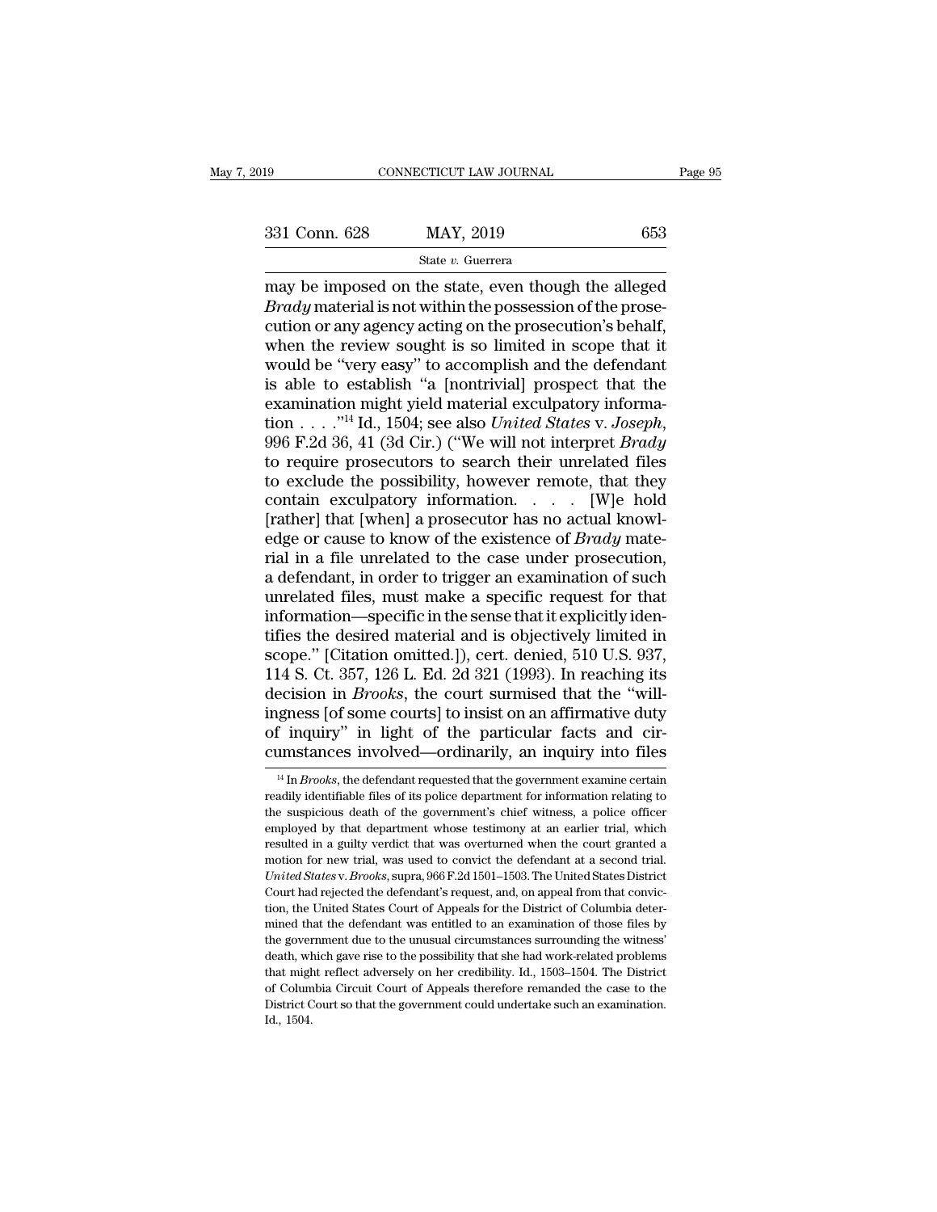may be imposed on the state, even though the alleged *Brady* material is not within the possession of the prosecution or any agency acting on the prosecution's behalf, when the review sought is so limited in scope that it would be "very easy" to accomplish and the defendant is able to establish "a [nontrivial] prospect that the examination might yield material exculpatory information . . . ."[14] Id., 1504; see also *United States* v. *Joseph*, 996 F.2d 36, 41 (3d Cir.) ("We will not interpret *Brady* to require prosecutors to search their unrelated files to exclude the possibility, however remote, that they contain exculpatory information. . . . [W]e hold [rather] that [when] a prosecutor has no actual knowledge or cause to know of the existence of *Brady* material in a file unrelated to the case under prosecution, a defendant, in order to trigger an examination of such unrelated files, must make a specific request for that information—specific in the sense that it explicitly identifies the desired material and is objectively limited in scope." [Citation omitted.]), cert. denied, 510 U.S. 937, 114 S. Ct. 357, 126 L. Ed. 2d 321 (1993). In reaching its decision in *Brooks*, the court surmised that the "willingness [of some courts] to insist on an affirmative duty of inquiry" in light of the particular facts and circumstances involved—ordinarily, an inquiry into files

[14] In *Brooks*, the defendant requested that the government examine certain readily identifiable files of its police department for information relating to the suspicious death of the government's chief witness, a police officer employed by that department whose testimony at an earlier trial, which resulted in a guilty verdict that was overturned when the court granted a motion for new trial, was used to convict the defendant at a second trial. *United States* v. *Brooks*, supra, 966 F.2d 1501–1503. The United States District Court had rejected the defendant's request, and, on appeal from that conviction, the United States Court of Appeals for the District of Columbia determined that the defendant was entitled to an examination of those files by the government due to the unusual circumstances surrounding the witness' death, which gave rise to the possibility that she had work-related problems that might reflect adversely on her credibility. Id., 1503–1504. The District of Columbia Circuit Court of Appeals therefore remanded the case to the District Court so that the government could undertake such an examination. Id., 1504.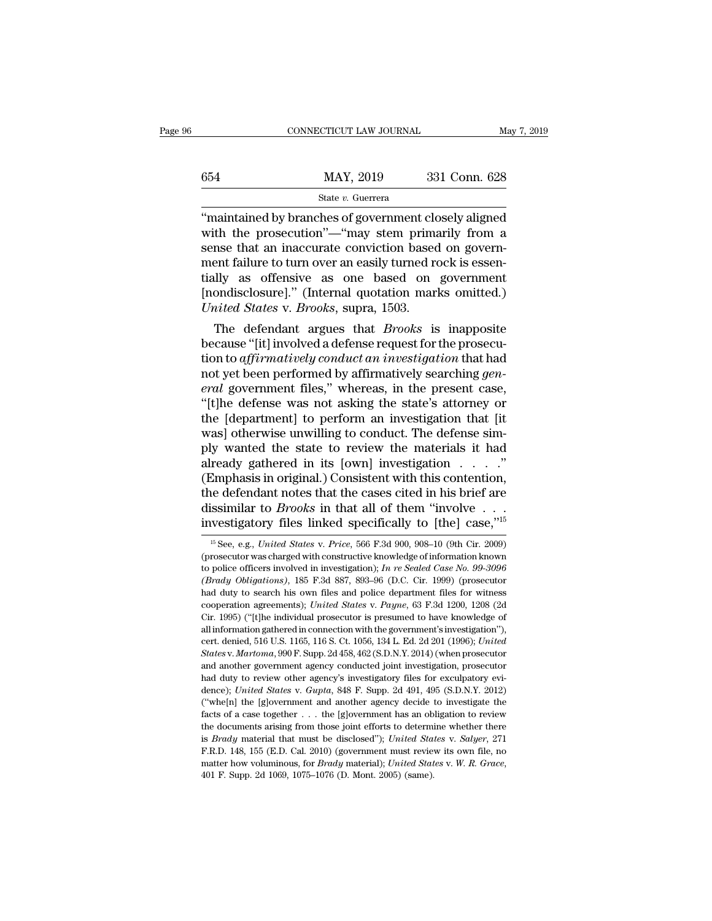"maintained by branches of government closely aligned with the prosecution"—"may stem primarily from a sense that an inaccurate conviction based on government failure to turn over an easily turned rock is essentially as offensive as one based on government [nondisclosure]." (Internal quotation marks omitted.) *United States* v. *Brooks*, supra, 1503.

The defendant argues that *Brooks* is inapposite because "[it] involved a defense request for the prosecution to *affirmatively conduct an investigation* that had not yet been performed by affirmatively searching *general* government files," whereas, in the present case, "[t]he defense was not asking the state's attorney or the [department] to perform an investigation that [it was] otherwise unwilling to conduct. The defense simply wanted the state to review the materials it had already gathered in its [own] investigation . . . ." (Emphasis in original.) Consistent with this contention, the defendant notes that the cases cited in his brief are dissimilar to *Brooks* in that all of them "involve . . . investigatory files linked specifically to [the] case,"[15]

[15] See, e.g., *United States* v. *Price*, 566 F.3d 900, 908–10 (9th Cir. 2009) (prosecutor was charged with constructive knowledge of information known to police officers involved in investigation); *In re Sealed Case No. 99-3096 (Brady Obligations)*, 185 F.3d 887, 893–96 (D.C. Cir. 1999) (prosecutor had duty to search his own files and police department files for witness cooperation agreements); *United States* v. *Payne*, 63 F.3d 1200, 1208 (2d Cir. 1995) ("[t]he individual prosecutor is presumed to have knowledge of all information gathered in connection with the government's investigation"), cert. denied, 516 U.S. 1165, 116 S. Ct. 1056, 134 L. Ed. 2d 201 (1996); *United States* v. *Martoma*, 990 F. Supp. 2d 458, 462 (S.D.N.Y. 2014) (when prosecutor and another government agency conducted joint investigation, prosecutor had duty to review other agency's investigatory files for exculpatory evidence); *United States* v. *Gupta*, 848 F. Supp. 2d 491, 495 (S.D.N.Y. 2012) ("whe[n] the [g]overnment and another agency decide to investigate the facts of a case together . . . the [g]overnment has an obligation to review the documents arising from those joint efforts to determine whether there is *Brady* material that must be disclosed"); *United States* v. *Salyer*, 271 F.R.D. 148, 155 (E.D. Cal. 2010) (government must review its own file, no matter how voluminous, for *Brady* material); *United States* v. *W. R. Grace*, 401 F. Supp. 2d 1069, 1075–1076 (D. Mont. 2005) (same).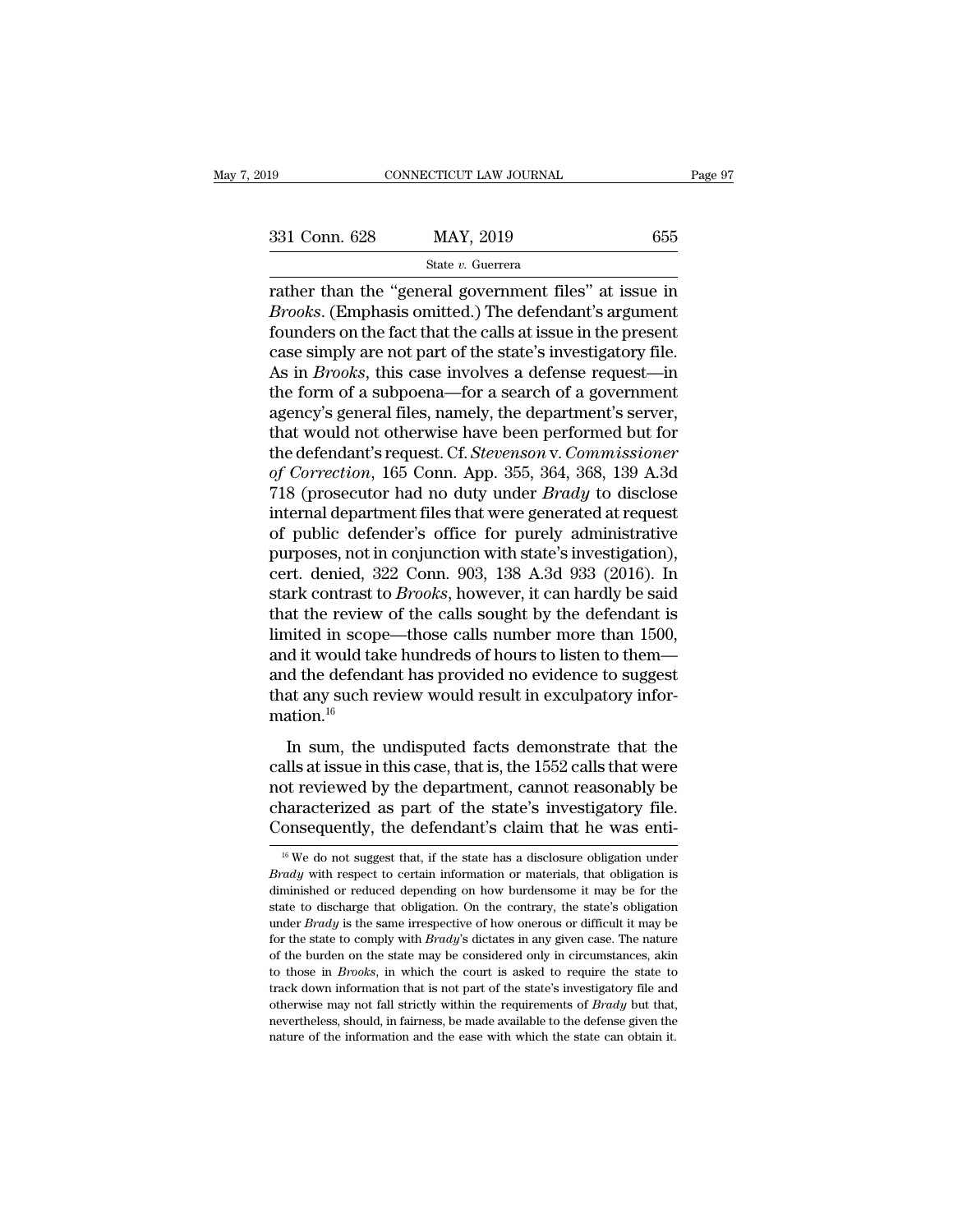rather than the "general government files" at issue in *Brooks*. (Emphasis omitted.) The defendant's argument founders on the fact that the calls at issue in the present case simply are not part of the state's investigatory file. As in *Brooks*, this case involves a defense request—in the form of a subpoena—for a search of a government agency's general files, namely, the department's server, that would not otherwise have been performed but for the defendant's request. Cf. *Stevenson* v. *Commissioner of Correction*, 165 Conn. App. 355, 364, 368, 139 A.3d 718 (prosecutor had no duty under *Brady* to disclose internal department files that were generated at request of public defender's office for purely administrative purposes, not in conjunction with state's investigation), cert. denied, 322 Conn. 903, 138 A.3d 933 (2016). In stark contrast to *Brooks*, however, it can hardly be said that the review of the calls sought by the defendant is limited in scope—those calls number more than 1500, and it would take hundreds of hours to listen to them—and the defendant has provided no evidence to suggest that any such review would result in exculpatory information.[16]

In sum, the undisputed facts demonstrate that the calls at issue in this case, that is, the 1552 calls that were not reviewed by the department, cannot reasonably be characterized as part of the state's investigatory file. Consequently, the defendant's claim that he was enti-

[16] We do not suggest that, if the state has a disclosure obligation under *Brady* with respect to certain information or materials, that obligation is diminished or reduced depending on how burdensome it may be for the state to discharge that obligation. On the contrary, the state's obligation under *Brady* is the same irrespective of how onerous or difficult it may be for the state to comply with *Brady*'s dictates in any given case. The nature of the burden on the state may be considered only in circumstances, akin to those in *Brooks*, in which the court is asked to require the state to track down information that is not part of the state's investigatory file and otherwise may not fall strictly within the requirements of *Brady* but that, nevertheless, should, in fairness, be made available to the defense given the nature of the information and the ease with which the state can obtain it.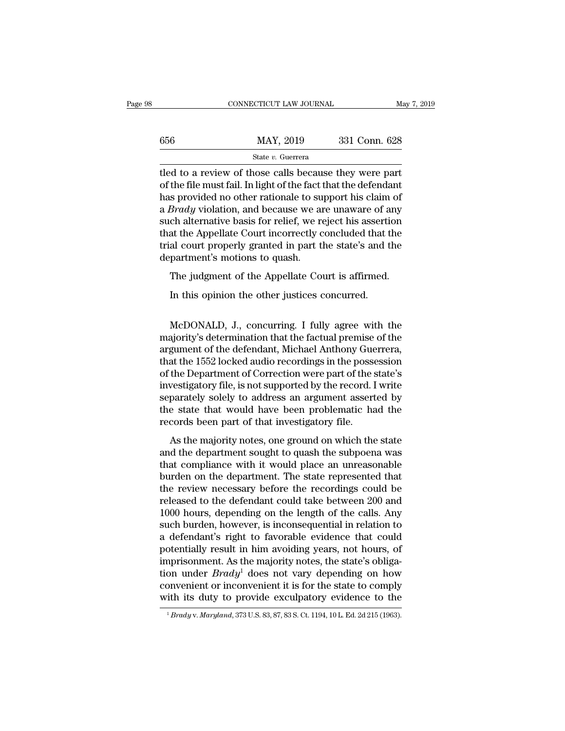tled to a review of those calls because they were part of the file must fail. In light of the fact that the defendant has provided no other rationale to support his claim of a *Brady* violation, and because we are unaware of any such alternative basis for relief, we reject his assertion that the Appellate Court incorrectly concluded that the trial court properly granted in part the state's and the department's motions to quash.

The judgment of the Appellate Court is affirmed.

In this opinion the other justices concurred.

McDONALD, J., concurring. I fully agree with the majority's determination that the factual premise of the argument of the defendant, Michael Anthony Guerrera, that the 1552 locked audio recordings in the possession of the Department of Correction were part of the state's investigatory file, is not supported by the record. I write separately solely to address an argument asserted by the state that would have been problematic had the records been part of that investigatory file.

As the majority notes, one ground on which the state and the department sought to quash the subpoena was that compliance with it would place an unreasonable burden on the department. The state represented that the review necessary before the recordings could be released to the defendant could take between 200 and 1000 hours, depending on the length of the calls. Any such burden, however, is inconsequential in relation to a defendant's right to favorable evidence that could potentially result in him avoiding years, not hours, of imprisonment. As the majority notes, the state's obligation under *Brady*[1] does not vary depending on how convenient or inconvenient it is for the state to comply with its duty to provide exculpatory evidence to the

[1] *Brady* v. *Maryland*, 373 U.S. 83, 87, 83 S. Ct. 1194, 10 L. Ed. 2d 215 (1963).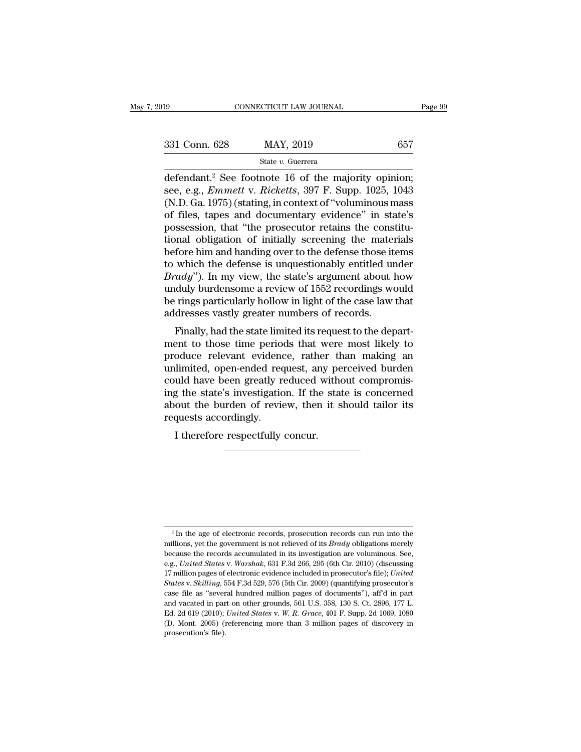defendant.[2] See footnote 16 of the majority opinion; see, e.g., *Emmett* v. *Ricketts*, 397 F. Supp. 1025, 1043 (N.D. Ga. 1975) (stating, in context of "voluminous mass of files, tapes and documentary evidence" in state's possession, that "the prosecutor retains the constitutional obligation of initially screening the materials before him and handing over to the defense those items to which the defense is unquestionably entitled under *Brady*"). In my view, the state's argument about how unduly burdensome a review of 1552 recordings would be rings particularly hollow in light of the case law that addresses vastly greater numbers of records.

Finally, had the state limited its request to the department to those time periods that were most likely to produce relevant evidence, rather than making an unlimited, open-ended request, any perceived burden could have been greatly reduced without compromising the state's investigation. If the state is concerned about the burden of review, then it should tailor its requests accordingly.

I therefore respectfully concur.

---

[2] In the age of electronic records, prosecution records can run into the millions, yet the government is not relieved of its *Brady* obligations merely because the records accumulated in its investigation are voluminous. See, e.g., *United States* v. *Warshak*, 631 F.3d 266, 295 (6th Cir. 2010) (discussing 17 million pages of electronic evidence included in prosecutor's file); *United States* v. *Skilling*, 554 F.3d 529, 576 (5th Cir. 2009) (quantifying prosecutor's case file as "several hundred million pages of documents"), aff'd in part and vacated in part on other grounds, 561 U.S. 358, 130 S. Ct. 2896, 177 L. Ed. 2d 619 (2010); *United States* v. *W. R. Grace*, 401 F. Supp. 2d 1069, 1080 (D. Mont. 2005) (referencing more than 3 million pages of discovery in prosecution's file).